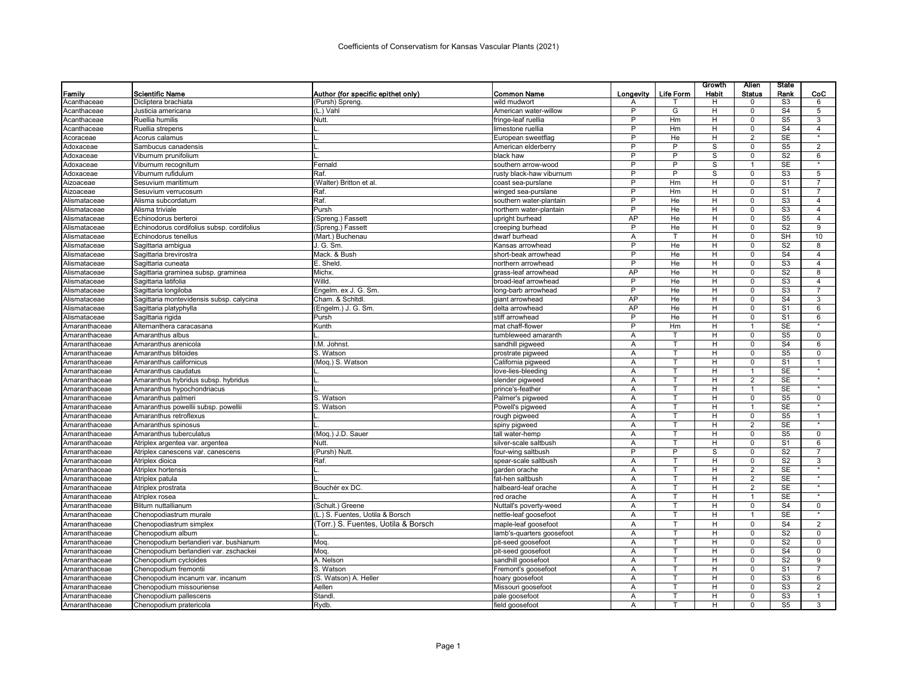# Coefficients of Conservatism for Kansas Vascular Plants (2021)

| Family | Scientific Name | Author (for specific epithet only) | Common Name | Longevity | Life Form | Growth Habit | Alien Status | State Rank | CoC |
|---|---|---|---|---|---|---|---|---|---|
| Acanthaceae | Dicliptera brachiata | (Pursh) Spreng. | wild mudwort | A | T | H | 0 | S3 | 6 |
| Acanthaceae | Justicia americana | (L.) Vahl | American water-willow | P | G | H | 0 | S4 | 5 |
| Acanthaceae | Ruellia humilis | Nutt. | fringe-leaf ruellia | P | Hm | H | 0 | S5 | 3 |
| Acanthaceae | Ruellia strepens | L. | limestone ruellia | P | Hm | H | 0 | S4 | 4 |
| Acoraceae | Acorus calamus | L. | European sweetflag | P | He | H | 2 | SE | * |
| Adoxaceae | Sambucus canadensis | L. | American elderberry | P | P | S | 0 | S5 | 2 |
| Adoxaceae | Viburnum prunifolium | L. | black haw | P | P | S | 0 | S2 | 6 |
| Adoxaceae | Viburnum recognitum | Fernald | southern arrow-wood | P | P | S | 1 | SE | * |
| Adoxaceae | Viburnum rufidulum | Raf. | rusty black-haw viburnum | P | P | S | 0 | S3 | 5 |
| Aizoaceae | Sesuvium maritimum | (Walter) Britton et al. | coast sea-purslane | P | Hm | H | 0 | S1 | 7 |
| Aizoaceae | Sesuvium verrucosum | Raf. | winged sea-purslane | P | Hm | H | 0 | S1 | 7 |
| Alismataceae | Alisma subcordatum | Raf. | southern water-plantain | P | He | H | 0 | S3 | 4 |
| Alismataceae | Alisma triviale | Pursh | northern water-plantain | P | He | H | 0 | S3 | 4 |
| Alismataceae | Echinodorus berteroi | (Spreng.) Fassett | upright burhead | AP | He | H | 0 | S5 | 4 |
| Alismataceae | Echinodorus cordifolius subsp. cordifolius | (Spreng.) Fassett | creeping burhead | P | He | H | 0 | S2 | 9 |
| Alismataceae | Echinodorus tenellus | (Mart.) Buchenau | dwarf burhead | A | T | H | 0 | SH | 10 |
| Alismataceae | Sagittaria ambigua | J. G. Sm. | Kansas arrowhead | P | He | H | 0 | S2 | 8 |
| Alismataceae | Sagittaria brevirostra | Mack. & Bush | short-beak arrowhead | P | He | H | 0 | S4 | 4 |
| Alismataceae | Sagittaria cuneata | E. Sheld. | northern arrowhead | P | He | H | 0 | S3 | 4 |
| Alismataceae | Sagittaria graminea subsp. graminea | Michx. | grass-leaf arrowhead | AP | He | H | 0 | S2 | 8 |
| Alismataceae | Sagittaria latifolia | Willd. | broad-leaf arrowhead | P | He | H | 0 | S3 | 4 |
| Alismataceae | Sagittaria longiloba | Engelm. ex J. G. Sm. | long-barb arrowhead | P | He | H | 0 | S3 | 7 |
| Alismataceae | Sagittaria montevidensis subsp. calycina | Cham. & Schltdl. | giant arrowhead | AP | He | H | 0 | S4 | 3 |
| Alismataceae | Sagittaria platyphylla | (Engelm.) J. G. Sm. | delta arrowhead | AP | He | H | 0 | S1 | 6 |
| Alismataceae | Sagittaria rigida | Pursh | stiff arrowhead | P | He | H | 0 | S1 | 6 |
| Amaranthaceae | Alternanthera caracasana | Kunth | mat chaff-flower | P | Hm | H | 1 | SE | * |
| Amaranthaceae | Amaranthus albus | L. | tumbleweed amaranth | A | T | H | 0 | S5 | 0 |
| Amaranthaceae | Amaranthus arenicola | I.M. Johnst. | sandhill pigweed | A | T | H | 0 | S4 | 6 |
| Amaranthaceae | Amaranthus blitoides | S. Watson | prostrate pigweed | A | T | H | 0 | S5 | 0 |
| Amaranthaceae | Amaranthus californicus | (Moq.) S. Watson | California pigweed | A | T | H | 0 | S1 | 1 |
| Amaranthaceae | Amaranthus caudatus | L. | love-lies-bleeding | A | T | H | 1 | SE | * |
| Amaranthaceae | Amaranthus hybridus subsp. hybridus | L. | slender pigweed | A | T | H | 2 | SE | * |
| Amaranthaceae | Amaranthus hypochondriacus | L. | prince's-feather | A | T | H | 1 | SE | * |
| Amaranthaceae | Amaranthus palmeri | S. Watson | Palmer's pigweed | A | T | H | 0 | S5 | 0 |
| Amaranthaceae | Amaranthus powellii subsp. powellii | S. Watson | Powell's pigweed | A | T | H | 1 | SE | * |
| Amaranthaceae | Amaranthus retroflexus | L. | rough pigweed | A | T | H | 0 | S5 | 1 |
| Amaranthaceae | Amaranthus spinosus | L. | spiny pigweed | A | T | H | 2 | SE | * |
| Amaranthaceae | Amaranthus tuberculatus | (Moq.) J.D. Sauer | tall water-hemp | A | T | H | 0 | S5 | 0 |
| Amaranthaceae | Atriplex argentea var. argentea | Nutt. | silver-scale saltbush | A | T | H | 0 | S1 | 6 |
| Amaranthaceae | Atriplex canescens var. canescens | (Pursh) Nutt. | four-wing saltbush | P | P | S | 0 | S2 | 7 |
| Amaranthaceae | Atriplex dioica | Raf. | spear-scale saltbush | A | T | H | 0 | S2 | 3 |
| Amaranthaceae | Atriplex hortensis | L. | garden orache | A | T | H | 2 | SE | * |
| Amaranthaceae | Atriplex patula | L. | fat-hen saltbush | A | T | H | 2 | SE | * |
| Amaranthaceae | Atriplex prostrata | Bouchér ex DC. | halbeard-leaf orache | A | T | H | 2 | SE | * |
| Amaranthaceae | Atriplex rosea | L. | red orache | A | T | H | 1 | SE | * |
| Amaranthaceae | Blitum nuttallianum | (Schult.) Greene | Nuttall's poverty-weed | A | T | H | 0 | S4 | 0 |
| Amaranthaceae | Chenopodiastrum murale | (L.) S. Fuentes, Uotila & Borsch | nettle-leaf goosefoot | A | T | H | 1 | SE | * |
| Amaranthaceae | Chenopodiastrum simplex | (Torr.) S. Fuentes, Uotila & Borsch | maple-leaf goosefoot | A | T | H | 0 | S4 | 2 |
| Amaranthaceae | Chenopodium album | L. | lamb's-quarters goosefoot | A | T | H | 0 | S2 | 0 |
| Amaranthaceae | Chenopodium berlandieri var. bushianum | Moq. | pit-seed goosefoot | A | T | H | 0 | S2 | 0 |
| Amaranthaceae | Chenopodium berlandieri var. zschackei | Moq. | pit-seed goosefoot | A | T | H | 0 | S4 | 0 |
| Amaranthaceae | Chenopodium cycloides | A. Nelson | sandhill goosefoot | A | T | H | 0 | S2 | 9 |
| Amaranthaceae | Chenopodium fremontii | S. Watson | Fremont's goosefoot | A | T | H | 0 | S1 | 7 |
| Amaranthaceae | Chenopodium incanum var. incanum | (S. Watson) A. Heller | hoary goosefoot | A | T | H | 0 | S3 | 6 |
| Amaranthaceae | Chenopodium missouriense | Aellen | Missouri goosefoot | A | T | H | 0 | S3 | 2 |
| Amaranthaceae | Chenopodium pallescens | Standl. | pale goosefoot | A | T | H | 0 | S3 | 1 |
| Amaranthaceae | Chenopodium pratericola | Rydb. | field goosefoot | A | T | H | 0 | S5 | 3 |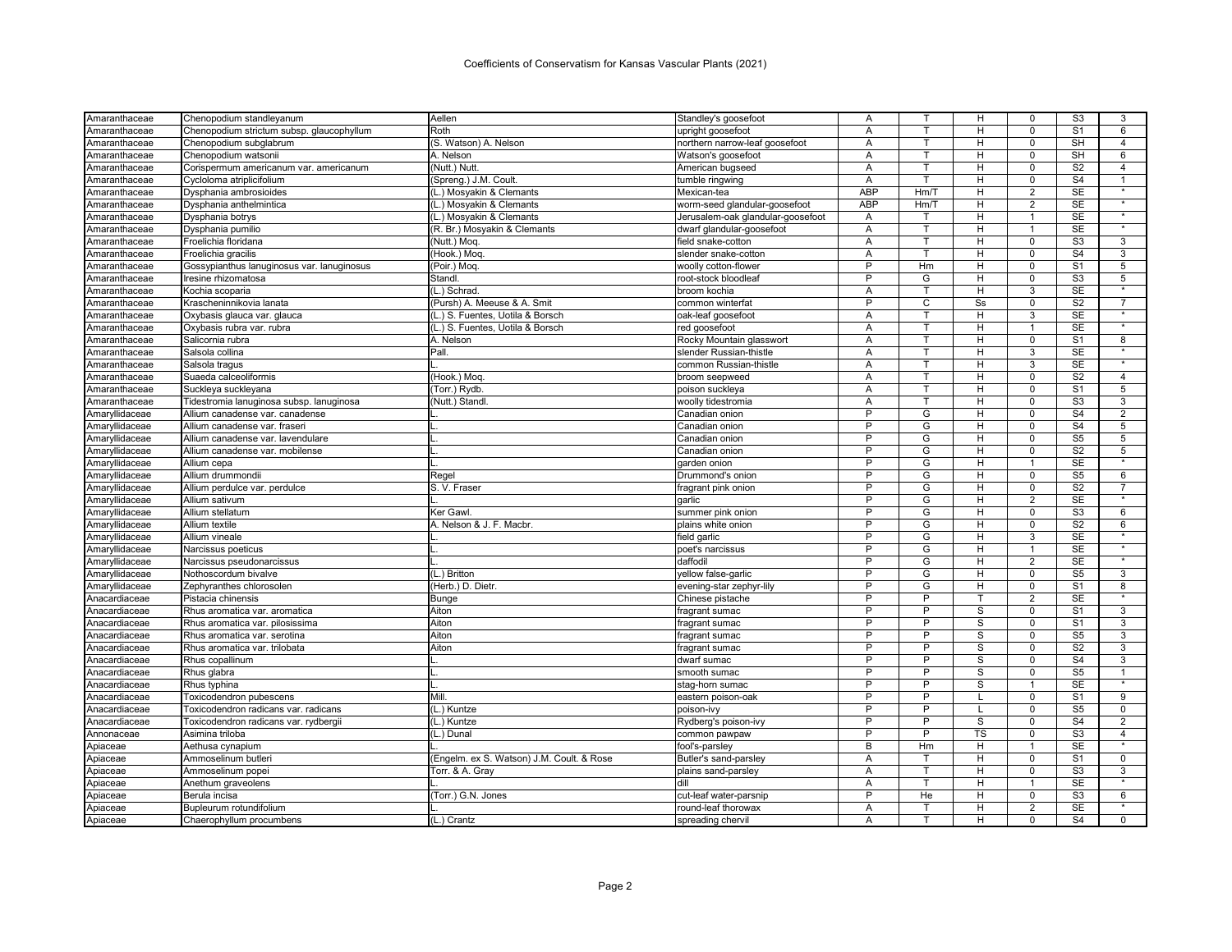Coefficients of Conservatism for Kansas Vascular Plants (2021)

| | | | | | | | | | |
|---|---|---|---|---|---|---|---|---|---|
| Amaranthaceae | Chenopodium standleyanum | Aellen | Standley's goosefoot | A | T | H | 0 | S3 | 3 |
| Amaranthaceae | Chenopodium strictum subsp. glaucophyllum | Roth | upright goosefoot | A | T | H | 0 | S1 | 6 |
| Amaranthaceae | Chenopodium subglabrum | (S. Watson) A. Nelson | northern narrow-leaf goosefoot | A | T | H | 0 | SH | 4 |
| Amaranthaceae | Chenopodium watsonii | A. Nelson | Watson's goosefoot | A | T | H | 0 | SH | 6 |
| Amaranthaceae | Corispermum americanum var. americanum | (Nutt.) Nutt. | American bugseed | A | T | H | 0 | S2 | 4 |
| Amaranthaceae | Cycloloma atriplicifolium | (Spreng.) J.M. Coult. | tumble ringwing | A | T | H | 0 | S4 | 1 |
| Amaranthaceae | Dysphania ambrosioides | (L.) Mosyakin & Clemants | Mexican-tea | ABP | Hm/T | H | 2 | SE | * |
| Amaranthaceae | Dysphania anthelmintica | (L.) Mosyakin & Clemants | worm-seed glandular-goosefoot | ABP | Hm/T | H | 2 | SE | * |
| Amaranthaceae | Dysphania botrys | (L.) Mosyakin & Clemants | Jerusalem-oak glandular-goosefoot | A | T | H | 1 | SE | * |
| Amaranthaceae | Dysphania pumilio | (R. Br.) Mosyakin & Clemants | dwarf glandular-goosefoot | A | T | H | 1 | SE | * |
| Amaranthaceae | Froelichia floridana | (Nutt.) Moq. | field snake-cotton | A | T | H | 0 | S3 | 3 |
| Amaranthaceae | Froelichia gracilis | (Hook.) Moq. | slender snake-cotton | A | T | H | 0 | S4 | 3 |
| Amaranthaceae | Gossypianthus lanuginosus var. lanuginosus | (Poir.) Moq. | woolly cotton-flower | P | Hm | H | 0 | S1 | 5 |
| Amaranthaceae | Iresine rhizomatosa | Standl. | root-stock bloodleaf | P | G | H | 0 | S3 | 5 |
| Amaranthaceae | Kochia scoparia | (L.) Schrad. | broom kochia | A | T | H | 3 | SE | * |
| Amaranthaceae | Krascheninnikovia lanata | (Pursh) A. Meeuse & A. Smit | common winterfat | P | C | Ss | 0 | S2 | 7 |
| Amaranthaceae | Oxybasis glauca var. glauca | (L.) S. Fuentes, Uotila & Borsch | oak-leaf goosefoot | A | T | H | 3 | SE | * |
| Amaranthaceae | Oxybasis rubra var. rubra | (L.) S. Fuentes, Uotila & Borsch | red goosefoot | A | T | H | 1 | SE | * |
| Amaranthaceae | Salicornia rubra | A. Nelson | Rocky Mountain glasswort | A | T | H | 0 | S1 | 8 |
| Amaranthaceae | Salsola collina | Pall. | slender Russian-thistle | A | T | H | 3 | SE | * |
| Amaranthaceae | Salsola tragus | L. | common Russian-thistle | A | T | H | 3 | SE | * |
| Amaranthaceae | Suaeda calceoliformis | (Hook.) Moq. | broom seepweed | A | T | H | 0 | S2 | 4 |
| Amaranthaceae | Suckleya suckleyana | (Torr.) Rydb. | poison suckleya | A | T | H | 0 | S1 | 5 |
| Amaranthaceae | Tidestromia lanuginosa subsp. lanuginosa | (Nutt.) Standl. | woolly tidestromia | A | T | H | 0 | S3 | 3 |
| Amaryllidaceae | Allium canadense var. canadense | L. | Canadian onion | P | G | H | 0 | S4 | 2 |
| Amaryllidaceae | Allium canadense var. fraseri | L. | Canadian onion | P | G | H | 0 | S4 | 5 |
| Amaryllidaceae | Allium canadense var. lavendulare | L. | Canadian onion | P | G | H | 0 | S5 | 5 |
| Amaryllidaceae | Allium canadense var. mobilense | L. | Canadian onion | P | G | H | 0 | S2 | 5 |
| Amaryllidaceae | Allium cepa | L. | garden onion | P | G | H | 1 | SE | * |
| Amaryllidaceae | Allium drummondii | Regel | Drummond's onion | P | G | H | 0 | S5 | 6 |
| Amaryllidaceae | Allium perdulce var. perdulce | S. V. Fraser | fragrant pink onion | P | G | H | 0 | S2 | 7 |
| Amaryllidaceae | Allium sativum | L. | garlic | P | G | H | 2 | SE | * |
| Amaryllidaceae | Allium stellatum | Ker Gawl. | summer pink onion | P | G | H | 0 | S3 | 6 |
| Amaryllidaceae | Allium textile | A. Nelson & J. F. Macbr. | plains white onion | P | G | H | 0 | S2 | 6 |
| Amaryllidaceae | Allium vineale | L. | field garlic | P | G | H | 3 | SE | * |
| Amaryllidaceae | Narcissus poeticus | L. | poet's narcissus | P | G | H | 1 | SE | * |
| Amaryllidaceae | Narcissus pseudonarcissus | L. | daffodil | P | G | H | 2 | SE | * |
| Amaryllidaceae | Nothoscordum bivalve | (L.) Britton | yellow false-garlic | P | G | H | 0 | S5 | 3 |
| Amaryllidaceae | Zephyranthes chlorosolen | (Herb.) D. Dietr. | evening-star zephyr-lily | P | G | H | 0 | S1 | 8 |
| Anacardiaceae | Pistacia chinensis | Bunge | Chinese pistache | P | P | T | 2 | SE | * |
| Anacardiaceae | Rhus aromatica var. aromatica | Aiton | fragrant sumac | P | P | S | 0 | S1 | 3 |
| Anacardiaceae | Rhus aromatica var. pilosissima | Aiton | fragrant sumac | P | P | S | 0 | S1 | 3 |
| Anacardiaceae | Rhus aromatica var. serotina | Aiton | fragrant sumac | P | P | S | 0 | S5 | 3 |
| Anacardiaceae | Rhus aromatica var. trilobata | Aiton | fragrant sumac | P | P | S | 0 | S2 | 3 |
| Anacardiaceae | Rhus copallinum | L. | dwarf sumac | P | P | S | 0 | S4 | 3 |
| Anacardiaceae | Rhus glabra | L. | smooth sumac | P | P | S | 0 | S5 | 1 |
| Anacardiaceae | Rhus typhina | L. | stag-horn sumac | P | P | S | 1 | SE | * |
| Anacardiaceae | Toxicodendron pubescens | Mill. | eastern poison-oak | P | P | L | 0 | S1 | 9 |
| Anacardiaceae | Toxicodendron radicans var. radicans | (L.) Kuntze | poison-ivy | P | P | L | 0 | S5 | 0 |
| Anacardiaceae | Toxicodendron radicans var. rydbergii | (L.) Kuntze | Rydberg's poison-ivy | P | P | S | 0 | S4 | 2 |
| Annonaceae | Asimina triloba | (L.) Dunal | common pawpaw | P | P | TS | 0 | S3 | 4 |
| Apiaceae | Aethusa cynapium | L. | fool's-parsley | B | Hm | H | 1 | SE | * |
| Apiaceae | Ammoselinum butleri | (Engelm. ex S. Watson) J.M. Coult. & Rose | Butler's sand-parsley | A | T | H | 0 | S1 | 0 |
| Apiaceae | Ammoselinum popei | Torr. & A. Gray | plains sand-parsley | A | T | H | 0 | S3 | 3 |
| Apiaceae | Anethum graveolens | L. | dill | A | T | H | 1 | SE | * |
| Apiaceae | Berula incisa | (Torr.) G.N. Jones | cut-leaf water-parsnip | P | He | H | 0 | S3 | 6 |
| Apiaceae | Bupleurum rotundifolium | L. | round-leaf thorowax | A | T | H | 2 | SE | * |
| Apiaceae | Chaerophyllum procumbens | (L.) Crantz | spreading chervil | A | T | H | 0 | S4 | 0 |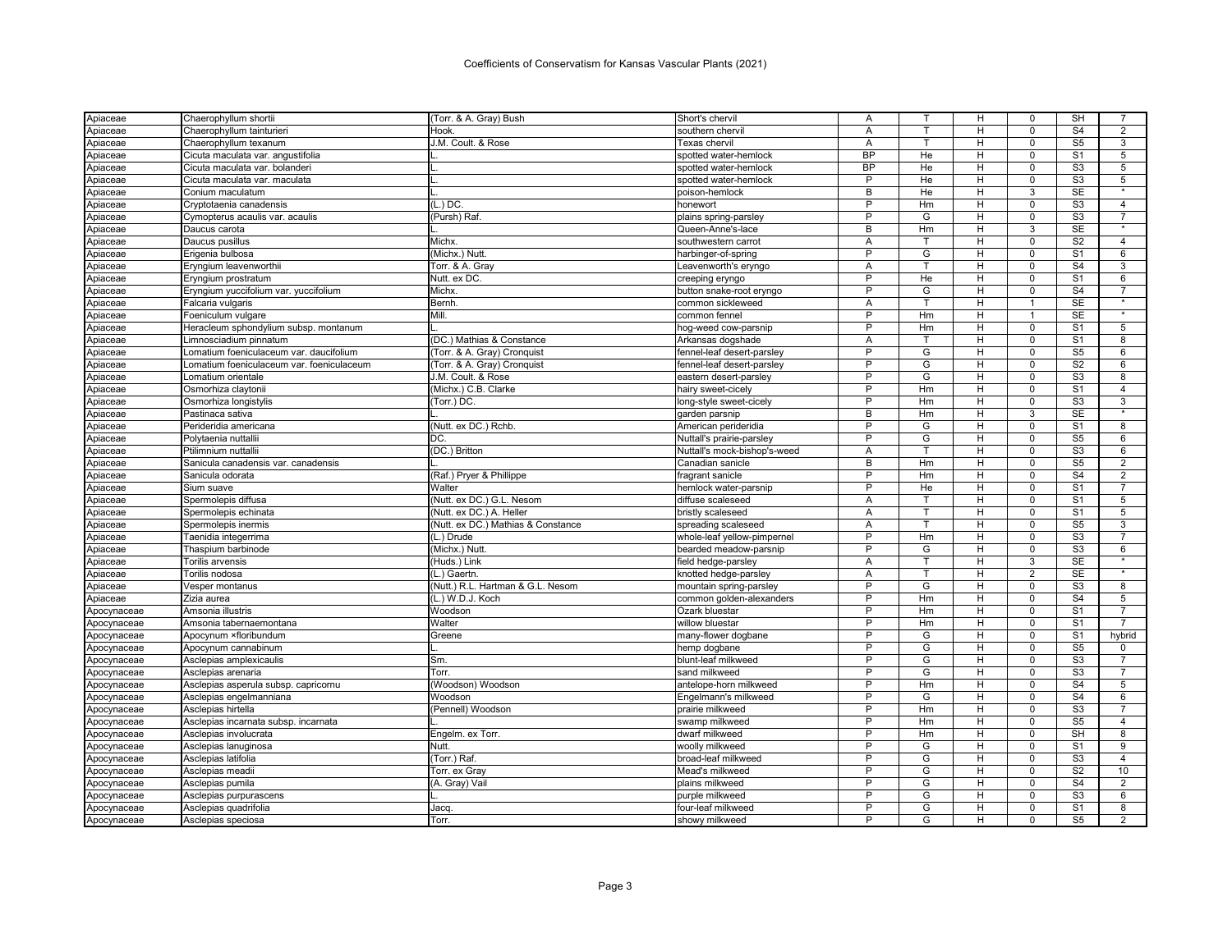# Coefficients of Conservatism for Kansas Vascular Plants (2021)

| | | | | | | | | | |
|---|---|---|---|---|---|---|---|---|---|
| Apiaceae | Chaerophyllum shortii | (Torr. & A. Gray) Bush | Short's chervil | A | T | H | 0 | SH | 7 |
| Apiaceae | Chaerophyllum tainturieri | Hook. | southern chervil | A | T | H | 0 | S4 | 2 |
| Apiaceae | Chaerophyllum texanum | J.M. Coult. & Rose | Texas chervil | A | T | H | 0 | S5 | 3 |
| Apiaceae | Cicuta maculata var. angustifolia | L. | spotted water-hemlock | BP | He | H | 0 | S1 | 5 |
| Apiaceae | Cicuta maculata var. bolanderi | L. | spotted water-hemlock | BP | He | H | 0 | S3 | 5 |
| Apiaceae | Cicuta maculata var. maculata | L. | spotted water-hemlock | P | He | H | 0 | S3 | 5 |
| Apiaceae | Conium maculatum | L. | poison-hemlock | B | He | H | 3 | SE | * |
| Apiaceae | Cryptotaenia canadensis | (L.) DC. | honewort | P | Hm | H | 0 | S3 | 4 |
| Apiaceae | Cymopterus acaulis var. acaulis | (Pursh) Raf. | plains spring-parsley | P | G | H | 0 | S3 | 7 |
| Apiaceae | Daucus carota | L. | Queen-Anne's-lace | B | Hm | H | 3 | SE | * |
| Apiaceae | Daucus pusillus | Michx. | southwestern carrot | A | T | H | 0 | S2 | 4 |
| Apiaceae | Erigenia bulbosa | (Michx.) Nutt. | harbinger-of-spring | P | G | H | 0 | S1 | 6 |
| Apiaceae | Eryngium leavenworthii | Torr. & A. Gray | Leavenworth's eryngo | A | T | H | 0 | S4 | 3 |
| Apiaceae | Eryngium prostratum | Nutt. ex DC. | creeping eryngo | P | He | H | 0 | S1 | 6 |
| Apiaceae | Eryngium yuccifolium var. yuccifolium | Michx. | button snake-root eryngo | P | G | H | 0 | S4 | 7 |
| Apiaceae | Falcaria vulgaris | Bernh. | common sickleweed | A | T | H | 1 | SE | * |
| Apiaceae | Foeniculum vulgare | Mill. | common fennel | P | Hm | H | 1 | SE | * |
| Apiaceae | Heracleum sphondylium subsp. montanum | L. | hog-weed cow-parsnip | P | Hm | H | 0 | S1 | 5 |
| Apiaceae | Limnosciadium pinnatum | (DC.) Mathias & Constance | Arkansas dogshade | A | T | H | 0 | S1 | 8 |
| Apiaceae | Lomatium foeniculaceum var. daucifolium | (Torr. & A. Gray) Cronquist | fennel-leaf desert-parsley | P | G | H | 0 | S5 | 6 |
| Apiaceae | Lomatium foeniculaceum var. foeniculaceum | (Torr. & A. Gray) Cronquist | fennel-leaf desert-parsley | P | G | H | 0 | S2 | 6 |
| Apiaceae | Lomatium orientale | J.M. Coult. & Rose | eastern desert-parsley | P | G | H | 0 | S3 | 8 |
| Apiaceae | Osmorhiza claytonii | (Michx.) C.B. Clarke | hairy sweet-cicely | P | Hm | H | 0 | S1 | 4 |
| Apiaceae | Osmorhiza longistylis | (Torr.) DC. | long-style sweet-cicely | P | Hm | H | 0 | S3 | 3 |
| Apiaceae | Pastinaca sativa | L. | garden parsnip | B | Hm | H | 3 | SE | * |
| Apiaceae | Perideridia americana | (Nutt. ex DC.) Rchb. | American perideridia | P | G | H | 0 | S1 | 8 |
| Apiaceae | Polytaenia nuttallii | DC. | Nuttall's prairie-parsley | P | G | H | 0 | S5 | 6 |
| Apiaceae | Ptilimnium nuttallii | (DC.) Britton | Nuttall's mock-bishop's-weed | A | T | H | 0 | S3 | 6 |
| Apiaceae | Sanicula canadensis var. canadensis | L. | Canadian sanicle | B | Hm | H | 0 | S5 | 2 |
| Apiaceae | Sanicula odorata | (Raf.) Pryer & Phillippe | fragrant sanicle | P | Hm | H | 0 | S4 | 2 |
| Apiaceae | Sium suave | Walter | hemlock water-parsnip | P | He | H | 0 | S1 | 7 |
| Apiaceae | Spermolepis diffusa | (Nutt. ex DC.) G.L. Nesom | diffuse scaleseed | A | T | H | 0 | S1 | 5 |
| Apiaceae | Spermolepis echinata | (Nutt. ex DC.) A. Heller | bristly scaleseed | A | T | H | 0 | S1 | 5 |
| Apiaceae | Spermolepis inermis | (Nutt. ex DC.) Mathias & Constance | spreading scaleseed | A | T | H | 0 | S5 | 3 |
| Apiaceae | Taenidia integerrima | (L.) Drude | whole-leaf yellow-pimpernel | P | Hm | H | 0 | S3 | 7 |
| Apiaceae | Thaspium barbinode | (Michx.) Nutt. | bearded meadow-parsnip | P | G | H | 0 | S3 | 6 |
| Apiaceae | Torilis arvensis | (Huds.) Link | field hedge-parsley | A | T | H | 3 | SE | * |
| Apiaceae | Torilis nodosa | (L.) Gaertn. | knotted hedge-parsley | A | T | H | 2 | SE | * |
| Apiaceae | Vesper montanus | (Nutt.) R.L. Hartman & G.L. Nesom | mountain spring-parsley | P | G | H | 0 | S3 | 8 |
| Apiaceae | Zizia aurea | (L.) W.D.J. Koch | common golden-alexanders | P | Hm | H | 0 | S4 | 5 |
| Apocynaceae | Amsonia illustris | Woodson | Ozark bluestar | P | Hm | H | 0 | S1 | 7 |
| Apocynaceae | Amsonia tabernaemontana | Walter | willow bluestar | P | Hm | H | 0 | S1 | 7 |
| Apocynaceae | Apocynum ×floribundum | Greene | many-flower dogbane | P | G | H | 0 | S1 | hybrid |
| Apocynaceae | Apocynum cannabinum | L. | hemp dogbane | P | G | H | 0 | S5 | 0 |
| Apocynaceae | Asclepias amplexicaulis | Sm. | blunt-leaf milkweed | P | G | H | 0 | S3 | 7 |
| Apocynaceae | Asclepias arenaria | Torr. | sand milkweed | P | G | H | 0 | S3 | 7 |
| Apocynaceae | Asclepias asperula subsp. capricornu | (Woodson) Woodson | antelope-horn milkweed | P | Hm | H | 0 | S4 | 5 |
| Apocynaceae | Asclepias engelmanniana | Woodson | Engelmann's milkweed | P | G | H | 0 | S4 | 6 |
| Apocynaceae | Asclepias hirtella | (Pennell) Woodson | prairie milkweed | P | Hm | H | 0 | S3 | 7 |
| Apocynaceae | Asclepias incarnata subsp. incarnata | L. | swamp milkweed | P | Hm | H | 0 | S5 | 4 |
| Apocynaceae | Asclepias involucrata | Engelm. ex Torr. | dwarf milkweed | P | Hm | H | 0 | SH | 8 |
| Apocynaceae | Asclepias lanuginosa | Nutt. | woolly milkweed | P | G | H | 0 | S1 | 9 |
| Apocynaceae | Asclepias latifolia | (Torr.) Raf. | broad-leaf milkweed | P | G | H | 0 | S3 | 4 |
| Apocynaceae | Asclepias meadii | Torr. ex Gray | Mead's milkweed | P | G | H | 0 | S2 | 10 |
| Apocynaceae | Asclepias pumila | (A. Gray) Vail | plains milkweed | P | G | H | 0 | S4 | 2 |
| Apocynaceae | Asclepias purpurascens | L. | purple milkweed | P | G | H | 0 | S3 | 6 |
| Apocynaceae | Asclepias quadrifolia | Jacq. | four-leaf milkweed | P | G | H | 0 | S1 | 8 |
| Apocynaceae | Asclepias speciosa | Torr. | showy milkweed | P | G | H | 0 | S5 | 2 |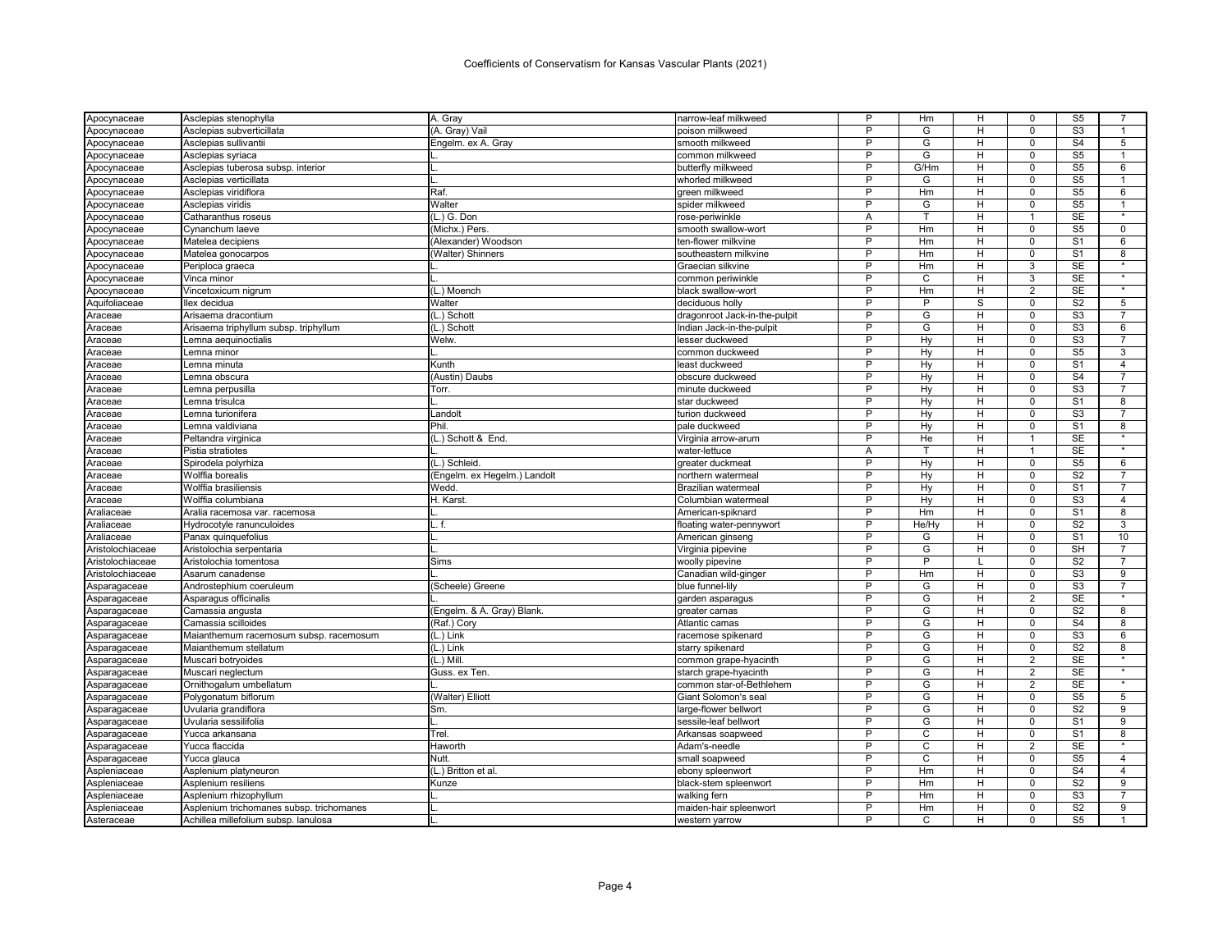# Coefficients of Conservatism for Kansas Vascular Plants (2021)

| | | | | | | | | | |
|---|---|---|---|---|---|---|---|---|---|
| Apocynaceae | Asclepias stenophylla | A. Gray | narrow-leaf milkweed | P | Hm | H | 0 | S5 | 7 |
| Apocynaceae | Asclepias subverticillata | (A. Gray) Vail | poison milkweed | P | G | H | 0 | S3 | 1 |
| Apocynaceae | Asclepias sullivantii | Engelm. ex A. Gray | smooth milkweed | P | G | H | 0 | S4 | 5 |
| Apocynaceae | Asclepias syriaca | L. | common milkweed | P | G | H | 0 | S5 | 1 |
| Apocynaceae | Asclepias tuberosa subsp. interior | L. | butterfly milkweed | P | G/Hm | H | 0 | S5 | 6 |
| Apocynaceae | Asclepias verticillata | L. | whorled milkweed | P | G | H | 0 | S5 | 1 |
| Apocynaceae | Asclepias viridiflora | Raf. | green milkweed | P | Hm | H | 0 | S5 | 6 |
| Apocynaceae | Asclepias viridis | Walter | spider milkweed | P | G | H | 0 | S5 | 1 |
| Apocynaceae | Catharanthus roseus | (L.) G. Don | rose-periwinkle | A | T | H | 1 | SE | * |
| Apocynaceae | Cynanchum laeve | (Michx.) Pers. | smooth swallow-wort | P | Hm | H | 0 | S5 | 0 |
| Apocynaceae | Matelea decipiens | (Alexander) Woodson | ten-flower milkvine | P | Hm | H | 0 | S1 | 6 |
| Apocynaceae | Matelea gonocarpos | (Walter) Shinners | southeastern milkvine | P | Hm | H | 0 | S1 | 8 |
| Apocynaceae | Periploca graeca | L. | Graecian silkvine | P | Hm | H | 3 | SE | * |
| Apocynaceae | Vinca minor | L. | common periwinkle | P | C | H | 3 | SE | * |
| Apocynaceae | Vincetoxicum nigrum | (L.) Moench | black swallow-wort | P | Hm | H | 2 | SE | * |
| Aquifoliaceae | Ilex decidua | Walter | deciduous holly | P | P | S | 0 | S2 | 5 |
| Araceae | Arisaema dracontium | (L.) Schott | dragonroot Jack-in-the-pulpit | P | G | H | 0 | S3 | 7 |
| Araceae | Arisaema triphyllum subsp. triphyllum | (L.) Schott | Indian Jack-in-the-pulpit | P | G | H | 0 | S3 | 6 |
| Araceae | Lemna aequinoctialis | Welw. | lesser duckweed | P | Hy | H | 0 | S3 | 7 |
| Araceae | Lemna minor | L. | common duckweed | P | Hy | H | 0 | S5 | 3 |
| Araceae | Lemna minuta | Kunth | least duckweed | P | Hy | H | 0 | S1 | 4 |
| Araceae | Lemna obscura | (Austin) Daubs | obscure duckweed | P | Hy | H | 0 | S4 | 7 |
| Araceae | Lemna perpusilla | Torr. | minute duckweed | P | Hy | H | 0 | S3 | 7 |
| Araceae | Lemna trisulca | L. | star duckweed | P | Hy | H | 0 | S1 | 8 |
| Araceae | Lemna turionifera | Landolt | turion duckweed | P | Hy | H | 0 | S3 | 7 |
| Araceae | Lemna valdiviana | Phil. | pale duckweed | P | Hy | H | 0 | S1 | 8 |
| Araceae | Peltandra virginica | (L.) Schott & End. | Virginia arrow-arum | P | He | H | 1 | SE | * |
| Araceae | Pistia stratiotes | L. | water-lettuce | A | T | H | 1 | SE | * |
| Araceae | Spirodela polyrhiza | (L.) Schleid. | greater duckmeat | P | Hy | H | 0 | S5 | 6 |
| Araceae | Wolffia borealis | (Engelm. ex Hegelm.) Landolt | northern watermeal | P | Hy | H | 0 | S2 | 7 |
| Araceae | Wolffia brasiliensis | Wedd. | Brazilian watermeal | P | Hy | H | 0 | S1 | 7 |
| Araceae | Wolffia columbiana | H. Karst. | Columbian watermeal | P | Hy | H | 0 | S3 | 4 |
| Araliaceae | Aralia racemosa var. racemosa | L. | American-spiknard | P | Hm | H | 0 | S1 | 8 |
| Araliaceae | Hydrocotyle ranunculoides | L. f. | floating water-pennywort | P | He/Hy | H | 0 | S2 | 3 |
| Araliaceae | Panax quinquefolius | L. | American ginseng | P | G | H | 0 | S1 | 10 |
| Aristolochiaceae | Aristolochia serpentaria | L. | Virginia pipevine | P | G | H | 0 | SH | 7 |
| Aristolochiaceae | Aristolochia tomentosa | Sims | woolly pipevine | P | P | L | 0 | S2 | 7 |
| Aristolochiaceae | Asarum canadense | L. | Canadian wild-ginger | P | Hm | H | 0 | S3 | 9 |
| Asparagaceae | Androstephium coeruleum | (Scheele) Greene | blue funnel-lily | P | G | H | 0 | S3 | 7 |
| Asparagaceae | Asparagus officinalis | L. | garden asparagus | P | G | H | 2 | SE | * |
| Asparagaceae | Camassia angusta | (Engelm. & A. Gray) Blank. | greater camas | P | G | H | 0 | S2 | 8 |
| Asparagaceae | Camassia scilloides | (Raf.) Cory | Atlantic camas | P | G | H | 0 | S4 | 8 |
| Asparagaceae | Maianthemum racemosum subsp. racemosum | (L.) Link | racemose spikenard | P | G | H | 0 | S3 | 6 |
| Asparagaceae | Maianthemum stellatum | (L.) Link | starry spikenard | P | G | H | 0 | S2 | 8 |
| Asparagaceae | Muscari botryoides | (L.) Mill. | common grape-hyacinth | P | G | H | 2 | SE | * |
| Asparagaceae | Muscari neglectum | Guss. ex Ten. | starch grape-hyacinth | P | G | H | 2 | SE | * |
| Asparagaceae | Ornithogalum umbellatum | L. | common star-of-Bethlehem | P | G | H | 2 | SE | * |
| Asparagaceae | Polygonatum biflorum | (Walter) Elliott | Giant Solomon's seal | P | G | H | 0 | S5 | 5 |
| Asparagaceae | Uvularia grandiflora | Sm. | large-flower bellwort | P | G | H | 0 | S2 | 9 |
| Asparagaceae | Uvularia sessilifolia | L. | sessile-leaf bellwort | P | G | H | 0 | S1 | 9 |
| Asparagaceae | Yucca arkansana | Trel. | Arkansas soapweed | P | C | H | 0 | S1 | 8 |
| Asparagaceae | Yucca flaccida | Haworth | Adam's-needle | P | C | H | 2 | SE | * |
| Asparagaceae | Yucca glauca | Nutt. | small soapweed | P | C | H | 0 | S5 | 4 |
| Aspleniaceae | Asplenium platyneuron | (L.) Britton et al. | ebony spleenwort | P | Hm | H | 0 | S4 | 4 |
| Aspleniaceae | Asplenium resiliens | Kunze | black-stem spleenwort | P | Hm | H | 0 | S2 | 9 |
| Aspleniaceae | Asplenium rhizophyllum | L. | walking fern | P | Hm | H | 0 | S3 | 7 |
| Aspleniaceae | Asplenium trichomanes subsp. trichomanes | L. | maiden-hair spleenwort | P | Hm | H | 0 | S2 | 9 |
| Asteraceae | Achillea millefolium subsp. lanulosa | L. | western yarrow | P | C | H | 0 | S5 | 1 |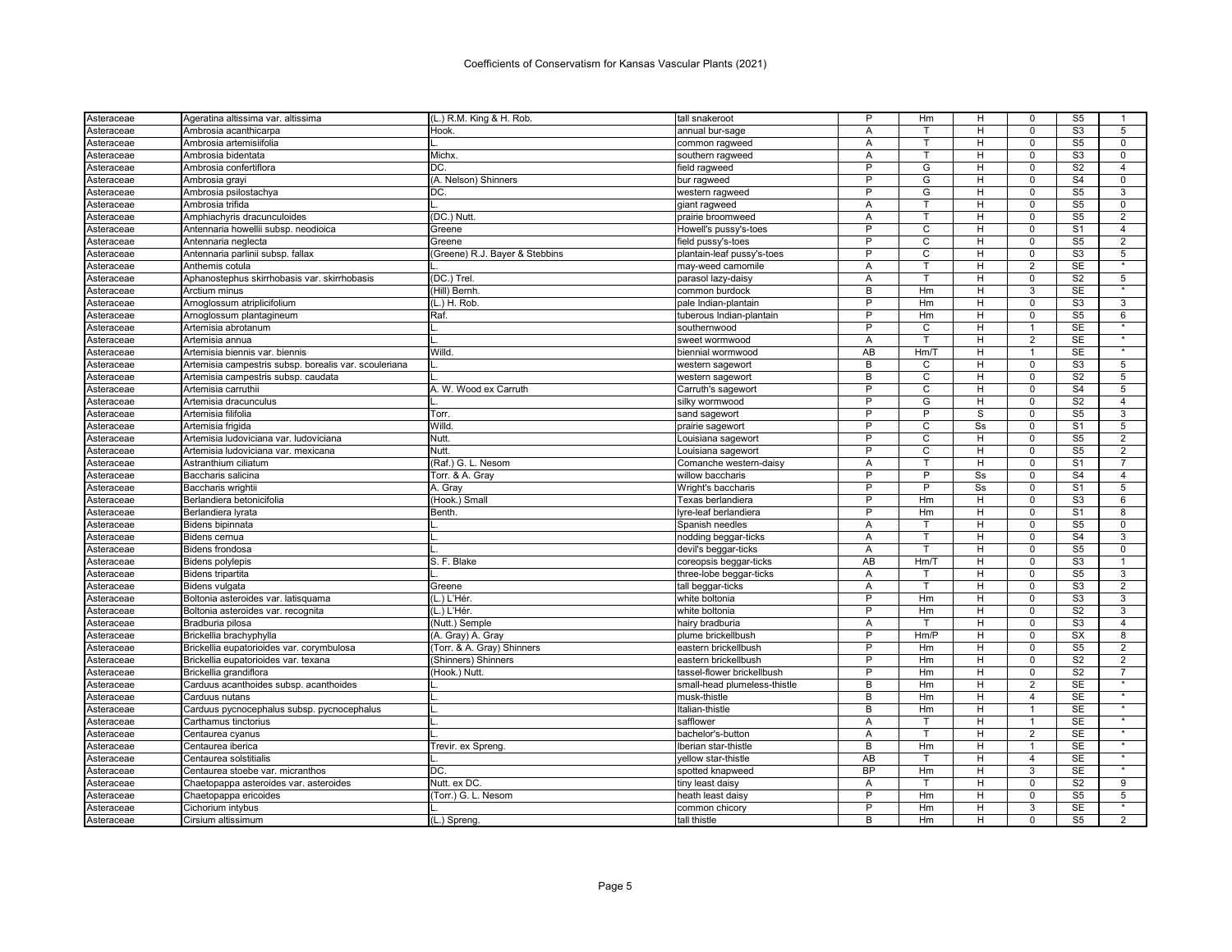# Coefficients of Conservatism for Kansas Vascular Plants (2021)

| | | | | | | | | | |
|---|---|---|---|---|---|---|---|---|---|
| Asteraceae | Ageratina altissima var. altissima | (L.) R.M. King & H. Rob. | tall snakeroot | P | Hm | H | 0 | S5 | 1 |
| Asteraceae | Ambrosia acanthicarpa | Hook. | annual bur-sage | A | T | H | 0 | S3 | 5 |
| Asteraceae | Ambrosia artemisiifolia | L. | common ragweed | A | T | H | 0 | S5 | 0 |
| Asteraceae | Ambrosia bidentata | Michx. | southern ragweed | A | T | H | 0 | S3 | 0 |
| Asteraceae | Ambrosia confertiflora | DC. | field ragweed | P | G | H | 0 | S2 | 4 |
| Asteraceae | Ambrosia grayi | (A. Nelson) Shinners | bur ragweed | P | G | H | 0 | S4 | 0 |
| Asteraceae | Ambrosia psilostachya | DC. | western ragweed | P | G | H | 0 | S5 | 3 |
| Asteraceae | Ambrosia trifida | L. | giant ragweed | A | T | H | 0 | S5 | 0 |
| Asteraceae | Amphiachyris dracunculoides | (DC.) Nutt. | prairie broomweed | A | T | H | 0 | S5 | 2 |
| Asteraceae | Antennaria howellii subsp. neodioica | Greene | Howell's pussy's-toes | P | C | H | 0 | S1 | 4 |
| Asteraceae | Antennaria neglecta | Greene | field pussy's-toes | P | C | H | 0 | S5 | 2 |
| Asteraceae | Antennaria parlinii subsp. fallax | (Greene) R.J. Bayer & Stebbins | plantain-leaf pussy's-toes | P | C | H | 0 | S3 | 5 |
| Asteraceae | Anthemis cotula | L. | may-weed camomile | A | T | H | 2 | SE | * |
| Asteraceae | Aphanostephus skirrhobasis var. skirrhobasis | (DC.) Trel. | parasol lazy-daisy | A | T | H | 0 | S2 | 5 |
| Asteraceae | Arctium minus | (Hill) Bernh. | common burdock | B | Hm | H | 3 | SE | * |
| Asteraceae | Arnoglossum atriplicifolium | (L.) H. Rob. | pale Indian-plantain | P | Hm | H | 0 | S3 | 3 |
| Asteraceae | Arnoglossum plantagineum | Raf. | tuberous Indian-plantain | P | Hm | H | 0 | S5 | 6 |
| Asteraceae | Artemisia abrotanum | L. | southernwood | P | C | H | 1 | SE | * |
| Asteraceae | Artemisia annua | L. | sweet wormwood | A | T | H | 2 | SE | * |
| Asteraceae | Artemisia biennis var. biennis | Willd. | biennial wormwood | AB | Hm/T | H | 1 | SE | * |
| Asteraceae | Artemisia campestris subsp. borealis var. scouleriana | L. | western sagewort | B | C | H | 0 | S3 | 5 |
| Asteraceae | Artemisia campestris subsp. caudata | L. | western sagewort | B | C | H | 0 | S2 | 5 |
| Asteraceae | Artemisia carruthii | A. W. Wood ex Carruth | Carruth's sagewort | P | C | H | 0 | S4 | 5 |
| Asteraceae | Artemisia dracunculus | L. | silky wormwood | P | G | H | 0 | S2 | 4 |
| Asteraceae | Artemisia filifolia | Torr. | sand sagewort | P | P | S | 0 | S5 | 3 |
| Asteraceae | Artemisia frigida | Willd. | prairie sagewort | P | C | Ss | 0 | S1 | 5 |
| Asteraceae | Artemisia ludoviciana var. ludoviciana | Nutt. | Louisiana sagewort | P | C | H | 0 | S5 | 2 |
| Asteraceae | Artemisia ludoviciana var. mexicana | Nutt. | Louisiana sagewort | P | C | H | 0 | S5 | 2 |
| Asteraceae | Astranthium ciliatum | (Raf.) G. L. Nesom | Comanche western-daisy | A | T | H | 0 | S1 | 7 |
| Asteraceae | Baccharis salicina | Torr. & A. Gray | willow baccharis | P | P | Ss | 0 | S4 | 4 |
| Asteraceae | Baccharis wrightii | A. Gray | Wright's baccharis | P | P | Ss | 0 | S1 | 5 |
| Asteraceae | Berlandiera betonicifolia | (Hook.) Small | Texas berlandiera | P | Hm | H | 0 | S3 | 6 |
| Asteraceae | Berlandiera lyrata | Benth. | lyre-leaf berlandiera | P | Hm | H | 0 | S1 | 8 |
| Asteraceae | Bidens bipinnata | L. | Spanish needles | A | T | H | 0 | S5 | 0 |
| Asteraceae | Bidens cernua | L. | nodding beggar-ticks | A | T | H | 0 | S4 | 3 |
| Asteraceae | Bidens frondosa | L. | devil's beggar-ticks | A | T | H | 0 | S5 | 0 |
| Asteraceae | Bidens polylepis | S. F. Blake | coreopsis beggar-ticks | AB | Hm/T | H | 0 | S3 | 1 |
| Asteraceae | Bidens tripartita | L. | three-lobe beggar-ticks | A | T | H | 0 | S5 | 3 |
| Asteraceae | Bidens vulgata | Greene | tall beggar-ticks | A | T | H | 0 | S3 | 2 |
| Asteraceae | Boltonia asteroides var. latisquama | (L.) L'Hér. | white boltonia | P | Hm | H | 0 | S3 | 3 |
| Asteraceae | Boltonia asteroides var. recognita | (L.) L'Hér. | white boltonia | P | Hm | H | 0 | S2 | 3 |
| Asteraceae | Bradburia pilosa | (Nutt.) Semple | hairy bradburia | A | T | H | 0 | S3 | 4 |
| Asteraceae | Brickellia brachyphylla | (A. Gray) A. Gray | plume brickellbush | P | Hm/P | H | 0 | SX | 8 |
| Asteraceae | Brickellia eupatorioides var. corymbulosa | (Torr. & A. Gray) Shinners | eastern brickellbush | P | Hm | H | 0 | S5 | 2 |
| Asteraceae | Brickellia eupatorioides var. texana | (Shinners) Shinners | eastern brickellbush | P | Hm | H | 0 | S2 | 2 |
| Asteraceae | Brickellia grandiflora | (Hook.) Nutt. | tassel-flower brickellbush | P | Hm | H | 0 | S2 | 7 |
| Asteraceae | Carduus acanthoides subsp. acanthoides | L. | small-head plumeless-thistle | B | Hm | H | 2 | SE | * |
| Asteraceae | Carduus nutans | L. | musk-thistle | B | Hm | H | 4 | SE | * |
| Asteraceae | Carduus pycnocephalus subsp. pycnocephalus | L. | Italian-thistle | B | Hm | H | 1 | SE | * |
| Asteraceae | Carthamus tinctorius | L. | safflower | A | T | H | 1 | SE | * |
| Asteraceae | Centaurea cyanus | L. | bachelor's-button | A | T | H | 2 | SE | * |
| Asteraceae | Centaurea iberica | Trevir. ex Spreng. | Iberian star-thistle | B | Hm | H | 1 | SE | * |
| Asteraceae | Centaurea solstitialis | L. | yellow star-thistle | AB | T | H | 4 | SE | * |
| Asteraceae | Centaurea stoebe var. micranthos | DC. | spotted knapweed | BP | Hm | H | 3 | SE | * |
| Asteraceae | Chaetopappa asteroides var. asteroides | Nutt. ex DC. | tiny least daisy | A | T | H | 0 | S2 | 9 |
| Asteraceae | Chaetopappa ericoides | (Torr.) G. L. Nesom | heath least daisy | P | Hm | H | 0 | S5 | 5 |
| Asteraceae | Cichorium intybus | L. | common chicory | P | Hm | H | 3 | SE | * |
| Asteraceae | Cirsium altissimum | (L.) Spreng. | tall thistle | B | Hm | H | 0 | S5 | 2 |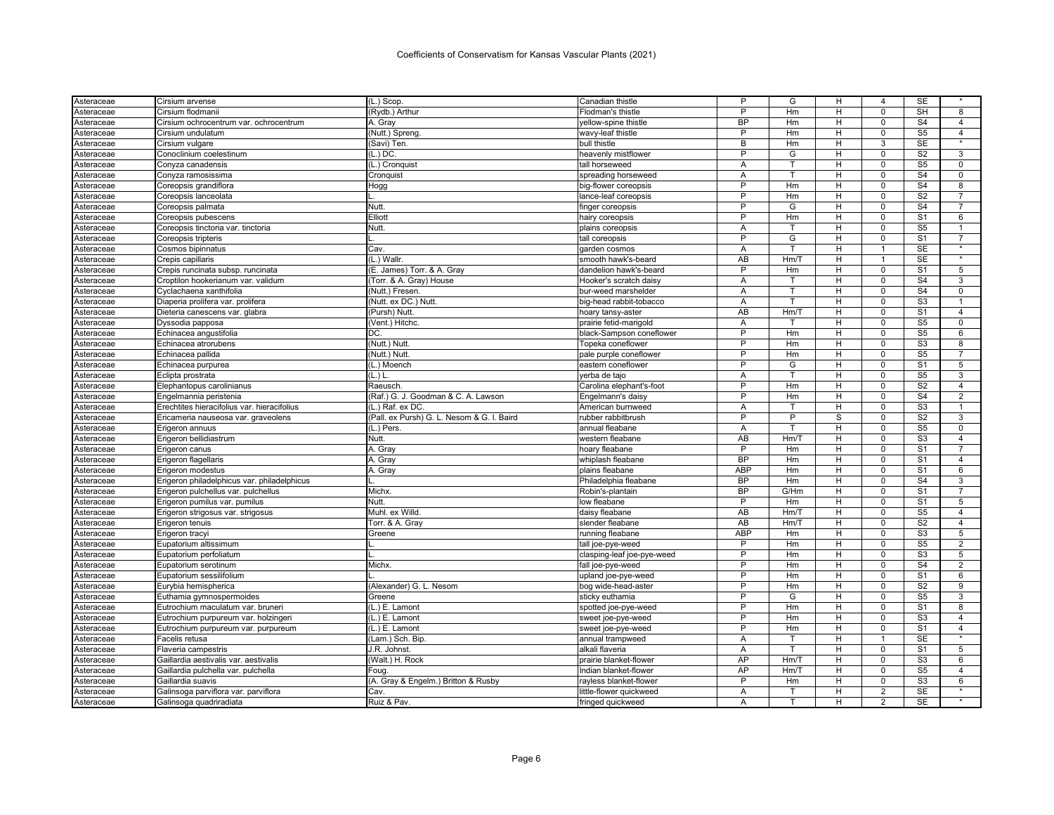Coefficients of Conservatism for Kansas Vascular Plants (2021)

| | | | | | | | | | |
|---|---|---|---|---|---|---|---|---|---|
| Asteraceae | Cirsium arvense | (L.) Scop. | Canadian thistle | P | G | H | 4 | SE | * |
| Asteraceae | Cirsium flodmanii | (Rydb.) Arthur | Flodman's thistle | P | Hm | H | 0 | SH | 8 |
| Asteraceae | Cirsium ochrocentrum var. ochrocentrum | A. Gray | yellow-spine thistle | BP | Hm | H | 0 | S4 | 4 |
| Asteraceae | Cirsium undulatum | (Nutt.) Spreng. | wavy-leaf thistle | P | Hm | H | 0 | S5 | 4 |
| Asteraceae | Cirsium vulgare | (Savi) Ten. | bull thistle | B | Hm | H | 3 | SE | * |
| Asteraceae | Conoclinium coelestinum | (L.) DC. | heavenly mistflower | P | G | H | 0 | S2 | 3 |
| Asteraceae | Conyza canadensis | (L.) Cronquist | tall horseweed | A | T | H | 0 | S5 | 0 |
| Asteraceae | Conyza ramosissima | Cronquist | spreading horseweed | A | T | H | 0 | S4 | 0 |
| Asteraceae | Coreopsis grandiflora | Hogg | big-flower coreopsis | P | Hm | H | 0 | S4 | 8 |
| Asteraceae | Coreopsis lanceolata | L. | lance-leaf coreopsis | P | Hm | H | 0 | S2 | 7 |
| Asteraceae | Coreopsis palmata | Nutt. | finger coreopsis | P | G | H | 0 | S4 | 7 |
| Asteraceae | Coreopsis pubescens | Elliott | hairy coreopsis | P | Hm | H | 0 | S1 | 6 |
| Asteraceae | Coreopsis tinctoria var. tinctoria | Nutt. | plains coreopsis | A | T | H | 0 | S5 | 1 |
| Asteraceae | Coreopsis tripteris | L. | tall coreopsis | P | G | H | 0 | S1 | 7 |
| Asteraceae | Cosmos bipinnatus | Cav. | garden cosmos | A | T | H | 1 | SE | * |
| Asteraceae | Crepis capillaris | (L.) Wallr. | smooth hawk's-beard | AB | Hm/T | H | 1 | SE | * |
| Asteraceae | Crepis runcinata subsp. runcinata | (E. James) Torr. & A. Gray | dandelion hawk's-beard | P | Hm | H | 0 | S1 | 5 |
| Asteraceae | Croptilon hookerianum var. validum | (Torr. & A. Gray) House | Hooker's scratch daisy | A | T | H | 0 | S4 | 3 |
| Asteraceae | Cyclachaena xanthifolia | (Nutt.) Fresen. | bur-weed marshelder | A | T | H | 0 | S4 | 0 |
| Asteraceae | Diaperia prolifera var. prolifera | (Nutt. ex DC.) Nutt. | big-head rabbit-tobacco | A | T | H | 0 | S3 | 1 |
| Asteraceae | Dieteria canescens var. glabra | (Pursh) Nutt. | hoary tansy-aster | AB | Hm/T | H | 0 | S1 | 4 |
| Asteraceae | Dyssodia papposa | (Vent.) Hitchc. | prairie fetid-marigold | A | T | H | 0 | S5 | 0 |
| Asteraceae | Echinacea angustifolia | DC. | black-Sampson coneflower | P | Hm | H | 0 | S5 | 6 |
| Asteraceae | Echinacea atrorubens | (Nutt.) Nutt. | Topeka coneflower | P | Hm | H | 0 | S3 | 8 |
| Asteraceae | Echinacea pallida | (Nutt.) Nutt. | pale purple coneflower | P | Hm | H | 0 | S5 | 7 |
| Asteraceae | Echinacea purpurea | (L.) Moench | eastern coneflower | P | G | H | 0 | S1 | 5 |
| Asteraceae | Eclipta prostrata | (L.) L. | yerba de tajo | A | T | H | 0 | S5 | 3 |
| Asteraceae | Elephantopus carolinianus | Raeusch. | Carolina elephant's-foot | P | Hm | H | 0 | S2 | 4 |
| Asteraceae | Engelmannia peristenia | (Raf.) G. J. Goodman & C. A. Lawson | Engelmann's daisy | P | Hm | H | 0 | S4 | 2 |
| Asteraceae | Erechtites hieracifolius var. hieracifolius | (L.) Raf. ex DC. | American burnweed | A | T | H | 0 | S3 | 1 |
| Asteraceae | Ericameria nauseosa var. graveolens | (Pall. ex Pursh) G. L. Nesom & G. I. Baird | rubber rabbitbrush | P | P | S | 0 | S2 | 3 |
| Asteraceae | Erigeron annuus | (L.) Pers. | annual fleabane | A | T | H | 0 | S5 | 0 |
| Asteraceae | Erigeron bellidiastrum | Nutt. | western fleabane | AB | Hm/T | H | 0 | S3 | 4 |
| Asteraceae | Erigeron canus | A. Gray | hoary fleabane | P | Hm | H | 0 | S1 | 7 |
| Asteraceae | Erigeron flagellaris | A. Gray | whiplash fleabane | BP | Hm | H | 0 | S1 | 4 |
| Asteraceae | Erigeron modestus | A. Gray | plains fleabane | ABP | Hm | H | 0 | S1 | 6 |
| Asteraceae | Erigeron philadelphicus var. philadelphicus | L. | Philadelphia fleabane | BP | Hm | H | 0 | S4 | 3 |
| Asteraceae | Erigeron pulchellus var. pulchellus | Michx. | Robin's-plantain | BP | G/Hm | H | 0 | S1 | 7 |
| Asteraceae | Erigeron pumilus var. pumilus | Nutt. | low fleabane | P | Hm | H | 0 | S1 | 5 |
| Asteraceae | Erigeron strigosus var. strigosus | Muhl. ex Willd. | daisy fleabane | AB | Hm/T | H | 0 | S5 | 4 |
| Asteraceae | Erigeron tenuis | Torr. & A. Gray | slender fleabane | AB | Hm/T | H | 0 | S2 | 4 |
| Asteraceae | Erigeron tracyi | Greene | running fleabane | ABP | Hm | H | 0 | S3 | 5 |
| Asteraceae | Eupatorium altissimum | L. | tall joe-pye-weed | P | Hm | H | 0 | S5 | 2 |
| Asteraceae | Eupatorium perfoliatum | L. | clasping-leaf joe-pye-weed | P | Hm | H | 0 | S3 | 5 |
| Asteraceae | Eupatorium serotinum | Michx. | fall joe-pye-weed | P | Hm | H | 0 | S4 | 2 |
| Asteraceae | Eupatorium sessilifolium | L. | upland joe-pye-weed | P | Hm | H | 0 | S1 | 6 |
| Asteraceae | Eurybia hemispherica | (Alexander) G. L. Nesom | bog wide-head-aster | P | Hm | H | 0 | S2 | 9 |
| Asteraceae | Euthamia gymnospermoides | Greene | sticky euthamia | P | G | H | 0 | S5 | 3 |
| Asteraceae | Eutrochium maculatum var. bruneri | (L.) E. Lamont | spotted joe-pye-weed | P | Hm | H | 0 | S1 | 8 |
| Asteraceae | Eutrochium purpureum var. holzingeri | (L.) E. Lamont | sweet joe-pye-weed | P | Hm | H | 0 | S3 | 4 |
| Asteraceae | Eutrochium purpureum var. purpureum | (L.) E. Lamont | sweet joe-pye-weed | P | Hm | H | 0 | S1 | 4 |
| Asteraceae | Facelis retusa | (Lam.) Sch. Bip. | annual trampweed | A | T | H | 1 | SE | * |
| Asteraceae | Flaveria campestris | J.R. Johnst. | alkali flaveria | A | T | H | 0 | S1 | 5 |
| Asteraceae | Gaillardia aestivalis var. aestivalis | (Walt.) H. Rock | prairie blanket-flower | AP | Hm/T | H | 0 | S3 | 6 |
| Asteraceae | Gaillardia pulchella var. pulchella | Foug. | Indian blanket-flower | AP | Hm/T | H | 0 | S5 | 4 |
| Asteraceae | Gaillardia suavis | (A. Gray & Engelm.) Britton & Rusby | rayless blanket-flower | P | Hm | H | 0 | S3 | 6 |
| Asteraceae | Galinsoga parviflora var. parviflora | Cav. | little-flower quickweed | A | T | H | 2 | SE | * |
| Asteraceae | Galinsoga quadriradiata | Ruiz & Pav. | fringed quickweed | A | T | H | 2 | SE | * |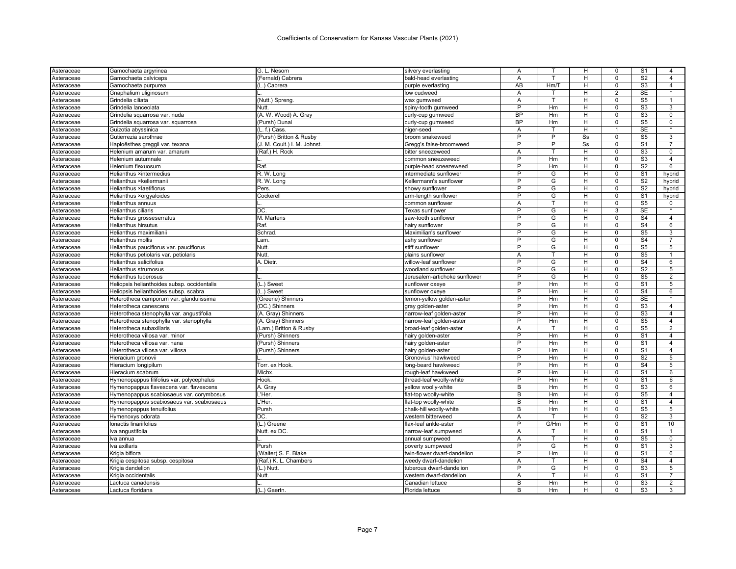| Asteraceae | Gamochaeta argyrinea | G. L. Nesom | silvery everlasting | A | T | H | 0 | S1 | 4 |
|---|---|---|---|---|---|---|---|---|---|
| Asteraceae | Gamochaeta calviceps | (Fernald) Cabrera | bald-head everlasting | A | T | H | 0 | S2 | 4 |
| Asteraceae | Gamochaeta purpurea | (L.) Cabrera | purple everlasting | AB | Hm/T | H | 0 | S3 | 4 |
| Asteraceae | Gnaphalium uliginosum | L. | low cudweed | A | T | H | 2 | SE | * |
| Asteraceae | Grindelia ciliata | (Nutt.) Spreng. | wax gumweed | A | T | H | 0 | S5 | 1 |
| Asteraceae | Grindelia lanceolata | Nutt. | spiny-tooth gumweed | P | Hm | H | 0 | S3 | 3 |
| Asteraceae | Grindelia squarrosa var. nuda | (A. W. Wood) A. Gray | curly-cup gumweed | BP | Hm | H | 0 | S3 | 0 |
| Asteraceae | Grindelia squarrosa var. squarrosa | (Pursh) Dunal | curly-cup gumweed | BP | Hm | H | 0 | S5 | 0 |
| Asteraceae | Guizotia abyssinica | (L. f.) Cass. | niger-seed | A | T | H | 1 | SE | * |
| Asteraceae | Gutierrezia sarothrae | (Pursh) Britton & Rusby | broom snakeweed | P | P | Ss | 0 | S5 | 3 |
| Asteraceae | Haploësthes greggii var. texana | (J. M. Coult.) I. M. Johnst. | Gregg's false-broomweed | P | P | Ss | 0 | S1 | 7 |
| Asteraceae | Helenium amarum var. amarum | (Raf.) H. Rock | bitter sneezeweed | A | T | H | 0 | S3 | 0 |
| Asteraceae | Helenium autumnale | L. | common sneezeweed | P | Hm | H | 0 | S3 | 4 |
| Asteraceae | Helenium flexuosum | Raf. | purple-head sneezeweed | P | Hm | H | 0 | S2 | 6 |
| Asteraceae | Helianthus ×intermedius | R. W. Long | intermediate sunflower | P | G | H | 0 | S1 | hybrid |
| Asteraceae | Helianthus ×kellermanii | R. W. Long | Kellermann's sunflower | P | G | H | 0 | S2 | hybrid |
| Asteraceae | Helianthus ×laetiflorus | Pers. | showy sunflower | P | G | H | 0 | S2 | hybrid |
| Asteraceae | Helianthus ×orgyaloides | Cockerell | arm-length sunflower | P | G | H | 0 | S1 | hybrid |
| Asteraceae | Helianthus annuus | L. | common sunflower | A | T | H | 0 | S5 | 0 |
| Asteraceae | Helianthus ciliaris | DC. | Texas sunflower | P | G | H | 3 | SE | * |
| Asteraceae | Helianthus grosseserratus | M. Martens | saw-tooth sunflower | P | G | H | 0 | S4 | 4 |
| Asteraceae | Helianthus hirsutus | Raf. | hairy sunflower | P | G | H | 0 | S4 | 6 |
| Asteraceae | Helianthus maximilianii | Schrad. | Maximilian's sunflower | P | G | H | 0 | S5 | 3 |
| Asteraceae | Helianthus mollis | Lam. | ashy sunflower | P | G | H | 0 | S4 | 7 |
| Asteraceae | Helianthus pauciflorus var. pauciflorus | Nutt. | stiff sunflower | P | G | H | 0 | S5 | 5 |
| Asteraceae | Helianthus petiolaris var. petiolaris | Nutt. | plains sunflower | A | T | H | 0 | S5 | 1 |
| Asteraceae | Helianthus salicifolius | A. Dietr. | willow-leaf sunflower | P | G | H | 0 | S4 | 6 |
| Asteraceae | Helianthus strumosus | L. | woodland sunflower | P | G | H | 0 | S2 | 5 |
| Asteraceae | Helianthus tuberosus | L. | Jerusalem-artichoke sunflower | P | G | H | 0 | S5 | 2 |
| Asteraceae | Heliopsis helianthoides subsp. occidentalis | (L.) Sweet | sunflower oxeye | P | Hm | H | 0 | S1 | 5 |
| Asteraceae | Heliopsis helianthoides subsp. scabra | (L.) Sweet | sunflower oxeye | P | Hm | H | 0 | S4 | 6 |
| Asteraceae | Heterotheca camporum var. glandulissima | (Greene) Shinners | lemon-yellow golden-aster | P | Hm | H | 0 | SE | * |
| Asteraceae | Heterotheca canescens | (DC.) Shinners | gray golden-aster | P | Hm | H | 0 | S3 | 4 |
| Asteraceae | Heterotheca stenophylla var. angustifolia | (A. Gray) Shinners | narrow-leaf golden-aster | P | Hm | H | 0 | S3 | 4 |
| Asteraceae | Heterotheca stenophylla var. stenophylla | (A. Gray) Shinners | narrow-leaf golden-aster | P | Hm | H | 0 | S5 | 4 |
| Asteraceae | Heterotheca subaxillaris | (Lam.) Britton & Rusby | broad-leaf golden-aster | A | T | H | 0 | S5 | 2 |
| Asteraceae | Heterotheca villosa var. minor | (Pursh) Shinners | hairy golden-aster | P | Hm | H | 0 | S1 | 4 |
| Asteraceae | Heterotheca villosa var. nana | (Pursh) Shinners | hairy golden-aster | P | Hm | H | 0 | S1 | 4 |
| Asteraceae | Heterotheca villosa var. villosa | (Pursh) Shinners | hairy golden-aster | P | Hm | H | 0 | S1 | 4 |
| Asteraceae | Hieracium gronovii | L. | Gronovius' hawkweed | P | Hm | H | 0 | S2 | 5 |
| Asteraceae | Hieracium longipilum | Torr. ex Hook. | long-beard hawkweed | P | Hm | H | 0 | S4 | 5 |
| Asteraceae | Hieracium scabrum | Michx. | rough-leaf hawkweed | P | Hm | H | 0 | S1 | 6 |
| Asteraceae | Hymenopappus filifolius var. polycephalus | Hook. | thread-leaf woolly-white | P | Hm | H | 0 | S1 | 6 |
| Asteraceae | Hymenopappus flavescens var. flavescens | A. Gray | yellow woolly-white | B | Hm | H | 0 | S3 | 6 |
| Asteraceae | Hymenopappus scabiosaeus var. corymbosus | L'Her. | flat-top woolly-white | B | Hm | H | 0 | S5 | 4 |
| Asteraceae | Hymenopappus scabiosaeus var. scabiosaeus | L'Her. | flat-top woolly-white | B | Hm | H | 0 | S1 | 4 |
| Asteraceae | Hymenopappus tenuifolius | Pursh | chalk-hill woolly-white | B | Hm | H | 0 | S5 | 5 |
| Asteraceae | Hymenoxys odorata | DC. | western bitterweed | A | T | H | 0 | S2 | 3 |
| Asteraceae | Ionactis linariifolius | (L.) Greene | flax-leaf ankle-aster | P | G/Hm | H | 0 | S1 | 10 |
| Asteraceae | Iva angustifolia | Nutt. ex DC. | narrow-leaf sumpweed | A | T | H | 0 | S1 | 1 |
| Asteraceae | Iva annua | L. | annual sumpweed | A | T | H | 0 | S5 | 0 |
| Asteraceae | Iva axillaris | Pursh | poverty sumpweed | P | G | H | 0 | S1 | 3 |
| Asteraceae | Krigia biflora | (Walter) S. F. Blake | twin-flower dwarf-dandelion | P | Hm | H | 0 | S1 | 6 |
| Asteraceae | Krigia cespitosa subsp. cespitosa | (Raf.) K. L. Chambers | weedy dwarf-dandelion | A | T | H | 0 | S4 | 4 |
| Asteraceae | Krigia dandelion | (L.) Nutt. | tuberous dwarf-dandelion | P | G | H | 0 | S3 | 5 |
| Asteraceae | Krigia occidentalis | Nutt. | western dwarf-dandelion | A | T | H | 0 | S1 | 7 |
| Asteraceae | Lactuca canadensis | L. | Canadian lettuce | B | Hm | H | 0 | S3 | 2 |
| Asteraceae | Lactuca floridana | (L.) Gaertn. | Florida lettuce | B | Hm | H | 0 | S3 | 3 |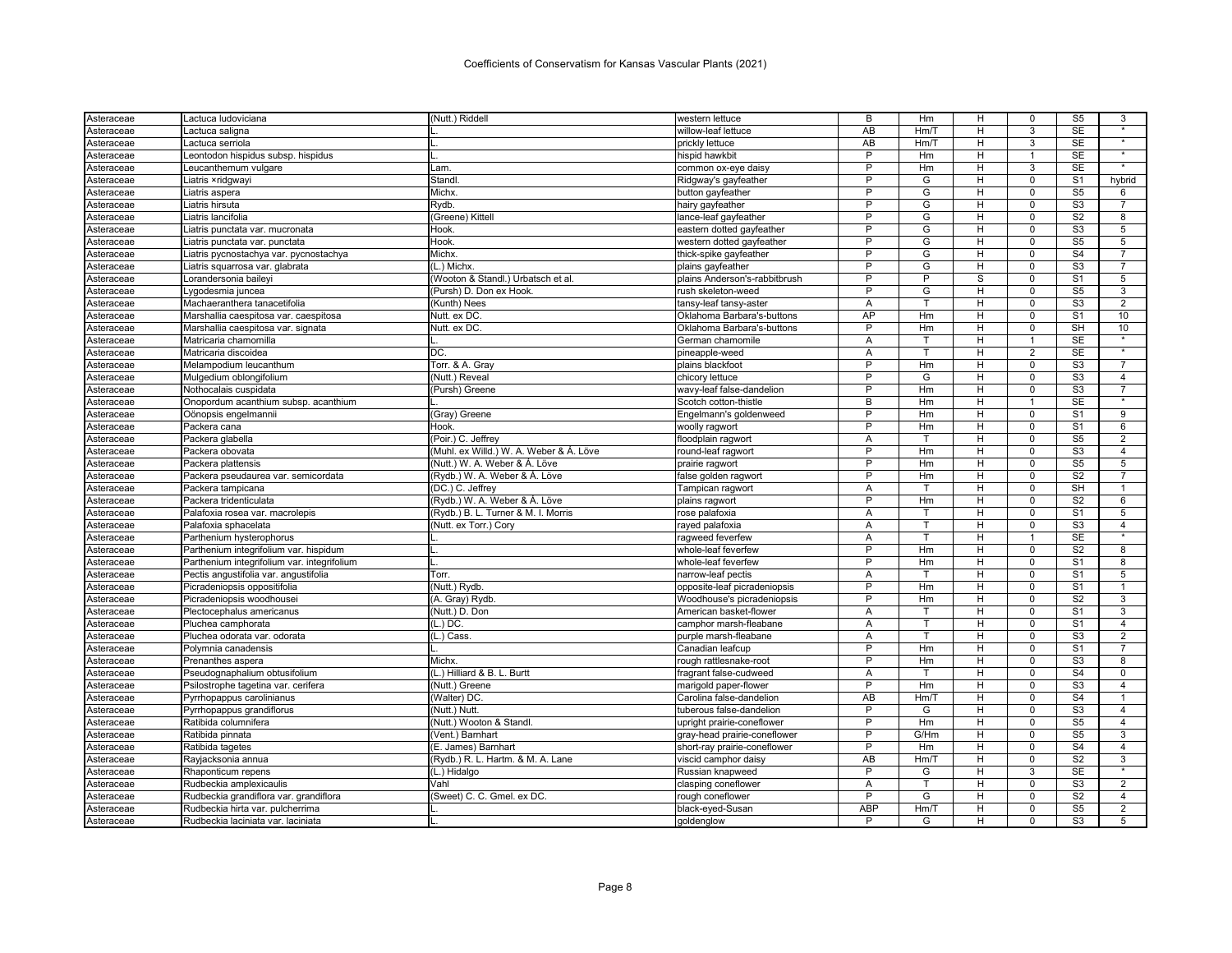Coefficients of Conservatism for Kansas Vascular Plants (2021)

| | | | | | | | | | |
|---|---|---|---|---|---|---|---|---|---|
| Asteraceae | Lactuca ludoviciana | (Nutt.) Riddell | western lettuce | B | Hm | H | 0 | S5 | 3 |
| Asteraceae | Lactuca saligna | L. | willow-leaf lettuce | AB | Hm/T | H | 3 | SE | * |
| Asteraceae | Lactuca serriola | L. | prickly lettuce | AB | Hm/T | H | 3 | SE | * |
| Asteraceae | Leontodon hispidus subsp. hispidus | L. | hispid hawkbit | P | Hm | H | 1 | SE | * |
| Asteraceae | Leucanthemum vulgare | Lam. | common ox-eye daisy | P | Hm | H | 3 | SE | * |
| Asteraceae | Liatris ×ridgwayi | Standl. | Ridgway's gayfeather | P | G | H | 0 | S1 | hybrid |
| Asteraceae | Liatris aspera | Michx. | button gayfeather | P | G | H | 0 | S5 | 6 |
| Asteraceae | Liatris hirsuta | Rydb. | hairy gayfeather | P | G | H | 0 | S3 | 7 |
| Asteraceae | Liatris lancifolia | (Greene) Kittell | lance-leaf gayfeather | P | G | H | 0 | S2 | 8 |
| Asteraceae | Liatris punctata var. mucronata | Hook. | eastern dotted gayfeather | P | G | H | 0 | S3 | 5 |
| Asteraceae | Liatris punctata var. punctata | Hook. | western dotted gayfeather | P | G | H | 0 | S5 | 5 |
| Asteraceae | Liatris pycnostachya var. pycnostachya | Michx. | thick-spike gayfeather | P | G | H | 0 | S4 | 7 |
| Asteraceae | Liatris squarrosa var. glabrata | (L.) Michx. | plains gayfeather | P | G | H | 0 | S3 | 7 |
| Asteraceae | Lorandersonia baileyi | (Wooton & Standl.) Urbatsch et al. | plains Anderson's-rabbitbrush | P | P | S | 0 | S1 | 5 |
| Asteraceae | Lygodesmia juncea | (Pursh) D. Don ex Hook. | rush skeleton-weed | P | G | H | 0 | S5 | 3 |
| Asteraceae | Machaeranthera tanacetifolia | (Kunth) Nees | tansy-leaf tansy-aster | A | T | H | 0 | S3 | 2 |
| Asteraceae | Marshallia caespitosa var. caespitosa | Nutt. ex DC. | Oklahoma Barbara's-buttons | AP | Hm | H | 0 | S1 | 10 |
| Asteraceae | Marshallia caespitosa var. signata | Nutt. ex DC. | Oklahoma Barbara's-buttons | P | Hm | H | 0 | SH | 10 |
| Asteraceae | Matricaria chamomilla | L. | German chamomile | A | T | H | 1 | SE | * |
| Asteraceae | Matricaria discoidea | DC. | pineapple-weed | A | T | H | 2 | SE | * |
| Asteraceae | Melampodium leucanthum | Torr. & A. Gray | plains blackfoot | P | Hm | H | 0 | S3 | 7 |
| Asteraceae | Mulgedium oblongifolium | (Nutt.) Reveal | chicory lettuce | P | G | H | 0 | S3 | 4 |
| Asteraceae | Nothocalais cuspidata | (Pursh) Greene | wavy-leaf false-dandelion | P | Hm | H | 0 | S3 | 7 |
| Asteraceae | Onopordum acanthium subsp. acanthium | L. | Scotch cotton-thistle | B | Hm | H | 1 | SE | * |
| Asteraceae | Oönopsis engelmannii | (Gray) Greene | Engelmann's goldenweed | P | Hm | H | 0 | S1 | 9 |
| Asteraceae | Packera cana | Hook. | woolly ragwort | P | Hm | H | 0 | S1 | 6 |
| Asteraceae | Packera glabella | (Poir.) C. Jeffrey | floodplain ragwort | A | T | H | 0 | S5 | 2 |
| Asteraceae | Packera obovata | (Muhl. ex Willd.) W. A. Weber & Á. Löve | round-leaf ragwort | P | Hm | H | 0 | S3 | 4 |
| Asteraceae | Packera plattensis | (Nutt.) W. A. Weber & Á. Löve | prairie ragwort | P | Hm | H | 0 | S5 | 5 |
| Asteraceae | Packera pseudaurea var. semicordata | (Rydb.) W. A. Weber & Á. Löve | false golden ragwort | P | Hm | H | 0 | S2 | 7 |
| Asteraceae | Packera tampicana | (DC.) C. Jeffrey | Tampican ragwort | A | T | H | 0 | SH | 1 |
| Asteraceae | Packera tridenticulata | (Rydb.) W. A. Weber & Á. Löve | plains ragwort | P | Hm | H | 0 | S2 | 6 |
| Asteraceae | Palafoxia rosea var. macrolepis | (Rydb.) B. L. Turner & M. I. Morris | rose palafoxia | A | T | H | 0 | S1 | 5 |
| Asteraceae | Palafoxia sphacelata | (Nutt. ex Torr.) Cory | rayed palafoxia | A | T | H | 0 | S3 | 4 |
| Asteraceae | Parthenium hysterophorus | L. | ragweed feverfew | A | T | H | 1 | SE | * |
| Asteraceae | Parthenium integrifolium var. hispidum | L. | whole-leaf feverfew | P | Hm | H | 0 | S2 | 8 |
| Asteraceae | Parthenium integrifolium var. integrifolium | L. | whole-leaf feverfew | P | Hm | H | 0 | S1 | 8 |
| Asteraceae | Pectis angustifolia var. angustifolia | Torr. | narrow-leaf pectis | A | T | H | 0 | S1 | 5 |
| Asteraceae | Picradeniopsis oppositifolia | (Nutt.) Rydb. | opposite-leaf picradeniopsis | P | Hm | H | 0 | S1 | 1 |
| Asteraceae | Picradeniopsis woodhousei | (A. Gray) Rydb. | Woodhouse's picradeniopsis | P | Hm | H | 0 | S2 | 3 |
| Asteraceae | Plectocephalus americanus | (Nutt.) D. Don | American basket-flower | A | T | H | 0 | S1 | 3 |
| Asteraceae | Pluchea camphorata | (L.) DC. | camphor marsh-fleabane | A | T | H | 0 | S1 | 4 |
| Asteraceae | Pluchea odorata var. odorata | (L.) Cass. | purple marsh-fleabane | A | T | H | 0 | S3 | 2 |
| Asteraceae | Polymnia canadensis | L. | Canadian leafcup | P | Hm | H | 0 | S1 | 7 |
| Asteraceae | Prenanthes aspera | Michx. | rough rattlesnake-root | P | Hm | H | 0 | S3 | 8 |
| Asteraceae | Pseudognaphalium obtusifolium | (L.) Hilliard & B. L. Burtt | fragrant false-cudweed | A | T | H | 0 | S4 | 0 |
| Asteraceae | Psilostrophe tagetina var. cerifera | (Nutt.) Greene | marigold paper-flower | P | Hm | H | 0 | S3 | 4 |
| Asteraceae | Pyrrhopappus carolinianus | (Walter) DC. | Carolina false-dandelion | AB | Hm/T | H | 0 | S4 | 1 |
| Asteraceae | Pyrrhopappus grandiflorus | (Nutt.) Nutt. | tuberous false-dandelion | P | G | H | 0 | S3 | 4 |
| Asteraceae | Ratibida columnifera | (Nutt.) Wooton & Standl. | upright prairie-coneflower | P | Hm | H | 0 | S5 | 4 |
| Asteraceae | Ratibida pinnata | (Vent.) Barnhart | gray-head prairie-coneflower | P | G/Hm | H | 0 | S5 | 3 |
| Asteraceae | Ratibida tagetes | (E. James) Barnhart | short-ray prairie-coneflower | P | Hm | H | 0 | S4 | 4 |
| Asteraceae | Rayjacksonia annua | (Rydb.) R. L. Hartm. & M. A. Lane | viscid camphor daisy | AB | Hm/T | H | 0 | S2 | 3 |
| Asteraceae | Rhaponticum repens | (L.) Hidalgo | Russian knapweed | P | G | H | 3 | SE | * |
| Asteraceae | Rudbeckia amplexicaulis | Vahl | clasping coneflower | A | T | H | 0 | S3 | 2 |
| Asteraceae | Rudbeckia grandiflora var. grandiflora | (Sweet) C. C. Gmel. ex DC. | rough coneflower | P | G | H | 0 | S2 | 4 |
| Asteraceae | Rudbeckia hirta var. pulcherrima | L. | black-eyed-Susan | ABP | Hm/T | H | 0 | S5 | 2 |
| Asteraceae | Rudbeckia laciniata var. laciniata | L. | goldenglow | P | G | H | 0 | S3 | 5 |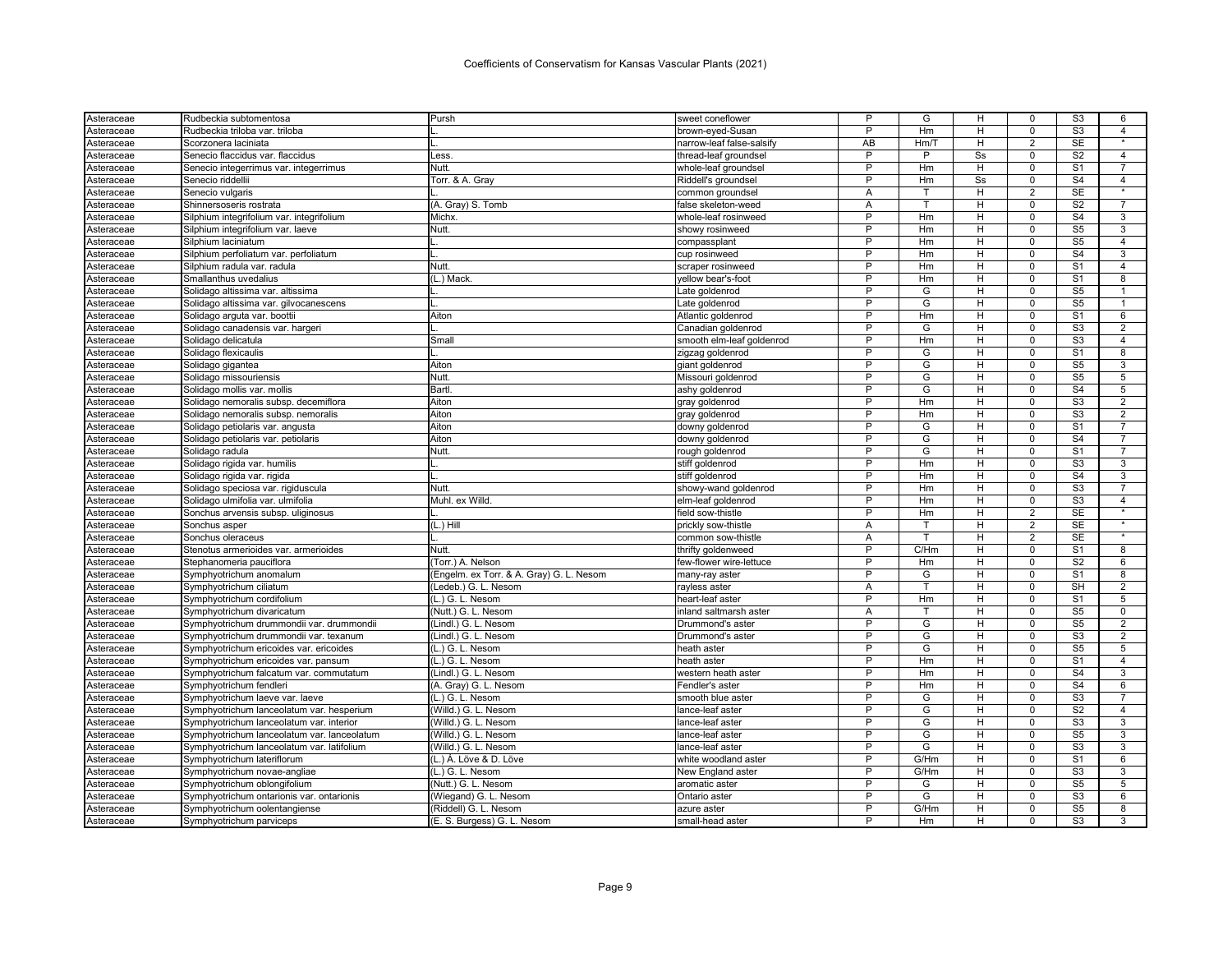# Coefficients of Conservatism for Kansas Vascular Plants (2021)

| | | | | | | | | | |
|---|---|---|---|---|---|---|---|---|---|
| Asteraceae | Rudbeckia subtomentosa | Pursh | sweet coneflower | P | G | H | 0 | S3 | 6 |
| Asteraceae | Rudbeckia triloba var. triloba | L. | brown-eyed-Susan | P | Hm | H | 0 | S3 | 4 |
| Asteraceae | Scorzonera laciniata | L. | narrow-leaf false-salsify | AB | Hm/T | H | 2 | SE | * |
| Asteraceae | Senecio flaccidus var. flaccidus | Less. | thread-leaf groundsel | P | P | Ss | 0 | S2 | 4 |
| Asteraceae | Senecio integerrimus var. integerrimus | Nutt. | whole-leaf groundsel | P | Hm | H | 0 | S1 | 7 |
| Asteraceae | Senecio riddellii | Torr. & A. Gray | Riddell's groundsel | P | Hm | Ss | 0 | S4 | 4 |
| Asteraceae | Senecio vulgaris | L. | common groundsel | A | T | H | 2 | SE | * |
| Asteraceae | Shinnersoseris rostrata | (A. Gray) S. Tomb | false skeleton-weed | A | T | H | 0 | S2 | 7 |
| Asteraceae | Silphium integrifolium var. integrifolium | Michx. | whole-leaf rosinweed | P | Hm | H | 0 | S4 | 3 |
| Asteraceae | Silphium integrifolium var. laeve | Nutt. | showy rosinweed | P | Hm | H | 0 | S5 | 3 |
| Asteraceae | Silphium laciniatum | L. | compassplant | P | Hm | H | 0 | S5 | 4 |
| Asteraceae | Silphium perfoliatum var. perfoliatum | L. | cup rosinweed | P | Hm | H | 0 | S4 | 3 |
| Asteraceae | Silphium radula var. radula | Nutt. | scraper rosinweed | P | Hm | H | 0 | S1 | 4 |
| Asteraceae | Smallanthus uvedalius | (L.) Mack. | yellow bear's-foot | P | Hm | H | 0 | S1 | 8 |
| Asteraceae | Solidago altissima var. altissima | L. | Late goldenrod | P | G | H | 0 | S5 | 1 |
| Asteraceae | Solidago altissima var. gilvocanescens | L. | Late goldenrod | P | G | H | 0 | S5 | 1 |
| Asteraceae | Solidago arguta var. boottii | Aiton | Atlantic goldenrod | P | Hm | H | 0 | S1 | 6 |
| Asteraceae | Solidago canadensis var. hargeri | L. | Canadian goldenrod | P | G | H | 0 | S3 | 2 |
| Asteraceae | Solidago delicatula | Small | smooth elm-leaf goldenrod | P | Hm | H | 0 | S3 | 4 |
| Asteraceae | Solidago flexicaulis | L. | zigzag goldenrod | P | G | H | 0 | S1 | 8 |
| Asteraceae | Solidago gigantea | Aiton | giant goldenrod | P | G | H | 0 | S5 | 3 |
| Asteraceae | Solidago missouriensis | Nutt. | Missouri goldenrod | P | G | H | 0 | S5 | 5 |
| Asteraceae | Solidago mollis var. mollis | Bartl. | ashy goldenrod | P | G | H | 0 | S4 | 5 |
| Asteraceae | Solidago nemoralis subsp. decemiflora | Aiton | gray goldenrod | P | Hm | H | 0 | S3 | 2 |
| Asteraceae | Solidago nemoralis subsp. nemoralis | Aiton | gray goldenrod | P | Hm | H | 0 | S3 | 2 |
| Asteraceae | Solidago petiolaris var. angusta | Aiton | downy goldenrod | P | G | H | 0 | S1 | 7 |
| Asteraceae | Solidago petiolaris var. petiolaris | Aiton | downy goldenrod | P | G | H | 0 | S4 | 7 |
| Asteraceae | Solidago radula | Nutt. | rough goldenrod | P | G | H | 0 | S1 | 7 |
| Asteraceae | Solidago rigida var. humilis | L. | stiff goldenrod | P | Hm | H | 0 | S3 | 3 |
| Asteraceae | Solidago rigida var. rigida | L. | stiff goldenrod | P | Hm | H | 0 | S4 | 3 |
| Asteraceae | Solidago speciosa var. rigiduscula | Nutt. | showy-wand goldenrod | P | Hm | H | 0 | S3 | 7 |
| Asteraceae | Solidago ulmifolia var. ulmifolia | Muhl. ex Willd. | elm-leaf goldenrod | P | Hm | H | 0 | S3 | 4 |
| Asteraceae | Sonchus arvensis subsp. uliginosus | L. | field sow-thistle | P | Hm | H | 2 | SE | * |
| Asteraceae | Sonchus asper | (L.) Hill | prickly sow-thistle | A | T | H | 2 | SE | * |
| Asteraceae | Sonchus oleraceus | L. | common sow-thistle | A | T | H | 2 | SE | * |
| Asteraceae | Stenotus armerioides var. armerioides | Nutt. | thrifty goldenweed | P | C/Hm | H | 0 | S1 | 8 |
| Asteraceae | Stephanomeria pauciflora | (Torr.) A. Nelson | few-flower wire-lettuce | P | Hm | H | 0 | S2 | 6 |
| Asteraceae | Symphyotrichum anomalum | (Engelm. ex Torr. & A. Gray) G. L. Nesom | many-ray aster | P | G | H | 0 | S1 | 8 |
| Asteraceae | Symphyotrichum ciliatum | (Ledeb.) G. L. Nesom | rayless aster | A | T | H | 0 | SH | 2 |
| Asteraceae | Symphyotrichum cordifolium | (L.) G. L. Nesom | heart-leaf aster | P | Hm | H | 0 | S1 | 5 |
| Asteraceae | Symphyotrichum divaricatum | (Nutt.) G. L. Nesom | inland saltmarsh aster | A | T | H | 0 | S5 | 0 |
| Asteraceae | Symphyotrichum drummondii var. drummondii | (Lindl.) G. L. Nesom | Drummond's aster | P | G | H | 0 | S5 | 2 |
| Asteraceae | Symphyotrichum drummondii var. texanum | (Lindl.) G. L. Nesom | Drummond's aster | P | G | H | 0 | S3 | 2 |
| Asteraceae | Symphyotrichum ericoides var. ericoides | (L.) G. L. Nesom | heath aster | P | G | H | 0 | S5 | 5 |
| Asteraceae | Symphyotrichum ericoides var. pansum | (L.) G. L. Nesom | heath aster | P | Hm | H | 0 | S1 | 4 |
| Asteraceae | Symphyotrichum falcatum var. commutatum | (Lindl.) G. L. Nesom | western heath aster | P | Hm | H | 0 | S4 | 3 |
| Asteraceae | Symphyotrichum fendleri | (A. Gray) G. L. Nesom | Fendler's aster | P | Hm | H | 0 | S4 | 6 |
| Asteraceae | Symphyotrichum laeve var. laeve | (L.) G. L. Nesom | smooth blue aster | P | G | H | 0 | S3 | 7 |
| Asteraceae | Symphyotrichum lanceolatum var. hesperium | (Willd.) G. L. Nesom | lance-leaf aster | P | G | H | 0 | S2 | 4 |
| Asteraceae | Symphyotrichum lanceolatum var. interior | (Willd.) G. L. Nesom | lance-leaf aster | P | G | H | 0 | S3 | 3 |
| Asteraceae | Symphyotrichum lanceolatum var. lanceolatum | (Willd.) G. L. Nesom | lance-leaf aster | P | G | H | 0 | S5 | 3 |
| Asteraceae | Symphyotrichum lanceolatum var. latifolium | (Willd.) G. L. Nesom | lance-leaf aster | P | G | H | 0 | S3 | 3 |
| Asteraceae | Symphyotrichum lateriflorum | (L.) Á. Löve & D. Löve | white woodland aster | P | G/Hm | H | 0 | S1 | 6 |
| Asteraceae | Symphyotrichum novae-angliae | (L.) G. L. Nesom | New England aster | P | G/Hm | H | 0 | S3 | 3 |
| Asteraceae | Symphyotrichum oblongifolium | (Nutt.) G. L. Nesom | aromatic aster | P | G | H | 0 | S5 | 5 |
| Asteraceae | Symphyotrichum ontarionis var. ontarionis | (Wiegand) G. L. Nesom | Ontario aster | P | G | H | 0 | S3 | 6 |
| Asteraceae | Symphyotrichum oolentangiense | (Riddell) G. L. Nesom | azure aster | P | G/Hm | H | 0 | S5 | 8 |
| Asteraceae | Symphyotrichum parviceps | (E. S. Burgess) G. L. Nesom | small-head aster | P | Hm | H | 0 | S3 | 3 |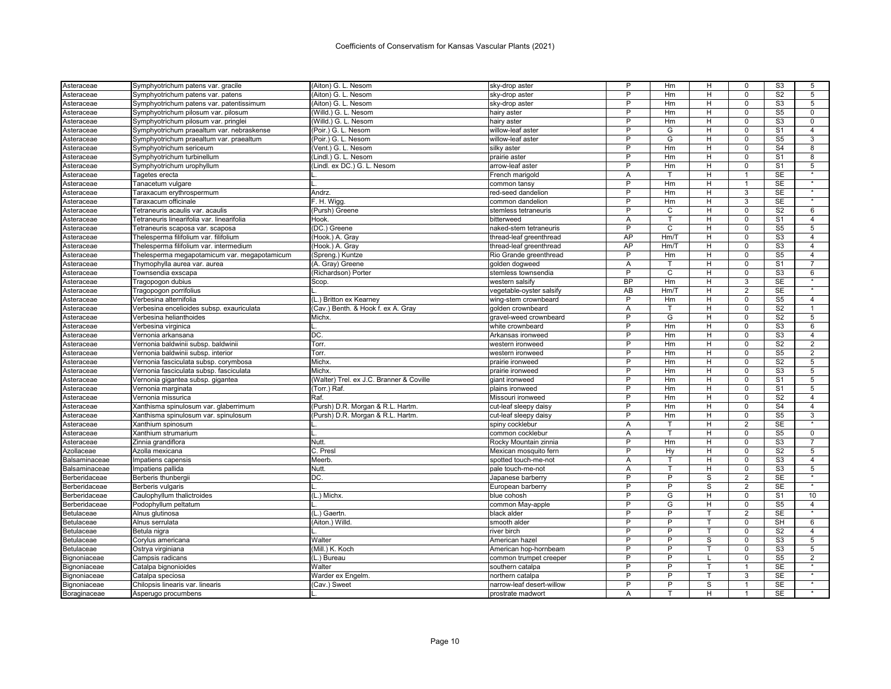| | | | | | | | | | |
|---|---|---|---|---|---|---|---|---|---|
| Asteraceae | Symphyotrichum patens var. gracile | (Aiton) G. L. Nesom | sky-drop aster | P | Hm | H | 0 | S3 | 5 |
| Asteraceae | Symphyotrichum patens var. patens | (Aiton) G. L. Nesom | sky-drop aster | P | Hm | H | 0 | S2 | 5 |
| Asteraceae | Symphyotrichum patens var. patentissimum | (Aiton) G. L. Nesom | sky-drop aster | P | Hm | H | 0 | S3 | 5 |
| Asteraceae | Symphyotrichum pilosum var. pilosum | (Willd.) G. L. Nesom | hairy aster | P | Hm | H | 0 | S5 | 0 |
| Asteraceae | Symphyotrichum pilosum var. pringlei | (Willd.) G. L. Nesom | hairy aster | P | Hm | H | 0 | S3 | 0 |
| Asteraceae | Symphyotrichum praealtum var. nebraskense | (Poir.) G. L. Nesom | willow-leaf aster | P | G | H | 0 | S1 | 4 |
| Asteraceae | Symphyotrichum praealtum var. praealtum | (Poir.) G. L. Nesom | willow-leaf aster | P | G | H | 0 | S5 | 3 |
| Asteraceae | Symphyotrichum sericeum | (Vent.) G. L. Nesom | silky aster | P | Hm | H | 0 | S4 | 8 |
| Asteraceae | Symphyotrichum turbinellum | (Lindl.) G. L. Nesom | prairie aster | P | Hm | H | 0 | S1 | 8 |
| Asteraceae | Symphyotrichum urophyllum | (Lindl. ex DC.) G. L. Nesom | arrow-leaf aster | P | Hm | H | 0 | S1 | 5 |
| Asteraceae | Tagetes erecta | L. | French marigold | A | T | H | 1 | SE | * |
| Asteraceae | Tanacetum vulgare | L. | common tansy | P | Hm | H | 1 | SE | * |
| Asteraceae | Taraxacum erythrospermum | Andrz. | red-seed dandelion | P | Hm | H | 3 | SE | * |
| Asteraceae | Taraxacum officinale | F. H. Wigg. | common dandelion | P | Hm | H | 3 | SE | * |
| Asteraceae | Tetraneuris acaulis var. acaulis | (Pursh) Greene | stemless tetraneuris | P | C | H | 0 | S2 | 6 |
| Asteraceae | Tetraneuris linearifolia var. linearifolia | Hook. | bitterweed | A | T | H | 0 | S1 | 4 |
| Asteraceae | Tetraneuris scaposa var. scaposa | (DC.) Greene | naked-stem tetraneuris | P | C | H | 0 | S5 | 5 |
| Asteraceae | Thelesperma filifolium var. filifolium | (Hook.) A. Gray | thread-leaf greenthread | AP | Hm/T | H | 0 | S3 | 4 |
| Asteraceae | Thelesperma filifolium var. intermedium | (Hook.) A. Gray | thread-leaf greenthread | AP | Hm/T | H | 0 | S3 | 4 |
| Asteraceae | Thelesperma megapotamicum var. megapotamicum | (Spreng.) Kuntze | Rio Grande greenthread | P | Hm | H | 0 | S5 | 4 |
| Asteraceae | Thymophylla aurea var. aurea | (A. Gray) Greene | golden dogweed | A | T | H | 0 | S1 | 7 |
| Asteraceae | Townsendia exscapa | (Richardson) Porter | stemless townsendia | P | C | H | 0 | S3 | 6 |
| Asteraceae | Tragopogon dubius | Scop. | western salsify | BP | Hm | H | 3 | SE | * |
| Asteraceae | Tragopogon porrifolius | L. | vegetable-oyster salsify | AB | Hm/T | H | 2 | SE | * |
| Asteraceae | Verbesina alternifolia | (L.) Britton ex Kearney | wing-stem crownbeard | P | Hm | H | 0 | S5 | 4 |
| Asteraceae | Verbesina encelioides subsp. exauriculata | (Cav.) Benth. & Hook f. ex A. Gray | golden crownbeard | A | T | H | 0 | S2 | 1 |
| Asteraceae | Verbesina helianthoides | Michx. | gravel-weed crownbeard | P | G | H | 0 | S2 | 5 |
| Asteraceae | Verbesina virginica | L. | white crownbeard | P | Hm | H | 0 | S3 | 6 |
| Asteraceae | Vernonia arkansana | DC. | Arkansas ironweed | P | Hm | H | 0 | S3 | 4 |
| Asteraceae | Vernonia baldwinii subsp. baldwinii | Torr. | western ironweed | P | Hm | H | 0 | S2 | 2 |
| Asteraceae | Vernonia baldwinii subsp. interior | Torr. | western ironweed | P | Hm | H | 0 | S5 | 2 |
| Asteraceae | Vernonia fasciculata subsp. corymbosa | Michx. | prairie ironweed | P | Hm | H | 0 | S2 | 5 |
| Asteraceae | Vernonia fasciculata subsp. fasciculata | Michx. | prairie ironweed | P | Hm | H | 0 | S3 | 5 |
| Asteraceae | Vernonia gigantea subsp. gigantea | (Walter) Trel. ex J.C. Branner & Coville | giant ironweed | P | Hm | H | 0 | S1 | 5 |
| Asteraceae | Vernonia marginata | (Torr.) Raf. | plains ironweed | P | Hm | H | 0 | S1 | 5 |
| Asteraceae | Vernonia missurica | Raf. | Missouri ironweed | P | Hm | H | 0 | S2 | 4 |
| Asteraceae | Xanthisma spinulosum var. glaberrimum | (Pursh) D.R. Morgan & R.L. Hartm. | cut-leaf sleepy daisy | P | Hm | H | 0 | S4 | 4 |
| Asteraceae | Xanthisma spinulosum var. spinulosum | (Pursh) D.R. Morgan & R.L. Hartm. | cut-leaf sleepy daisy | P | Hm | H | 0 | S5 | 3 |
| Asteraceae | Xanthium spinosum | L. | spiny cocklebur | A | T | H | 2 | SE | * |
| Asteraceae | Xanthium strumarium | L. | common cocklebur | A | T | H | 0 | S5 | 0 |
| Asteraceae | Zinnia grandiflora | Nutt. | Rocky Mountain zinnia | P | Hm | H | 0 | S3 | 7 |
| Azollaceae | Azolla mexicana | C. Presl | Mexican mosquito fern | P | Hy | H | 0 | S2 | 5 |
| Balsaminaceae | Impatiens capensis | Meerb. | spotted touch-me-not | A | T | H | 0 | S3 | 4 |
| Balsaminaceae | Impatiens pallida | Nutt. | pale touch-me-not | A | T | H | 0 | S3 | 5 |
| Berberidaceae | Berberis thunbergii | DC. | Japanese barberry | P | P | S | 2 | SE | * |
| Berberidaceae | Berberis vulgaris | L. | European barberry | P | P | S | 2 | SE | * |
| Berberidaceae | Caulophyllum thalictroides | (L.) Michx. | blue cohosh | P | G | H | 0 | S1 | 10 |
| Berberidaceae | Podophyllum peltatum | L. | common May-apple | P | G | H | 0 | S5 | 4 |
| Betulaceae | Alnus glutinosa | (L.) Gaertn. | black alder | P | P | T | 2 | SE | * |
| Betulaceae | Alnus serrulata | (Aiton.) Willd. | smooth alder | P | P | T | 0 | SH | 6 |
| Betulaceae | Betula nigra | L. | river birch | P | P | T | 0 | S2 | 4 |
| Betulaceae | Corylus americana | Walter | American hazel | P | P | S | 0 | S3 | 5 |
| Betulaceae | Ostrya virginiana | (Mill.) K. Koch | American hop-hornbeam | P | P | T | 0 | S3 | 5 |
| Bignoniaceae | Campsis radicans | (L.) Bureau | common trumpet creeper | P | P | L | 0 | S5 | 2 |
| Bignoniaceae | Catalpa bignonioides | Walter | southern catalpa | P | P | T | 1 | SE | * |
| Bignoniaceae | Catalpa speciosa | Warder ex Engelm. | northern catalpa | P | P | T | 3 | SE | * |
| Bignoniaceae | Chilopsis linearis var. linearis | (Cav.) Sweet | narrow-leaf desert-willow | P | P | S | 1 | SE | * |
| Boraginaceae | Asperugo procumbens | L. | prostrate madwort | A | T | H | 1 | SE | * |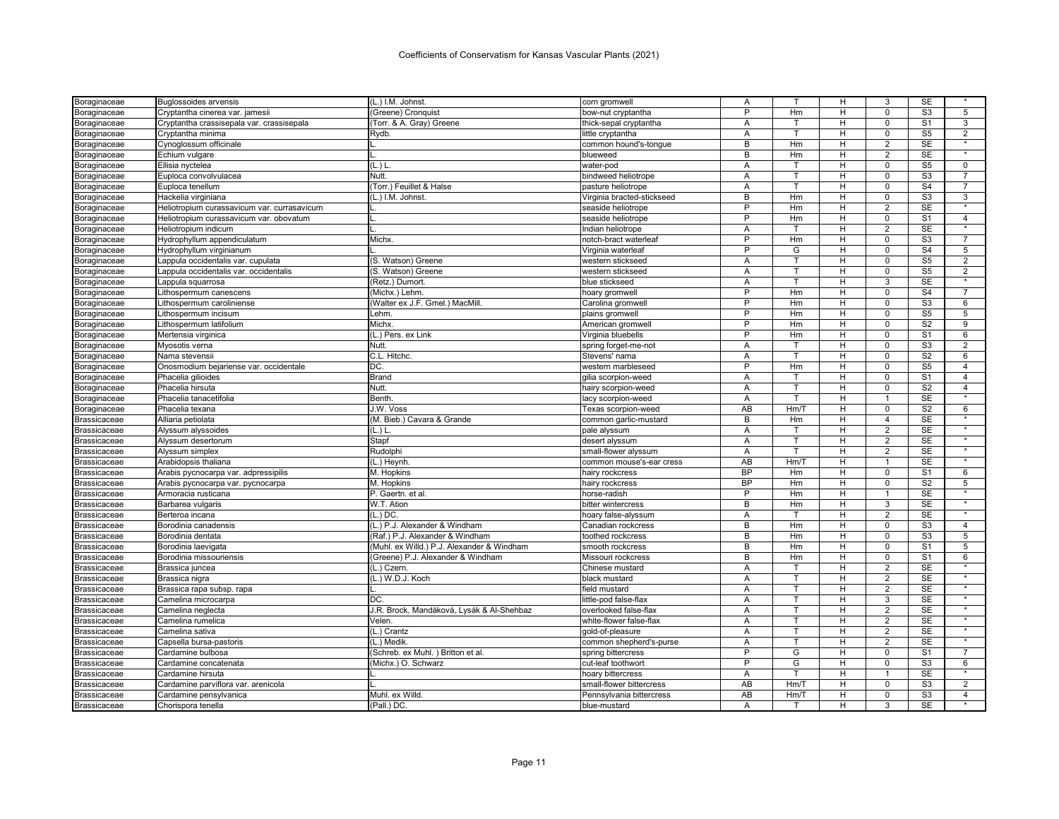# Coefficients of Conservatism for Kansas Vascular Plants (2021)

| | | | | | | | | | |
|---|---|---|---|---|---|---|---|---|---|
| Boraginaceae | Buglossoides arvensis | (L.) I.M. Johnst. | corn gromwell | A | T | H | 3 | SE | * |
| Boraginaceae | Cryptantha cinerea var. jamesii | (Greene) Cronquist | bow-nut cryptantha | P | Hm | H | 0 | S3 | 5 |
| Boraginaceae | Cryptantha crassisepala var. crassisepala | (Torr. & A. Gray) Greene | thick-sepal cryptantha | A | T | H | 0 | S1 | 3 |
| Boraginaceae | Cryptantha minima | Rydb. | little cryptantha | A | T | H | 0 | S5 | 2 |
| Boraginaceae | Cynoglossum officinale | L. | common hound's-tongue | B | Hm | H | 2 | SE | * |
| Boraginaceae | Echium vulgare | L. | blueweed | B | Hm | H | 2 | SE | * |
| Boraginaceae | Ellisia nyctelea | (L.) L. | water-pod | A | T | H | 0 | S5 | 0 |
| Boraginaceae | Euploca convolvulacea | Nutt. | bindweed heliotrope | A | T | H | 0 | S3 | 7 |
| Boraginaceae | Euploca tenellum | (Torr.) Feuillet & Halse | pasture heliotrope | A | T | H | 0 | S4 | 7 |
| Boraginaceae | Hackelia virginiana | (L.) I.M. Johnst. | Virginia bracted-stickseed | B | Hm | H | 0 | S3 | 3 |
| Boraginaceae | Heliotropium curassavicum var. currasavicum | L. | seaside heliotrope | P | Hm | H | 2 | SE | * |
| Boraginaceae | Heliotropium curassavicum var. obovatum | L. | seaside heliotrope | P | Hm | H | 0 | S1 | 4 |
| Boraginaceae | Heliotropium indicum | L. | Indian heliotrope | A | T | H | 2 | SE | * |
| Boraginaceae | Hydrophyllum appendiculatum | Michx. | notch-bract waterleaf | P | Hm | H | 0 | S3 | 7 |
| Boraginaceae | Hydrophyllum virginianum | L. | Virginia waterleaf | P | G | H | 0 | S4 | 5 |
| Boraginaceae | Lappula occidentalis var. cupulata | (S. Watson) Greene | western stickseed | A | T | H | 0 | S5 | 2 |
| Boraginaceae | Lappula occidentalis var. occidentalis | (S. Watson) Greene | western stickseed | A | T | H | 0 | S5 | 2 |
| Boraginaceae | Lappula squarrosa | (Retz.) Dumort. | blue stickseed | A | T | H | 3 | SE | * |
| Boraginaceae | Lithospermum canescens | (Michx.) Lehm. | hoary gromwell | P | Hm | H | 0 | S4 | 7 |
| Boraginaceae | Lithospermum caroliniense | (Walter ex J.F. Gmel.) MacMill. | Carolina gromwell | P | Hm | H | 0 | S3 | 6 |
| Boraginaceae | Lithospermum incisum | Lehm. | plains gromwell | P | Hm | H | 0 | S5 | 5 |
| Boraginaceae | Lithospermum latifolium | Michx. | American gromwell | P | Hm | H | 0 | S2 | 9 |
| Boraginaceae | Mertensia virginica | (L.) Pers. ex Link | Virginia bluebells | P | Hm | H | 0 | S1 | 6 |
| Boraginaceae | Myosotis verna | Nutt. | spring forget-me-not | A | T | H | 0 | S3 | 2 |
| Boraginaceae | Nama stevensii | C.L. Hitchc. | Stevens' nama | A | T | H | 0 | S2 | 6 |
| Boraginaceae | Onosmodium bejariense var. occidentale | DC. | western marbleseed | P | Hm | H | 0 | S5 | 4 |
| Boraginaceae | Phacelia gilioides | Brand | gilia scorpion-weed | A | T | H | 0 | S1 | 4 |
| Boraginaceae | Phacelia hirsuta | Nutt. | hairy scorpion-weed | A | T | H | 0 | S2 | 4 |
| Boraginaceae | Phacelia tanacetifolia | Benth. | lacy scorpion-weed | A | T | H | 1 | SE | * |
| Boraginaceae | Phacelia texana | J.W. Voss | Texas scorpion-weed | AB | Hm/T | H | 0 | S2 | 6 |
| Brassicaceae | Alliaria petiolata | (M. Bieb.) Cavara & Grande | common garlic-mustard | B | Hm | H | 4 | SE | * |
| Brassicaceae | Alyssum alyssoides | (L.) L. | pale alyssum | A | T | H | 2 | SE | * |
| Brassicaceae | Alyssum desertorum | Stapf | desert alyssum | A | T | H | 2 | SE | * |
| Brassicaceae | Alyssum simplex | Rudolphi | small-flower alyssum | A | T | H | 2 | SE | * |
| Brassicaceae | Arabidopsis thaliana | (L.) Heynh. | common mouse's-ear cress | AB | Hm/T | H | 1 | SE | * |
| Brassicaceae | Arabis pycnocarpa var. adpressipilis | M. Hopkins | hairy rockcress | BP | Hm | H | 0 | S1 | 6 |
| Brassicaceae | Arabis pycnocarpa var. pycnocarpa | M. Hopkins | hairy rockcress | BP | Hm | H | 0 | S2 | 5 |
| Brassicaceae | Armoracia rusticana | P. Gaertn. et al. | horse-radish | P | Hm | H | 1 | SE | * |
| Brassicaceae | Barbarea vulgaris | W.T. Ation | bitter wintercress | B | Hm | H | 3 | SE | * |
| Brassicaceae | Berteroa incana | (L.) DC. | hoary false-alyssum | A | T | H | 2 | SE | * |
| Brassicaceae | Borodinia canadensis | (L.) P.J. Alexander & Windham | Canadian rockcress | B | Hm | H | 0 | S3 | 4 |
| Brassicaceae | Borodinia dentata | (Raf.) P.J. Alexander & Windham | toothed rockcress | B | Hm | H | 0 | S3 | 5 |
| Brassicaceae | Borodinia laevigata | (Muhl. ex Willd.) P.J. Alexander & Windham | smooth rockcress | B | Hm | H | 0 | S1 | 5 |
| Brassicaceae | Borodinia missouriensis | (Greene) P.J. Alexander & Windham | Missouri rockcress | B | Hm | H | 0 | S1 | 6 |
| Brassicaceae | Brassica juncea | (L.) Czern. | Chinese mustard | A | T | H | 2 | SE | * |
| Brassicaceae | Brassica nigra | (L.) W.D.J. Koch | black mustard | A | T | H | 2 | SE | * |
| Brassicaceae | Brassica rapa subsp. rapa | L. | field mustard | A | T | H | 2 | SE | * |
| Brassicaceae | Camelina microcarpa | DC. | little-pod false-flax | A | T | H | 3 | SE | * |
| Brassicaceae | Camelina neglecta | J.R. Brock, Mandáková, Lysák & Al-Shehbaz | overlooked false-flax | A | T | H | 2 | SE | * |
| Brassicaceae | Camelina rumelica | Velen. | white-flower false-flax | A | T | H | 2 | SE | * |
| Brassicaceae | Camelina sativa | (L.) Crantz | gold-of-pleasure | A | T | H | 2 | SE | * |
| Brassicaceae | Capsella bursa-pastoris | (L.) Medik. | common shepherd's-purse | A | T | H | 2 | SE | * |
| Brassicaceae | Cardamine bulbosa | (Schreb. ex Muhl. ) Britton et al. | spring bittercress | P | G | H | 0 | S1 | 7 |
| Brassicaceae | Cardamine concatenata | (Michx.) O. Schwarz | cut-leaf toothwort | P | G | H | 0 | S3 | 6 |
| Brassicaceae | Cardamine hirsuta | L. | hoary bittercress | A | T | H | 1 | SE | * |
| Brassicaceae | Cardamine parviflora var. arenicola | L. | small-flower bittercress | AB | Hm/T | H | 0 | S3 | 2 |
| Brassicaceae | Cardamine pensylvanica | Muhl. ex Willd. | Pennsylvania bittercress | AB | Hm/T | H | 0 | S3 | 4 |
| Brassicaceae | Chorispora tenella | (Pall.) DC. | blue-mustard | A | T | H | 3 | SE | * |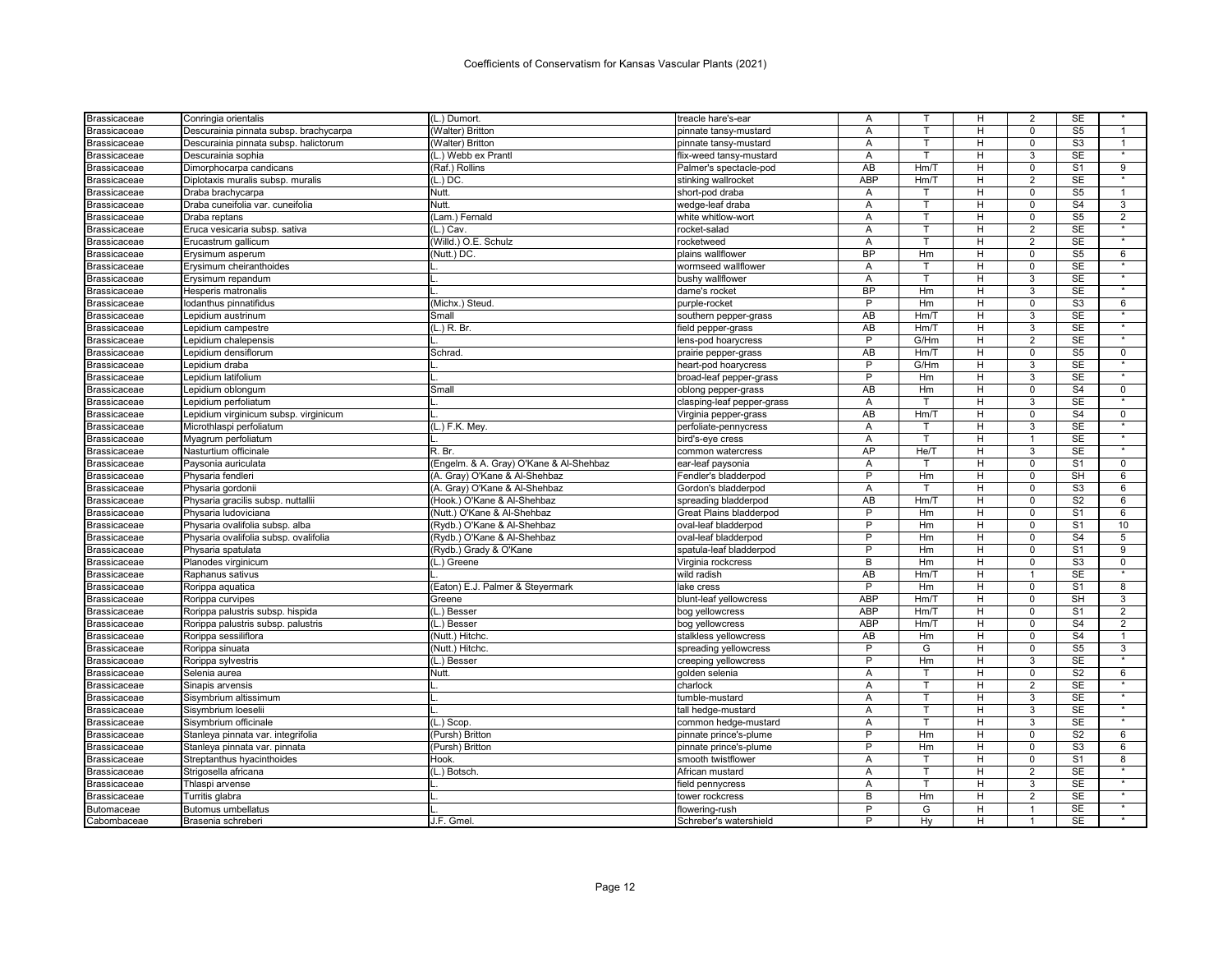# Coefficients of Conservatism for Kansas Vascular Plants (2021)

| | | | | | | | | | |
|---|---|---|---|---|---|---|---|---|---|
| Brassicaceae | Conringia orientalis | (L.) Dumort. | treacle hare's-ear | A | T | H | 2 | SE | * |
| Brassicaceae | Descurainia pinnata subsp. brachycarpa | (Walter) Britton | pinnate tansy-mustard | A | T | H | 0 | S5 | 1 |
| Brassicaceae | Descurainia pinnata subsp. halictorum | (Walter) Britton | pinnate tansy-mustard | A | T | H | 0 | S3 | 1 |
| Brassicaceae | Descurainia sophia | (L.) Webb ex Prantl | flix-weed tansy-mustard | A | T | H | 3 | SE | * |
| Brassicaceae | Dimorphocarpa candicans | (Raf.) Rollins | Palmer's spectacle-pod | AB | Hm/T | H | 0 | S1 | 9 |
| Brassicaceae | Diplotaxis muralis subsp. muralis | (L.) DC. | stinking wallrocket | ABP | Hm/T | H | 2 | SE | * |
| Brassicaceae | Draba brachycarpa | Nutt. | short-pod draba | A | T | H | 0 | S5 | 1 |
| Brassicaceae | Draba cuneifolia var. cuneifolia | Nutt. | wedge-leaf draba | A | T | H | 0 | S4 | 3 |
| Brassicaceae | Draba reptans | (Lam.) Fernald | white whitlow-wort | A | T | H | 0 | S5 | 2 |
| Brassicaceae | Eruca vesicaria subsp. sativa | (L.) Cav. | rocket-salad | A | T | H | 2 | SE | * |
| Brassicaceae | Erucastrum gallicum | (Willd.) O.E. Schulz | rocketweed | A | T | H | 2 | SE | * |
| Brassicaceae | Erysimum asperum | (Nutt.) DC. | plains wallflower | BP | Hm | H | 0 | S5 | 6 |
| Brassicaceae | Erysimum cheiranthoides | L. | wormseed wallflower | A | T | H | 0 | SE | * |
| Brassicaceae | Erysimum repandum | L. | bushy wallflower | A | T | H | 3 | SE | * |
| Brassicaceae | Hesperis matronalis | L. | dame's rocket | BP | Hm | H | 3 | SE | * |
| Brassicaceae | Iodanthus pinnatifidus | (Michx.) Steud. | purple-rocket | P | Hm | H | 0 | S3 | 6 |
| Brassicaceae | Lepidium austrinum | Small | southern pepper-grass | AB | Hm/T | H | 3 | SE | * |
| Brassicaceae | Lepidium campestre | (L.) R. Br. | field pepper-grass | AB | Hm/T | H | 3 | SE | * |
| Brassicaceae | Lepidium chalepensis | L. | lens-pod hoarycress | P | G/Hm | H | 2 | SE | * |
| Brassicaceae | Lepidium densiflorum | Schrad. | prairie pepper-grass | AB | Hm/T | H | 0 | S5 | 0 |
| Brassicaceae | Lepidium draba | L. | heart-pod hoarycress | P | G/Hm | H | 3 | SE | * |
| Brassicaceae | Lepidium latifolium | L. | broad-leaf pepper-grass | P | Hm | H | 3 | SE | * |
| Brassicaceae | Lepidium oblongum | Small | oblong pepper-grass | AB | Hm | H | 0 | S4 | 0 |
| Brassicaceae | Lepidium perfoliatum | L. | clasping-leaf pepper-grass | A | T | H | 3 | SE | * |
| Brassicaceae | Lepidium virginicum subsp. virginicum | L. | Virginia pepper-grass | AB | Hm/T | H | 0 | S4 | 0 |
| Brassicaceae | Microthlaspi perfoliatum | (L.) F.K. Mey. | perfoliate-pennycress | A | T | H | 3 | SE | * |
| Brassicaceae | Myagrum perfoliatum | L. | bird's-eye cress | A | T | H | 1 | SE | * |
| Brassicaceae | Nasturtium officinale | R. Br. | common watercress | AP | He/T | H | 3 | SE | * |
| Brassicaceae | Paysonia auriculata | (Engelm. & A. Gray) O'Kane & Al-Shehbaz | ear-leaf paysonia | A | T | H | 0 | S1 | 0 |
| Brassicaceae | Physaria fendleri | (A. Gray) O'Kane & Al-Shehbaz | Fendler's bladderpod | P | Hm | H | 0 | SH | 6 |
| Brassicaceae | Physaria gordonii | (A. Gray) O'Kane & Al-Shehbaz | Gordon's bladderpod | A | T | H | 0 | S3 | 6 |
| Brassicaceae | Physaria gracilis subsp. nuttallii | (Hook.) O'Kane & Al-Shehbaz | spreading bladderpod | AB | Hm/T | H | 0 | S2 | 6 |
| Brassicaceae | Physaria ludoviciana | (Nutt.) O'Kane & Al-Shehbaz | Great Plains bladderpod | P | Hm | H | 0 | S1 | 6 |
| Brassicaceae | Physaria ovalifolia subsp. alba | (Rydb.) O'Kane & Al-Shehbaz | oval-leaf bladderpod | P | Hm | H | 0 | S1 | 10 |
| Brassicaceae | Physaria ovalifolia subsp. ovalifolia | (Rydb.) O'Kane & Al-Shehbaz | oval-leaf bladderpod | P | Hm | H | 0 | S4 | 5 |
| Brassicaceae | Physaria spatulata | (Rydb.) Grady & O'Kane | spatula-leaf bladderpod | P | Hm | H | 0 | S1 | 9 |
| Brassicaceae | Planodes virginicum | (L.) Greene | Virginia rockcress | B | Hm | H | 0 | S3 | 0 |
| Brassicaceae | Raphanus sativus | L. | wild radish | AB | Hm/T | H | 1 | SE | * |
| Brassicaceae | Rorippa aquatica | (Eaton) E.J. Palmer & Steyermark | lake cress | P | Hm | H | 0 | S1 | 8 |
| Brassicaceae | Rorippa curvipes | Greene | blunt-leaf yellowcress | ABP | Hm/T | H | 0 | SH | 3 |
| Brassicaceae | Rorippa palustris subsp. hispida | (L.) Besser | bog yellowcress | ABP | Hm/T | H | 0 | S1 | 2 |
| Brassicaceae | Rorippa palustris subsp. palustris | (L.) Besser | bog yellowcress | ABP | Hm/T | H | 0 | S4 | 2 |
| Brassicaceae | Rorippa sessiliflora | (Nutt.) Hitchc. | stalkless yellowcress | AB | Hm | H | 0 | S4 | 1 |
| Brassicaceae | Rorippa sinuata | (Nutt.) Hitchc. | spreading yellowcress | P | G | H | 0 | S5 | 3 |
| Brassicaceae | Rorippa sylvestris | (L.) Besser | creeping yellowcress | P | Hm | H | 3 | SE | * |
| Brassicaceae | Selenia aurea | Nutt. | golden selenia | A | T | H | 0 | S2 | 6 |
| Brassicaceae | Sinapis arvensis | L. | charlock | A | T | H | 2 | SE | * |
| Brassicaceae | Sisymbrium altissimum | L. | tumble-mustard | A | T | H | 3 | SE | * |
| Brassicaceae | Sisymbrium loeselii | L. | tall hedge-mustard | A | T | H | 3 | SE | * |
| Brassicaceae | Sisymbrium officinale | (L.) Scop. | common hedge-mustard | A | T | H | 3 | SE | * |
| Brassicaceae | Stanleya pinnata var. integrifolia | (Pursh) Britton | pinnate prince's-plume | P | Hm | H | 0 | S2 | 6 |
| Brassicaceae | Stanleya pinnata var. pinnata | (Pursh) Britton | pinnate prince's-plume | P | Hm | H | 0 | S3 | 6 |
| Brassicaceae | Streptanthus hyacinthoides | Hook. | smooth twistflower | A | T | H | 0 | S1 | 8 |
| Brassicaceae | Strigosella africana | (L.) Botsch. | African mustard | A | T | H | 2 | SE | * |
| Brassicaceae | Thlaspi arvense | L. | field pennycress | A | T | H | 3 | SE | * |
| Brassicaceae | Turritis glabra | L. | tower rockcress | B | Hm | H | 2 | SE | * |
| Butomaceae | Butomus umbellatus | L. | flowering-rush | P | G | H | 1 | SE | * |
| Cabombaceae | Brasenia schreberi | J.F. Gmel. | Schreber's watershield | P | Hy | H | 1 | SE | * |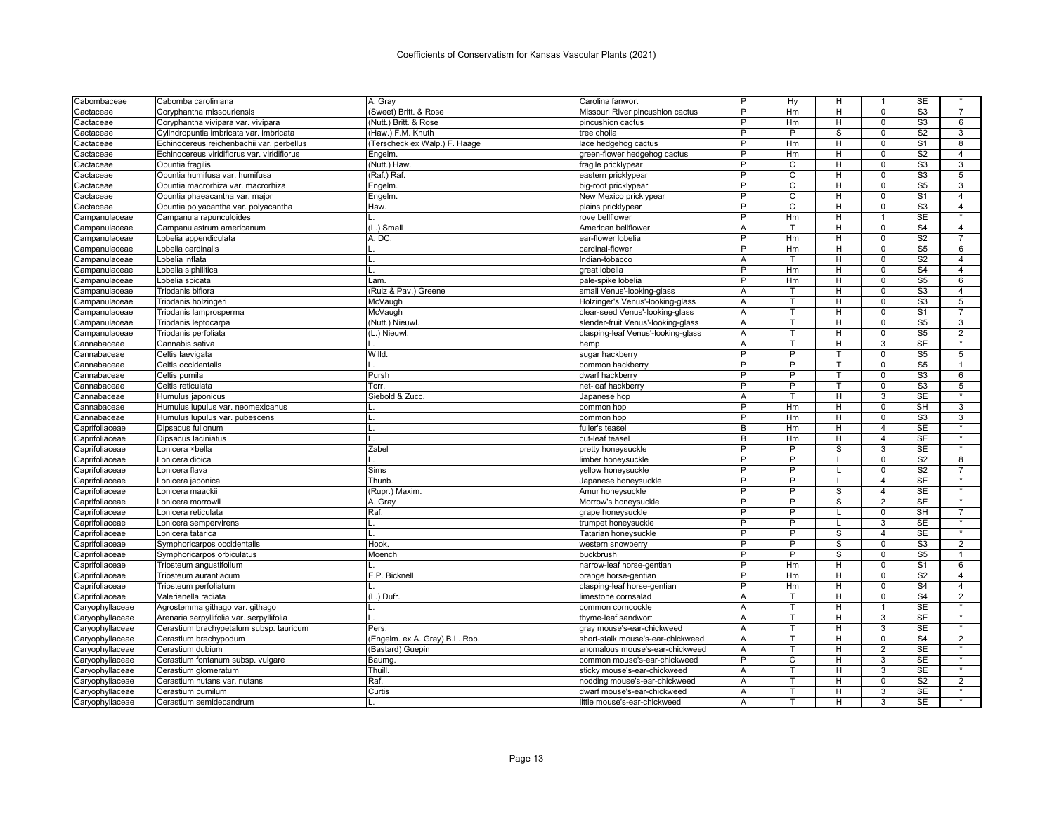# Coefficients of Conservatism for Kansas Vascular Plants (2021)

| | | | | | | | | | |
|---|---|---|---|---|---|---|---|---|---|
| Cabombaceae | Cabomba caroliniana | A. Gray | Carolina fanwort | P | Hy | H | 1 | SE | * |
| Cactaceae | Coryphantha missouriensis | (Sweet) Britt. & Rose | Missouri River pincushion cactus | P | Hm | H | 0 | S3 | 7 |
| Cactaceae | Coryphantha vivipara var. vivipara | (Nutt.) Britt. & Rose | pincushion cactus | P | Hm | H | 0 | S3 | 6 |
| Cactaceae | Cylindropuntia imbricata var. imbricata | (Haw.) F.M. Knuth | tree cholla | P | P | S | 0 | S2 | 3 |
| Cactaceae | Echinocereus reichenbachii var. perbellus | (Terscheck ex Walp.) F. Haage | lace hedgehog cactus | P | Hm | H | 0 | S1 | 8 |
| Cactaceae | Echinocereus viridiflorus var. viridiflorus | Engelm. | green-flower hedgehog cactus | P | Hm | H | 0 | S2 | 4 |
| Cactaceae | Opuntia fragilis | (Nutt.) Haw. | fragile pricklypear | P | C | H | 0 | S3 | 3 |
| Cactaceae | Opuntia humifusa var. humifusa | (Raf.) Raf. | eastern pricklypear | P | C | H | 0 | S3 | 5 |
| Cactaceae | Opuntia macrorhiza var. macrorhiza | Engelm. | big-root pricklypear | P | C | H | 0 | S5 | 3 |
| Cactaceae | Opuntia phaeacantha var. major | Engelm. | New Mexico pricklypear | P | C | H | 0 | S1 | 4 |
| Cactaceae | Opuntia polyacantha var. polyacantha | Haw. | plains pricklypear | P | C | H | 0 | S3 | 4 |
| Campanulaceae | Campanula rapunculoides | L. | rove bellflower | P | Hm | H | 1 | SE | * |
| Campanulaceae | Campanulastrum americanum | (L.) Small | American bellflower | A | T | H | 0 | S4 | 4 |
| Campanulaceae | Lobelia appendiculata | A. DC. | ear-flower lobelia | P | Hm | H | 0 | S2 | 7 |
| Campanulaceae | Lobelia cardinalis | L. | cardinal-flower | P | Hm | H | 0 | S5 | 6 |
| Campanulaceae | Lobelia inflata | L. | Indian-tobacco | A | T | H | 0 | S2 | 4 |
| Campanulaceae | Lobelia siphilitica | L. | great lobelia | P | Hm | H | 0 | S4 | 4 |
| Campanulaceae | Lobelia spicata | Lam. | pale-spike lobelia | P | Hm | H | 0 | S5 | 6 |
| Campanulaceae | Triodanis biflora | (Ruiz & Pav.) Greene | small Venus'-looking-glass | A | T | H | 0 | S3 | 4 |
| Campanulaceae | Triodanis holzingeri | McVaugh | Holzinger's Venus'-looking-glass | A | T | H | 0 | S3 | 5 |
| Campanulaceae | Triodanis lamprosperma | McVaugh | clear-seed Venus'-looking-glass | A | T | H | 0 | S1 | 7 |
| Campanulaceae | Triodanis leptocarpa | (Nutt.) Nieuwl. | slender-fruit Venus'-looking-glass | A | T | H | 0 | S5 | 3 |
| Campanulaceae | Triodanis perfoliata | (L.) Nieuwl. | clasping-leaf Venus'-looking-glass | A | T | H | 0 | S5 | 2 |
| Cannabaceae | Cannabis sativa | L. | hemp | A | T | H | 3 | SE | * |
| Cannabaceae | Celtis laevigata | Willd. | sugar hackberry | P | P | T | 0 | S5 | 5 |
| Cannabaceae | Celtis occidentalis | L. | common hackberry | P | P | T | 0 | S5 | 1 |
| Cannabaceae | Celtis pumila | Pursh | dwarf hackberry | P | P | T | 0 | S3 | 6 |
| Cannabaceae | Celtis reticulata | Torr. | net-leaf hackberry | P | P | T | 0 | S3 | 5 |
| Cannabaceae | Humulus japonicus | Siebold & Zucc. | Japanese hop | A | T | H | 3 | SE | * |
| Cannabaceae | Humulus lupulus var. neomexicanus | L. | common hop | P | Hm | H | 0 | SH | 3 |
| Cannabaceae | Humulus lupulus var. pubescens | L. | common hop | P | Hm | H | 0 | S3 | 3 |
| Caprifoliaceae | Dipsacus fullonum | L. | fuller's teasel | B | Hm | H | 4 | SE | * |
| Caprifoliaceae | Dipsacus laciniatus | L. | cut-leaf teasel | B | Hm | H | 4 | SE | * |
| Caprifoliaceae | Lonicera ×bella | Zabel | pretty honeysuckle | P | P | S | 3 | SE | * |
| Caprifoliaceae | Lonicera dioica | L. | limber honeysuckle | P | P | L | 0 | S2 | 8 |
| Caprifoliaceae | Lonicera flava | Sims | yellow honeysuckle | P | P | L | 0 | S2 | 7 |
| Caprifoliaceae | Lonicera japonica | Thunb. | Japanese honeysuckle | P | P | L | 4 | SE | * |
| Caprifoliaceae | Lonicera maackii | (Rupr.) Maxim. | Amur honeysuckle | P | P | S | 4 | SE | * |
| Caprifoliaceae | Lonicera morrowii | A. Gray | Morrow's honeysuckle | P | P | S | 2 | SE | * |
| Caprifoliaceae | Lonicera reticulata | Raf. | grape honeysuckle | P | P | L | 0 | SH | 7 |
| Caprifoliaceae | Lonicera sempervirens | L. | trumpet honeysuckle | P | P | L | 3 | SE | * |
| Caprifoliaceae | Lonicera tatarica | L. | Tatarian honeysuckle | P | P | S | 4 | SE | * |
| Caprifoliaceae | Symphoricarpos occidentalis | Hook. | western snowberry | P | P | S | 0 | S3 | 2 |
| Caprifoliaceae | Symphoricarpos orbiculatus | Moench | buckbrush | P | P | S | 0 | S5 | 1 |
| Caprifoliaceae | Triosteum angustifolium | L. | narrow-leaf horse-gentian | P | Hm | H | 0 | S1 | 6 |
| Caprifoliaceae | Triosteum aurantiacum | E.P. Bicknell | orange horse-gentian | P | Hm | H | 0 | S2 | 4 |
| Caprifoliaceae | Triosteum perfoliatum | L. | clasping-leaf horse-gentian | P | Hm | H | 0 | S4 | 4 |
| Caprifoliaceae | Valerianella radiata | (L.) Dufr. | limestone cornsalad | A | T | H | 0 | S4 | 2 |
| Caryophyllaceae | Agrostemma githago var. githago | L. | common corncockle | A | T | H | 1 | SE | * |
| Caryophyllaceae | Arenaria serpyllifolia var. serpyllifolia | L. | thyme-leaf sandwort | A | T | H | 3 | SE | * |
| Caryophyllaceae | Cerastium brachypetalum subsp. tauricum | Pers. | gray mouse's-ear-chickweed | A | T | H | 3 | SE | * |
| Caryophyllaceae | Cerastium brachypodum | (Engelm. ex A. Gray) B.L. Rob. | short-stalk mouse's-ear-chickweed | A | T | H | 0 | S4 | 2 |
| Caryophyllaceae | Cerastium dubium | (Bastard) Guepin | anomalous mouse's-ear-chickweed | A | T | H | 2 | SE | * |
| Caryophyllaceae | Cerastium fontanum subsp. vulgare | Baumg. | common mouse's-ear-chickweed | P | C | H | 3 | SE | * |
| Caryophyllaceae | Cerastium glomeratum | Thuill. | sticky mouse's-ear-chickweed | A | T | H | 3 | SE | * |
| Caryophyllaceae | Cerastium nutans var. nutans | Raf. | nodding mouse's-ear-chickweed | A | T | H | 0 | S2 | 2 |
| Caryophyllaceae | Cerastium pumilum | Curtis | dwarf mouse's-ear-chickweed | A | T | H | 3 | SE | * |
| Caryophyllaceae | Cerastium semidecandrum | L. | little mouse's-ear-chickweed | A | T | H | 3 | SE | * |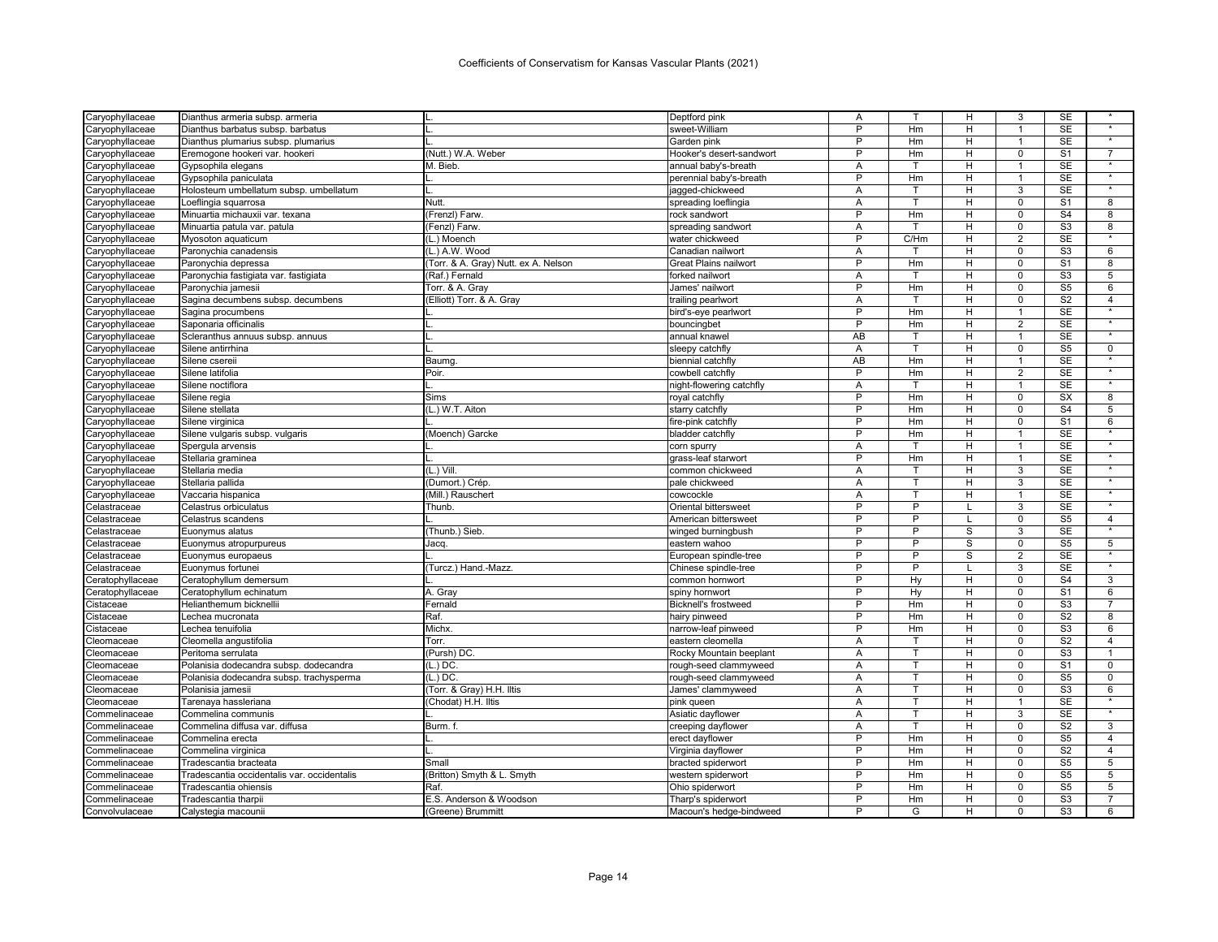| | | | | | | | | | |
|---|---|---|---|---|---|---|---|---|---|
| Caryophyllaceae | Dianthus armeria subsp. armeria | L. | Deptford pink | A | T | H | 3 | SE | * |
| Caryophyllaceae | Dianthus barbatus subsp. barbatus | L. | sweet-William | P | Hm | H | 1 | SE | * |
| Caryophyllaceae | Dianthus plumarius subsp. plumarius | L. | Garden pink | P | Hm | H | 1 | SE | * |
| Caryophyllaceae | Eremogone hookeri var. hookeri | (Nutt.) W.A. Weber | Hooker's desert-sandwort | P | Hm | H | 0 | S1 | 7 |
| Caryophyllaceae | Gypsophila elegans | M. Bieb. | annual baby's-breath | A | T | H | 1 | SE | * |
| Caryophyllaceae | Gypsophila paniculata | L. | perennial baby's-breath | P | Hm | H | 1 | SE | * |
| Caryophyllaceae | Holosteum umbellatum subsp. umbellatum | L. | jagged-chickweed | A | T | H | 3 | SE | * |
| Caryophyllaceae | Loeflingia squarrosa | Nutt. | spreading loeflingia | A | T | H | 0 | S1 | 8 |
| Caryophyllaceae | Minuartia michauxii var. texana | (Frenzl) Farw. | rock sandwort | P | Hm | H | 0 | S4 | 8 |
| Caryophyllaceae | Minuartia patula var. patula | (Fenzl) Farw. | spreading sandwort | A | T | H | 0 | S3 | 8 |
| Caryophyllaceae | Myosoton aquaticum | (L.) Moench | water chickweed | P | C/Hm | H | 2 | SE | * |
| Caryophyllaceae | Paronychia canadensis | (L.) A.W. Wood | Canadian nailwort | A | T | H | 0 | S3 | 6 |
| Caryophyllaceae | Paronychia depressa | (Torr. & A. Gray) Nutt. ex A. Nelson | Great Plains nailwort | P | Hm | H | 0 | S1 | 8 |
| Caryophyllaceae | Paronychia fastigiata var. fastigiata | (Raf.) Fernald | forked nailwort | A | T | H | 0 | S3 | 5 |
| Caryophyllaceae | Paronychia jamesii | Torr. & A. Gray | James' nailwort | P | Hm | H | 0 | S5 | 6 |
| Caryophyllaceae | Sagina decumbens subsp. decumbens | (Elliott) Torr. & A. Gray | trailing pearlwort | A | T | H | 0 | S2 | 4 |
| Caryophyllaceae | Sagina procumbens | L. | bird's-eye pearlwort | P | Hm | H | 1 | SE | * |
| Caryophyllaceae | Saponaria officinalis | L. | bouncingbet | P | Hm | H | 2 | SE | * |
| Caryophyllaceae | Scleranthus annuus subsp. annuus | L. | annual knawel | AB | T | H | 1 | SE | * |
| Caryophyllaceae | Silene antirrhina | L. | sleepy catchfly | A | T | H | 0 | S5 | 0 |
| Caryophyllaceae | Silene csereii | Baumg. | biennial catchfly | AB | Hm | H | 1 | SE | * |
| Caryophyllaceae | Silene latifolia | Poir. | cowbell catchfly | P | Hm | H | 2 | SE | * |
| Caryophyllaceae | Silene noctiflora | L. | night-flowering catchfly | A | T | H | 1 | SE | * |
| Caryophyllaceae | Silene regia | Sims | royal catchfly | P | Hm | H | 0 | SX | 8 |
| Caryophyllaceae | Silene stellata | (L.) W.T. Aiton | starry catchfly | P | Hm | H | 0 | S4 | 5 |
| Caryophyllaceae | Silene virginica | L. | fire-pink catchfly | P | Hm | H | 0 | S1 | 6 |
| Caryophyllaceae | Silene vulgaris subsp. vulgaris | (Moench) Garcke | bladder catchfly | P | Hm | H | 1 | SE | * |
| Caryophyllaceae | Spergula arvensis | L. | corn spurry | A | T | H | 1 | SE | * |
| Caryophyllaceae | Stellaria graminea | L. | grass-leaf starwort | P | Hm | H | 1 | SE | * |
| Caryophyllaceae | Stellaria media | (L.) Vill. | common chickweed | A | T | H | 3 | SE | * |
| Caryophyllaceae | Stellaria pallida | (Dumort.) Crép. | pale chickweed | A | T | H | 3 | SE | * |
| Caryophyllaceae | Vaccaria hispanica | (Mill.) Rauschert | cowcockle | A | T | H | 1 | SE | * |
| Celastraceae | Celastrus orbiculatus | Thunb. | Oriental bittersweet | P | P | L | 3 | SE | * |
| Celastraceae | Celastrus scandens | L. | American bittersweet | P | P | L | 0 | S5 | 4 |
| Celastraceae | Euonymus alatus | (Thunb.) Sieb. | winged burningbush | P | P | S | 3 | SE | * |
| Celastraceae | Euonymus atropurpureus | Jacq. | eastern wahoo | P | P | S | 0 | S5 | 5 |
| Celastraceae | Euonymus europaeus | L. | European spindle-tree | P | P | S | 2 | SE | * |
| Celastraceae | Euonymus fortunei | (Turcz.) Hand.-Mazz. | Chinese spindle-tree | P | P | L | 3 | SE | * |
| Ceratophyllaceae | Ceratophyllum demersum | L. | common hornwort | P | Hy | H | 0 | S4 | 3 |
| Ceratophyllaceae | Ceratophyllum echinatum | A. Gray | spiny hornwort | P | Hy | H | 0 | S1 | 6 |
| Cistaceae | Helianthemum bicknellii | Fernald | Bicknell's frostweed | P | Hm | H | 0 | S3 | 7 |
| Cistaceae | Lechea mucronata | Raf. | hairy pinweed | P | Hm | H | 0 | S2 | 8 |
| Cistaceae | Lechea tenuifolia | Michx. | narrow-leaf pinweed | P | Hm | H | 0 | S3 | 6 |
| Cleomaceae | Cleomella angustifolia | Torr. | eastern cleomella | A | T | H | 0 | S2 | 4 |
| Cleomaceae | Peritoma serrulata | (Pursh) DC. | Rocky Mountain beeplant | A | T | H | 0 | S3 | 1 |
| Cleomaceae | Polanisia dodecandra subsp. dodecandra | (L.) DC. | rough-seed clammyweed | A | T | H | 0 | S1 | 0 |
| Cleomaceae | Polanisia dodecandra subsp. trachysperma | (L.) DC. | rough-seed clammyweed | A | T | H | 0 | S5 | 0 |
| Cleomaceae | Polanisia jamesii | (Torr. & Gray) H.H. Iltis | James' clammyweed | A | T | H | 0 | S3 | 6 |
| Cleomaceae | Tarenaya hassleriana | (Chodat) H.H. Iltis | pink queen | A | T | H | 1 | SE | * |
| Commelinaceae | Commelina communis | L. | Asiatic dayflower | A | T | H | 3 | SE | * |
| Commelinaceae | Commelina diffusa var. diffusa | Burm. f. | creeping dayflower | A | T | H | 0 | S2 | 3 |
| Commelinaceae | Commelina erecta | L. | erect dayflower | P | Hm | H | 0 | S5 | 4 |
| Commelinaceae | Commelina virginica | L. | Virginia dayflower | P | Hm | H | 0 | S2 | 4 |
| Commelinaceae | Tradescantia bracteata | Small | bracted spiderwort | P | Hm | H | 0 | S5 | 5 |
| Commelinaceae | Tradescantia occidentalis var. occidentalis | (Britton) Smyth & L. Smyth | western spiderwort | P | Hm | H | 0 | S5 | 5 |
| Commelinaceae | Tradescantia ohiensis | Raf. | Ohio spiderwort | P | Hm | H | 0 | S5 | 5 |
| Commelinaceae | Tradescantia tharpii | E.S. Anderson & Woodson | Tharp's spiderwort | P | Hm | H | 0 | S3 | 7 |
| Convolvulaceae | Calystegia macounii | (Greene) Brummitt | Macoun's hedge-bindweed | P | G | H | 0 | S3 | 6 |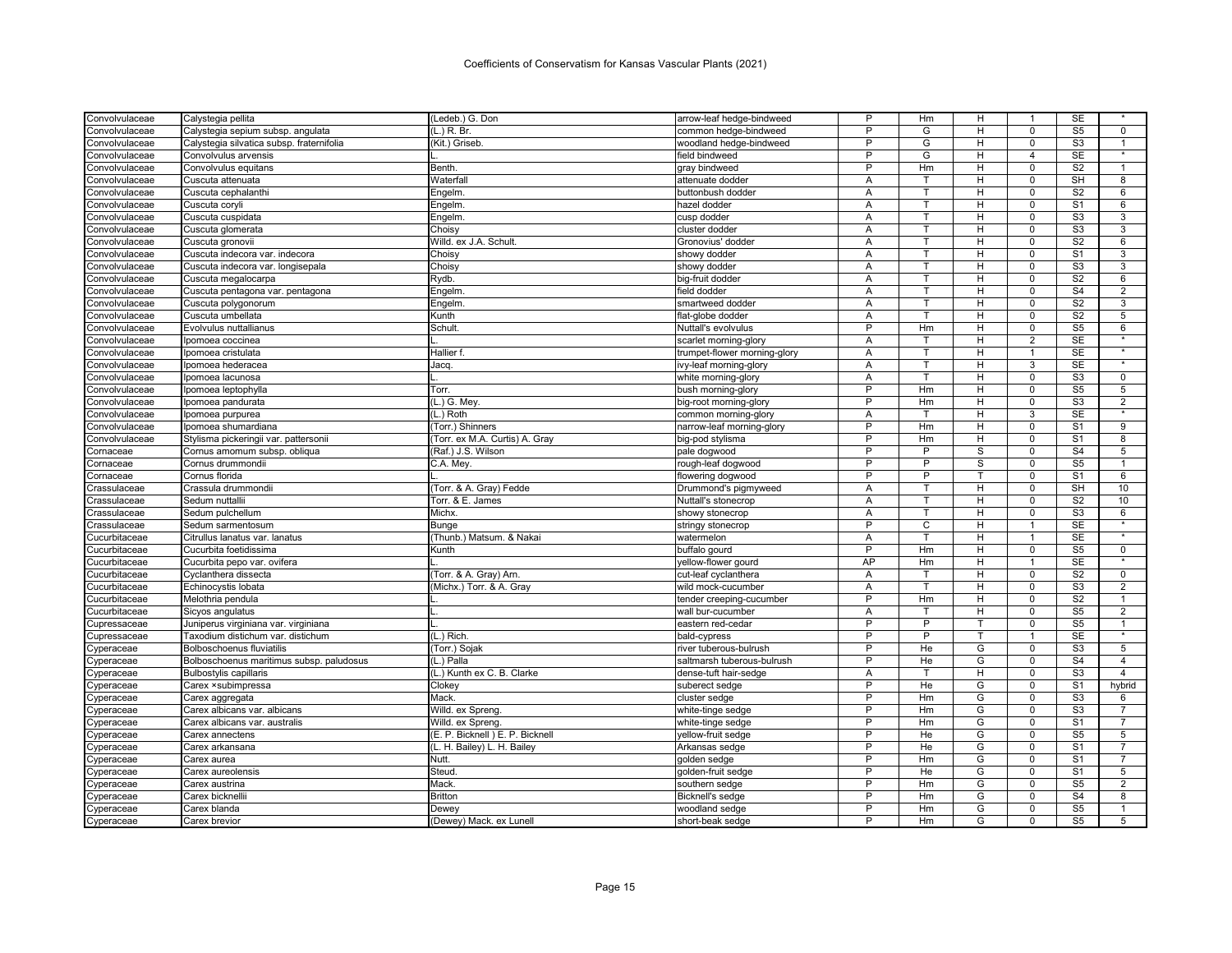Coefficients of Conservatism for Kansas Vascular Plants (2021)

| | | | | | | | | | |
|---|---|---|---|---|---|---|---|---|---|
| Convolvulaceae | Calystegia pellita | (Ledeb.) G. Don | arrow-leaf hedge-bindweed | P | Hm | H | 1 | SE | * |
| Convolvulaceae | Calystegia sepium subsp. angulata | (L.) R. Br. | common hedge-bindweed | P | G | H | 0 | S5 | 0 |
| Convolvulaceae | Calystegia silvatica subsp. fraternifolia | (Kit.) Griseb. | woodland hedge-bindweed | P | G | H | 0 | S3 | 1 |
| Convolvulaceae | Convolvulus arvensis | L. | field bindweed | P | G | H | 4 | SE | * |
| Convolvulaceae | Convolvulus equitans | Benth. | gray bindweed | P | Hm | H | 0 | S2 | 1 |
| Convolvulaceae | Cuscuta attenuata | Waterfall | attenuate dodder | A | T | H | 0 | SH | 8 |
| Convolvulaceae | Cuscuta cephalanthi | Engelm. | buttonbush dodder | A | T | H | 0 | S2 | 6 |
| Convolvulaceae | Cuscuta coryli | Engelm. | hazel dodder | A | T | H | 0 | S1 | 6 |
| Convolvulaceae | Cuscuta cuspidata | Engelm. | cusp dodder | A | T | H | 0 | S3 | 3 |
| Convolvulaceae | Cuscuta glomerata | Choisy | cluster dodder | A | T | H | 0 | S3 | 3 |
| Convolvulaceae | Cuscuta gronovii | Willd. ex J.A. Schult. | Gronovius' dodder | A | T | H | 0 | S2 | 6 |
| Convolvulaceae | Cuscuta indecora var. indecora | Choisy | showy dodder | A | T | H | 0 | S1 | 3 |
| Convolvulaceae | Cuscuta indecora var. longisepala | Choisy | showy dodder | A | T | H | 0 | S3 | 3 |
| Convolvulaceae | Cuscuta megalocarpa | Rydb. | big-fruit dodder | A | T | H | 0 | S2 | 6 |
| Convolvulaceae | Cuscuta pentagona var. pentagona | Engelm. | field dodder | A | T | H | 0 | S4 | 2 |
| Convolvulaceae | Cuscuta polygonorum | Engelm. | smartweed dodder | A | T | H | 0 | S2 | 3 |
| Convolvulaceae | Cuscuta umbellata | Kunth | flat-globe dodder | A | T | H | 0 | S2 | 5 |
| Convolvulaceae | Evolvulus nuttallianus | Schult. | Nuttall's evolvulus | P | Hm | H | 0 | S5 | 6 |
| Convolvulaceae | Ipomoea coccinea | L. | scarlet morning-glory | A | T | H | 2 | SE | * |
| Convolvulaceae | Ipomoea cristulata | Hallier f. | trumpet-flower morning-glory | A | T | H | 1 | SE | * |
| Convolvulaceae | Ipomoea hederacea | Jacq. | ivy-leaf morning-glory | A | T | H | 3 | SE | * |
| Convolvulaceae | Ipomoea lacunosa | L. | white morning-glory | A | T | H | 0 | S3 | 0 |
| Convolvulaceae | Ipomoea leptophylla | Torr. | bush morning-glory | P | Hm | H | 0 | S5 | 5 |
| Convolvulaceae | Ipomoea pandurata | (L.) G. Mey. | big-root morning-glory | P | Hm | H | 0 | S3 | 2 |
| Convolvulaceae | Ipomoea purpurea | (L.) Roth | common morning-glory | A | T | H | 3 | SE | * |
| Convolvulaceae | Ipomoea shumardiana | (Torr.) Shinners | narrow-leaf morning-glory | P | Hm | H | 0 | S1 | 9 |
| Convolvulaceae | Stylisma pickeringii var. pattersonii | (Torr. ex M.A. Curtis) A. Gray | big-pod stylisma | P | Hm | H | 0 | S1 | 8 |
| Cornaceae | Cornus amomum subsp. obliqua | (Raf.) J.S. Wilson | pale dogwood | P | P | S | 0 | S4 | 5 |
| Cornaceae | Cornus drummondii | C.A. Mey. | rough-leaf dogwood | P | P | S | 0 | S5 | 1 |
| Cornaceae | Cornus florida | L. | flowering dogwood | P | P | T | 0 | S1 | 6 |
| Crassulaceae | Crassula drummondii | (Torr. & A. Gray) Fedde | Drummond's pigmyweed | A | T | H | 0 | SH | 10 |
| Crassulaceae | Sedum nuttallii | Torr. & E. James | Nuttall's stonecrop | A | T | H | 0 | S2 | 10 |
| Crassulaceae | Sedum pulchellum | Michx. | showy stonecrop | A | T | H | 0 | S3 | 6 |
| Crassulaceae | Sedum sarmentosum | Bunge | stringy stonecrop | P | C | H | 1 | SE | * |
| Cucurbitaceae | Citrullus lanatus var. lanatus | (Thunb.) Matsum. & Nakai | watermelon | A | T | H | 1 | SE | * |
| Cucurbitaceae | Cucurbita foetidissima | Kunth | buffalo gourd | P | Hm | H | 0 | S5 | 0 |
| Cucurbitaceae | Cucurbita pepo var. ovifera | L. | yellow-flower gourd | AP | Hm | H | 1 | SE | * |
| Cucurbitaceae | Cyclanthera dissecta | (Torr. & A. Gray) Arn. | cut-leaf cyclanthera | A | T | H | 0 | S2 | 0 |
| Cucurbitaceae | Echinocystis lobata | (Michx.) Torr. & A. Gray | wild mock-cucumber | A | T | H | 0 | S3 | 2 |
| Cucurbitaceae | Melothria pendula | L. | tender creeping-cucumber | P | Hm | H | 0 | S2 | 1 |
| Cucurbitaceae | Sicyos angulatus | L. | wall bur-cucumber | A | T | H | 0 | S5 | 2 |
| Cupressaceae | Juniperus virginiana var. virginiana | L. | eastern red-cedar | P | P | T | 0 | S5 | 1 |
| Cupressaceae | Taxodium distichum var. distichum | (L.) Rich. | bald-cypress | P | P | T | 1 | SE | * |
| Cyperaceae | Bolboschoenus fluviatilis | (Torr.) Sojak | river tuberous-bulrush | P | He | G | 0 | S3 | 5 |
| Cyperaceae | Bolboschoenus maritimus subsp. paludosus | (L.) Palla | saltmarsh tuberous-bulrush | P | He | G | 0 | S4 | 4 |
| Cyperaceae | Bulbostylis capillaris | (L.) Kunth ex C. B. Clarke | dense-tuft hair-sedge | A | T | H | 0 | S3 | 4 |
| Cyperaceae | Carex ×subimpressa | Clokey | suberect sedge | P | He | G | 0 | S1 | hybrid |
| Cyperaceae | Carex aggregata | Mack. | cluster sedge | P | Hm | G | 0 | S3 | 6 |
| Cyperaceae | Carex albicans var. albicans | Willd. ex Spreng. | white-tinge sedge | P | Hm | G | 0 | S3 | 7 |
| Cyperaceae | Carex albicans var. australis | Willd. ex Spreng. | white-tinge sedge | P | Hm | G | 0 | S1 | 7 |
| Cyperaceae | Carex annectens | (E. P. Bicknell ) E. P. Bicknell | yellow-fruit sedge | P | He | G | 0 | S5 | 5 |
| Cyperaceae | Carex arkansana | (L. H. Bailey) L. H. Bailey | Arkansas sedge | P | He | G | 0 | S1 | 7 |
| Cyperaceae | Carex aurea | Nutt. | golden sedge | P | Hm | G | 0 | S1 | 7 |
| Cyperaceae | Carex aureolensis | Steud. | golden-fruit sedge | P | He | G | 0 | S1 | 5 |
| Cyperaceae | Carex austrina | Mack. | southern sedge | P | Hm | G | 0 | S5 | 2 |
| Cyperaceae | Carex bicknellii | Britton | Bicknell's sedge | P | Hm | G | 0 | S4 | 8 |
| Cyperaceae | Carex blanda | Dewey | woodland sedge | P | Hm | G | 0 | S5 | 1 |
| Cyperaceae | Carex brevior | (Dewey) Mack. ex Lunell | short-beak sedge | P | Hm | G | 0 | S5 | 5 |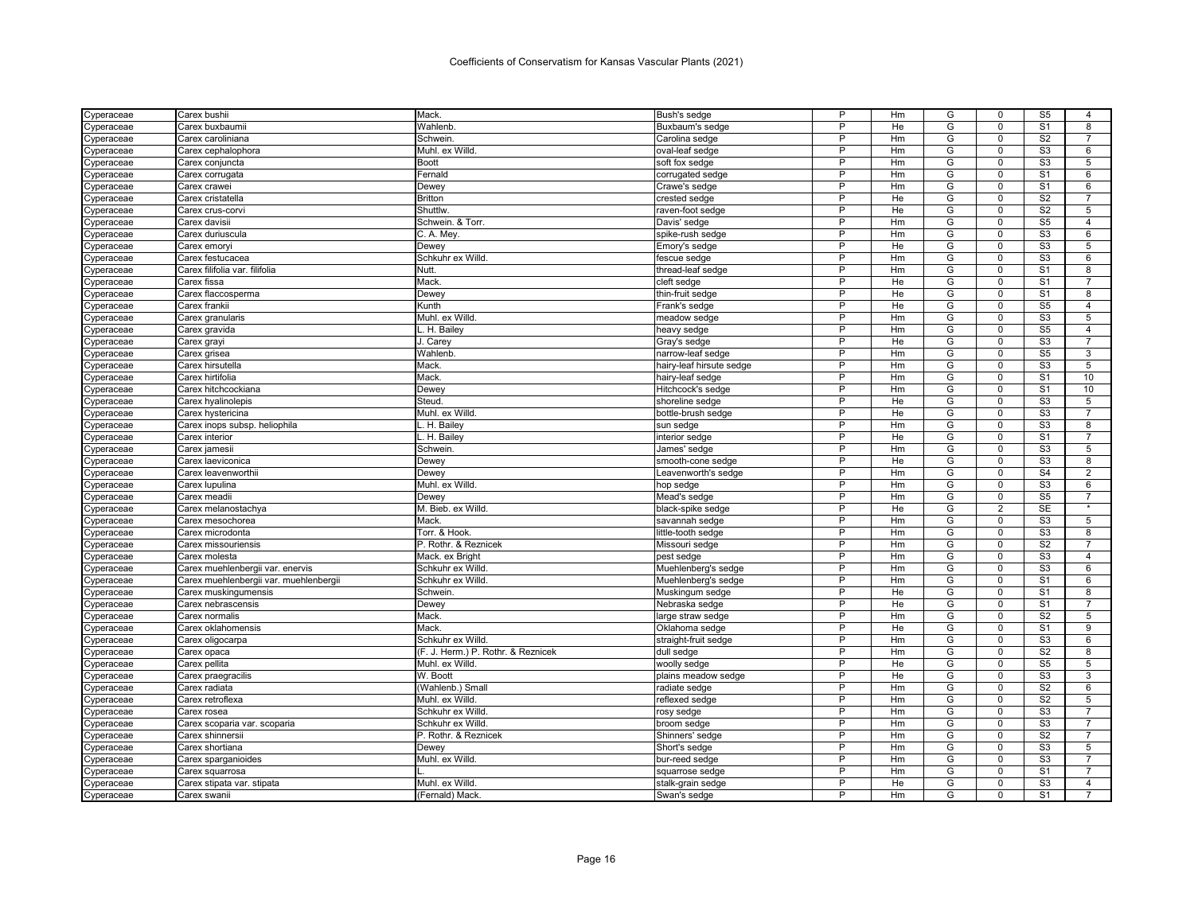| Cyperaceae | Carex bushii | Mack. | Bush's sedge | P | Hm | G | 0 | S5 | 4 |
|---|---|---|---|---|---|---|---|---|---|
| Cyperaceae | Carex buxbaumii | Wahlenb. | Buxbaum's sedge | P | He | G | 0 | S1 | 8 |
| Cyperaceae | Carex caroliniana | Schwein. | Carolina sedge | P | Hm | G | 0 | S2 | 7 |
| Cyperaceae | Carex cephalophora | Muhl. ex Willd. | oval-leaf sedge | P | Hm | G | 0 | S3 | 6 |
| Cyperaceae | Carex conjuncta | Boott | soft fox sedge | P | Hm | G | 0 | S3 | 5 |
| Cyperaceae | Carex corrugata | Fernald | corrugated sedge | P | Hm | G | 0 | S1 | 6 |
| Cyperaceae | Carex crawei | Dewey | Crawe's sedge | P | Hm | G | 0 | S1 | 6 |
| Cyperaceae | Carex cristatella | Britton | crested sedge | P | He | G | 0 | S2 | 7 |
| Cyperaceae | Carex crus-corvi | Shuttlw. | raven-foot sedge | P | He | G | 0 | S2 | 5 |
| Cyperaceae | Carex davisii | Schwein. & Torr. | Davis' sedge | P | Hm | G | 0 | S5 | 4 |
| Cyperaceae | Carex duriuscula | C. A. Mey. | spike-rush sedge | P | Hm | G | 0 | S3 | 6 |
| Cyperaceae | Carex emoryi | Dewey | Emory's sedge | P | He | G | 0 | S3 | 5 |
| Cyperaceae | Carex festucacea | Schkuhr ex Willd. | fescue sedge | P | Hm | G | 0 | S3 | 6 |
| Cyperaceae | Carex filifolia var. filifolia | Nutt. | thread-leaf sedge | P | Hm | G | 0 | S1 | 8 |
| Cyperaceae | Carex fissa | Mack. | cleft sedge | P | He | G | 0 | S1 | 7 |
| Cyperaceae | Carex flaccosperma | Dewey | thin-fruit sedge | P | He | G | 0 | S1 | 8 |
| Cyperaceae | Carex frankii | Kunth | Frank's sedge | P | He | G | 0 | S5 | 4 |
| Cyperaceae | Carex granularis | Muhl. ex Willd. | meadow sedge | P | Hm | G | 0 | S3 | 5 |
| Cyperaceae | Carex gravida | L. H. Bailey | heavy sedge | P | Hm | G | 0 | S5 | 4 |
| Cyperaceae | Carex grayi | J. Carey | Gray's sedge | P | He | G | 0 | S3 | 7 |
| Cyperaceae | Carex grisea | Wahlenb. | narrow-leaf sedge | P | Hm | G | 0 | S5 | 3 |
| Cyperaceae | Carex hirsutella | Mack. | hairy-leaf hirsute sedge | P | Hm | G | 0 | S3 | 5 |
| Cyperaceae | Carex hirtifolia | Mack. | hairy-leaf sedge | P | Hm | G | 0 | S1 | 10 |
| Cyperaceae | Carex hitchcockiana | Dewey | Hitchcock's sedge | P | Hm | G | 0 | S1 | 10 |
| Cyperaceae | Carex hyalinolepis | Steud. | shoreline sedge | P | He | G | 0 | S3 | 5 |
| Cyperaceae | Carex hystericina | Muhl. ex Willd. | bottle-brush sedge | P | He | G | 0 | S3 | 7 |
| Cyperaceae | Carex inops subsp. heliophila | L. H. Bailey | sun sedge | P | Hm | G | 0 | S3 | 8 |
| Cyperaceae | Carex interior | L. H. Bailey | interior sedge | P | He | G | 0 | S1 | 7 |
| Cyperaceae | Carex jamesii | Schwein. | James' sedge | P | Hm | G | 0 | S3 | 5 |
| Cyperaceae | Carex laeviconica | Dewey | smooth-cone sedge | P | He | G | 0 | S3 | 8 |
| Cyperaceae | Carex leavenworthii | Dewey | Leavenworth's sedge | P | Hm | G | 0 | S4 | 2 |
| Cyperaceae | Carex lupulina | Muhl. ex Willd. | hop sedge | P | Hm | G | 0 | S3 | 6 |
| Cyperaceae | Carex meadii | Dewey | Mead's sedge | P | Hm | G | 0 | S5 | 7 |
| Cyperaceae | Carex melanostachya | M. Bieb. ex Willd. | black-spike sedge | P | He | G | 2 | SE | * |
| Cyperaceae | Carex mesochorea | Mack. | savannah sedge | P | Hm | G | 0 | S3 | 5 |
| Cyperaceae | Carex microdonta | Torr. & Hook. | little-tooth sedge | P | Hm | G | 0 | S3 | 8 |
| Cyperaceae | Carex missouriensis | P. Rothr. & Reznicek | Missouri sedge | P | Hm | G | 0 | S2 | 7 |
| Cyperaceae | Carex molesta | Mack. ex Bright | pest sedge | P | Hm | G | 0 | S3 | 4 |
| Cyperaceae | Carex muehlenbergii var. enervis | Schkuhr ex Willd. | Muehlenberg's sedge | P | Hm | G | 0 | S3 | 6 |
| Cyperaceae | Carex muehlenbergii var. muehlenbergii | Schkuhr ex Willd. | Muehlenberg's sedge | P | Hm | G | 0 | S1 | 6 |
| Cyperaceae | Carex muskingumensis | Schwein. | Muskingum sedge | P | He | G | 0 | S1 | 8 |
| Cyperaceae | Carex nebrascensis | Dewey | Nebraska sedge | P | He | G | 0 | S1 | 7 |
| Cyperaceae | Carex normalis | Mack. | large straw sedge | P | Hm | G | 0 | S2 | 5 |
| Cyperaceae | Carex oklahomensis | Mack. | Oklahoma sedge | P | He | G | 0 | S1 | 9 |
| Cyperaceae | Carex oligocarpa | Schkuhr ex Willd. | straight-fruit sedge | P | Hm | G | 0 | S3 | 6 |
| Cyperaceae | Carex opaca | (F. J. Herm.) P. Rothr. & Reznicek | dull sedge | P | Hm | G | 0 | S2 | 8 |
| Cyperaceae | Carex pellita | Muhl. ex Willd. | woolly sedge | P | He | G | 0 | S5 | 5 |
| Cyperaceae | Carex praegracilis | W. Boott | plains meadow sedge | P | He | G | 0 | S3 | 3 |
| Cyperaceae | Carex radiata | (Wahlenb.) Small | radiate sedge | P | Hm | G | 0 | S2 | 6 |
| Cyperaceae | Carex retroflexa | Muhl. ex Willd. | reflexed sedge | P | Hm | G | 0 | S2 | 5 |
| Cyperaceae | Carex rosea | Schkuhr ex Willd. | rosy sedge | P | Hm | G | 0 | S3 | 7 |
| Cyperaceae | Carex scoparia var. scoparia | Schkuhr ex Willd. | broom sedge | P | Hm | G | 0 | S3 | 7 |
| Cyperaceae | Carex shinnersii | P. Rothr. & Reznicek | Shinners' sedge | P | Hm | G | 0 | S2 | 7 |
| Cyperaceae | Carex shortiana | Dewey | Short's sedge | P | Hm | G | 0 | S3 | 5 |
| Cyperaceae | Carex sparganioides | Muhl. ex Willd. | bur-reed sedge | P | Hm | G | 0 | S3 | 7 |
| Cyperaceae | Carex squarrosa | L. | squarrose sedge | P | Hm | G | 0 | S1 | 7 |
| Cyperaceae | Carex stipata var. stipata | Muhl. ex Willd. | stalk-grain sedge | P | He | G | 0 | S3 | 4 |
| Cyperaceae | Carex swanii | (Fernald) Mack. | Swan's sedge | P | Hm | G | 0 | S1 | 7 |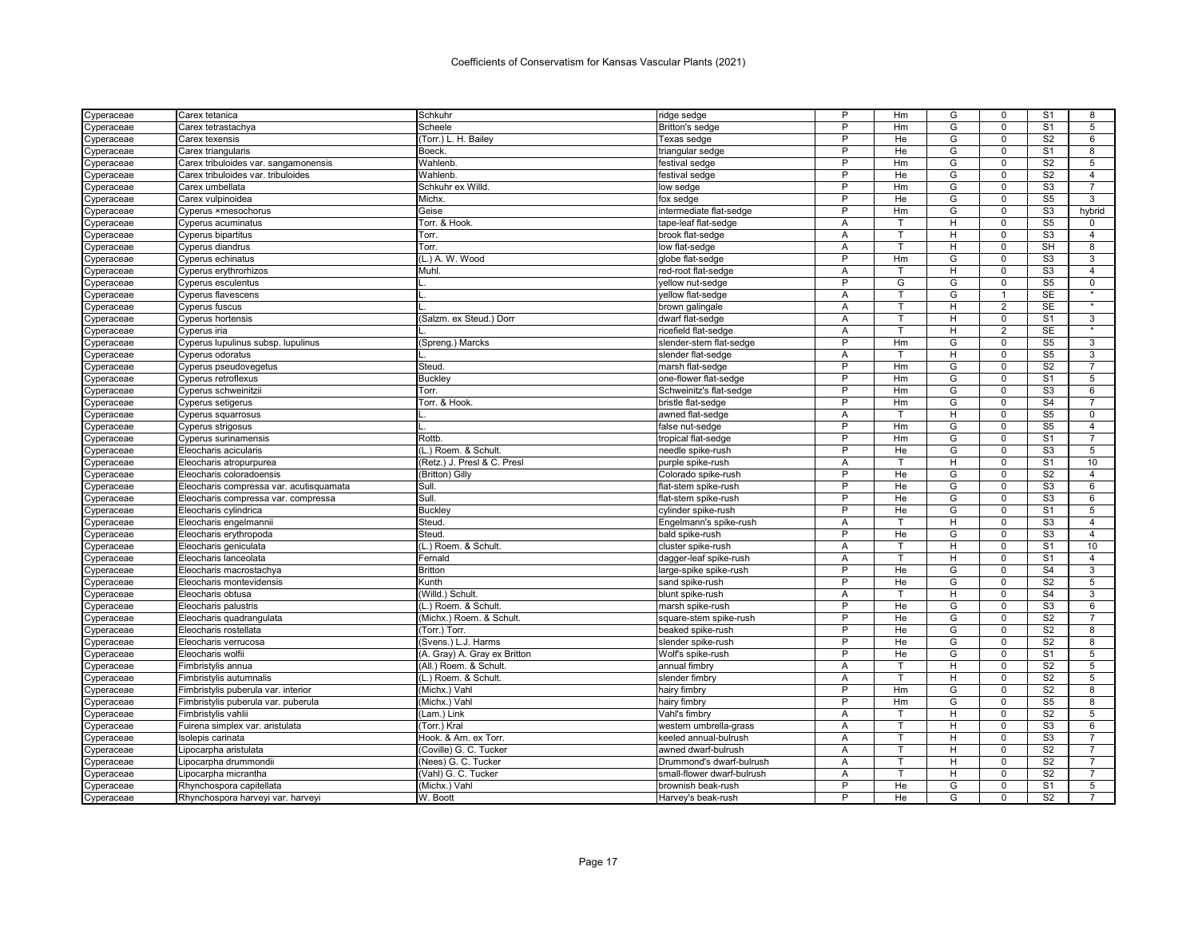| Cyperaceae | Carex tetanica | Schkuhr | ridge sedge | P | Hm | G | 0 | S1 | 8 |
|---|---|---|---|---|---|---|---|---|---|
| Cyperaceae | Carex tetrastachya | Scheele | Britton's sedge | P | Hm | G | 0 | S1 | 5 |
| Cyperaceae | Carex texensis | (Torr.) L. H. Bailey | Texas sedge | P | He | G | 0 | S2 | 6 |
| Cyperaceae | Carex triangularis | Boeck. | triangular sedge | P | He | G | 0 | S1 | 8 |
| Cyperaceae | Carex tribuloides var. sangamonensis | Wahlenb. | festival sedge | P | Hm | G | 0 | S2 | 5 |
| Cyperaceae | Carex tribuloides var. tribuloides | Wahlenb. | festival sedge | P | He | G | 0 | S2 | 4 |
| Cyperaceae | Carex umbellata | Schkuhr ex Willd. | low sedge | P | Hm | G | 0 | S3 | 7 |
| Cyperaceae | Carex vulpinoidea | Michx. | fox sedge | P | He | G | 0 | S5 | 3 |
| Cyperaceae | Cyperus ×mesochorus | Geise | intermediate flat-sedge | P | Hm | G | 0 | S3 | hybrid |
| Cyperaceae | Cyperus acuminatus | Torr. & Hook. | tape-leaf flat-sedge | A | T | H | 0 | S5 | 0 |
| Cyperaceae | Cyperus bipartitus | Torr. | brook flat-sedge | A | T | H | 0 | S3 | 4 |
| Cyperaceae | Cyperus diandrus | Torr. | low flat-sedge | A | T | H | 0 | SH | 8 |
| Cyperaceae | Cyperus echinatus | (L.) A. W. Wood | globe flat-sedge | P | Hm | G | 0 | S3 | 3 |
| Cyperaceae | Cyperus erythrorhizos | Muhl. | red-root flat-sedge | A | T | H | 0 | S3 | 4 |
| Cyperaceae | Cyperus esculentus | L. | yellow nut-sedge | P | G | G | 0 | S5 | 0 |
| Cyperaceae | Cyperus flavescens | L. | yellow flat-sedge | A | T | G | 1 | SE | * |
| Cyperaceae | Cyperus fuscus | L. | brown galingale | A | T | H | 2 | SE | * |
| Cyperaceae | Cyperus hortensis | (Salzm. ex Steud.) Dorr | dwarf flat-sedge | A | T | H | 0 | S1 | 3 |
| Cyperaceae | Cyperus iria | L. | ricefield flat-sedge | A | T | H | 2 | SE | * |
| Cyperaceae | Cyperus lupulinus subsp. lupulinus | (Spreng.) Marcks | slender-stem flat-sedge | P | Hm | G | 0 | S5 | 3 |
| Cyperaceae | Cyperus odoratus | L. | slender flat-sedge | A | T | H | 0 | S5 | 3 |
| Cyperaceae | Cyperus pseudovegetus | Steud. | marsh flat-sedge | P | Hm | G | 0 | S2 | 7 |
| Cyperaceae | Cyperus retroflexus | Buckley | one-flower flat-sedge | P | Hm | G | 0 | S1 | 5 |
| Cyperaceae | Cyperus schweinitzii | Torr. | Schweinitz's flat-sedge | P | Hm | G | 0 | S3 | 6 |
| Cyperaceae | Cyperus setigerus | Torr. & Hook. | bristle flat-sedge | P | Hm | G | 0 | S4 | 7 |
| Cyperaceae | Cyperus squarrosus | L. | awned flat-sedge | A | T | H | 0 | S5 | 0 |
| Cyperaceae | Cyperus strigosus | L. | false nut-sedge | P | Hm | G | 0 | S5 | 4 |
| Cyperaceae | Cyperus surinamensis | Rottb. | tropical flat-sedge | P | Hm | G | 0 | S1 | 7 |
| Cyperaceae | Eleocharis acicularis | (L.) Roem. & Schult. | needle spike-rush | P | He | G | 0 | S3 | 5 |
| Cyperaceae | Eleocharis atropurpurea | (Retz.) J. Presl & C. Presl | purple spike-rush | A | T | H | 0 | S1 | 10 |
| Cyperaceae | Eleocharis coloradoensis | (Britton) Gilly | Colorado spike-rush | P | He | G | 0 | S2 | 4 |
| Cyperaceae | Eleocharis compressa var. acutisquamata | Sull. | flat-stem spike-rush | P | He | G | 0 | S3 | 6 |
| Cyperaceae | Eleocharis compressa var. compressa | Sull. | flat-stem spike-rush | P | He | G | 0 | S3 | 6 |
| Cyperaceae | Eleocharis cylindrica | Buckley | cylinder spike-rush | P | He | G | 0 | S1 | 5 |
| Cyperaceae | Eleocharis engelmannii | Steud. | Engelmann's spike-rush | A | T | H | 0 | S3 | 4 |
| Cyperaceae | Eleocharis erythropoda | Steud. | bald spike-rush | P | He | G | 0 | S3 | 4 |
| Cyperaceae | Eleocharis geniculata | (L.) Roem. & Schult. | cluster spike-rush | A | T | H | 0 | S1 | 10 |
| Cyperaceae | Eleocharis lanceolata | Fernald | dagger-leaf spike-rush | A | T | H | 0 | S1 | 4 |
| Cyperaceae | Eleocharis macrostachya | Britton | large-spike spike-rush | P | He | G | 0 | S4 | 3 |
| Cyperaceae | Eleocharis montevidensis | Kunth | sand spike-rush | P | He | G | 0 | S2 | 5 |
| Cyperaceae | Eleocharis obtusa | (Willd.) Schult. | blunt spike-rush | A | T | H | 0 | S4 | 3 |
| Cyperaceae | Eleocharis palustris | (L.) Roem. & Schult. | marsh spike-rush | P | He | G | 0 | S3 | 6 |
| Cyperaceae | Eleocharis quadrangulata | (Michx.) Roem. & Schult. | square-stem spike-rush | P | He | G | 0 | S2 | 7 |
| Cyperaceae | Eleocharis rostellata | (Torr.) Torr. | beaked spike-rush | P | He | G | 0 | S2 | 8 |
| Cyperaceae | Eleocharis verrucosa | (Svens.) L.J. Harms | slender spike-rush | P | He | G | 0 | S2 | 8 |
| Cyperaceae | Eleocharis wolfii | (A. Gray) A. Gray ex Britton | Wolf's spike-rush | P | He | G | 0 | S1 | 5 |
| Cyperaceae | Fimbristylis annua | (All.) Roem. & Schult. | annual fimbry | A | T | H | 0 | S2 | 5 |
| Cyperaceae | Fimbristylis autumnalis | (L.) Roem. & Schult. | slender fimbry | A | T | H | 0 | S2 | 5 |
| Cyperaceae | Fimbristylis puberula var. interior | (Michx.) Vahl | hairy fimbry | P | Hm | G | 0 | S2 | 8 |
| Cyperaceae | Fimbristylis puberula var. puberula | (Michx.) Vahl | hairy fimbry | P | Hm | G | 0 | S5 | 8 |
| Cyperaceae | Fimbristylis vahlii | (Lam.) Link | Vahl's fimbry | A | T | H | 0 | S2 | 5 |
| Cyperaceae | Fuirena simplex var. aristulata | (Torr.) Kral | western umbrella-grass | A | T | H | 0 | S3 | 6 |
| Cyperaceae | Isolepis carinata | Hook. & Arn. ex Torr. | keeled annual-bulrush | A | T | H | 0 | S3 | 7 |
| Cyperaceae | Lipocarpha aristulata | (Coville) G. C. Tucker | awned dwarf-bulrush | A | T | H | 0 | S2 | 7 |
| Cyperaceae | Lipocarpha drummondii | (Nees) G. C. Tucker | Drummond's dwarf-bulrush | A | T | H | 0 | S2 | 7 |
| Cyperaceae | Lipocarpha micrantha | (Vahl) G. C. Tucker | small-flower dwarf-bulrush | A | T | H | 0 | S2 | 7 |
| Cyperaceae | Rhynchospora capitellata | (Michx.) Vahl | brownish beak-rush | P | He | G | 0 | S1 | 5 |
| Cyperaceae | Rhynchospora harveyi var. harveyi | W. Boott | Harvey's beak-rush | P | He | G | 0 | S2 | 7 |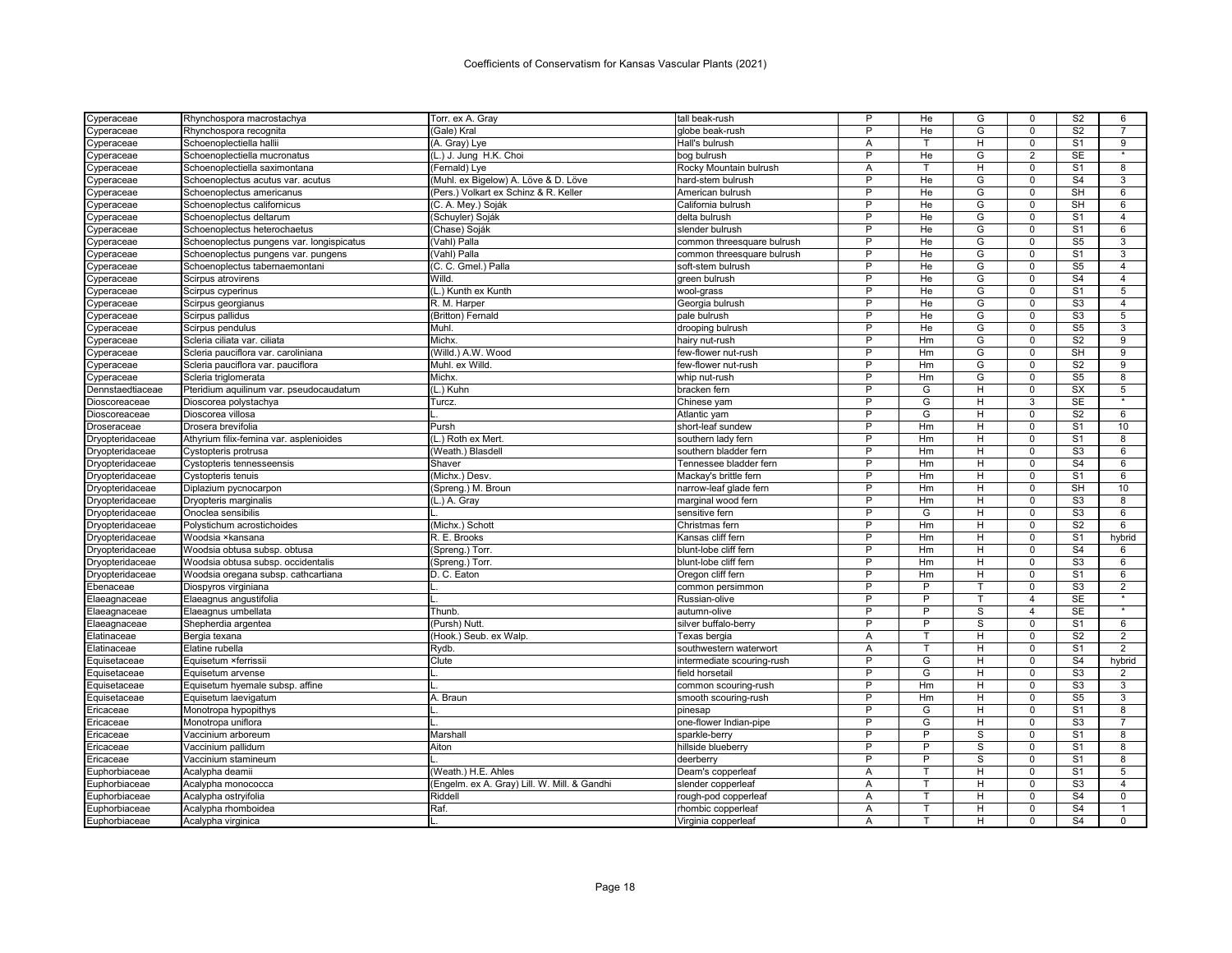# Coefficients of Conservatism for Kansas Vascular Plants (2021)

| | | | | | | | | | |
|---|---|---|---|---|---|---|---|---|---|
| Cyperaceae | Rhynchospora macrostachya | Torr. ex A. Gray | tall beak-rush | P | He | G | 0 | S2 | 6 |
| Cyperaceae | Rhynchospora recognita | (Gale) Kral | globe beak-rush | P | He | G | 0 | S2 | 7 |
| Cyperaceae | Schoenoplectiella hallii | (A. Gray) Lye | Hall's bulrush | A | T | H | 0 | S1 | 9 |
| Cyperaceae | Schoenoplectiella mucronatus | (L.) J. Jung H.K. Choi | bog bulrush | P | He | G | 2 | SE | * |
| Cyperaceae | Schoenoplectiella saximontana | (Fernald) Lye | Rocky Mountain bulrush | A | T | H | 0 | S1 | 8 |
| Cyperaceae | Schoenoplectus acutus var. acutus | (Muhl. ex Bigelow) A. Löve & D. Löve | hard-stem bulrush | P | He | G | 0 | S4 | 3 |
| Cyperaceae | Schoenoplectus americanus | (Pers.) Volkart ex Schinz & R. Keller | American bulrush | P | He | G | 0 | SH | 6 |
| Cyperaceae | Schoenoplectus californicus | (C. A. Mey.) Soják | California bulrush | P | He | G | 0 | SH | 6 |
| Cyperaceae | Schoenoplectus deltarum | (Schuyler) Soják | delta bulrush | P | He | G | 0 | S1 | 4 |
| Cyperaceae | Schoenoplectus heterochaetus | (Chase) Soják | slender bulrush | P | He | G | 0 | S1 | 6 |
| Cyperaceae | Schoenoplectus pungens var. longispicatus | (Vahl) Palla | common threesquare bulrush | P | He | G | 0 | S5 | 3 |
| Cyperaceae | Schoenoplectus pungens var. pungens | (Vahl) Palla | common threesquare bulrush | P | He | G | 0 | S1 | 3 |
| Cyperaceae | Schoenoplectus tabernaemontani | (C. C. Gmel.) Palla | soft-stem bulrush | P | He | G | 0 | S5 | 4 |
| Cyperaceae | Scirpus atrovirens | Willd. | green bulrush | P | He | G | 0 | S4 | 4 |
| Cyperaceae | Scirpus cyperinus | (L.) Kunth ex Kunth | wool-grass | P | He | G | 0 | S1 | 5 |
| Cyperaceae | Scirpus georgianus | R. M. Harper | Georgia bulrush | P | He | G | 0 | S3 | 4 |
| Cyperaceae | Scirpus pallidus | (Britton) Fernald | pale bulrush | P | He | G | 0 | S3 | 5 |
| Cyperaceae | Scirpus pendulus | Muhl. | drooping bulrush | P | He | G | 0 | S5 | 3 |
| Cyperaceae | Scleria ciliata var. ciliata | Michx. | hairy nut-rush | P | Hm | G | 0 | S2 | 9 |
| Cyperaceae | Scleria pauciflora var. caroliniana | (Willd.) A.W. Wood | few-flower nut-rush | P | Hm | G | 0 | SH | 9 |
| Cyperaceae | Scleria pauciflora var. pauciflora | Muhl. ex Willd. | few-flower nut-rush | P | Hm | G | 0 | S2 | 9 |
| Cyperaceae | Scleria triglomerata | Michx. | whip nut-rush | P | Hm | G | 0 | S5 | 8 |
| Dennstaedtiaceae | Pteridium aquilinum var. pseudocaudatum | (L.) Kuhn | bracken fern | P | G | H | 0 | SX | 5 |
| Dioscoreaceae | Dioscorea polystachya | Turcz. | Chinese yam | P | G | H | 3 | SE | * |
| Dioscoreaceae | Dioscorea villosa | L. | Atlantic yam | P | G | H | 0 | S2 | 6 |
| Droseraceae | Drosera brevifolia | Pursh | short-leaf sundew | P | Hm | H | 0 | S1 | 10 |
| Dryopteridaceae | Athyrium filix-femina var. asplenioides | (L.) Roth ex Mert. | southern lady fern | P | Hm | H | 0 | S1 | 8 |
| Dryopteridaceae | Cystopteris protrusa | (Weath.) Blasdell | southern bladder fern | P | Hm | H | 0 | S3 | 6 |
| Dryopteridaceae | Cystopteris tennesseensis | Shaver | Tennessee bladder fern | P | Hm | H | 0 | S4 | 6 |
| Dryopteridaceae | Cystopteris tenuis | (Michx.) Desv. | Mackay's brittle fern | P | Hm | H | 0 | S1 | 6 |
| Dryopteridaceae | Diplazium pycnocarpon | (Spreng.) M. Broun | narrow-leaf glade fern | P | Hm | H | 0 | SH | 10 |
| Dryopteridaceae | Dryopteris marginalis | (L.) A. Gray | marginal wood fern | P | Hm | H | 0 | S3 | 8 |
| Dryopteridaceae | Onoclea sensibilis | L. | sensitive fern | P | G | H | 0 | S3 | 6 |
| Dryopteridaceae | Polystichum acrostichoides | (Michx.) Schott | Christmas fern | P | Hm | H | 0 | S2 | 6 |
| Dryopteridaceae | Woodsia ×kansana | R. E. Brooks | Kansas cliff fern | P | Hm | H | 0 | S1 | hybrid |
| Dryopteridaceae | Woodsia obtusa subsp. obtusa | (Spreng.) Torr. | blunt-lobe cliff fern | P | Hm | H | 0 | S4 | 6 |
| Dryopteridaceae | Woodsia obtusa subsp. occidentalis | (Spreng.) Torr. | blunt-lobe cliff fern | P | Hm | H | 0 | S3 | 6 |
| Dryopteridaceae | Woodsia oregana subsp. cathcartiana | D. C. Eaton | Oregon cliff fern | P | Hm | H | 0 | S1 | 6 |
| Ebenaceae | Diospyros virginiana | L. | common persimmon | P | P | T | 0 | S3 | 2 |
| Elaeagnaceae | Elaeagnus angustifolia | L. | Russian-olive | P | P | T | 4 | SE | * |
| Elaeagnaceae | Elaeagnus umbellata | Thunb. | autumn-olive | P | P | S | 4 | SE | * |
| Elaeagnaceae | Shepherdia argentea | (Pursh) Nutt. | silver buffalo-berry | P | P | S | 0 | S1 | 6 |
| Elatinaceae | Bergia texana | (Hook.) Seub. ex Walp. | Texas bergia | A | T | H | 0 | S2 | 2 |
| Elatinaceae | Elatine rubella | Rydb. | southwestern waterwort | A | T | H | 0 | S1 | 2 |
| Equisetaceae | Equisetum ×ferrissii | Clute | intermediate scouring-rush | P | G | H | 0 | S4 | hybrid |
| Equisetaceae | Equisetum arvense | L. | field horsetail | P | G | H | 0 | S3 | 2 |
| Equisetaceae | Equisetum hyemale subsp. affine | L. | common scouring-rush | P | Hm | H | 0 | S3 | 3 |
| Equisetaceae | Equisetum laevigatum | A. Braun | smooth scouring-rush | P | Hm | H | 0 | S5 | 3 |
| Ericaceae | Monotropa hypopithys | L. | pinesap | P | G | H | 0 | S1 | 8 |
| Ericaceae | Monotropa uniflora | L. | one-flower Indian-pipe | P | G | H | 0 | S3 | 7 |
| Ericaceae | Vaccinium arboreum | Marshall | sparkle-berry | P | P | S | 0 | S1 | 8 |
| Ericaceae | Vaccinium pallidum | Aiton | hillside blueberry | P | P | S | 0 | S1 | 8 |
| Ericaceae | Vaccinium stamineum | L. | deerberry | P | P | S | 0 | S1 | 8 |
| Euphorbiaceae | Acalypha deamii | (Weath.) H.E. Ahles | Deam's copperleaf | A | T | H | 0 | S1 | 5 |
| Euphorbiaceae | Acalypha monococca | (Engelm. ex A. Gray) Lill. W. Mill. & Gandhi | slender copperleaf | A | T | H | 0 | S3 | 4 |
| Euphorbiaceae | Acalypha ostryifolia | Riddell | rough-pod copperleaf | A | T | H | 0 | S4 | 0 |
| Euphorbiaceae | Acalypha rhomboidea | Raf. | rhombic copperleaf | A | T | H | 0 | S4 | 1 |
| Euphorbiaceae | Acalypha virginica | L. | Virginia copperleaf | A | T | H | 0 | S4 | 0 |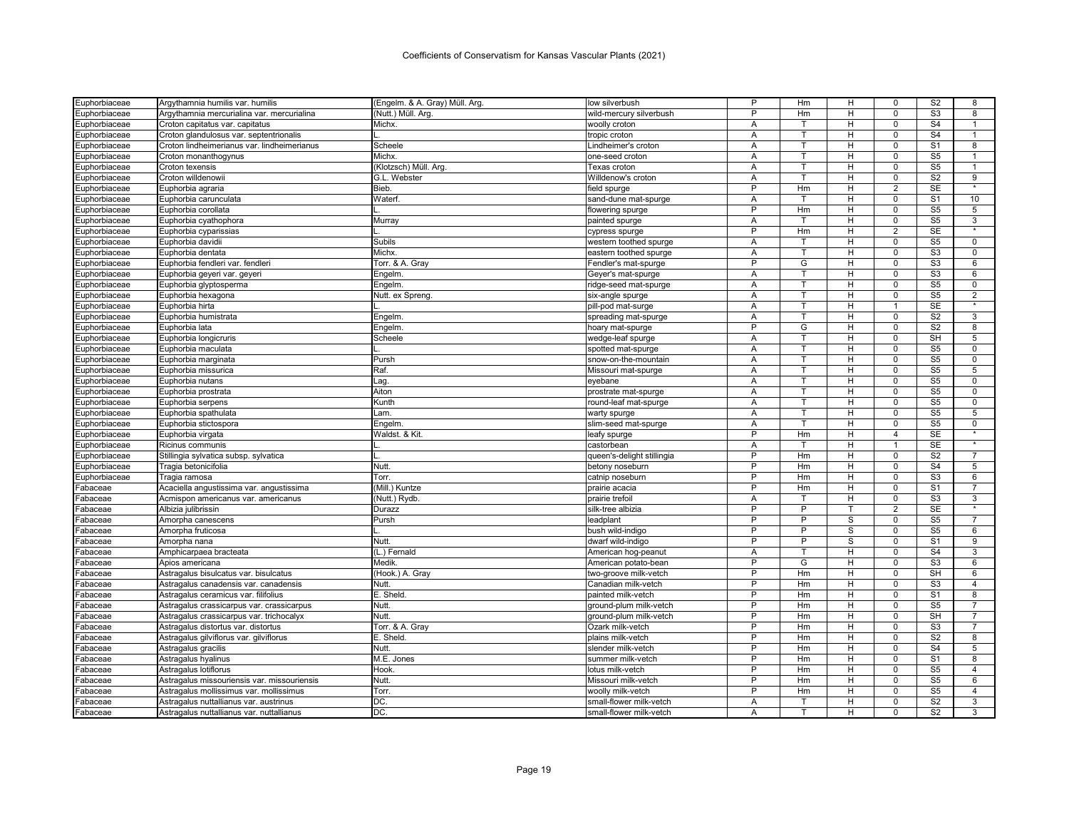| | | | | | | | | | |
|---|---|---|---|---|---|---|---|---|---|
| Euphorbiaceae | Argythamnia humilis var. humilis | (Engelm. & A. Gray) Müll. Arg. | low silverbush | P | Hm | H | 0 | S2 | 8 |
| Euphorbiaceae | Argythamnia mercurialina var. mercurialina | (Nutt.) Müll. Arg. | wild-mercury silverbush | P | Hm | H | 0 | S3 | 8 |
| Euphorbiaceae | Croton capitatus var. capitatus | Michx. | woolly croton | A | T | H | 0 | S4 | 1 |
| Euphorbiaceae | Croton glandulosus var. septentrionalis | L. | tropic croton | A | T | H | 0 | S4 | 1 |
| Euphorbiaceae | Croton lindheimerianus var. lindheimerianus | Scheele | Lindheimer's croton | A | T | H | 0 | S1 | 8 |
| Euphorbiaceae | Croton monanthogynus | Michx. | one-seed croton | A | T | H | 0 | S5 | 1 |
| Euphorbiaceae | Croton texensis | (Klotzsch) Müll. Arg. | Texas croton | A | T | H | 0 | S5 | 1 |
| Euphorbiaceae | Croton willdenowii | G.L. Webster | Willdenow's croton | A | T | H | 0 | S2 | 9 |
| Euphorbiaceae | Euphorbia agraria | Bieb. | field spurge | P | Hm | H | 2 | SE | * |
| Euphorbiaceae | Euphorbia carunculata | Waterf. | sand-dune mat-spurge | A | T | H | 0 | S1 | 10 |
| Euphorbiaceae | Euphorbia corollata | L. | flowering spurge | P | Hm | H | 0 | S5 | 5 |
| Euphorbiaceae | Euphorbia cyathophora | Murray | painted spurge | A | T | H | 0 | S5 | 3 |
| Euphorbiaceae | Euphorbia cyparissias | L. | cypress spurge | P | Hm | H | 2 | SE | * |
| Euphorbiaceae | Euphorbia davidii | Subils | western toothed spurge | A | T | H | 0 | S5 | 0 |
| Euphorbiaceae | Euphorbia dentata | Michx. | eastern toothed spurge | A | T | H | 0 | S3 | 0 |
| Euphorbiaceae | Euphorbia fendleri var. fendleri | Torr. & A. Gray | Fendler's mat-spurge | P | G | H | 0 | S3 | 6 |
| Euphorbiaceae | Euphorbia geyeri var. geyeri | Engelm. | Geyer's mat-spurge | A | T | H | 0 | S3 | 6 |
| Euphorbiaceae | Euphorbia glyptosperma | Engelm. | ridge-seed mat-spurge | A | T | H | 0 | S5 | 0 |
| Euphorbiaceae | Euphorbia hexagona | Nutt. ex Spreng. | six-angle spurge | A | T | H | 0 | S5 | 2 |
| Euphorbiaceae | Euphorbia hirta | L. | pill-pod mat-surge | A | T | H | 1 | SE | * |
| Euphorbiaceae | Euphorbia humistrata | Engelm. | spreading mat-spurge | A | T | H | 0 | S2 | 3 |
| Euphorbiaceae | Euphorbia lata | Engelm. | hoary mat-spurge | P | G | H | 0 | S2 | 8 |
| Euphorbiaceae | Euphorbia longicruris | Scheele | wedge-leaf spurge | A | T | H | 0 | SH | 5 |
| Euphorbiaceae | Euphorbia maculata | L. | spotted mat-spurge | A | T | H | 0 | S5 | 0 |
| Euphorbiaceae | Euphorbia marginata | Pursh | snow-on-the-mountain | A | T | H | 0 | S5 | 0 |
| Euphorbiaceae | Euphorbia missurica | Raf. | Missouri mat-spurge | A | T | H | 0 | S5 | 5 |
| Euphorbiaceae | Euphorbia nutans | Lag. | eyebane | A | T | H | 0 | S5 | 0 |
| Euphorbiaceae | Euphorbia prostrata | Aiton | prostrate mat-spurge | A | T | H | 0 | S5 | 0 |
| Euphorbiaceae | Euphorbia serpens | Kunth | round-leaf mat-spurge | A | T | H | 0 | S5 | 0 |
| Euphorbiaceae | Euphorbia spathulata | Lam. | warty spurge | A | T | H | 0 | S5 | 5 |
| Euphorbiaceae | Euphorbia stictospora | Engelm. | slim-seed mat-spurge | A | T | H | 0 | S5 | 0 |
| Euphorbiaceae | Euphorbia virgata | Waldst. & Kit. | leafy spurge | P | Hm | H | 4 | SE | * |
| Euphorbiaceae | Ricinus communis | L. | castorbean | A | T | H | 1 | SE | * |
| Euphorbiaceae | Stillingia sylvatica subsp. sylvatica | L. | queen's-delight stillingia | P | Hm | H | 0 | S2 | 7 |
| Euphorbiaceae | Tragia betonicifolia | Nutt. | betony noseburn | P | Hm | H | 0 | S4 | 5 |
| Euphorbiaceae | Tragia ramosa | Torr. | catnip noseburn | P | Hm | H | 0 | S3 | 6 |
| Fabaceae | Acaciella angustissima var. angustissima | (Mill.) Kuntze | prairie acacia | P | Hm | H | 0 | S1 | 7 |
| Fabaceae | Acmispon americanus var. americanus | (Nutt.) Rydb. | prairie trefoil | A | T | H | 0 | S3 | 3 |
| Fabaceae | Albizia julibrissin | Durazz | silk-tree albizia | P | P | T | 2 | SE | * |
| Fabaceae | Amorpha canescens | Pursh | leadplant | P | P | S | 0 | S5 | 7 |
| Fabaceae | Amorpha fruticosa | L. | bush wild-indigo | P | P | S | 0 | S5 | 6 |
| Fabaceae | Amorpha nana | Nutt. | dwarf wild-indigo | P | P | S | 0 | S1 | 9 |
| Fabaceae | Amphicarpaea bracteata | (L.) Fernald | American hog-peanut | A | T | H | 0 | S4 | 3 |
| Fabaceae | Apios americana | Medik. | American potato-bean | P | G | H | 0 | S3 | 6 |
| Fabaceae | Astragalus bisulcatus var. bisulcatus | (Hook.) A. Gray | two-groove milk-vetch | P | Hm | H | 0 | SH | 6 |
| Fabaceae | Astragalus canadensis var. canadensis | Nutt. | Canadian milk-vetch | P | Hm | H | 0 | S3 | 4 |
| Fabaceae | Astragalus ceramicus var. filifolius | E. Sheld. | painted milk-vetch | P | Hm | H | 0 | S1 | 8 |
| Fabaceae | Astragalus crassicarpus var. crassicarpus | Nutt. | ground-plum milk-vetch | P | Hm | H | 0 | S5 | 7 |
| Fabaceae | Astragalus crassicarpus var. trichocalyx | Nutt. | ground-plum milk-vetch | P | Hm | H | 0 | SH | 7 |
| Fabaceae | Astragalus distortus var. distortus | Torr. & A. Gray | Ozark milk-vetch | P | Hm | H | 0 | S3 | 7 |
| Fabaceae | Astragalus gilviflorus var. gilviflorus | E. Sheld. | plains milk-vetch | P | Hm | H | 0 | S2 | 8 |
| Fabaceae | Astragalus gracilis | Nutt. | slender milk-vetch | P | Hm | H | 0 | S4 | 5 |
| Fabaceae | Astragalus hyalinus | M.E. Jones | summer milk-vetch | P | Hm | H | 0 | S1 | 8 |
| Fabaceae | Astragalus lotiflorus | Hook. | lotus milk-vetch | P | Hm | H | 0 | S5 | 4 |
| Fabaceae | Astragalus missouriensis var. missouriensis | Nutt. | Missouri milk-vetch | P | Hm | H | 0 | S5 | 6 |
| Fabaceae | Astragalus mollissimus var. mollissimus | Torr. | woolly milk-vetch | P | Hm | H | 0 | S5 | 4 |
| Fabaceae | Astragalus nuttallianus var. austrinus | DC. | small-flower milk-vetch | A | T | H | 0 | S2 | 3 |
| Fabaceae | Astragalus nuttallianus var. nuttallianus | DC. | small-flower milk-vetch | A | T | H | 0 | S2 | 3 |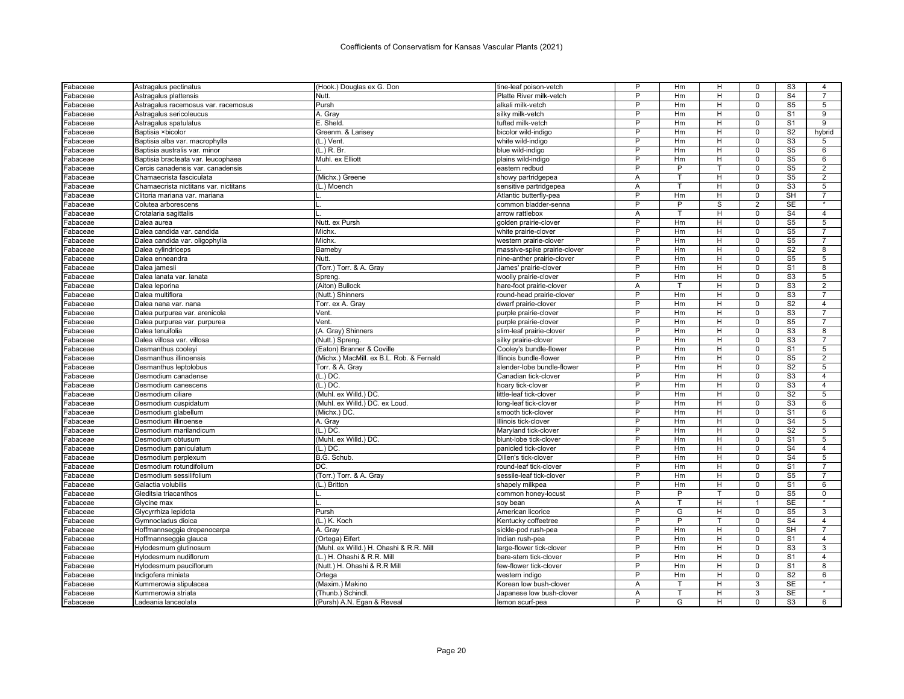# Coefficients of Conservatism for Kansas Vascular Plants (2021)

| | | | | | | | | | |
|---|---|---|---|---|---|---|---|---|---|
| Fabaceae | Astragalus pectinatus | (Hook.) Douglas ex G. Don | tine-leaf poison-vetch | P | Hm | H | 0 | S3 | 4 |
| Fabaceae | Astragalus plattensis | Nutt. | Platte River milk-vetch | P | Hm | H | 0 | S4 | 7 |
| Fabaceae | Astragalus racemosus var. racemosus | Pursh | alkali milk-vetch | P | Hm | H | 0 | S5 | 5 |
| Fabaceae | Astragalus sericoleucus | A. Gray | silky milk-vetch | P | Hm | H | 0 | S1 | 9 |
| Fabaceae | Astragalus spatulatus | E. Sheld. | tufted milk-vetch | P | Hm | H | 0 | S1 | 9 |
| Fabaceae | Baptisia ×bicolor | Greenm. & Larisey | bicolor wild-indigo | P | Hm | H | 0 | S2 | hybrid |
| Fabaceae | Baptisia alba var. macrophylla | (L.) Vent. | white wild-indigo | P | Hm | H | 0 | S3 | 5 |
| Fabaceae | Baptisia australis var. minor | (L.) R. Br. | blue wild-indigo | P | Hm | H | 0 | S5 | 6 |
| Fabaceae | Baptisia bracteata var. leucophaea | Muhl. ex Elliott | plains wild-indigo | P | Hm | H | 0 | S5 | 6 |
| Fabaceae | Cercis canadensis var. canadensis | L. | eastern redbud | P | P | T | 0 | S5 | 2 |
| Fabaceae | Chamaecrista fasciculata | (Michx.) Greene | showy partridgepea | A | T | H | 0 | S5 | 2 |
| Fabaceae | Chamaecrista nictitans var. nictitans | (L.) Moench | sensitive partridgepea | A | T | H | 0 | S3 | 5 |
| Fabaceae | Clitoria mariana var. mariana | L. | Atlantic butterfly-pea | P | Hm | H | 0 | SH | 7 |
| Fabaceae | Colutea arborescens | L. | common bladder-senna | P | P | S | 2 | SE | * |
| Fabaceae | Crotalaria sagittalis | L. | arrow rattlebox | A | T | H | 0 | S4 | 4 |
| Fabaceae | Dalea aurea | Nutt. ex Pursh | golden prairie-clover | P | Hm | H | 0 | S5 | 5 |
| Fabaceae | Dalea candida var. candida | Michx. | white prairie-clover | P | Hm | H | 0 | S5 | 7 |
| Fabaceae | Dalea candida var. oligophylla | Michx. | western prairie-clover | P | Hm | H | 0 | S5 | 7 |
| Fabaceae | Dalea cylindriceps | Barneby | massive-spike prairie-clover | P | Hm | H | 0 | S2 | 8 |
| Fabaceae | Dalea enneandra | Nutt. | nine-anther prairie-clover | P | Hm | H | 0 | S5 | 5 |
| Fabaceae | Dalea jamesii | (Torr.) Torr. & A. Gray | James' prairie-clover | P | Hm | H | 0 | S1 | 8 |
| Fabaceae | Dalea lanata var. lanata | Spreng. | woolly prairie-clover | P | Hm | H | 0 | S3 | 5 |
| Fabaceae | Dalea leporina | (Aiton) Bullock | hare-foot prairie-clover | A | T | H | 0 | S3 | 2 |
| Fabaceae | Dalea multiflora | (Nutt.) Shinners | round-head prairie-clover | P | Hm | H | 0 | S3 | 7 |
| Fabaceae | Dalea nana var. nana | Torr. ex A. Gray | dwarf prairie-clover | P | Hm | H | 0 | S2 | 4 |
| Fabaceae | Dalea purpurea var. arenicola | Vent. | purple prairie-clover | P | Hm | H | 0 | S3 | 7 |
| Fabaceae | Dalea purpurea var. purpurea | Vent. | purple prairie-clover | P | Hm | H | 0 | S5 | 7 |
| Fabaceae | Dalea tenuifolia | (A. Gray) Shinners | slim-leaf prairie-clover | P | Hm | H | 0 | S3 | 8 |
| Fabaceae | Dalea villosa var. villosa | (Nutt.) Spreng. | silky prairie-clover | P | Hm | H | 0 | S3 | 7 |
| Fabaceae | Desmanthus cooleyi | (Eaton) Branner & Coville | Cooley's bundle-flower | P | Hm | H | 0 | S1 | 5 |
| Fabaceae | Desmanthus illinoensis | (Michx.) MacMill. ex B.L. Rob. & Fernald | Illinois bundle-flower | P | Hm | H | 0 | S5 | 2 |
| Fabaceae | Desmanthus leptolobus | Torr. & A. Gray | slender-lobe bundle-flower | P | Hm | H | 0 | S2 | 5 |
| Fabaceae | Desmodium canadense | (L.) DC. | Canadian tick-clover | P | Hm | H | 0 | S3 | 4 |
| Fabaceae | Desmodium canescens | (L.) DC. | hoary tick-clover | P | Hm | H | 0 | S3 | 4 |
| Fabaceae | Desmodium ciliare | (Muhl. ex Willd.) DC. | little-leaf tick-clover | P | Hm | H | 0 | S2 | 5 |
| Fabaceae | Desmodium cuspidatum | (Muhl. ex Willd.) DC. ex Loud. | long-leaf tick-clover | P | Hm | H | 0 | S3 | 6 |
| Fabaceae | Desmodium glabellum | (Michx.) DC. | smooth tick-clover | P | Hm | H | 0 | S1 | 6 |
| Fabaceae | Desmodium illinoense | A. Gray | Illinois tick-clover | P | Hm | H | 0 | S4 | 5 |
| Fabaceae | Desmodium marilandicum | (L.) DC. | Maryland tick-clover | P | Hm | H | 0 | S2 | 5 |
| Fabaceae | Desmodium obtusum | (Muhl. ex Willd.) DC. | blunt-lobe tick-clover | P | Hm | H | 0 | S1 | 5 |
| Fabaceae | Desmodium paniculatum | (L.) DC. | panicled tick-clover | P | Hm | H | 0 | S4 | 4 |
| Fabaceae | Desmodium perplexum | B.G. Schub. | Dillen's tick-clover | P | Hm | H | 0 | S4 | 5 |
| Fabaceae | Desmodium rotundifolium | DC. | round-leaf tick-clover | P | Hm | H | 0 | S1 | 7 |
| Fabaceae | Desmodium sessilifolium | (Torr.) Torr. & A. Gray | sessile-leaf tick-clover | P | Hm | H | 0 | S5 | 7 |
| Fabaceae | Galactia volubilis | (L.) Britton | shapely milkpea | P | Hm | H | 0 | S1 | 6 |
| Fabaceae | Gleditsia triacanthos | L. | common honey-locust | P | P | T | 0 | S5 | 0 |
| Fabaceae | Glycine max | L. | soy bean | A | T | H | 1 | SE | * |
| Fabaceae | Glycyrrhiza lepidota | Pursh | American licorice | P | G | H | 0 | S5 | 3 |
| Fabaceae | Gymnocladus dioica | (L.) K. Koch | Kentucky coffeetree | P | P | T | 0 | S4 | 4 |
| Fabaceae | Hoffmannseggia drepanocarpa | A. Gray | sickle-pod rush-pea | P | Hm | H | 0 | SH | 7 |
| Fabaceae | Hoffmannseggia glauca | (Ortega) Eifert | Indian rush-pea | P | Hm | H | 0 | S1 | 4 |
| Fabaceae | Hylodesmum glutinosum | (Muhl. ex Willd.) H. Ohashi & R.R. Mill | large-flower tick-clover | P | Hm | H | 0 | S3 | 3 |
| Fabaceae | Hylodesmum nudiflorum | (L.) H. Ohashi & R.R. Mill | bare-stem tick-clover | P | Hm | H | 0 | S1 | 4 |
| Fabaceae | Hylodesmum pauciflorum | (Nutt.) H. Ohashi & R.R Mill | few-flower tick-clover | P | Hm | H | 0 | S1 | 8 |
| Fabaceae | Indigofera miniata | Ortega | western indigo | P | Hm | H | 0 | S2 | 6 |
| Fabaceae | Kummerowia stipulacea | (Maxim.) Makino | Korean low bush-clover | A | T | H | 3 | SE | * |
| Fabaceae | Kummerowia striata | (Thunb.) Schindl. | Japanese low bush-clover | A | T | H | 3 | SE | * |
| Fabaceae | Ladeania lanceolata | (Pursh) A.N. Egan & Reveal | lemon scurf-pea | P | G | H | 0 | S3 | 6 |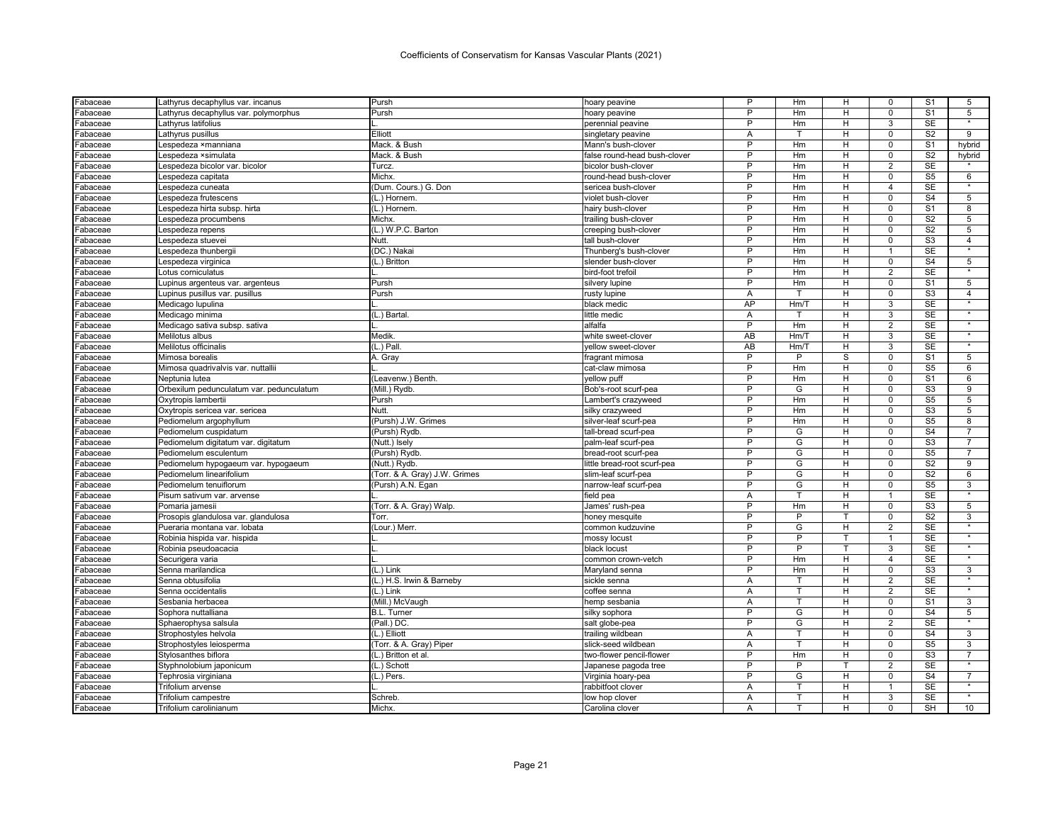# Coefficients of Conservatism for Kansas Vascular Plants (2021)

| | | | | | | | | | |
|---|---|---|---|---|---|---|---|---|---|
| Fabaceae | Lathyrus decaphyllus var. incanus | Pursh | hoary peavine | P | Hm | H | 0 | S1 | 5 |
| Fabaceae | Lathyrus decaphyllus var. polymorphus | Pursh | hoary peavine | P | Hm | H | 0 | S1 | 5 |
| Fabaceae | Lathyrus latifolius | L. | perennial peavine | P | Hm | H | 3 | SE | * |
| Fabaceae | Lathyrus pusillus | Elliott | singletary peavine | A | T | H | 0 | S2 | 9 |
| Fabaceae | Lespedeza ×manniana | Mack. & Bush | Mann's bush-clover | P | Hm | H | 0 | S1 | hybrid |
| Fabaceae | Lespedeza ×simulata | Mack. & Bush | false round-head bush-clover | P | Hm | H | 0 | S2 | hybrid |
| Fabaceae | Lespedeza bicolor var. bicolor | Turcz. | bicolor bush-clover | P | Hm | H | 2 | SE | * |
| Fabaceae | Lespedeza capitata | Michx. | round-head bush-clover | P | Hm | H | 0 | S5 | 6 |
| Fabaceae | Lespedeza cuneata | (Dum. Cours.) G. Don | sericea bush-clover | P | Hm | H | 4 | SE | * |
| Fabaceae | Lespedeza frutescens | (L.) Hornem. | violet bush-clover | P | Hm | H | 0 | S4 | 5 |
| Fabaceae | Lespedeza hirta subsp. hirta | (L.) Hornem. | hairy bush-clover | P | Hm | H | 0 | S1 | 8 |
| Fabaceae | Lespedeza procumbens | Michx. | trailing bush-clover | P | Hm | H | 0 | S2 | 5 |
| Fabaceae | Lespedeza repens | (L.) W.P.C. Barton | creeping bush-clover | P | Hm | H | 0 | S2 | 5 |
| Fabaceae | Lespedeza stuevei | Nutt. | tall bush-clover | P | Hm | H | 0 | S3 | 4 |
| Fabaceae | Lespedeza thunbergii | (DC.) Nakai | Thunberg's bush-clover | P | Hm | H | 1 | SE | * |
| Fabaceae | Lespedeza virginica | (L.) Britton | slender bush-clover | P | Hm | H | 0 | S4 | 5 |
| Fabaceae | Lotus corniculatus | L. | bird-foot trefoil | P | Hm | H | 2 | SE | * |
| Fabaceae | Lupinus argenteus var. argenteus | Pursh | silvery lupine | P | Hm | H | 0 | S1 | 5 |
| Fabaceae | Lupinus pusillus var. pusillus | Pursh | rusty lupine | A | T | H | 0 | S3 | 4 |
| Fabaceae | Medicago lupulina | L. | black medic | AP | Hm/T | H | 3 | SE | * |
| Fabaceae | Medicago minima | (L.) Bartal. | little medic | A | T | H | 3 | SE | * |
| Fabaceae | Medicago sativa subsp. sativa | L. | alfalfa | P | Hm | H | 2 | SE | * |
| Fabaceae | Melilotus albus | Medik. | white sweet-clover | AB | Hm/T | H | 3 | SE | * |
| Fabaceae | Melilotus officinalis | (L.) Pall. | yellow sweet-clover | AB | Hm/T | H | 3 | SE | * |
| Fabaceae | Mimosa borealis | A. Gray | fragrant mimosa | P | P | S | 0 | S1 | 5 |
| Fabaceae | Mimosa quadrivalvis var. nuttallii | L. | cat-claw mimosa | P | Hm | H | 0 | S5 | 6 |
| Fabaceae | Neptunia lutea | (Leavenw.) Benth. | yellow puff | P | Hm | H | 0 | S1 | 6 |
| Fabaceae | Orbexilum pedunculatum var. pedunculatum | (Mill.) Rydb. | Bob's-root scurf-pea | P | G | H | 0 | S3 | 9 |
| Fabaceae | Oxytropis lambertii | Pursh | Lambert's crazyweed | P | Hm | H | 0 | S5 | 5 |
| Fabaceae | Oxytropis sericea var. sericea | Nutt. | silky crazyweed | P | Hm | H | 0 | S3 | 5 |
| Fabaceae | Pediomelum argophyllum | (Pursh) J.W. Grimes | silver-leaf scurf-pea | P | Hm | H | 0 | S5 | 8 |
| Fabaceae | Pediomelum cuspidatum | (Pursh) Rydb. | tall-bread scurf-pea | P | G | H | 0 | S4 | 7 |
| Fabaceae | Pediomelum digitatum var. digitatum | (Nutt.) Isely | palm-leaf scurf-pea | P | G | H | 0 | S3 | 7 |
| Fabaceae | Pediomelum esculentum | (Pursh) Rydb. | bread-root scurf-pea | P | G | H | 0 | S5 | 7 |
| Fabaceae | Pediomelum hypogaeum var. hypogaeum | (Nutt.) Rydb. | little bread-root scurf-pea | P | G | H | 0 | S2 | 9 |
| Fabaceae | Pediomelum linearifolium | (Torr. & A. Gray) J.W. Grimes | slim-leaf scurf-pea | P | G | H | 0 | S2 | 6 |
| Fabaceae | Pediomelum tenuiflorum | (Pursh) A.N. Egan | narrow-leaf scurf-pea | P | G | H | 0 | S5 | 3 |
| Fabaceae | Pisum sativum var. arvense | L. | field pea | A | T | H | 1 | SE | * |
| Fabaceae | Pomaria jamesii | (Torr. & A. Gray) Walp. | James' rush-pea | P | Hm | H | 0 | S3 | 5 |
| Fabaceae | Prosopis glandulosa var. glandulosa | Torr. | honey mesquite | P | P | T | 0 | S2 | 3 |
| Fabaceae | Pueraria montana var. lobata | (Lour.) Merr. | common kudzuvine | P | G | H | 2 | SE | * |
| Fabaceae | Robinia hispida var. hispida | L. | mossy locust | P | P | T | 1 | SE | * |
| Fabaceae | Robinia pseudoacacia | L. | black locust | P | P | T | 3 | SE | * |
| Fabaceae | Securigera varia | L. | common crown-vetch | P | Hm | H | 4 | SE | * |
| Fabaceae | Senna marilandica | (L.) Link | Maryland senna | P | Hm | H | 0 | S3 | 3 |
| Fabaceae | Senna obtusifolia | (L.) H.S. Irwin & Barneby | sickle senna | A | T | H | 2 | SE | * |
| Fabaceae | Senna occidentalis | (L.) Link | coffee senna | A | T | H | 2 | SE | * |
| Fabaceae | Sesbania herbacea | (Mill.) McVaugh | hemp sesbania | A | T | H | 0 | S1 | 3 |
| Fabaceae | Sophora nuttalliana | B.L. Turner | silky sophora | P | G | H | 0 | S4 | 5 |
| Fabaceae | Sphaerophysa salsula | (Pall.) DC. | salt globe-pea | P | G | H | 2 | SE | * |
| Fabaceae | Strophostyles helvola | (L.) Elliott | trailing wildbean | A | T | H | 0 | S4 | 3 |
| Fabaceae | Strophostyles leiosperma | (Torr. & A. Gray) Piper | slick-seed wildbean | A | T | H | 0 | S5 | 3 |
| Fabaceae | Stylosanthes biflora | (L.) Britton et al. | two-flower pencil-flower | P | Hm | H | 0 | S3 | 7 |
| Fabaceae | Styphnolobium japonicum | (L.) Schott | Japanese pagoda tree | P | P | T | 2 | SE | * |
| Fabaceae | Tephrosia virginiana | (L.) Pers. | Virginia hoary-pea | P | G | H | 0 | S4 | 7 |
| Fabaceae | Trifolium arvense | L. | rabbitfoot clover | A | T | H | 1 | SE | * |
| Fabaceae | Trifolium campestre | Schreb. | low hop clover | A | T | H | 3 | SE | * |
| Fabaceae | Trifolium carolinianum | Michx. | Carolina clover | A | T | H | 0 | SH | 10 |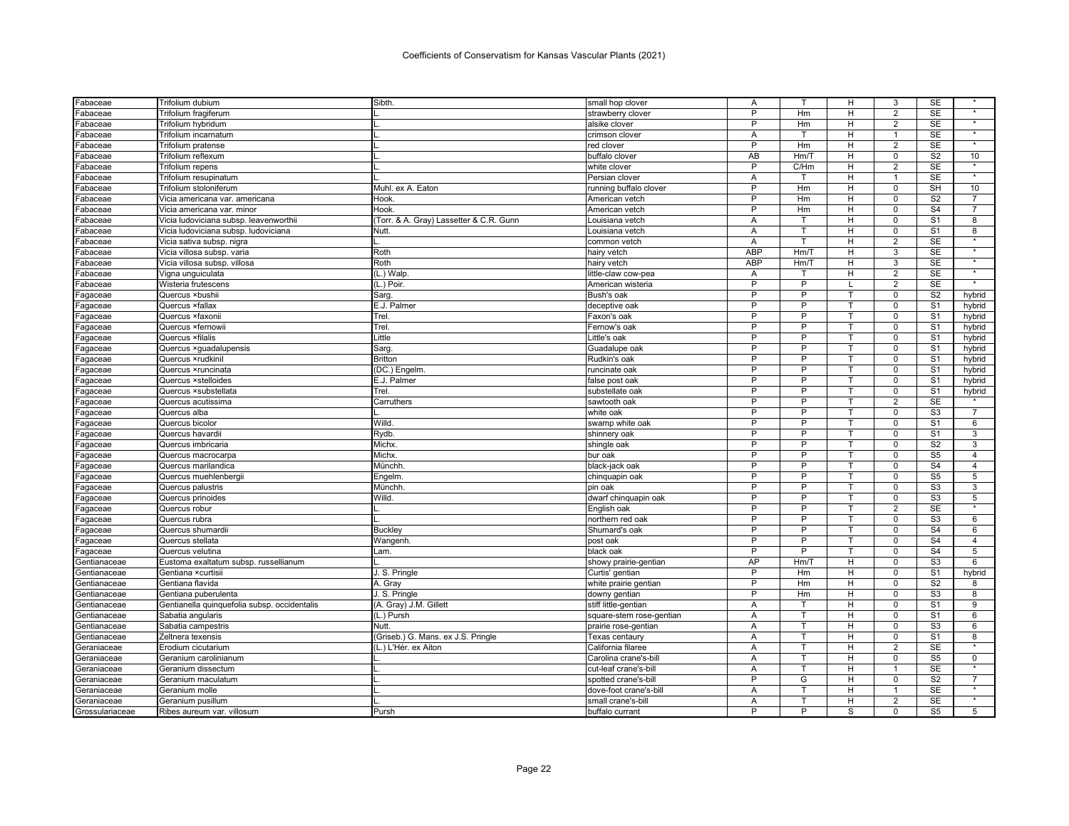# Coefficients of Conservatism for Kansas Vascular Plants (2021)

| | | | | | | | | | |
|---|---|---|---|---|---|---|---|---|---|
| Fabaceae | Trifolium dubium | Sibth. | small hop clover | A | T | H | 3 | SE | * |
| Fabaceae | Trifolium fragiferum | L. | strawberry clover | P | Hm | H | 2 | SE | * |
| Fabaceae | Trifolium hybridum | L. | alsike clover | P | Hm | H | 2 | SE | * |
| Fabaceae | Trifolium incarnatum | L. | crimson clover | A | T | H | 1 | SE | * |
| Fabaceae | Trifolium pratense | L. | red clover | P | Hm | H | 2 | SE | * |
| Fabaceae | Trifolium reflexum | L. | buffalo clover | AB | Hm/T | H | 0 | S2 | 10 |
| Fabaceae | Trifolium repens | L. | white clover | P | C/Hm | H | 2 | SE | * |
| Fabaceae | Trifolium resupinatum | L. | Persian clover | A | T | H | 1 | SE | * |
| Fabaceae | Trifolium stoloniferum | Muhl. ex A. Eaton | running buffalo clover | P | Hm | H | 0 | SH | 10 |
| Fabaceae | Vicia americana var. americana | Hook. | American vetch | P | Hm | H | 0 | S2 | 7 |
| Fabaceae | Vicia americana var. minor | Hook. | American vetch | P | Hm | H | 0 | S4 | 7 |
| Fabaceae | Vicia ludoviciana subsp. leavenworthii | (Torr. & A. Gray) Lassetter & C.R. Gunn | Louisiana vetch | A | T | H | 0 | S1 | 8 |
| Fabaceae | Vicia ludoviciana subsp. ludoviciana | Nutt. | Louisiana vetch | A | T | H | 0 | S1 | 8 |
| Fabaceae | Vicia sativa subsp. nigra | L. | common vetch | A | T | H | 2 | SE | * |
| Fabaceae | Vicia villosa subsp. varia | Roth | hairy vetch | ABP | Hm/T | H | 3 | SE | * |
| Fabaceae | Vicia villosa subsp. villosa | Roth | hairy vetch | ABP | Hm/T | H | 3 | SE | * |
| Fabaceae | Vigna unguiculata | (L.) Walp. | little-claw cow-pea | A | T | H | 2 | SE | * |
| Fabaceae | Wisteria frutescens | (L.) Poir. | American wisteria | P | P | L | 2 | SE | * |
| Fagaceae | Quercus ×bushii | Sarg. | Bush's oak | P | P | T | 0 | S2 | hybrid |
| Fagaceae | Quercus ×fallax | E.J. Palmer | deceptive oak | P | P | T | 0 | S1 | hybrid |
| Fagaceae | Quercus ×faxonii | Trel. | Faxon's oak | P | P | T | 0 | S1 | hybrid |
| Fagaceae | Quercus ×fernowii | Trel. | Fernow's oak | P | P | T | 0 | S1 | hybrid |
| Fagaceae | Quercus ×filalis | Little | Little's oak | P | P | T | 0 | S1 | hybrid |
| Fagaceae | Quercus ×guadalupensis | Sarg. | Guadalupe oak | P | P | T | 0 | S1 | hybrid |
| Fagaceae | Quercus ×rudkinii | Britton | Rudkin's oak | P | P | T | 0 | S1 | hybrid |
| Fagaceae | Quercus ×runcinata | (DC.) Engelm. | runcinate oak | P | P | T | 0 | S1 | hybrid |
| Fagaceae | Quercus ×stelloides | E.J. Palmer | false post oak | P | P | T | 0 | S1 | hybrid |
| Fagaceae | Quercus ×substellata | Trel. | substellate oak | P | P | T | 0 | S1 | hybrid |
| Fagaceae | Quercus acutissima | Carruthers | sawtooth oak | P | P | T | 2 | SE | * |
| Fagaceae | Quercus alba | L. | white oak | P | P | T | 0 | S3 | 7 |
| Fagaceae | Quercus bicolor | Willd. | swamp white oak | P | P | T | 0 | S1 | 6 |
| Fagaceae | Quercus havardii | Rydb. | shinnery oak | P | P | T | 0 | S1 | 3 |
| Fagaceae | Quercus imbricaria | Michx. | shingle oak | P | P | T | 0 | S2 | 3 |
| Fagaceae | Quercus macrocarpa | Michx. | bur oak | P | P | T | 0 | S5 | 4 |
| Fagaceae | Quercus marilandica | Münchh. | black-jack oak | P | P | T | 0 | S4 | 4 |
| Fagaceae | Quercus muehlenbergii | Engelm. | chinquapin oak | P | P | T | 0 | S5 | 5 |
| Fagaceae | Quercus palustris | Münchh. | pin oak | P | P | T | 0 | S3 | 3 |
| Fagaceae | Quercus prinoides | Willd. | dwarf chinquapin oak | P | P | T | 0 | S3 | 5 |
| Fagaceae | Quercus robur | L. | English oak | P | P | T | 2 | SE | * |
| Fagaceae | Quercus rubra | L. | northern red oak | P | P | T | 0 | S3 | 6 |
| Fagaceae | Quercus shumardii | Buckley | Shumard's oak | P | P | T | 0 | S4 | 6 |
| Fagaceae | Quercus stellata | Wangenh. | post oak | P | P | T | 0 | S4 | 4 |
| Fagaceae | Quercus velutina | Lam. | black oak | P | P | T | 0 | S4 | 5 |
| Gentianaceae | Eustoma exaltatum subsp. russellianum | L. | showy prairie-gentian | AP | Hm/T | H | 0 | S3 | 6 |
| Gentianaceae | Gentiana ×curtisii | J. S. Pringle | Curtis' gentian | P | Hm | H | 0 | S1 | hybrid |
| Gentianaceae | Gentiana flavida | A. Gray | white prairie gentian | P | Hm | H | 0 | S2 | 8 |
| Gentianaceae | Gentiana puberulenta | J. S. Pringle | downy gentian | P | Hm | H | 0 | S3 | 8 |
| Gentianaceae | Gentianella quinquefolia subsp. occidentalis | (A. Gray) J.M. Gillett | stiff little-gentian | A | T | H | 0 | S1 | 9 |
| Gentianaceae | Sabatia angularis | (L.) Pursh | square-stem rose-gentian | A | T | H | 0 | S1 | 6 |
| Gentianaceae | Sabatia campestris | Nutt. | prairie rose-gentian | A | T | H | 0 | S3 | 6 |
| Gentianaceae | Zeltnera texensis | (Griseb.) G. Mans. ex J.S. Pringle | Texas centaury | A | T | H | 0 | S1 | 8 |
| Geraniaceae | Erodium cicutarium | (L.) L'Hér. ex Aiton | California filaree | A | T | H | 2 | SE | * |
| Geraniaceae | Geranium carolinianum | L. | Carolina crane's-bill | A | T | H | 0 | S5 | 0 |
| Geraniaceae | Geranium dissectum | L. | cut-leaf crane's-bill | A | T | H | 1 | SE | * |
| Geraniaceae | Geranium maculatum | L. | spotted crane's-bill | P | G | H | 0 | S2 | 7 |
| Geraniaceae | Geranium molle | L. | dove-foot crane's-bill | A | T | H | 1 | SE | * |
| Geraniaceae | Geranium pusillum | L. | small crane's-bill | A | T | H | 2 | SE | * |
| Grossulariaceae | Ribes aureum var. villosum | Pursh | buffalo currant | P | P | S | 0 | S5 | 5 |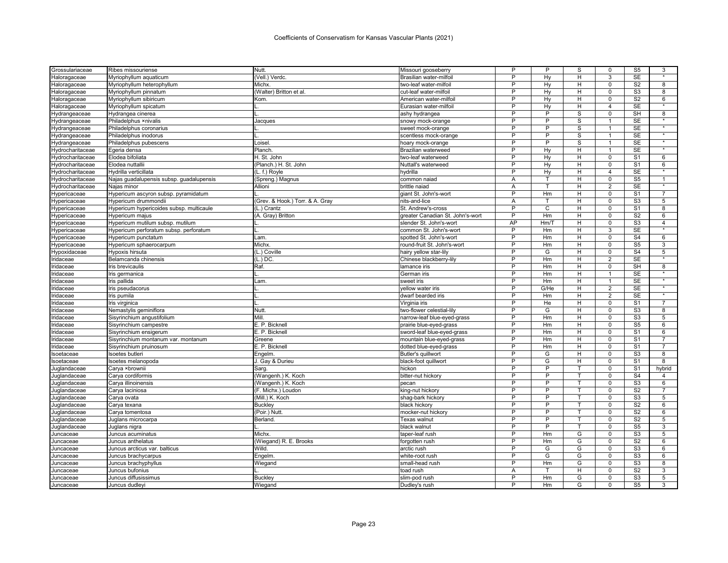# Coefficients of Conservatism for Kansas Vascular Plants (2021)

| | | | | | | | | | |
|---|---|---|---|---|---|---|---|---|---|
| Grossulariaceae | Ribes missouriense | Nutt. | Missouri gooseberry | P | P | S | 0 | S5 | 3 |
| Haloragaceae | Myriophyllum aquaticum | (Vell.) Verdc. | Brasilian water-milfoil | P | Hy | H | 3 | SE | * |
| Haloragaceae | Myriophyllum heterophyllum | Michx. | two-leaf water-milfoil | P | Hy | H | 0 | S2 | 8 |
| Haloragaceae | Myriophyllum pinnatum | (Walter) Britton et al. | cut-leaf water-milfoil | P | Hy | H | 0 | S3 | 8 |
| Haloragaceae | Myriophyllum sibiricum | Kom. | American water-milfoil | P | Hy | H | 0 | S2 | 6 |
| Haloragaceae | Myriophyllum spicatum | L. | Eurasian water-milfoil | P | Hy | H | 4 | SE | * |
| Hydrangeaceae | Hydrangea cinerea | L. | ashy hydrangea | P | P | S | 0 | SH | 8 |
| Hydrangeaceae | Philadelphus ×nivalis | Jacques | snowy mock-orange | P | P | S | 1 | SE | * |
| Hydrangeaceae | Philadelphus coronarius | L. | sweet mock-orange | P | P | S | 1 | SE | * |
| Hydrangeaceae | Philadelphus inodorus | L. | scentless mock-orange | P | P | S | 1 | SE | * |
| Hydrangeaceae | Philadelphus pubescens | Loisel. | hoary mock-orange | P | P | S | 1 | SE | * |
| Hydrocharitaceae | Egeria densa | Planch. | Brazilian waterweed | P | Hy | H | 1 | SE | * |
| Hydrocharitaceae | Elodea bifoliata | H. St. John | two-leaf waterweed | P | Hy | H | 0 | S1 | 6 |
| Hydrocharitaceae | Elodea nuttallii | (Planch.) H. St. John | Nuttall's waterweed | P | Hy | H | 0 | S1 | 6 |
| Hydrocharitaceae | Hydrilla verticillata | (L. f.) Royle | hydrilla | P | Hy | H | 4 | SE | * |
| Hydrocharitaceae | Najas guadalupensis subsp. guadalupensis | (Spreng.) Magnus | common naiad | A | T | H | 0 | S5 | 1 |
| Hydrocharitaceae | Najas minor | Allioni | brittle naiad | A | T | H | 2 | SE | * |
| Hypericaceae | Hypericum ascyron subsp. pyramidatum | L. | giant St. John's-wort | P | Hm | H | 0 | S1 | 7 |
| Hypericaceae | Hypericum drummondii | (Grev. & Hook.) Torr. & A. Gray | nits-and-lice | A | T | H | 0 | S3 | 5 |
| Hypericaceae | Hypericum hypericoides subsp. multicaule | (L.) Crantz | St. Andrew's-cross | P | C | H | 0 | S1 | 8 |
| Hypericaceae | Hypericum majus | (A. Gray) Britton | greater Canadian St. John's-wort | P | Hm | H | 0 | S2 | 6 |
| Hypericaceae | Hypericum mutilum subsp. mutilum | L. | slender St. John's-wort | AP | Hm/T | H | 0 | S3 | 4 |
| Hypericaceae | Hypericum perforatum subsp. perforatum | L. | common St. John's-wort | P | Hm | H | 3 | SE | * |
| Hypericaceae | Hypericum punctatum | Lam. | spotted St. John's-wort | P | Hm | H | 0 | S4 | 6 |
| Hypericaceae | Hypericum sphaerocarpum | Michx. | round-fruit St. John's-wort | P | Hm | H | 0 | S5 | 3 |
| Hypoxidaceae | Hypoxis hirsuta | (L.) Coville | hairy yellow star-lily | P | G | H | 0 | S4 | 5 |
| Iridaceae | Belamcanda chinensis | (L.) DC. | Chinese blackberry-lily | P | Hm | H | 2 | SE | * |
| Iridaceae | Iris brevicaulis | Raf. | lamance iris | P | Hm | H | 0 | SH | 8 |
| Iridaceae | Iris germanica | L. | German iris | P | Hm | H | 1 | SE | * |
| Iridaceae | Iris pallida | Lam. | sweet iris | P | Hm | H | 1 | SE | * |
| Iridaceae | Iris pseudacorus | L. | yellow water iris | P | G/He | H | 2 | SE | * |
| Iridaceae | Iris pumila | L. | dwarf bearded iris | P | Hm | H | 2 | SE | * |
| Iridaceae | Iris virginica | L. | Virginia iris | P | He | H | 0 | S1 | 7 |
| Iridaceae | Nemastylis geminiflora | Nutt. | two-flower celestial-lily | P | G | H | 0 | S3 | 8 |
| Iridaceae | Sisyrinchium angustifolium | Mill. | narrow-leaf blue-eyed-grass | P | Hm | H | 0 | S3 | 5 |
| Iridaceae | Sisyrinchium campestre | E. P. Bicknell | prairie blue-eyed-grass | P | Hm | H | 0 | S5 | 6 |
| Iridaceae | Sisyrinchium ensigerum | E. P. Bicknell | sword-leaf blue-eyed-grass | P | Hm | H | 0 | S1 | 6 |
| Iridaceae | Sisyrinchium montanum var. montanum | Greene | mountain blue-eyed-grass | P | Hm | H | 0 | S1 | 7 |
| Iridaceae | Sisyrinchium pruinosum | E. P. Bicknell | dotted blue-eyed-grass | P | Hm | H | 0 | S1 | 7 |
| Isoetaceae | Isoetes butleri | Engelm. | Butler's quillwort | P | G | H | 0 | S3 | 8 |
| Isoetaceae | Isoetes melanopoda | J. Gay & Durieu | black-foot quillwort | P | G | H | 0 | S1 | 8 |
| Juglandaceae | Carya ×brownii | Sarg. | hickon | P | P | T | 0 | S1 | hybrid |
| Juglandaceae | Carya cordiformis | (Wangenh.) K. Koch | bitter-nut hickory | P | P | T | 0 | S4 | 4 |
| Juglandaceae | Carya illinoinensis | (Wangenh.) K. Koch | pecan | P | P | T | 0 | S3 | 6 |
| Juglandaceae | Carya laciniosa | (F. Michx.) Loudon | king-nut hickory | P | P | T | 0 | S2 | 7 |
| Juglandaceae | Carya ovata | (Mill.) K. Koch | shag-bark hickory | P | P | T | 0 | S3 | 5 |
| Juglandaceae | Carya texana | Buckley | black hickory | P | P | T | 0 | S2 | 6 |
| Juglandaceae | Carya tomentosa | (Poir.) Nutt. | mocker-nut hickory | P | P | T | 0 | S2 | 6 |
| Juglandaceae | Juglans microcarpa | Berland. | Texas walnut | P | P | T | 0 | S2 | 5 |
| Juglandaceae | Juglans nigra | L. | black walnut | P | P | T | 0 | S5 | 3 |
| Juncaceae | Juncus acuminatus | Michx. | taper-leaf rush | P | Hm | G | 0 | S3 | 5 |
| Juncaceae | Juncus anthelatus | (Wiegand) R. E. Brooks | forgotten rush | P | Hm | G | 0 | S2 | 6 |
| Juncaceae | Juncus arcticus var. balticus | Willd. | arctic rush | P | G | G | 0 | S3 | 6 |
| Juncaceae | Juncus brachycarpus | Engelm. | white-root rush | P | G | G | 0 | S3 | 6 |
| Juncaceae | Juncus brachyphyllus | Wiegand | small-head rush | P | Hm | G | 0 | S3 | 8 |
| Juncaceae | Juncus bufonius | L. | toad rush | A | T | H | 0 | S2 | 3 |
| Juncaceae | Juncus diffusissimus | Buckley | slim-pod rush | P | Hm | G | 0 | S3 | 5 |
| Juncaceae | Juncus dudleyi | Wiegand | Dudley's rush | P | Hm | G | 0 | S5 | 3 |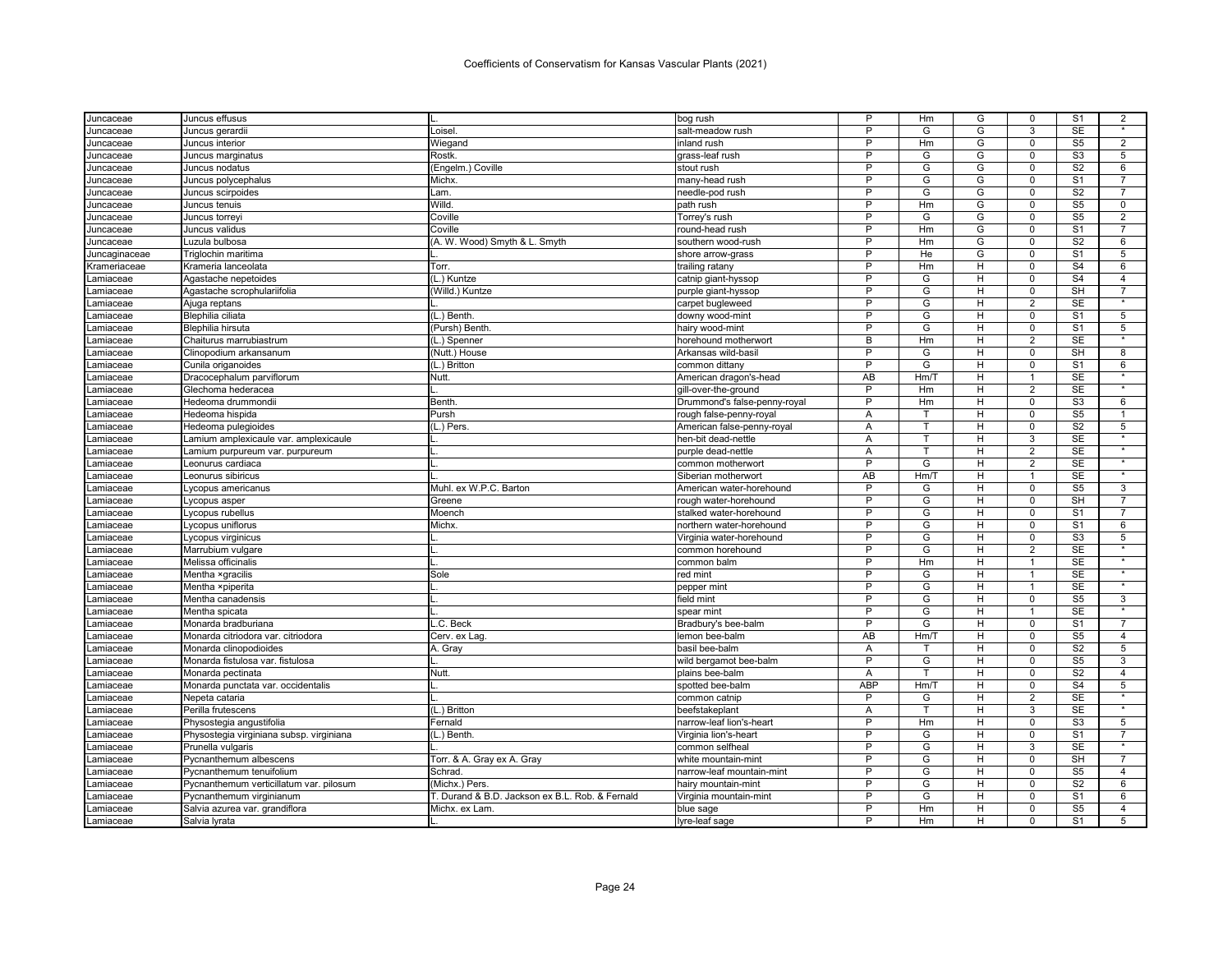# Coefficients of Conservatism for Kansas Vascular Plants (2021)

| | | | | | | | | | |
|---|---|---|---|---|---|---|---|---|---|
| Juncaceae | Juncus effusus | L. | bog rush | P | Hm | G | 0 | S1 | 2 |
| Juncaceae | Juncus gerardii | Loisel. | salt-meadow rush | P | G | G | 3 | SE | * |
| Juncaceae | Juncus interior | Wiegand | inland rush | P | Hm | G | 0 | S5 | 2 |
| Juncaceae | Juncus marginatus | Rostk. | grass-leaf rush | P | G | G | 0 | S3 | 5 |
| Juncaceae | Juncus nodatus | (Engelm.) Coville | stout rush | P | G | G | 0 | S2 | 6 |
| Juncaceae | Juncus polycephalus | Michx. | many-head rush | P | G | G | 0 | S1 | 7 |
| Juncaceae | Juncus scirpoides | Lam. | needle-pod rush | P | G | G | 0 | S2 | 7 |
| Juncaceae | Juncus tenuis | Willd. | path rush | P | Hm | G | 0 | S5 | 0 |
| Juncaceae | Juncus torreyi | Coville | Torrey's rush | P | G | G | 0 | S5 | 2 |
| Juncaceae | Juncus validus | Coville | round-head rush | P | Hm | G | 0 | S1 | 7 |
| Juncaceae | Luzula bulbosa | (A. W. Wood) Smyth & L. Smyth | southern wood-rush | P | Hm | G | 0 | S2 | 6 |
| Juncaginaceae | Triglochin maritima | L. | shore arrow-grass | P | He | G | 0 | S1 | 5 |
| Krameriaceae | Krameria lanceolata | Torr. | trailing ratany | P | Hm | H | 0 | S4 | 6 |
| Lamiaceae | Agastache nepetoides | (L.) Kuntze | catnip giant-hyssop | P | G | H | 0 | S4 | 4 |
| Lamiaceae | Agastache scrophulariifolia | (Willd.) Kuntze | purple giant-hyssop | P | G | H | 0 | SH | 7 |
| Lamiaceae | Ajuga reptans | L. | carpet bugleweed | P | G | H | 2 | SE | * |
| Lamiaceae | Blephilia ciliata | (L.) Benth. | downy wood-mint | P | G | H | 0 | S1 | 5 |
| Lamiaceae | Blephilia hirsuta | (Pursh) Benth. | hairy wood-mint | P | G | H | 0 | S1 | 5 |
| Lamiaceae | Chaiturus marrubiastrum | (L.) Spenner | horehound motherwort | B | Hm | H | 2 | SE | * |
| Lamiaceae | Clinopodium arkansanum | (Nutt.) House | Arkansas wild-basil | P | G | H | 0 | SH | 8 |
| Lamiaceae | Cunila origanoides | (L.) Britton | common dittany | P | G | H | 0 | S1 | 6 |
| Lamiaceae | Dracocephalum parviflorum | Nutt. | American dragon's-head | AB | Hm/T | H | 1 | SE | * |
| Lamiaceae | Glechoma hederacea | L. | gill-over-the-ground | P | Hm | H | 2 | SE | * |
| Lamiaceae | Hedeoma drummondii | Benth. | Drummond's false-penny-royal | P | Hm | H | 0 | S3 | 6 |
| Lamiaceae | Hedeoma hispida | Pursh | rough false-penny-royal | A | T | H | 0 | S5 | 1 |
| Lamiaceae | Hedeoma pulegioides | (L.) Pers. | American false-penny-royal | A | T | H | 0 | S2 | 5 |
| Lamiaceae | Lamium amplexicaule var. amplexicaule | L. | hen-bit dead-nettle | A | T | H | 3 | SE | * |
| Lamiaceae | Lamium purpureum var. purpureum | L. | purple dead-nettle | A | T | H | 2 | SE | * |
| Lamiaceae | Leonurus cardiaca | L. | common motherwort | P | G | H | 2 | SE | * |
| Lamiaceae | Leonurus sibiricus | L. | Siberian motherwort | AB | Hm/T | H | 1 | SE | * |
| Lamiaceae | Lycopus americanus | Muhl. ex W.P.C. Barton | American water-horehound | P | G | H | 0 | S5 | 3 |
| Lamiaceae | Lycopus asper | Greene | rough water-horehound | P | G | H | 0 | SH | 7 |
| Lamiaceae | Lycopus rubellus | Moench | stalked water-horehound | P | G | H | 0 | S1 | 7 |
| Lamiaceae | Lycopus uniflorus | Michx. | northern water-horehound | P | G | H | 0 | S1 | 6 |
| Lamiaceae | Lycopus virginicus | L. | Virginia water-horehound | P | G | H | 0 | S3 | 5 |
| Lamiaceae | Marrubium vulgare | L. | common horehound | P | G | H | 2 | SE | * |
| Lamiaceae | Melissa officinalis | L. | common balm | P | Hm | H | 1 | SE | * |
| Lamiaceae | Mentha ×gracilis | Sole | red mint | P | G | H | 1 | SE | * |
| Lamiaceae | Mentha ×piperita | L. | pepper mint | P | G | H | 1 | SE | * |
| Lamiaceae | Mentha canadensis | L. | field mint | P | G | H | 0 | S5 | 3 |
| Lamiaceae | Mentha spicata | L. | spear mint | P | G | H | 1 | SE | * |
| Lamiaceae | Monarda bradburiana | L.C. Beck | Bradbury's bee-balm | P | G | H | 0 | S1 | 7 |
| Lamiaceae | Monarda citriodora var. citriodora | Cerv. ex Lag. | lemon bee-balm | AB | Hm/T | H | 0 | S5 | 4 |
| Lamiaceae | Monarda clinopodioides | A. Gray | basil bee-balm | A | T | H | 0 | S2 | 5 |
| Lamiaceae | Monarda fistulosa var. fistulosa | L. | wild bergamot bee-balm | P | G | H | 0 | S5 | 3 |
| Lamiaceae | Monarda pectinata | Nutt. | plains bee-balm | A | T | H | 0 | S2 | 4 |
| Lamiaceae | Monarda punctata var. occidentalis | L. | spotted bee-balm | ABP | Hm/T | H | 0 | S4 | 5 |
| Lamiaceae | Nepeta cataria | L. | common catnip | P | G | H | 2 | SE | * |
| Lamiaceae | Perilla frutescens | (L.) Britton | beefstakeplant | A | T | H | 3 | SE | * |
| Lamiaceae | Physostegia angustifolia | Fernald | narrow-leaf lion's-heart | P | Hm | H | 0 | S3 | 5 |
| Lamiaceae | Physostegia virginiana subsp. virginiana | (L.) Benth. | Virginia lion's-heart | P | G | H | 0 | S1 | 7 |
| Lamiaceae | Prunella vulgaris | L. | common selfheal | P | G | H | 3 | SE | * |
| Lamiaceae | Pycnanthemum albescens | Torr. & A. Gray ex A. Gray | white mountain-mint | P | G | H | 0 | SH | 7 |
| Lamiaceae | Pycnanthemum tenuifolium | Schrad. | narrow-leaf mountain-mint | P | G | H | 0 | S5 | 4 |
| Lamiaceae | Pycnanthemum verticillatum var. pilosum | (Michx.) Pers. | hairy mountain-mint | P | G | H | 0 | S2 | 6 |
| Lamiaceae | Pycnanthemum virginianum | T. Durand & B.D. Jackson ex B.L. Rob. & Fernald | Virginia mountain-mint | P | G | H | 0 | S1 | 6 |
| Lamiaceae | Salvia azurea var. grandiflora | Michx. ex Lam. | blue sage | P | Hm | H | 0 | S5 | 4 |
| Lamiaceae | Salvia lyrata | L. | lyre-leaf sage | P | Hm | H | 0 | S1 | 5 |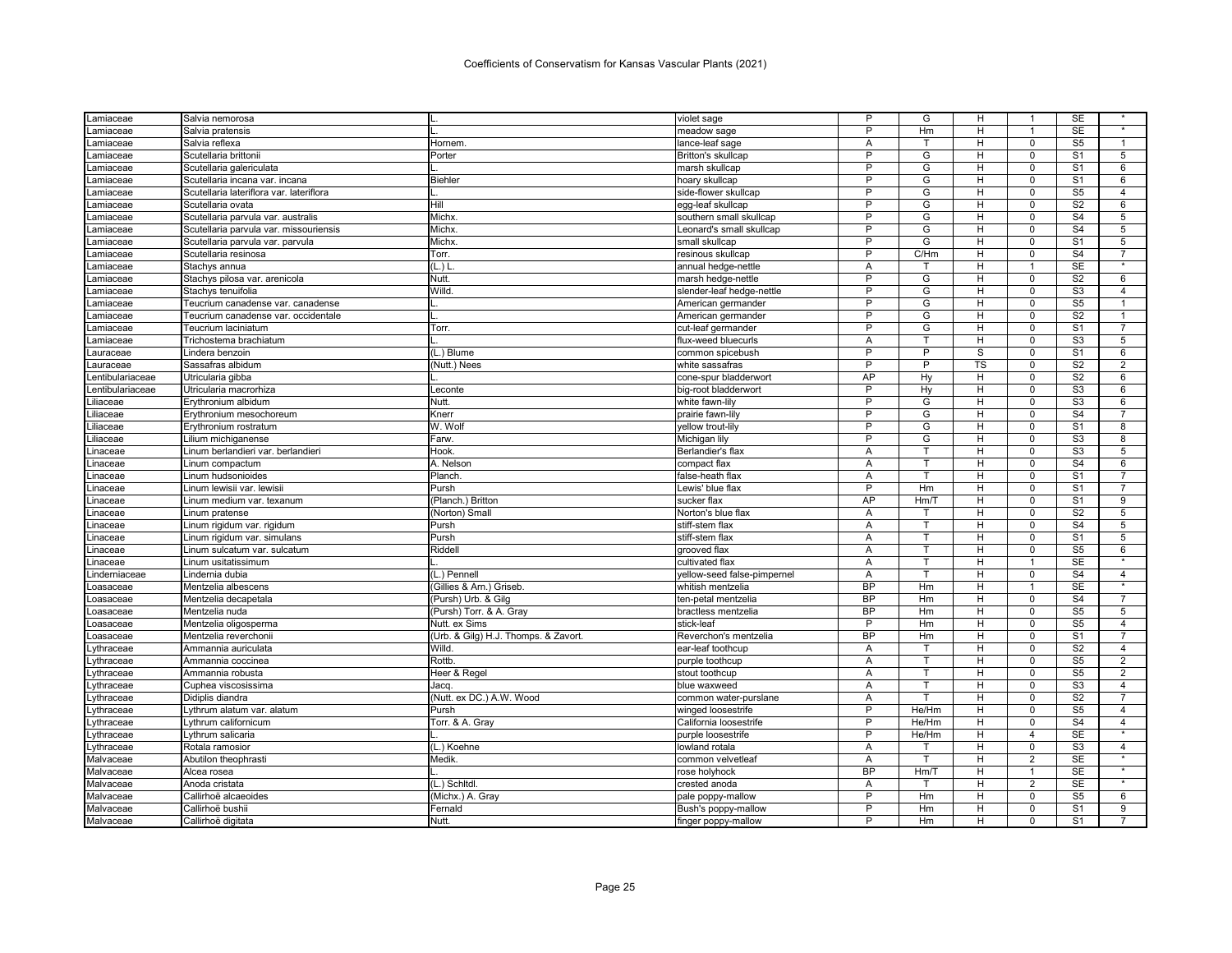# Coefficients of Conservatism for Kansas Vascular Plants (2021)

| | | | | | | | | | |
|---|---|---|---|---|---|---|---|---|---|
| Lamiaceae | Salvia nemorosa | L. | violet sage | P | G | H | 1 | SE | * |
| Lamiaceae | Salvia pratensis | L. | meadow sage | P | Hm | H | 1 | SE | * |
| Lamiaceae | Salvia reflexa | Hornem. | lance-leaf sage | A | T | H | 0 | S5 | 1 |
| Lamiaceae | Scutellaria brittonii | Porter | Britton's skullcap | P | G | H | 0 | S1 | 5 |
| Lamiaceae | Scutellaria galericulata | L. | marsh skullcap | P | G | H | 0 | S1 | 6 |
| Lamiaceae | Scutellaria incana var. incana | Biehler | hoary skullcap | P | G | H | 0 | S1 | 6 |
| Lamiaceae | Scutellaria lateriflora var. lateriflora | L. | side-flower skullcap | P | G | H | 0 | S5 | 4 |
| Lamiaceae | Scutellaria ovata | Hill | egg-leaf skullcap | P | G | H | 0 | S2 | 6 |
| Lamiaceae | Scutellaria parvula var. australis | Michx. | southern small skullcap | P | G | H | 0 | S4 | 5 |
| Lamiaceae | Scutellaria parvula var. missouriensis | Michx. | Leonard's small skullcap | P | G | H | 0 | S4 | 5 |
| Lamiaceae | Scutellaria parvula var. parvula | Michx. | small skullcap | P | G | H | 0 | S1 | 5 |
| Lamiaceae | Scutellaria resinosa | Torr. | resinous skullcap | P | C/Hm | H | 0 | S4 | 7 |
| Lamiaceae | Stachys annua | (L.) L. | annual hedge-nettle | A | T | H | 1 | SE | * |
| Lamiaceae | Stachys pilosa var. arenicola | Nutt. | marsh hedge-nettle | P | G | H | 0 | S2 | 6 |
| Lamiaceae | Stachys tenuifolia | Willd. | slender-leaf hedge-nettle | P | G | H | 0 | S3 | 4 |
| Lamiaceae | Teucrium canadense var. canadense | L. | American germander | P | G | H | 0 | S5 | 1 |
| Lamiaceae | Teucrium canadense var. occidentale | L. | American germander | P | G | H | 0 | S2 | 1 |
| Lamiaceae | Teucrium laciniatum | Torr. | cut-leaf germander | P | G | H | 0 | S1 | 7 |
| Lamiaceae | Trichostema brachiatum | L. | flux-weed bluecurls | A | T | H | 0 | S3 | 5 |
| Lauraceae | Lindera benzoin | (L.) Blume | common spicebush | P | P | S | 0 | S1 | 6 |
| Lauraceae | Sassafras albidum | (Nutt.) Nees | white sassafras | P | P | TS | 0 | S2 | 2 |
| Lentibulariaceae | Utricularia gibba | L. | cone-spur bladderwort | AP | Hy | H | 0 | S2 | 6 |
| Lentibulariaceae | Utricularia macrorhiza | Leconte | big-root bladderwort | P | Hy | H | 0 | S3 | 6 |
| Liliaceae | Erythronium albidum | Nutt. | white fawn-lily | P | G | H | 0 | S3 | 6 |
| Liliaceae | Erythronium mesochoreum | Knerr | prairie fawn-lily | P | G | H | 0 | S4 | 7 |
| Liliaceae | Erythronium rostratum | W. Wolf | yellow trout-lily | P | G | H | 0 | S1 | 8 |
| Liliaceae | Lilium michiganense | Farw. | Michigan lily | P | G | H | 0 | S3 | 8 |
| Linaceae | Linum berlandieri var. berlandieri | Hook. | Berlandier's flax | A | T | H | 0 | S3 | 5 |
| Linaceae | Linum compactum | A. Nelson | compact flax | A | T | H | 0 | S4 | 6 |
| Linaceae | Linum hudsonioides | Planch. | false-heath flax | A | T | H | 0 | S1 | 7 |
| Linaceae | Linum lewisii var. lewisii | Pursh | Lewis' blue flax | P | Hm | H | 0 | S1 | 7 |
| Linaceae | Linum medium var. texanum | (Planch.) Britton | sucker flax | AP | Hm/T | H | 0 | S1 | 9 |
| Linaceae | Linum pratense | (Norton) Small | Norton's blue flax | A | T | H | 0 | S2 | 5 |
| Linaceae | Linum rigidum var. rigidum | Pursh | stiff-stem flax | A | T | H | 0 | S4 | 5 |
| Linaceae | Linum rigidum var. simulans | Pursh | stiff-stem flax | A | T | H | 0 | S1 | 5 |
| Linaceae | Linum sulcatum var. sulcatum | Riddell | grooved flax | A | T | H | 0 | S5 | 6 |
| Linaceae | Linum usitatissimum | L. | cultivated flax | A | T | H | 1 | SE | * |
| Linderniaceae | Lindernia dubia | (L.) Pennell | yellow-seed false-pimpernel | A | T | H | 0 | S4 | 4 |
| Loasaceae | Mentzelia albescens | (Gillies & Arn.) Griseb. | whitish mentzelia | BP | Hm | H | 1 | SE | * |
| Loasaceae | Mentzelia decapetala | (Pursh) Urb. & Gilg | ten-petal mentzelia | BP | Hm | H | 0 | S4 | 7 |
| Loasaceae | Mentzelia nuda | (Pursh) Torr. & A. Gray | bractless mentzelia | BP | Hm | H | 0 | S5 | 5 |
| Loasaceae | Mentzelia oligosperma | Nutt. ex Sims | stick-leaf | P | Hm | H | 0 | S5 | 4 |
| Loasaceae | Mentzelia reverchonii | (Urb. & Gilg) H.J. Thomps. & Zavort. | Reverchon's mentzelia | BP | Hm | H | 0 | S1 | 7 |
| Lythraceae | Ammannia auriculata | Willd. | ear-leaf toothcup | A | T | H | 0 | S2 | 4 |
| Lythraceae | Ammannia coccinea | Rottb. | purple toothcup | A | T | H | 0 | S5 | 2 |
| Lythraceae | Ammannia robusta | Heer & Regel | stout toothcup | A | T | H | 0 | S5 | 2 |
| Lythraceae | Cuphea viscosissima | Jacq. | blue waxweed | A | T | H | 0 | S3 | 4 |
| Lythraceae | Didiplis diandra | (Nutt. ex DC.) A.W. Wood | common water-purslane | A | T | H | 0 | S2 | 7 |
| Lythraceae | Lythrum alatum var. alatum | Pursh | winged loosestrife | P | He/Hm | H | 0 | S5 | 4 |
| Lythraceae | Lythrum californicum | Torr. & A. Gray | California loosestrife | P | He/Hm | H | 0 | S4 | 4 |
| Lythraceae | Lythrum salicaria | L. | purple loosestrife | P | He/Hm | H | 4 | SE | * |
| Lythraceae | Rotala ramosior | (L.) Koehne | lowland rotala | A | T | H | 0 | S3 | 4 |
| Malvaceae | Abutilon theophrasti | Medik. | common velvetleaf | A | T | H | 2 | SE | * |
| Malvaceae | Alcea rosea | L. | rose holyhock | BP | Hm/T | H | 1 | SE | * |
| Malvaceae | Anoda cristata | (L.) Schltdl. | crested anoda | A | T | H | 2 | SE | * |
| Malvaceae | Callirhoë alcaeoides | (Michx.) A. Gray | pale poppy-mallow | P | Hm | H | 0 | S5 | 6 |
| Malvaceae | Callirhoë bushii | Fernald | Bush's poppy-mallow | P | Hm | H | 0 | S1 | 9 |
| Malvaceae | Callirhoë digitata | Nutt. | finger poppy-mallow | P | Hm | H | 0 | S1 | 7 |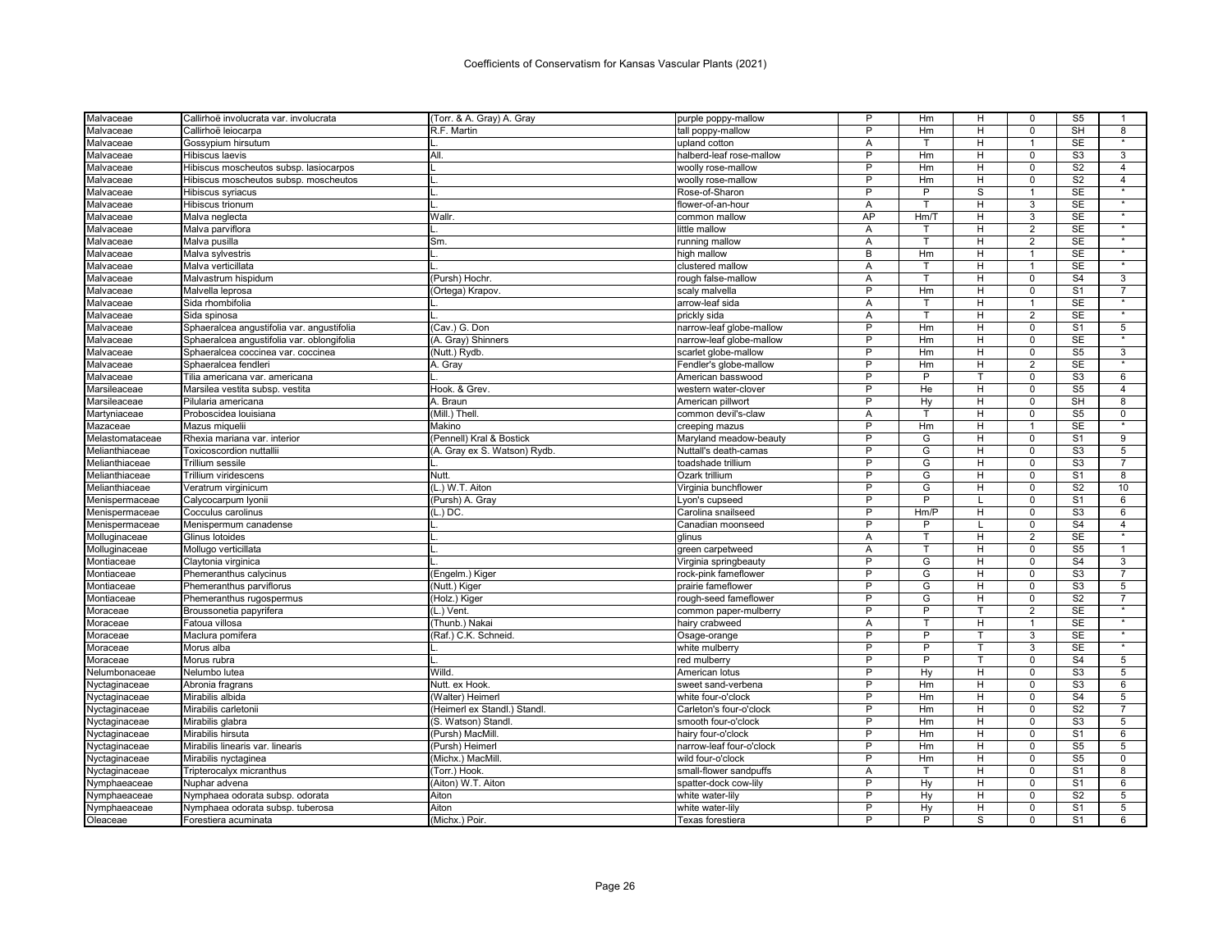# Coefficients of Conservatism for Kansas Vascular Plants (2021)

| | | | | | | | | | |
|---|---|---|---|---|---|---|---|---|---|
| Malvaceae | Callirhoë involucrata var. involucrata | (Torr. & A. Gray) A. Gray | purple poppy-mallow | P | Hm | H | 0 | S5 | 1 |
| Malvaceae | Callirhoë leiocarpa | R.F. Martin | tall poppy-mallow | P | Hm | H | 0 | SH | 8 |
| Malvaceae | Gossypium hirsutum | L. | upland cotton | A | T | H | 1 | SE | * |
| Malvaceae | Hibiscus laevis | All. | halberd-leaf rose-mallow | P | Hm | H | 0 | S3 | 3 |
| Malvaceae | Hibiscus moscheutos subsp. lasiocarpos | L. | woolly rose-mallow | P | Hm | H | 0 | S2 | 4 |
| Malvaceae | Hibiscus moscheutos subsp. moscheutos | L. | woolly rose-mallow | P | Hm | H | 0 | S2 | 4 |
| Malvaceae | Hibiscus syriacus | L. | Rose-of-Sharon | P | P | S | 1 | SE | * |
| Malvaceae | Hibiscus trionum | L. | flower-of-an-hour | A | T | H | 3 | SE | * |
| Malvaceae | Malva neglecta | Wallr. | common mallow | AP | Hm/T | H | 3 | SE | * |
| Malvaceae | Malva parviflora | L. | little mallow | A | T | H | 2 | SE | * |
| Malvaceae | Malva pusilla | Sm. | running mallow | A | T | H | 2 | SE | * |
| Malvaceae | Malva sylvestris | L. | high mallow | B | Hm | H | 1 | SE | * |
| Malvaceae | Malva verticillata | L. | clustered mallow | A | T | H | 1 | SE | * |
| Malvaceae | Malvastrum hispidum | (Pursh) Hochr. | rough false-mallow | A | T | H | 0 | S4 | 3 |
| Malvaceae | Malvella leprosa | (Ortega) Krapov. | scaly malvella | P | Hm | H | 0 | S1 | 7 |
| Malvaceae | Sida rhombifolia | L. | arrow-leaf sida | A | T | H | 1 | SE | * |
| Malvaceae | Sida spinosa | L. | prickly sida | A | T | H | 2 | SE | * |
| Malvaceae | Sphaeralcea angustifolia var. angustifolia | (Cav.) G. Don | narrow-leaf globe-mallow | P | Hm | H | 0 | S1 | 5 |
| Malvaceae | Sphaeralcea angustifolia var. oblongifolia | (A. Gray) Shinners | narrow-leaf globe-mallow | P | Hm | H | 0 | SE | * |
| Malvaceae | Sphaeralcea coccinea var. coccinea | (Nutt.) Rydb. | scarlet globe-mallow | P | Hm | H | 0 | S5 | 3 |
| Malvaceae | Sphaeralcea fendleri | A. Gray | Fendler's globe-mallow | P | Hm | H | 2 | SE | * |
| Malvaceae | Tilia americana var. americana | L. | American basswood | P | P | T | 0 | S3 | 6 |
| Marsileaceae | Marsilea vestita subsp. vestita | Hook. & Grev. | western water-clover | P | He | H | 0 | S5 | 4 |
| Marsileaceae | Pilularia americana | A. Braun | American pillwort | P | Hy | H | 0 | SH | 8 |
| Martyniaceae | Proboscidea louisiana | (Mill.) Thell. | common devil's-claw | A | T | H | 0 | S5 | 0 |
| Mazaceae | Mazus miquelii | Makino | creeping mazus | P | Hm | H | 1 | SE | * |
| Melastomataceae | Rhexia mariana var. interior | (Pennell) Kral & Bostick | Maryland meadow-beauty | P | G | H | 0 | S1 | 9 |
| Melianthiaceae | Toxicoscordion nuttallii | (A. Gray ex S. Watson) Rydb. | Nuttall's death-camas | P | G | H | 0 | S3 | 5 |
| Melianthiaceae | Trillium sessile | L. | toadshade trillium | P | G | H | 0 | S3 | 7 |
| Melianthiaceae | Trillium viridescens | Nutt. | Ozark trillium | P | G | H | 0 | S1 | 8 |
| Melianthiaceae | Veratrum virginicum | (L.) W.T. Aiton | Virginia bunchflower | P | G | H | 0 | S2 | 10 |
| Menispermaceae | Calycocarpum lyonii | (Pursh) A. Gray | Lyon's cupseed | P | P | L | 0 | S1 | 6 |
| Menispermaceae | Cocculus carolinus | (L.) DC. | Carolina snailseed | P | Hm/P | H | 0 | S3 | 6 |
| Menispermaceae | Menispermum canadense | L. | Canadian moonseed | P | P | L | 0 | S4 | 4 |
| Molluginaceae | Glinus lotoides | L. | glinus | A | T | H | 2 | SE | * |
| Molluginaceae | Mollugo verticillata | L. | green carpetweed | A | T | H | 0 | S5 | 1 |
| Montiaceae | Claytonia virginica | L. | Virginia springbeauty | P | G | H | 0 | S4 | 3 |
| Montiaceae | Phemeranthus calycinus | (Engelm.) Kiger | rock-pink fameflower | P | G | H | 0 | S3 | 7 |
| Montiaceae | Phemeranthus parviflorus | (Nutt.) Kiger | prairie fameflower | P | G | H | 0 | S3 | 5 |
| Montiaceae | Phemeranthus rugospermus | (Holz.) Kiger | rough-seed fameflower | P | G | H | 0 | S2 | 7 |
| Moraceae | Broussonetia papyrifera | (L.) Vent. | common paper-mulberry | P | P | T | 2 | SE | * |
| Moraceae | Fatoua villosa | (Thunb.) Nakai | hairy crabweed | A | T | H | 1 | SE | * |
| Moraceae | Maclura pomifera | (Raf.) C.K. Schneid. | Osage-orange | P | P | T | 3 | SE | * |
| Moraceae | Morus alba | L. | white mulberry | P | P | T | 3 | SE | * |
| Moraceae | Morus rubra | L. | red mulberry | P | P | T | 0 | S4 | 5 |
| Nelumbonaceae | Nelumbo lutea | Willd. | American lotus | P | Hy | H | 0 | S3 | 5 |
| Nyctaginaceae | Abronia fragrans | Nutt. ex Hook. | sweet sand-verbena | P | Hm | H | 0 | S3 | 6 |
| Nyctaginaceae | Mirabilis albida | (Walter) Heimerl | white four-o'clock | P | Hm | H | 0 | S4 | 5 |
| Nyctaginaceae | Mirabilis carletonii | (Heimerl ex Standl.) Standl. | Carleton's four-o'clock | P | Hm | H | 0 | S2 | 7 |
| Nyctaginaceae | Mirabilis glabra | (S. Watson) Standl. | smooth four-o'clock | P | Hm | H | 0 | S3 | 5 |
| Nyctaginaceae | Mirabilis hirsuta | (Pursh) MacMill. | hairy four-o'clock | P | Hm | H | 0 | S1 | 6 |
| Nyctaginaceae | Mirabilis linearis var. linearis | (Pursh) Heimerl | narrow-leaf four-o'clock | P | Hm | H | 0 | S5 | 5 |
| Nyctaginaceae | Mirabilis nyctaginea | (Michx.) MacMill. | wild four-o'clock | P | Hm | H | 0 | S5 | 0 |
| Nyctaginaceae | Tripterocalyx micranthus | (Torr.) Hook. | small-flower sandpuffs | A | T | H | 0 | S1 | 8 |
| Nymphaeaceae | Nuphar advena | (Aiton) W.T. Aiton | spatter-dock cow-lily | P | Hy | H | 0 | S1 | 6 |
| Nymphaeaceae | Nymphaea odorata subsp. odorata | Aiton | white water-lily | P | Hy | H | 0 | S2 | 5 |
| Nymphaeaceae | Nymphaea odorata subsp. tuberosa | Aiton | white water-lily | P | Hy | H | 0 | S1 | 5 |
| Oleaceae | Forestiera acuminata | (Michx.) Poir. | Texas forestiera | P | P | S | 0 | S1 | 6 |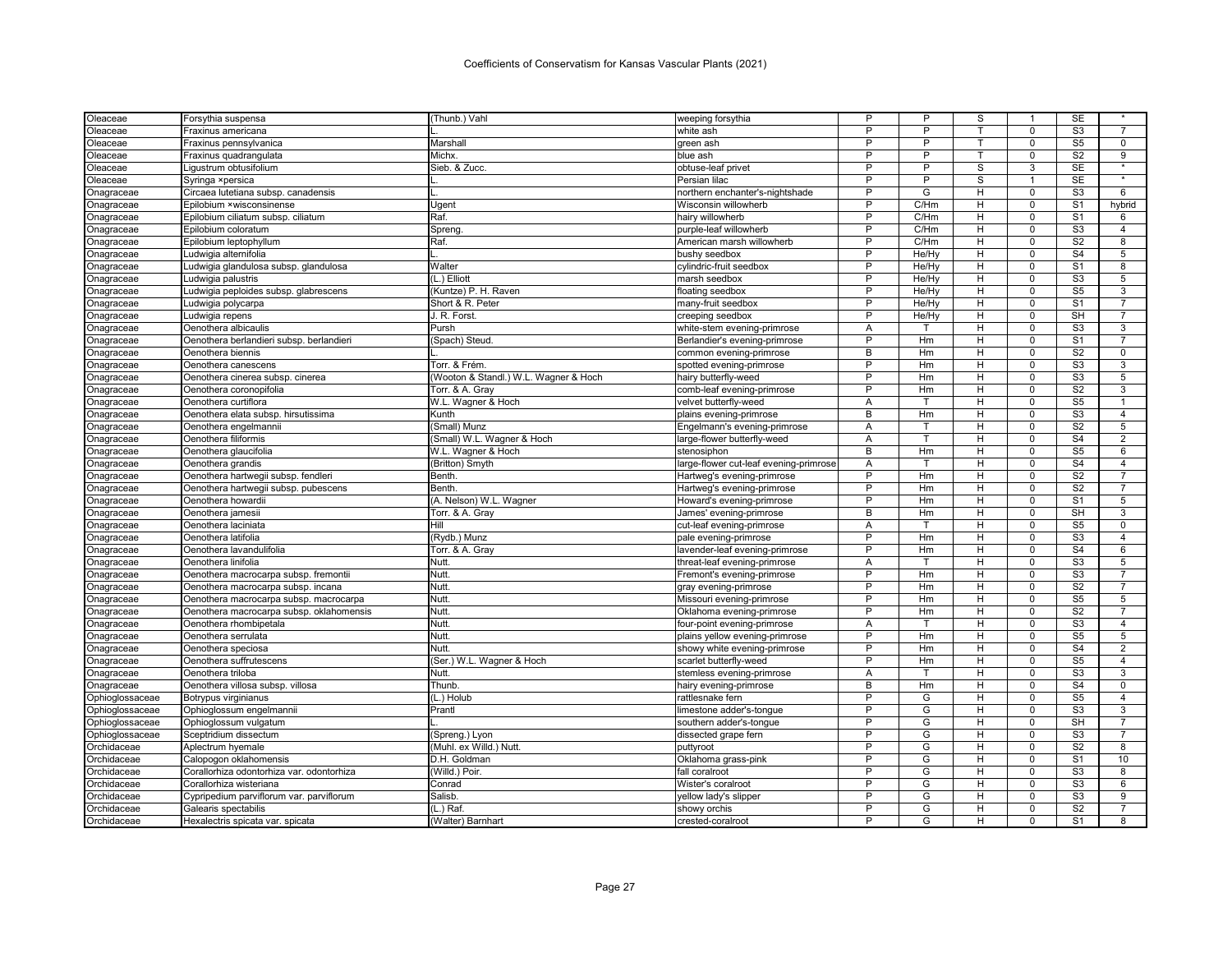| Oleaceae | Forsythia suspensa | (Thunb.) Vahl | weeping forsythia | P | P | S | 1 | SE | * |
|---|---|---|---|---|---|---|---|---|---|
| Oleaceae | Fraxinus americana | L. | white ash | P | P | T | 0 | S3 | 7 |
| Oleaceae | Fraxinus pennsylvanica | Marshall | green ash | P | P | T | 0 | S5 | 0 |
| Oleaceae | Fraxinus quadrangulata | Michx. | blue ash | P | P | T | 0 | S2 | 9 |
| Oleaceae | Ligustrum obtusifolium | Sieb. & Zucc. | obtuse-leaf privet | P | P | S | 3 | SE | * |
| Oleaceae | Syringa ×persica | L. | Persian lilac | P | P | S | 1 | SE | * |
| Onagraceae | Circaea lutetiana subsp. canadensis | L. | northern enchanter's-nightshade | P | G | H | 0 | S3 | 6 |
| Onagraceae | Epilobium ×wisconsinense | Ugent | Wisconsin willowherb | P | C/Hm | H | 0 | S1 | hybrid |
| Onagraceae | Epilobium ciliatum subsp. ciliatum | Raf. | hairy willowherb | P | C/Hm | H | 0 | S1 | 6 |
| Onagraceae | Epilobium coloratum | Spreng. | purple-leaf willowherb | P | C/Hm | H | 0 | S3 | 4 |
| Onagraceae | Epilobium leptophyllum | Raf. | American marsh willowherb | P | C/Hm | H | 0 | S2 | 8 |
| Onagraceae | Ludwigia alternifolia | L. | bushy seedbox | P | He/Hy | H | 0 | S4 | 5 |
| Onagraceae | Ludwigia glandulosa subsp. glandulosa | Walter | cylindric-fruit seedbox | P | He/Hy | H | 0 | S1 | 8 |
| Onagraceae | Ludwigia palustris | (L.) Elliott | marsh seedbox | P | He/Hy | H | 0 | S3 | 5 |
| Onagraceae | Ludwigia peploides subsp. glabrescens | (Kuntze) P. H. Raven | floating seedbox | P | He/Hy | H | 0 | S5 | 3 |
| Onagraceae | Ludwigia polycarpa | Short & R. Peter | many-fruit seedbox | P | He/Hy | H | 0 | S1 | 7 |
| Onagraceae | Ludwigia repens | J. R. Forst. | creeping seedbox | P | He/Hy | H | 0 | SH | 7 |
| Onagraceae | Oenothera albicaulis | Pursh | white-stem evening-primrose | A | T | H | 0 | S3 | 3 |
| Onagraceae | Oenothera berlandieri subsp. berlandieri | (Spach) Steud. | Berlandier's evening-primrose | P | Hm | H | 0 | S1 | 7 |
| Onagraceae | Oenothera biennis | L. | common evening-primrose | B | Hm | H | 0 | S2 | 0 |
| Onagraceae | Oenothera canescens | Torr. & Frém. | spotted evening-primrose | P | Hm | H | 0 | S3 | 3 |
| Onagraceae | Oenothera cinerea subsp. cinerea | (Wooton & Standl.) W.L. Wagner & Hoch | hairy butterfly-weed | P | Hm | H | 0 | S3 | 5 |
| Onagraceae | Oenothera coronopifolia | Torr. & A. Gray | comb-leaf evening-primrose | P | Hm | H | 0 | S2 | 3 |
| Onagraceae | Oenothera curtiflora | W.L. Wagner & Hoch | velvet butterfly-weed | A | T | H | 0 | S5 | 1 |
| Onagraceae | Oenothera elata subsp. hirsutissima | Kunth | plains evening-primrose | B | Hm | H | 0 | S3 | 4 |
| Onagraceae | Oenothera engelmannii | (Small) Munz | Engelmann's evening-primrose | A | T | H | 0 | S2 | 5 |
| Onagraceae | Oenothera filiformis | (Small) W.L. Wagner & Hoch | large-flower butterfly-weed | A | T | H | 0 | S4 | 2 |
| Onagraceae | Oenothera glaucifolia | W.L. Wagner & Hoch | stenosiphon | B | Hm | H | 0 | S5 | 6 |
| Onagraceae | Oenothera grandis | (Britton) Smyth | large-flower cut-leaf evening-primrose | A | T | H | 0 | S4 | 4 |
| Onagraceae | Oenothera hartwegii subsp. fendleri | Benth. | Hartweg's evening-primrose | P | Hm | H | 0 | S2 | 7 |
| Onagraceae | Oenothera hartwegii subsp. pubescens | Benth. | Hartweg's evening-primrose | P | Hm | H | 0 | S2 | 7 |
| Onagraceae | Oenothera howardii | (A. Nelson) W.L. Wagner | Howard's evening-primrose | P | Hm | H | 0 | S1 | 5 |
| Onagraceae | Oenothera jamesii | Torr. & A. Gray | James' evening-primrose | B | Hm | H | 0 | SH | 3 |
| Onagraceae | Oenothera laciniata | Hill | cut-leaf evening-primrose | A | T | H | 0 | S5 | 0 |
| Onagraceae | Oenothera latifolia | (Rydb.) Munz | pale evening-primrose | P | Hm | H | 0 | S3 | 4 |
| Onagraceae | Oenothera lavandulifolia | Torr. & A. Gray | lavender-leaf evening-primrose | P | Hm | H | 0 | S4 | 6 |
| Onagraceae | Oenothera linifolia | Nutt. | threat-leaf evening-primrose | A | T | H | 0 | S3 | 5 |
| Onagraceae | Oenothera macrocarpa subsp. fremontii | Nutt. | Fremont's evening-primrose | P | Hm | H | 0 | S3 | 7 |
| Onagraceae | Oenothera macrocarpa subsp. incana | Nutt. | gray evening-primrose | P | Hm | H | 0 | S2 | 7 |
| Onagraceae | Oenothera macrocarpa subsp. macrocarpa | Nutt. | Missouri evening-primrose | P | Hm | H | 0 | S5 | 5 |
| Onagraceae | Oenothera macrocarpa subsp. oklahomensis | Nutt. | Oklahoma evening-primrose | P | Hm | H | 0 | S2 | 7 |
| Onagraceae | Oenothera rhombipetala | Nutt. | four-point evening-primrose | A | T | H | 0 | S3 | 4 |
| Onagraceae | Oenothera serrulata | Nutt. | plains yellow evening-primrose | P | Hm | H | 0 | S5 | 5 |
| Onagraceae | Oenothera speciosa | Nutt. | showy white evening-primrose | P | Hm | H | 0 | S4 | 2 |
| Onagraceae | Oenothera suffrutescens | (Ser.) W.L. Wagner & Hoch | scarlet butterfly-weed | P | Hm | H | 0 | S5 | 4 |
| Onagraceae | Oenothera triloba | Nutt. | stemless evening-primrose | A | T | H | 0 | S3 | 3 |
| Onagraceae | Oenothera villosa subsp. villosa | Thunb. | hairy evening-primrose | B | Hm | H | 0 | S4 | 0 |
| Ophioglossaceae | Botrypus virginianus | (L.) Holub | rattlesnake fern | P | G | H | 0 | S5 | 4 |
| Ophioglossaceae | Ophioglossum engelmannii | Prantl | limestone adder's-tongue | P | G | H | 0 | S3 | 3 |
| Ophioglossaceae | Ophioglossum vulgatum | L. | southern adder's-tongue | P | G | H | 0 | SH | 7 |
| Ophioglossaceae | Sceptridium dissectum | (Spreng.) Lyon | dissected grape fern | P | G | H | 0 | S3 | 7 |
| Orchidaceae | Aplectrum hyemale | (Muhl. ex Willd.) Nutt. | puttyroot | P | G | H | 0 | S2 | 8 |
| Orchidaceae | Calopogon oklahomensis | D.H. Goldman | Oklahoma grass-pink | P | G | H | 0 | S1 | 10 |
| Orchidaceae | Corallorhiza odontorhiza var. odontorhiza | (Willd.) Poir. | fall coralroot | P | G | H | 0 | S3 | 8 |
| Orchidaceae | Corallorhiza wisteriana | Conrad | Wister's coralroot | P | G | H | 0 | S3 | 6 |
| Orchidaceae | Cypripedium parviflorum var. parviflorum | Salisb. | yellow lady's slipper | P | G | H | 0 | S3 | 9 |
| Orchidaceae | Galearis spectabilis | (L.) Raf. | showy orchis | P | G | H | 0 | S2 | 7 |
| Orchidaceae | Hexalectris spicata var. spicata | (Walter) Barnhart | crested-coralroot | P | G | H | 0 | S1 | 8 |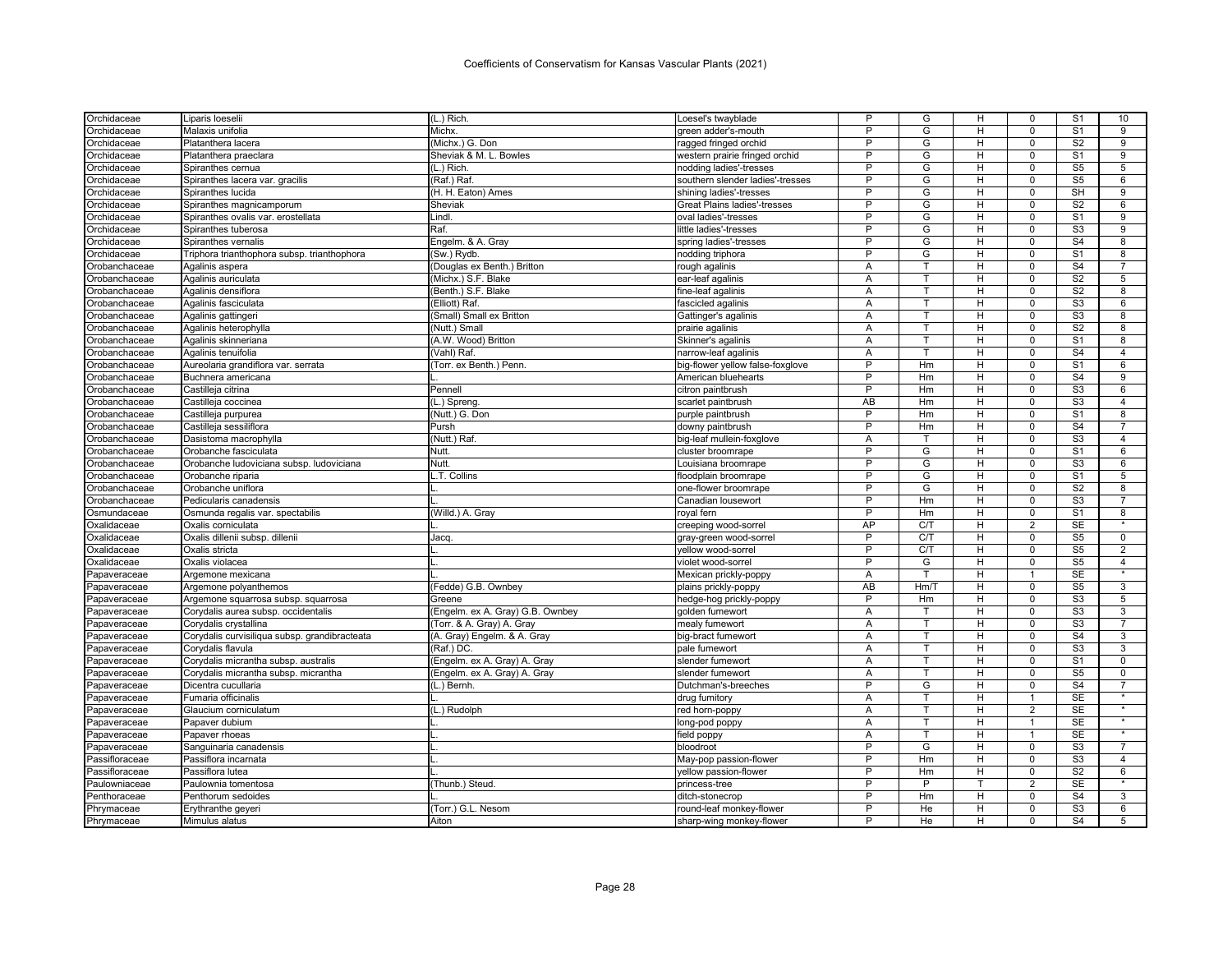# Coefficients of Conservatism for Kansas Vascular Plants (2021)

| | | | | | | | | | |
|---|---|---|---|---|---|---|---|---|---|
| Orchidaceae | Liparis loeselii | (L.) Rich. | Loesel's twayblade | P | G | H | 0 | S1 | 10 |
| Orchidaceae | Malaxis unifolia | Michx. | green adder's-mouth | P | G | H | 0 | S1 | 9 |
| Orchidaceae | Platanthera lacera | (Michx.) G. Don | ragged fringed orchid | P | G | H | 0 | S2 | 9 |
| Orchidaceae | Platanthera praeclara | Sheviak & M. L. Bowles | western prairie fringed orchid | P | G | H | 0 | S1 | 9 |
| Orchidaceae | Spiranthes cernua | (L.) Rich. | nodding ladies'-tresses | P | G | H | 0 | S5 | 5 |
| Orchidaceae | Spiranthes lacera var. gracilis | (Raf.) Raf. | southern slender ladies'-tresses | P | G | H | 0 | S5 | 6 |
| Orchidaceae | Spiranthes lucida | (H. H. Eaton) Ames | shining ladies'-tresses | P | G | H | 0 | SH | 9 |
| Orchidaceae | Spiranthes magnicamporum | Sheviak | Great Plains ladies'-tresses | P | G | H | 0 | S2 | 6 |
| Orchidaceae | Spiranthes ovalis var. erostellata | Lindl. | oval ladies'-tresses | P | G | H | 0 | S1 | 9 |
| Orchidaceae | Spiranthes tuberosa | Raf. | little ladies'-tresses | P | G | H | 0 | S3 | 9 |
| Orchidaceae | Spiranthes vernalis | Engelm. & A. Gray | spring ladies'-tresses | P | G | H | 0 | S4 | 8 |
| Orchidaceae | Triphora trianthophora subsp. trianthophora | (Sw.) Rydb. | nodding triphora | P | G | H | 0 | S1 | 8 |
| Orobanchaceae | Agalinis aspera | (Douglas ex Benth.) Britton | rough agalinis | A | T | H | 0 | S4 | 7 |
| Orobanchaceae | Agalinis auriculata | (Michx.) S.F. Blake | ear-leaf agalinis | A | T | H | 0 | S2 | 5 |
| Orobanchaceae | Agalinis densiflora | (Benth.) S.F. Blake | fine-leaf agalinis | A | T | H | 0 | S2 | 8 |
| Orobanchaceae | Agalinis fasciculata | (Elliott) Raf. | fascicled agalinis | A | T | H | 0 | S3 | 6 |
| Orobanchaceae | Agalinis gattingeri | (Small) Small ex Britton | Gattinger's agalinis | A | T | H | 0 | S3 | 8 |
| Orobanchaceae | Agalinis heterophylla | (Nutt.) Small | prairie agalinis | A | T | H | 0 | S2 | 8 |
| Orobanchaceae | Agalinis skinneriana | (A.W. Wood) Britton | Skinner's agalinis | A | T | H | 0 | S1 | 8 |
| Orobanchaceae | Agalinis tenuifolia | (Vahl) Raf. | narrow-leaf agalinis | A | T | H | 0 | S4 | 4 |
| Orobanchaceae | Aureolaria grandiflora var. serrata | (Torr. ex Benth.) Penn. | big-flower yellow false-foxglove | P | Hm | H | 0 | S1 | 6 |
| Orobanchaceae | Buchnera americana | L. | American bluehearts | P | Hm | H | 0 | S4 | 9 |
| Orobanchaceae | Castilleja citrina | Pennell | citron paintbrush | P | Hm | H | 0 | S3 | 6 |
| Orobanchaceae | Castilleja coccinea | (L.) Spreng. | scarlet paintbrush | AB | Hm | H | 0 | S3 | 4 |
| Orobanchaceae | Castilleja purpurea | (Nutt.) G. Don | purple paintbrush | P | Hm | H | 0 | S1 | 8 |
| Orobanchaceae | Castilleja sessiliflora | Pursh | downy paintbrush | P | Hm | H | 0 | S4 | 7 |
| Orobanchaceae | Dasistoma macrophylla | (Nutt.) Raf. | big-leaf mullein-foxglove | A | T | H | 0 | S3 | 4 |
| Orobanchaceae | Orobanche fasciculata | Nutt. | cluster broomrape | P | G | H | 0 | S1 | 6 |
| Orobanchaceae | Orobanche ludoviciana subsp. ludoviciana | Nutt. | Louisiana broomrape | P | G | H | 0 | S3 | 6 |
| Orobanchaceae | Orobanche riparia | L.T. Collins | floodplain broomrape | P | G | H | 0 | S1 | 5 |
| Orobanchaceae | Orobanche uniflora | L. | one-flower broomrape | P | G | H | 0 | S2 | 8 |
| Orobanchaceae | Pedicularis canadensis | L. | Canadian lousewort | P | Hm | H | 0 | S3 | 7 |
| Osmundaceae | Osmunda regalis var. spectabilis | (Willd.) A. Gray | royal fern | P | Hm | H | 0 | S1 | 8 |
| Oxalidaceae | Oxalis corniculata | L. | creeping wood-sorrel | AP | C/T | H | 2 | SE | * |
| Oxalidaceae | Oxalis dillenii subsp. dillenii | Jacq. | gray-green wood-sorrel | P | C/T | H | 0 | S5 | 0 |
| Oxalidaceae | Oxalis stricta | L. | yellow wood-sorrel | P | C/T | H | 0 | S5 | 2 |
| Oxalidaceae | Oxalis violacea | L. | violet wood-sorrel | P | G | H | 0 | S5 | 4 |
| Papaveraceae | Argemone mexicana | L. | Mexican prickly-poppy | A | T | H | 1 | SE | * |
| Papaveraceae | Argemone polyanthemos | (Fedde) G.B. Ownbey | plains prickly-poppy | AB | Hm/T | H | 0 | S5 | 3 |
| Papaveraceae | Argemone squarrosa subsp. squarrosa | Greene | hedge-hog prickly-poppy | P | Hm | H | 0 | S3 | 5 |
| Papaveraceae | Corydalis aurea subsp. occidentalis | (Engelm. ex A. Gray) G.B. Ownbey | golden fumewort | A | T | H | 0 | S3 | 3 |
| Papaveraceae | Corydalis crystallina | (Torr. & A. Gray) A. Gray | mealy fumewort | A | T | H | 0 | S3 | 7 |
| Papaveraceae | Corydalis curvisiliqua subsp. grandibracteata | (A. Gray) Engelm. & A. Gray | big-bract fumewort | A | T | H | 0 | S4 | 3 |
| Papaveraceae | Corydalis flavula | (Raf.) DC. | pale fumewort | A | T | H | 0 | S3 | 3 |
| Papaveraceae | Corydalis micrantha subsp. australis | (Engelm. ex A. Gray) A. Gray | slender fumewort | A | T | H | 0 | S1 | 0 |
| Papaveraceae | Corydalis micrantha subsp. micrantha | (Engelm. ex A. Gray) A. Gray | slender fumewort | A | T | H | 0 | S5 | 0 |
| Papaveraceae | Dicentra cucullaria | (L.) Bernh. | Dutchman's-breeches | P | G | H | 0 | S4 | 7 |
| Papaveraceae | Fumaria officinalis | L. | drug fumitory | A | T | H | 1 | SE | * |
| Papaveraceae | Glaucium corniculatum | (L.) Rudolph | red horn-poppy | A | T | H | 2 | SE | * |
| Papaveraceae | Papaver dubium | L. | long-pod poppy | A | T | H | 1 | SE | * |
| Papaveraceae | Papaver rhoeas | L. | field poppy | A | T | H | 1 | SE | * |
| Papaveraceae | Sanguinaria canadensis | L. | bloodroot | P | G | H | 0 | S3 | 7 |
| Passifloraceae | Passiflora incarnata | L. | May-pop passion-flower | P | Hm | H | 0 | S3 | 4 |
| Passifloraceae | Passiflora lutea | L. | yellow passion-flower | P | Hm | H | 0 | S2 | 6 |
| Paulowniaceae | Paulownia tomentosa | (Thunb.) Steud. | princess-tree | P | P | T | 2 | SE | * |
| Penthoraceae | Penthorum sedoides | L. | ditch-stonecrop | P | Hm | H | 0 | S4 | 3 |
| Phrymaceae | Erythranthe geyeri | (Torr.) G.L. Nesom | round-leaf monkey-flower | P | He | H | 0 | S3 | 6 |
| Phrymaceae | Mimulus alatus | Aiton | sharp-wing monkey-flower | P | He | H | 0 | S4 | 5 |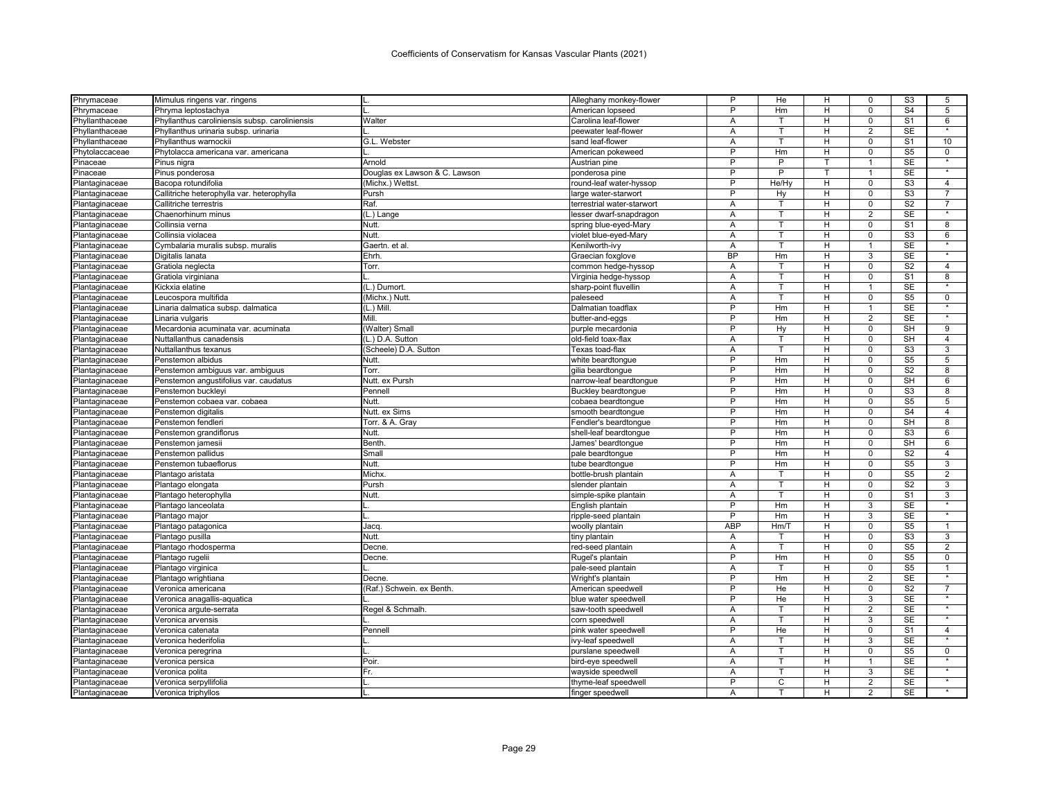# Coefficients of Conservatism for Kansas Vascular Plants (2021)

| | | | | | | | | | |
|---|---|---|---|---|---|---|---|---|---|
| Phrymaceae | Mimulus ringens var. ringens | L. | Alleghany monkey-flower | P | He | H | 0 | S3 | 5 |
| Phrymaceae | Phryma leptostachya | L. | American lopseed | P | Hm | H | 0 | S4 | 5 |
| Phyllanthaceae | Phyllanthus caroliniensis subsp. caroliniensis | Walter | Carolina leaf-flower | A | T | H | 0 | S1 | 6 |
| Phyllanthaceae | Phyllanthus urinaria subsp. urinaria | L. | peewater leaf-flower | A | T | H | 2 | SE | * |
| Phyllanthaceae | Phyllanthus warnockii | G.L. Webster | sand leaf-flower | A | T | H | 0 | S1 | 10 |
| Phytolaccaceae | Phytolacca americana var. americana | L. | American pokeweed | P | Hm | H | 0 | S5 | 0 |
| Pinaceae | Pinus nigra | Arnold | Austrian pine | P | P | T | 1 | SE | * |
| Pinaceae | Pinus ponderosa | Douglas ex Lawson & C. Lawson | ponderosa pine | P | P | T | 1 | SE | * |
| Plantaginaceae | Bacopa rotundifolia | (Michx.) Wettst. | round-leaf water-hyssop | P | He/Hy | H | 0 | S3 | 4 |
| Plantaginaceae | Callitriche heterophylla var. heterophylla | Pursh | large water-starwort | P | Hy | H | 0 | S3 | 7 |
| Plantaginaceae | Callitriche terrestris | Raf. | terrestrial water-starwort | A | T | H | 0 | S2 | 7 |
| Plantaginaceae | Chaenorhinum minus | (L.) Lange | lesser dwarf-snapdragon | A | T | H | 2 | SE | * |
| Plantaginaceae | Collinsia verna | Nutt. | spring blue-eyed-Mary | A | T | H | 0 | S1 | 8 |
| Plantaginaceae | Collinsia violacea | Nutt. | violet blue-eyed-Mary | A | T | H | 0 | S3 | 6 |
| Plantaginaceae | Cymbalaria muralis subsp. muralis | Gaertn. et al. | Kenilworth-ivy | A | T | H | 1 | SE | * |
| Plantaginaceae | Digitalis lanata | Ehrh. | Graecian foxglove | BP | Hm | H | 3 | SE | * |
| Plantaginaceae | Gratiola neglecta | Torr. | common hedge-hyssop | A | T | H | 0 | S2 | 4 |
| Plantaginaceae | Gratiola virginiana | L. | Virginia hedge-hyssop | A | T | H | 0 | S1 | 8 |
| Plantaginaceae | Kickxia elatine | (L.) Dumort. | sharp-point fluvellin | A | T | H | 1 | SE | * |
| Plantaginaceae | Leucospora multifida | (Michx.) Nutt. | paleseed | A | T | H | 0 | S5 | 0 |
| Plantaginaceae | Linaria dalmatica subsp. dalmatica | (L.) Mill. | Dalmatian toadflax | P | Hm | H | 1 | SE | * |
| Plantaginaceae | Linaria vulgaris | Mill. | butter-and-eggs | P | Hm | H | 2 | SE | * |
| Plantaginaceae | Mecardonia acuminata var. acuminata | (Walter) Small | purple mecardonia | P | Hy | H | 0 | SH | 9 |
| Plantaginaceae | Nuttallanthus canadensis | (L.) D.A. Sutton | old-field toax-flax | A | T | H | 0 | SH | 4 |
| Plantaginaceae | Nuttallanthus texanus | (Scheele) D.A. Sutton | Texas toad-flax | A | T | H | 0 | S3 | 3 |
| Plantaginaceae | Penstemon albidus | Nutt. | white beardtongue | P | Hm | H | 0 | S5 | 5 |
| Plantaginaceae | Penstemon ambiguus var. ambiguus | Torr. | gilia beardtongue | P | Hm | H | 0 | S2 | 8 |
| Plantaginaceae | Penstemon angustifolius var. caudatus | Nutt. ex Pursh | narrow-leaf beardtongue | P | Hm | H | 0 | SH | 6 |
| Plantaginaceae | Penstemon buckleyi | Pennell | Buckley beardtongue | P | Hm | H | 0 | S3 | 8 |
| Plantaginaceae | Penstemon cobaea var. cobaea | Nutt. | cobaea beardtongue | P | Hm | H | 0 | S5 | 5 |
| Plantaginaceae | Penstemon digitalis | Nutt. ex Sims | smooth beardtongue | P | Hm | H | 0 | S4 | 4 |
| Plantaginaceae | Penstemon fendleri | Torr. & A. Gray | Fendler's beardtongue | P | Hm | H | 0 | SH | 8 |
| Plantaginaceae | Penstemon grandiflorus | Nutt. | shell-leaf beardtongue | P | Hm | H | 0 | S3 | 6 |
| Plantaginaceae | Penstemon jamesii | Benth. | James' beardtongue | P | Hm | H | 0 | SH | 6 |
| Plantaginaceae | Penstemon pallidus | Small | pale beardtongue | P | Hm | H | 0 | S2 | 4 |
| Plantaginaceae | Penstemon tubaeflorus | Nutt. | tube beardtongue | P | Hm | H | 0 | S5 | 3 |
| Plantaginaceae | Plantago aristata | Michx. | bottle-brush plantain | A | T | H | 0 | S5 | 2 |
| Plantaginaceae | Plantago elongata | Pursh | slender plantain | A | T | H | 0 | S2 | 3 |
| Plantaginaceae | Plantago heterophylla | Nutt. | simple-spike plantain | A | T | H | 0 | S1 | 3 |
| Plantaginaceae | Plantago lanceolata | L. | English plantain | P | Hm | H | 3 | SE | * |
| Plantaginaceae | Plantago major | L. | ripple-seed plantain | P | Hm | H | 3 | SE | * |
| Plantaginaceae | Plantago patagonica | Jacq. | woolly plantain | ABP | Hm/T | H | 0 | S5 | 1 |
| Plantaginaceae | Plantago pusilla | Nutt. | tiny plantain | A | T | H | 0 | S3 | 3 |
| Plantaginaceae | Plantago rhodosperma | Decne. | red-seed plantain | A | T | H | 0 | S5 | 2 |
| Plantaginaceae | Plantago rugelii | Decne. | Rugel's plantain | P | Hm | H | 0 | S5 | 0 |
| Plantaginaceae | Plantago virginica | L. | pale-seed plantain | A | T | H | 0 | S5 | 1 |
| Plantaginaceae | Plantago wrightiana | Decne. | Wright's plantain | P | Hm | H | 2 | SE | * |
| Plantaginaceae | Veronica americana | (Raf.) Schwein. ex Benth. | American speedwell | P | He | H | 0 | S2 | 7 |
| Plantaginaceae | Veronica anagallis-aquatica | L. | blue water speedwell | P | He | H | 3 | SE | * |
| Plantaginaceae | Veronica argute-serrata | Regel & Schmalh. | saw-tooth speedwell | A | T | H | 2 | SE | * |
| Plantaginaceae | Veronica arvensis | L. | corn speedwell | A | T | H | 3 | SE | * |
| Plantaginaceae | Veronica catenata | Pennell | pink water speedwell | P | He | H | 0 | S1 | 4 |
| Plantaginaceae | Veronica hederifolia | L. | ivy-leaf speedwell | A | T | H | 3 | SE | * |
| Plantaginaceae | Veronica peregrina | L. | purslane speedwell | A | T | H | 0 | S5 | 0 |
| Plantaginaceae | Veronica persica | Poir. | bird-eye speedwell | A | T | H | 1 | SE | * |
| Plantaginaceae | Veronica polita | Fr. | wayside speedwell | A | T | H | 3 | SE | * |
| Plantaginaceae | Veronica serpyllifolia | L. | thyme-leaf speedwell | P | C | H | 2 | SE | * |
| Plantaginaceae | Veronica triphyllos | L. | finger speedwell | A | T | H | 2 | SE | * |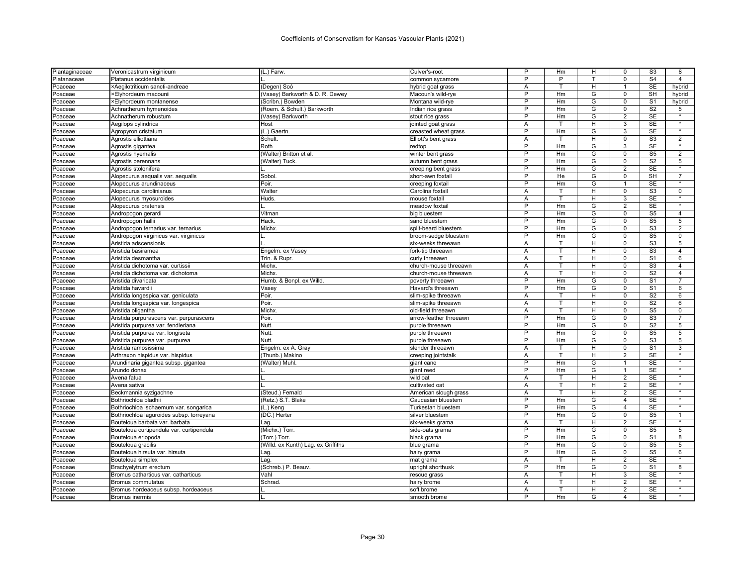| Plantaginaceae | Veronicastrum virginicum | (L.) Farw. | Culver's-root | P | Hm | H | 0 | S3 | 8 |
|---|---|---|---|---|---|---|---|---|---|
| Platanaceae | Platanus occidentalis | L. | common sycamore | P | P | T | 0 | S4 | 4 |
| Poaceae | ×Aegilotriticum sancti-andreae | (Degen) Soó | hybrid goat grass | A | T | H | 1 | SE | hybrid |
| Poaceae | ×Elyhordeum macounii | (Vasey) Barkworth & D. R. Dewey | Macoun's wild-rye | P | Hm | G | 0 | SH | hybrid |
| Poaceae | ×Elyhordeum montanense | (Scribn.) Bowden | Montana wild-rye | P | Hm | G | 0 | S1 | hybrid |
| Poaceae | Achnatherum hymenoides | (Roem. & Schult.) Barkworth | Indian rice grass | P | Hm | G | 0 | S2 | 5 |
| Poaceae | Achnatherum robustum | (Vasey) Barkworth | stout rice grass | P | Hm | G | 2 | SE | * |
| Poaceae | Aegilops cylindrica | Host | jointed goat grass | A | T | H | 3 | SE | * |
| Poaceae | Agropyron cristatum | (L.) Gaertn. | creasted wheat grass | P | Hm | G | 3 | SE | * |
| Poaceae | Agrostis elliottiana | Schult. | Elliott's bent grass | A | T | H | 0 | S3 | 2 |
| Poaceae | Agrostis gigantea | Roth | redtop | P | Hm | G | 3 | SE | * |
| Poaceae | Agrostis hyemalis | (Walter) Britton et al. | winter bent grass | P | Hm | G | 0 | S5 | 2 |
| Poaceae | Agrostis perennans | (Walter) Tuck. | autumn bent grass | P | Hm | G | 0 | S2 | 5 |
| Poaceae | Agrostis stolonifera | L. | creeping bent grass | P | Hm | G | 2 | SE | * |
| Poaceae | Alopecurus aequalis var. aequalis | Sobol. | short-awn foxtail | P | He | G | 0 | SH | 7 |
| Poaceae | Alopecurus arundinaceus | Poir. | creeping foxtail | P | Hm | G | 1 | SE | * |
| Poaceae | Alopecurus carolinianus | Walter | Carolina foxtail | A | T | H | 0 | S3 | 0 |
| Poaceae | Alopecurus myosuroides | Huds. | mouse foxtail | A | T | H | 3 | SE | * |
| Poaceae | Alopecurus pratensis | L. | meadow foxtail | P | Hm | G | 2 | SE | * |
| Poaceae | Andropogon gerardi | Vitman | big bluestem | P | Hm | G | 0 | S5 | 4 |
| Poaceae | Andropogon hallii | Hack. | sand bluestem | P | Hm | G | 0 | S5 | 5 |
| Poaceae | Andropogon ternarius var. ternarius | Michx. | split-beard bluestem | P | Hm | G | 0 | S3 | 2 |
| Poaceae | Andropogon virginicus var. virginicus | L. | broom-sedge bluestem | P | Hm | G | 0 | S5 | 0 |
| Poaceae | Aristida adscensionis | L. | six-weeks threeawn | A | T | H | 0 | S3 | 5 |
| Poaceae | Aristida basiramea | Engelm. ex Vasey | fork-tip threeawn | A | T | H | 0 | S3 | 4 |
| Poaceae | Aristida desmantha | Trin. & Rupr. | curly threeawn | A | T | H | 0 | S1 | 6 |
| Poaceae | Aristida dichotoma var. curtissii | Michx. | church-mouse threeawn | A | T | H | 0 | S3 | 4 |
| Poaceae | Aristida dichotoma var. dichotoma | Michx. | church-mouse threeawn | A | T | H | 0 | S2 | 4 |
| Poaceae | Aristida divaricata | Humb. & Bonpl. ex Willd. | poverty threeawn | P | Hm | G | 0 | S1 | 7 |
| Poaceae | Aristida havardii | Vasey | Havard's threeawn | P | Hm | G | 0 | S1 | 6 |
| Poaceae | Aristida longespica var. geniculata | Poir. | slim-spike threeawn | A | T | H | 0 | S2 | 6 |
| Poaceae | Aristida longespica var. longespica | Poir. | slim-spike threeawn | A | T | H | 0 | S2 | 6 |
| Poaceae | Aristida oligantha | Michx. | old-field threeawn | A | T | H | 0 | S5 | 0 |
| Poaceae | Aristida purpurascens var. purpurascens | Poir. | arrow-feather threeawn | P | Hm | G | 0 | S3 | 7 |
| Poaceae | Aristida purpurea var. fendleriana | Nutt. | purple threeawn | P | Hm | G | 0 | S2 | 5 |
| Poaceae | Aristida purpurea var. longiseta | Nutt. | purple threeawn | P | Hm | G | 0 | S5 | 5 |
| Poaceae | Aristida purpurea var. purpurea | Nutt. | purple threeawn | P | Hm | G | 0 | S3 | 5 |
| Poaceae | Aristida ramosissima | Engelm. ex A. Gray | slender threeawn | A | T | H | 0 | S1 | 3 |
| Poaceae | Arthraxon hispidus var. hispidus | (Thunb.) Makino | creeping jointstalk | A | T | H | 2 | SE | * |
| Poaceae | Arundinaria gigantea subsp. gigantea | (Walter) Muhl. | giant cane | P | Hm | G | 1 | SE | * |
| Poaceae | Arundo donax | L. | giant reed | P | Hm | G | 1 | SE | * |
| Poaceae | Avena fatua | L. | wild oat | A | T | H | 2 | SE | * |
| Poaceae | Avena sativa | L. | cultivated oat | A | T | H | 2 | SE | * |
| Poaceae | Beckmannia syzigachne | (Steud.) Fernald | American slough grass | A | T | H | 2 | SE | * |
| Poaceae | Bothriochloa bladhii | (Retz.) S.T. Blake | Caucasian bluestem | P | Hm | G | 4 | SE | * |
| Poaceae | Bothriochloa ischaemum var. songarica | (L.) Keng | Turkestan bluestem | P | Hm | G | 4 | SE | * |
| Poaceae | Bothriochloa laguroides subsp. torreyana | (DC.) Herter | silver bluestem | P | Hm | G | 0 | S5 | 1 |
| Poaceae | Bouteloua barbata var. barbata | Lag. | six-weeks grama | A | T | H | 2 | SE | * |
| Poaceae | Bouteloua curtipendula var. curtipendula | (Michx.) Torr. | side-oats grama | P | Hm | G | 0 | S5 | 5 |
| Poaceae | Bouteloua eriopoda | (Torr.) Torr. | black grama | P | Hm | G | 0 | S1 | 8 |
| Poaceae | Bouteloua gracilis | (Willd. ex Kunth) Lag. ex Griffiths | blue grama | P | Hm | G | 0 | S5 | 5 |
| Poaceae | Bouteloua hirsuta var. hirsuta | Lag. | hairy grama | P | Hm | G | 0 | S5 | 6 |
| Poaceae | Bouteloua simplex | Lag. | mat grama | A | T | H | 2 | SE | * |
| Poaceae | Brachyelytrum erectum | (Schreb.) P. Beauv. | upright shorthusk | P | Hm | G | 0 | S1 | 8 |
| Poaceae | Bromus catharticus var. catharticus | Vahl | rescue grass | A | T | H | 3 | SE | * |
| Poaceae | Bromus commutatus | Schrad. | hairy brome | A | T | H | 2 | SE | * |
| Poaceae | Bromus hordeaceus subsp. hordeaceus | L. | soft brome | A | T | H | 2 | SE | * |
| Poaceae | Bromus inermis | L. | smooth brome | P | Hm | G | 4 | SE | * |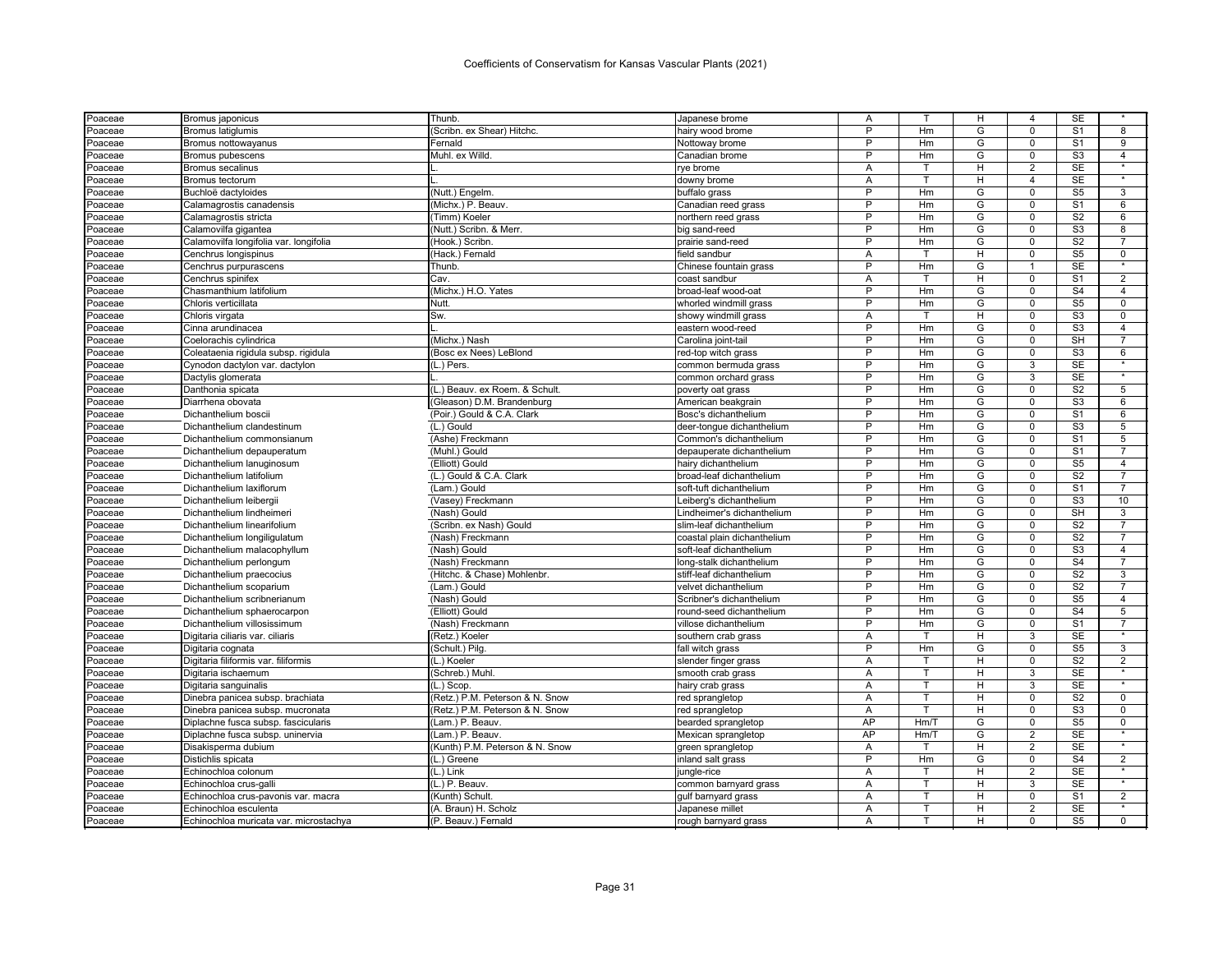# Coefficients of Conservatism for Kansas Vascular Plants (2021)

| | | | | | | | | | |
|---|---|---|---|---|---|---|---|---|---|
| Poaceae | Bromus japonicus | Thunb. | Japanese brome | A | T | H | 4 | SE | * |
| Poaceae | Bromus latiglumis | (Scribn. ex Shear) Hitchc. | hairy wood brome | P | Hm | G | 0 | S1 | 8 |
| Poaceae | Bromus nottowayanus | Fernald | Nottoway brome | P | Hm | G | 0 | S1 | 9 |
| Poaceae | Bromus pubescens | Muhl. ex Willd. | Canadian brome | P | Hm | G | 0 | S3 | 4 |
| Poaceae | Bromus secalinus | L. | rye brome | A | T | H | 2 | SE | * |
| Poaceae | Bromus tectorum | L. | downy brome | A | T | H | 4 | SE | * |
| Poaceae | Buchloë dactyloides | (Nutt.) Engelm. | buffalo grass | P | Hm | G | 0 | S5 | 3 |
| Poaceae | Calamagrostis canadensis | (Michx.) P. Beauv. | Canadian reed grass | P | Hm | G | 0 | S1 | 6 |
| Poaceae | Calamagrostis stricta | (Timm) Koeler | northern reed grass | P | Hm | G | 0 | S2 | 6 |
| Poaceae | Calamovilfa gigantea | (Nutt.) Scribn. & Merr. | big sand-reed | P | Hm | G | 0 | S3 | 8 |
| Poaceae | Calamovilfa longifolia var. longifolia | (Hook.) Scribn. | prairie sand-reed | P | Hm | G | 0 | S2 | 7 |
| Poaceae | Cenchrus longispinus | (Hack.) Fernald | field sandbur | A | T | H | 0 | S5 | 0 |
| Poaceae | Cenchrus purpurascens | Thunb. | Chinese fountain grass | P | Hm | G | 1 | SE | * |
| Poaceae | Cenchrus spinifex | Cav. | coast sandbur | A | T | H | 0 | S1 | 2 |
| Poaceae | Chasmanthium latifolium | (Michx.) H.O. Yates | broad-leaf wood-oat | P | Hm | G | 0 | S4 | 4 |
| Poaceae | Chloris verticillata | Nutt. | whorled windmill grass | P | Hm | G | 0 | S5 | 0 |
| Poaceae | Chloris virgata | Sw. | showy windmill grass | A | T | H | 0 | S3 | 0 |
| Poaceae | Cinna arundinacea | L. | eastern wood-reed | P | Hm | G | 0 | S3 | 4 |
| Poaceae | Coelorachis cylindrica | (Michx.) Nash | Carolina joint-tail | P | Hm | G | 0 | SH | 7 |
| Poaceae | Coleataenia rigidula subsp. rigidula | (Bosc ex Nees) LeBlond | red-top witch grass | P | Hm | G | 0 | S3 | 6 |
| Poaceae | Cynodon dactylon var. dactylon | (L.) Pers. | common bermuda grass | P | Hm | G | 3 | SE | * |
| Poaceae | Dactylis glomerata | L. | common orchard grass | P | Hm | G | 3 | SE | * |
| Poaceae | Danthonia spicata | (L.) Beauv. ex Roem. & Schult. | poverty oat grass | P | Hm | G | 0 | S2 | 5 |
| Poaceae | Diarrhena obovata | (Gleason) D.M. Brandenburg | American beakgrain | P | Hm | G | 0 | S3 | 6 |
| Poaceae | Dichanthelium boscii | (Poir.) Gould & C.A. Clark | Bosc's dichanthelium | P | Hm | G | 0 | S1 | 6 |
| Poaceae | Dichanthelium clandestinum | (L.) Gould | deer-tongue dichanthelium | P | Hm | G | 0 | S3 | 5 |
| Poaceae | Dichanthelium commonsianum | (Ashe) Freckmann | Common's dichanthelium | P | Hm | G | 0 | S1 | 5 |
| Poaceae | Dichanthelium depauperatum | (Muhl.) Gould | depauperate dichanthelium | P | Hm | G | 0 | S1 | 7 |
| Poaceae | Dichanthelium lanuginosum | (Elliott) Gould | hairy dichanthelium | P | Hm | G | 0 | S5 | 4 |
| Poaceae | Dichanthelium latifolium | (L.) Gould & C.A. Clark | broad-leaf dichanthelium | P | Hm | G | 0 | S2 | 7 |
| Poaceae | Dichanthelium laxiflorum | (Lam.) Gould | soft-tuft dichanthelium | P | Hm | G | 0 | S1 | 7 |
| Poaceae | Dichanthelium leibergii | (Vasey) Freckmann | Leiberg's dichanthelium | P | Hm | G | 0 | S3 | 10 |
| Poaceae | Dichanthelium lindheimeri | (Nash) Gould | Lindheimer's dichanthelium | P | Hm | G | 0 | SH | 3 |
| Poaceae | Dichanthelium linearifolium | (Scribn. ex Nash) Gould | slim-leaf dichanthelium | P | Hm | G | 0 | S2 | 7 |
| Poaceae | Dichanthelium longiligulatum | (Nash) Freckmann | coastal plain dichanthelium | P | Hm | G | 0 | S2 | 7 |
| Poaceae | Dichanthelium malacophyllum | (Nash) Gould | soft-leaf dichanthelium | P | Hm | G | 0 | S3 | 4 |
| Poaceae | Dichanthelium perlongum | (Nash) Freckmann | long-stalk dichanthelium | P | Hm | G | 0 | S4 | 7 |
| Poaceae | Dichanthelium praecocius | (Hitchc. & Chase) Mohlenbr. | stiff-leaf dichanthelium | P | Hm | G | 0 | S2 | 3 |
| Poaceae | Dichanthelium scoparium | (Lam.) Gould | velvet dichanthelium | P | Hm | G | 0 | S2 | 7 |
| Poaceae | Dichanthelium scribnerianum | (Nash) Gould | Scribner's dichanthelium | P | Hm | G | 0 | S5 | 4 |
| Poaceae | Dichanthelium sphaerocarpon | (Elliott) Gould | round-seed dichanthelium | P | Hm | G | 0 | S4 | 5 |
| Poaceae | Dichanthelium villosissimum | (Nash) Freckmann | villose dichanthelium | P | Hm | G | 0 | S1 | 7 |
| Poaceae | Digitaria ciliaris var. ciliaris | (Retz.) Koeler | southern crab grass | A | T | H | 3 | SE | * |
| Poaceae | Digitaria cognata | (Schult.) Pilg. | fall witch grass | P | Hm | G | 0 | S5 | 3 |
| Poaceae | Digitaria filiformis var. filiformis | (L.) Koeler | slender finger grass | A | T | H | 0 | S2 | 2 |
| Poaceae | Digitaria ischaemum | (Schreb.) Muhl. | smooth crab grass | A | T | H | 3 | SE | * |
| Poaceae | Digitaria sanguinalis | (L.) Scop. | hairy crab grass | A | T | H | 3 | SE | * |
| Poaceae | Dinebra panicea subsp. brachiata | (Retz.) P.M. Peterson & N. Snow | red sprangletop | A | T | H | 0 | S2 | 0 |
| Poaceae | Dinebra panicea subsp. mucronata | (Retz.) P.M. Peterson & N. Snow | red sprangletop | A | T | H | 0 | S3 | 0 |
| Poaceae | Diplachne fusca subsp. fascicularis | (Lam.) P. Beauv. | bearded sprangletop | AP | Hm/T | G | 0 | S5 | 0 |
| Poaceae | Diplachne fusca subsp. uninervia | (Lam.) P. Beauv. | Mexican sprangletop | AP | Hm/T | G | 2 | SE | * |
| Poaceae | Disakisperma dubium | (Kunth) P.M. Peterson & N. Snow | green sprangletop | A | T | H | 2 | SE | * |
| Poaceae | Distichlis spicata | (L.) Greene | inland salt grass | P | Hm | G | 0 | S4 | 2 |
| Poaceae | Echinochloa colonum | (L.) Link | jungle-rice | A | T | H | 2 | SE | * |
| Poaceae | Echinochloa crus-galli | (L.) P. Beauv. | common barnyard grass | A | T | H | 3 | SE | * |
| Poaceae | Echinochloa crus-pavonis var. macra | (Kunth) Schult. | gulf barnyard grass | A | T | H | 0 | S1 | 2 |
| Poaceae | Echinochloa esculenta | (A. Braun) H. Scholz | Japanese millet | A | T | H | 2 | SE | * |
| Poaceae | Echinochloa muricata var. microstachya | (P. Beauv.) Fernald | rough barnyard grass | A | T | H | 0 | S5 | 0 |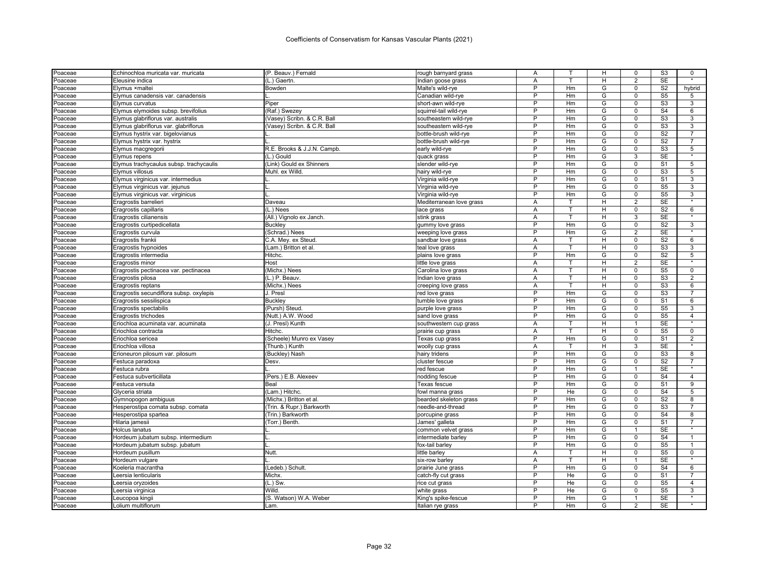Coefficients of Conservatism for Kansas Vascular Plants (2021)

| | | | | | | | | | |
|---|---|---|---|---|---|---|---|---|---|
| Poaceae | Echinochloa muricata var. muricata | (P. Beauv.) Fernald | rough barnyard grass | A | T | H | 0 | S3 | 0 |
| Poaceae | Eleusine indica | (L.) Gaertn. | Indian goose grass | A | T | H | 2 | SE | * |
| Poaceae | Elymus ×maltei | Bowden | Malte's wild-rye | P | Hm | G | 0 | S2 | hybrid |
| Poaceae | Elymus canadensis var. canadensis | L. | Canadian wild-rye | P | Hm | G | 0 | S5 | 5 |
| Poaceae | Elymus curvatus | Piper | short-awn wild-rye | P | Hm | G | 0 | S3 | 3 |
| Poaceae | Elymus elymoides subsp. brevifolius | (Raf.) Swezey | squirrel-tail wild-rye | P | Hm | G | 0 | S4 | 6 |
| Poaceae | Elymus glabriflorus var. australis | (Vasey) Scribn. & C.R. Ball | southeastern wild-rye | P | Hm | G | 0 | S3 | 3 |
| Poaceae | Elymus glabriflorus var. glabriflorus | (Vasey) Scribn. & C.R. Ball | southeastern wild-rye | P | Hm | G | 0 | S3 | 3 |
| Poaceae | Elymus hystrix var. bigelovianus | L. | bottle-brush wild-rye | P | Hm | G | 0 | S2 | 7 |
| Poaceae | Elymus hystrix var. hystrix | L. | bottle-brush wild-rye | P | Hm | G | 0 | S2 | 7 |
| Poaceae | Elymus macgregorii | R.E. Brooks & J.J.N. Campb. | early wild-rye | P | Hm | G | 0 | S3 | 5 |
| Poaceae | Elymus repens | (L.) Gould | quack grass | P | Hm | G | 3 | SE | * |
| Poaceae | Elymus trachycaulus subsp. trachycaulis | (Link) Gould ex Shinners | slender wild-rye | P | Hm | G | 0 | S1 | 5 |
| Poaceae | Elymus villosus | Muhl. ex Willd. | hairy wild-rye | P | Hm | G | 0 | S3 | 5 |
| Poaceae | Elymus virginicus var. intermedius | L. | Virginia wild-rye | P | Hm | G | 0 | S1 | 3 |
| Poaceae | Elymus virginicus var. jejunus | L. | Virginia wild-rye | P | Hm | G | 0 | S5 | 3 |
| Poaceae | Elymus virginicus var. virginicus | L. | Virginia wild-rye | P | Hm | G | 0 | S5 | 3 |
| Poaceae | Eragrostis barrelieri | Daveau | Mediterranean love grass | A | T | H | 2 | SE | * |
| Poaceae | Eragrostis capillaris | (L.) Nees | lace grass | A | T | H | 0 | S2 | 6 |
| Poaceae | Eragrostis cilianensis | (All.) Vignolo ex Janch. | stink grass | A | T | H | 3 | SE | * |
| Poaceae | Eragrostis curtipedicellata | Buckley | gummy love grass | P | Hm | G | 0 | S2 | 3 |
| Poaceae | Eragrostis curvula | (Schrad.) Nees | weeping love grass | P | Hm | G | 2 | SE | * |
| Poaceae | Eragrostis frankii | C.A. Mey. ex Steud. | sandbar love grass | A | T | H | 0 | S2 | 6 |
| Poaceae | Eragrostis hypnoides | (Lam.) Britton et al. | teal love grass | A | T | H | 0 | S3 | 3 |
| Poaceae | Eragrostis intermedia | Hitchc. | plains love grass | P | Hm | G | 0 | S2 | 5 |
| Poaceae | Eragrostis minor | Host | little love grass | A | T | H | 2 | SE | * |
| Poaceae | Eragrostis pectinacea var. pectinacea | (Michx.) Nees | Carolina love grass | A | T | H | 0 | S5 | 0 |
| Poaceae | Eragrostis pilosa | (L.) P. Beauv. | Indian love grass | A | T | H | 0 | S3 | 2 |
| Poaceae | Eragrostis reptans | (Michx.) Nees | creeping love grass | A | T | H | 0 | S3 | 6 |
| Poaceae | Eragrostis secundiflora subsp. oxylepis | J. Presl | red love grass | P | Hm | G | 0 | S3 | 7 |
| Poaceae | Eragrostis sessilispica | Buckley | tumble love grass | P | Hm | G | 0 | S1 | 6 |
| Poaceae | Eragrostis spectabilis | (Pursh) Steud. | purple love grass | P | Hm | G | 0 | S5 | 3 |
| Poaceae | Eragrostis trichodes | (Nutt.) A.W. Wood | sand love grass | P | Hm | G | 0 | S5 | 4 |
| Poaceae | Eriochloa acuminata var. acuminata | (J. Presl) Kunth | southwestern cup grass | A | T | H | 1 | SE | * |
| Poaceae | Eriochloa contracta | Hitchc. | prairie cup grass | A | T | H | 0 | S5 | 0 |
| Poaceae | Eriochloa sericea | (Scheele) Munro ex Vasey | Texas cup grass | P | Hm | G | 0 | S1 | 2 |
| Poaceae | Eriochloa villosa | (Thunb.) Kunth | woolly cup grass | A | T | H | 3 | SE | * |
| Poaceae | Erioneuron pilosum var. pilosum | (Buckley) Nash | hairy tridens | P | Hm | G | 0 | S3 | 8 |
| Poaceae | Festuca paradoxa | Desv. | cluster fescue | P | Hm | G | 0 | S2 | 7 |
| Poaceae | Festuca rubra | L. | red fescue | P | Hm | G | 1 | SE | * |
| Poaceae | Festuca subverticillata | (Pers.) E.B. Alexeev | nodding fescue | P | Hm | G | 0 | S4 | 4 |
| Poaceae | Festuca versuta | Beal | Texas fescue | P | Hm | G | 0 | S1 | 9 |
| Poaceae | Glyceria striata | (Lam.) Hitchc. | fowl manna grass | P | He | G | 0 | S4 | 5 |
| Poaceae | Gymnopogon ambiguus | (Michx.) Britton et al. | bearded skeleton grass | P | Hm | G | 0 | S2 | 8 |
| Poaceae | Hesperostipa comata subsp. comata | (Trin. & Rupr.) Barkworth | needle-and-thread | P | Hm | G | 0 | S3 | 7 |
| Poaceae | Hesperostipa spartea | (Trin.) Barkworth | porcupine grass | P | Hm | G | 0 | S4 | 8 |
| Poaceae | Hilaria jamesii | (Torr.) Benth. | James' galleta | P | Hm | G | 0 | S1 | 7 |
| Poaceae | Holcus lanatus | L. | common velvet grass | P | Hm | G | 1 | SE | * |
| Poaceae | Hordeum jubatum subsp. intermedium | L. | intermediate barley | P | Hm | G | 0 | S4 | 1 |
| Poaceae | Hordeum jubatum subsp. jubatum | L. | fox-tail barley | P | Hm | G | 0 | S5 | 1 |
| Poaceae | Hordeum pusillum | Nutt. | little barley | A | T | H | 0 | S5 | 0 |
| Poaceae | Hordeum vulgare | L. | six-row barley | A | T | H | 1 | SE | * |
| Poaceae | Koeleria macrantha | (Ledeb.) Schult. | prairie June grass | P | Hm | G | 0 | S4 | 6 |
| Poaceae | Leersia lenticularis | Michx. | catch-fly cut grass | P | He | G | 0 | S1 | 7 |
| Poaceae | Leersia oryzoides | (L.) Sw. | rice cut grass | P | He | G | 0 | S5 | 4 |
| Poaceae | Leersia virginica | Willd. | white grass | P | He | G | 0 | S5 | 3 |
| Poaceae | Leucopoa kingii | (S. Watson) W.A. Weber | King's spike-fescue | P | Hm | G | 1 | SE | * |
| Poaceae | Lolium multiflorum | Lam. | Italian rye grass | P | Hm | G | 2 | SE | * |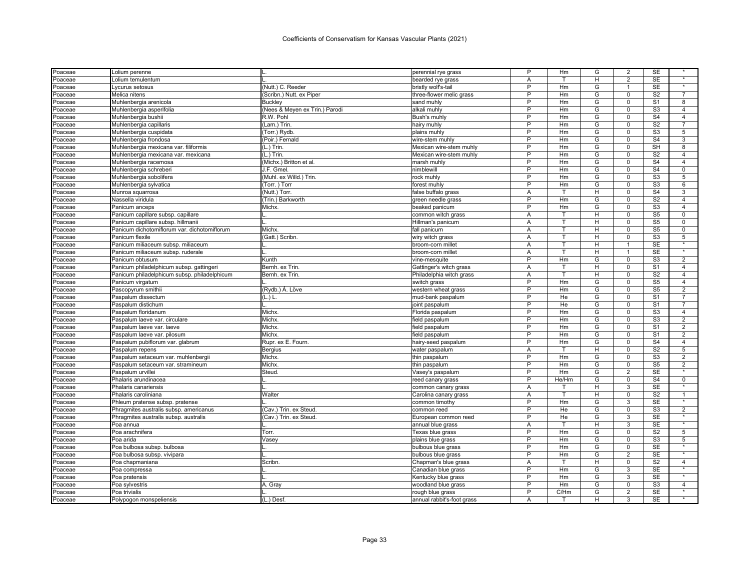| Poaceae | Lolium perenne | L. | perennial rye grass | P | Hm | G | 2 | SE | * |
|---|---|---|---|---|---|---|---|---|---|
| Poaceae | Lolium temulentum | L. | bearded rye grass | A | T | H | 2 | SE | * |
| Poaceae | Lycurus setosus | (Nutt.) C. Reeder | bristly wolf's-tail | P | Hm | G | 1 | SE | * |
| Poaceae | Melica nitens | (Scribn.) Nutt. ex Piper | three-flower melic grass | P | Hm | G | 0 | S2 | 7 |
| Poaceae | Muhlenbergia arenicola | Buckley | sand muhly | P | Hm | G | 0 | S1 | 8 |
| Poaceae | Muhlenbergia asperifolia | (Nees & Meyen ex Trin.) Parodi | alkali muhly | P | Hm | G | 0 | S3 | 4 |
| Poaceae | Muhlenbergia bushii | R.W. Pohl | Bush's muhly | P | Hm | G | 0 | S4 | 4 |
| Poaceae | Muhlenbergia capillaris | (Lam.) Trin. | hairy muhly | P | Hm | G | 0 | S2 | 7 |
| Poaceae | Muhlenbergia cuspidata | (Torr.) Rydb. | plains muhly | P | Hm | G | 0 | S3 | 5 |
| Poaceae | Muhlenbergia frondosa | (Poir.) Fernald | wire-stem muhly | P | Hm | G | 0 | S4 | 3 |
| Poaceae | Muhlenbergia mexicana var. filiformis | (L.) Trin. | Mexican wire-stem muhly | P | Hm | G | 0 | SH | 8 |
| Poaceae | Muhlenbergia mexicana var. mexicana | (L.) Trin. | Mexican wire-stem muhly | P | Hm | G | 0 | S2 | 4 |
| Poaceae | Muhlenbergia racemosa | (Michx.) Britton et al. | marsh muhly | P | Hm | G | 0 | S4 | 4 |
| Poaceae | Muhlenbergia schreberi | J.F. Gmel. | nimblewill | P | Hm | G | 0 | S4 | 0 |
| Poaceae | Muhlenbergia sobolifera | (Muhl. ex Willd.) Trin. | rock muhly | P | Hm | G | 0 | S3 | 5 |
| Poaceae | Muhlenbergia sylvatica | (Torr. ) Torr | forest muhly | P | Hm | G | 0 | S3 | 6 |
| Poaceae | Munroa squarrosa | (Nutt.) Torr. | false buffalo grass | A | T | H | 0 | S4 | 3 |
| Poaceae | Nassella viridula | (Trin.) Barkworth | green needle grass | P | Hm | G | 0 | S2 | 4 |
| Poaceae | Panicum anceps | Michx. | beaked panicum | P | Hm | G | 0 | S3 | 4 |
| Poaceae | Panicum capillare subsp. capillare | L. | common witch grass | A | T | H | 0 | S5 | 0 |
| Poaceae | Panicum capillare subsp. hillmanii | L. | Hillman's panicum | A | T | H | 0 | S5 | 0 |
| Poaceae | Panicum dichotomiflorum var. dichotomiflorum | Michx. | fall panicum | A | T | H | 0 | S5 | 0 |
| Poaceae | Panicum flexile | (Gatt.) Scribn. | wiry witch grass | A | T | H | 0 | S3 | 5 |
| Poaceae | Panicum miliaceum subsp. miliaceum | L. | broom-corn millet | A | T | H | 1 | SE | * |
| Poaceae | Panicum miliaceum subsp. ruderale | L. | broom-corn millet | A | T | H | 1 | SE | * |
| Poaceae | Panicum obtusum | Kunth | vine-mesquite | P | Hm | G | 0 | S3 | 2 |
| Poaceae | Panicum philadelphicum subsp. gattingeri | Bernh. ex Trin. | Gattinger's witch grass | A | T | H | 0 | S1 | 4 |
| Poaceae | Panicum philadelphicum subsp. philadelphicum | Bernh. ex Trin. | Philadelphia witch grass | A | T | H | 0 | S2 | 4 |
| Poaceae | Panicum virgatum | L. | switch grass | P | Hm | G | 0 | S5 | 4 |
| Poaceae | Pascopyrum smithii | (Rydb.) Á. Löve | western wheat grass | P | Hm | G | 0 | S5 | 2 |
| Poaceae | Paspalum dissectum | (L.) L. | mud-bank paspalum | P | He | G | 0 | S1 | 7 |
| Poaceae | Paspalum distichum | L. | joint paspalum | P | He | G | 0 | S1 | 7 |
| Poaceae | Paspalum floridanum | Michx. | Florida paspalum | P | Hm | G | 0 | S3 | 4 |
| Poaceae | Paspalum laeve var. circulare | Michx. | field paspalum | P | Hm | G | 0 | S3 | 2 |
| Poaceae | Paspalum laeve var. laeve | Michx. | field paspalum | P | Hm | G | 0 | S1 | 2 |
| Poaceae | Paspalum laeve var. pilosum | Michx. | field paspalum | P | Hm | G | 0 | S1 | 2 |
| Poaceae | Paspalum pubiflorum var. glabrum | Rupr. ex E. Fourn. | hairy-seed paspalum | P | Hm | G | 0 | S4 | 4 |
| Poaceae | Paspalum repens | Bergius | water paspalum | A | T | H | 0 | S2 | 5 |
| Poaceae | Paspalum setaceum var. muhlenbergii | Michx. | thin paspalum | P | Hm | G | 0 | S3 | 2 |
| Poaceae | Paspalum setaceum var. stramineum | Michx. | thin paspalum | P | Hm | G | 0 | S5 | 2 |
| Poaceae | Paspalum urvillei | Steud. | Vasey's paspalum | P | Hm | G | 2 | SE | * |
| Poaceae | Phalaris arundinacea | L. | reed canary grass | P | He/Hm | G | 0 | S4 | 0 |
| Poaceae | Phalaris canariensis | L. | common canary grass | A | T | H | 3 | SE | * |
| Poaceae | Phalaris caroliniana | Walter | Carolina canary grass | A | T | H | 0 | S2 | 1 |
| Poaceae | Phleum pratense subsp. pratense | L. | common timothy | P | Hm | G | 3 | SE | * |
| Poaceae | Phragmites australis subsp. americanus | (Cav.) Trin. ex Steud. | common reed | P | He | G | 0 | S3 | 2 |
| Poaceae | Phragmites australis subsp. australis | (Cav.) Trin. ex Steud. | European common reed | P | He | G | 3 | SE | * |
| Poaceae | Poa annua | L. | annual blue grass | A | T | H | 3 | SE | * |
| Poaceae | Poa arachnifera | Torr. | Texas blue grass | P | Hm | G | 0 | S2 | 5 |
| Poaceae | Poa arida | Vasey | plains blue grass | P | Hm | G | 0 | S3 | 5 |
| Poaceae | Poa bulbosa subsp. bulbosa | L. | bulbous blue grass | P | Hm | G | 0 | SE | * |
| Poaceae | Poa bulbosa subsp. vivipara | L. | bulbous blue grass | P | Hm | G | 2 | SE | * |
| Poaceae | Poa chapmaniana | Scribn. | Chapman's blue grass | A | T | H | 0 | S2 | 4 |
| Poaceae | Poa compressa | L. | Canadian blue grass | P | Hm | G | 3 | SE | * |
| Poaceae | Poa pratensis | L. | Kentucky blue grass | P | Hm | G | 3 | SE | * |
| Poaceae | Poa sylvestris | A. Gray | woodland blue grass | P | Hm | G | 0 | S3 | 4 |
| Poaceae | Poa trivialis | L. | rough blue grass | P | C/Hm | G | 2 | SE | * |
| Poaceae | Polypogon monspeliensis | (L.) Desf. | annual rabbit's-foot grass | A | T | H | 3 | SE | * |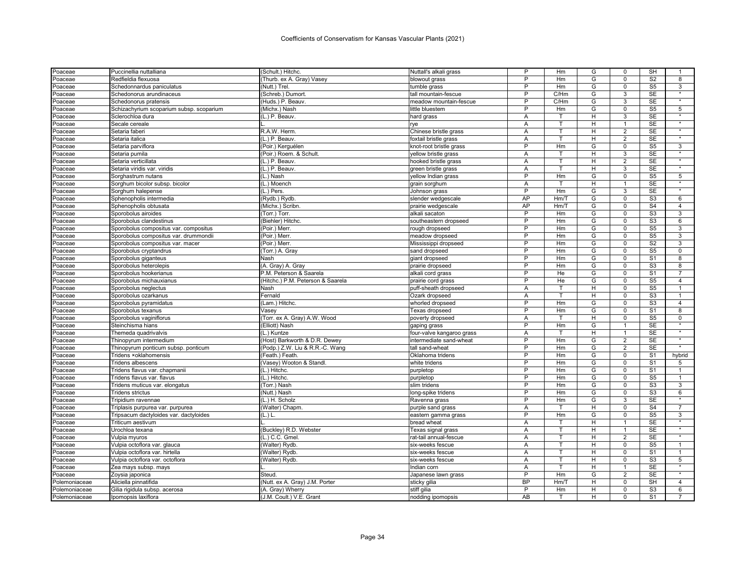| Poaceae | Puccinellia nuttalliana | (Schult.) Hitchc. | Nuttall's alkali grass | P | Hm | G | 0 | SH | 1 |
|---|---|---|---|---|---|---|---|---|---|
| Poaceae | Redfieldia flexuosa | (Thurb. ex A. Gray) Vasey | blowout grass | P | Hm | G | 0 | S2 | 8 |
| Poaceae | Schedonnardus paniculatus | (Nutt.) Trel. | tumble grass | P | Hm | G | 0 | S5 | 3 |
| Poaceae | Schedonorus arundinaceus | (Schreb.) Dumort. | tall mountain-fescue | P | C/Hm | G | 3 | SE | * |
| Poaceae | Schedonorus pratensis | (Huds.) P. Beauv. | meadow mountain-fescue | P | C/Hm | G | 3 | SE | * |
| Poaceae | Schizachyrium scoparium subsp. scoparium | (Michx.) Nash | little bluestem | P | Hm | G | 0 | S5 | 5 |
| Poaceae | Sclerochloa dura | (L.) P. Beauv. | hard grass | A | T | H | 3 | SE | * |
| Poaceae | Secale cereale | L. | rye | A | T | H | 1 | SE | * |
| Poaceae | Setaria faberi | R.A.W. Herm. | Chinese bristle grass | A | T | H | 2 | SE | * |
| Poaceae | Setaria italica | (L.) P. Beauv. | foxtail bristle grass | A | T | H | 2 | SE | * |
| Poaceae | Setaria parviflora | (Poir.) Kerguélen | knot-root bristle grass | P | Hm | G | 0 | S5 | 3 |
| Poaceae | Setaria pumila | (Poir.) Roem. & Schult. | yellow bristle grass | A | T | H | 3 | SE | * |
| Poaceae | Setaria verticillata | (L.) P. Beauv. | hooked bristle grass | A | T | H | 2 | SE | * |
| Poaceae | Setaria viridis var. viridis | (L.) P. Beauv. | green bristle grass | A | T | H | 3 | SE | * |
| Poaceae | Sorghastrum nutans | (L.) Nash | yellow Indian grass | P | Hm | G | 0 | S5 | 5 |
| Poaceae | Sorghum bicolor subsp. bicolor | (L.) Moench | grain sorghum | A | T | H | 1 | SE | * |
| Poaceae | Sorghum halepense | (L.) Pers. | Johnson grass | P | Hm | G | 3 | SE | * |
| Poaceae | Sphenopholis intermedia | (Rydb.) Rydb. | slender wedgescale | AP | Hm/T | G | 0 | S3 | 6 |
| Poaceae | Sphenopholis obtusata | (Michx.) Scribn. | prairie wedgescale | AP | Hm/T | G | 0 | S4 | 4 |
| Poaceae | Sporobolus airoides | (Torr.) Torr. | alkali sacaton | P | Hm | G | 0 | S3 | 3 |
| Poaceae | Sporobolus clandestinus | (Biehler) Hitchc. | southeastern dropseed | P | Hm | G | 0 | S3 | 6 |
| Poaceae | Sporobolus compositus var. compositus | (Poir.) Merr. | rough dropseed | P | Hm | G | 0 | S5 | 3 |
| Poaceae | Sporobolus compositus var. drummondii | (Poir.) Merr. | meadow dropseed | P | Hm | G | 0 | S5 | 3 |
| Poaceae | Sporobolus compositus var. macer | (Poir.) Merr. | Mississippi dropseed | P | Hm | G | 0 | S2 | 3 |
| Poaceae | Sporobolus cryptandrus | (Torr.) A. Gray | sand dropseed | P | Hm | G | 0 | S5 | 0 |
| Poaceae | Sporobolus giganteus | Nash | giant dropseed | P | Hm | G | 0 | S1 | 8 |
| Poaceae | Sporobolus heterolepis | (A. Gray) A. Gray | prairie dropseed | P | Hm | G | 0 | S3 | 8 |
| Poaceae | Sporobolus hookerianus | P.M. Peterson & Saarela | alkali cord grass | P | He | G | 0 | S1 | 7 |
| Poaceae | Sporobolus michauxianus | (Hitchc.) P.M. Peterson & Saarela | prairie cord grass | P | He | G | 0 | S5 | 4 |
| Poaceae | Sporobolus neglectus | Nash | puff-sheath dropseed | A | T | H | 0 | S5 | 1 |
| Poaceae | Sporobolus ozarkanus | Fernald | Ozark dropseed | A | T | H | 0 | S3 | 1 |
| Poaceae | Sporobolus pyramidatus | (Lam.) Hitchc. | whorled dropseed | P | Hm | G | 0 | S3 | 4 |
| Poaceae | Sporobolus texanus | Vasey | Texas dropseed | P | Hm | G | 0 | S1 | 8 |
| Poaceae | Sporobolus vaginiflorus | (Torr. ex A. Gray) A.W. Wood | poverty dropseed | A | T | H | 0 | S5 | 0 |
| Poaceae | Steinchisma hians | (Elliott) Nash | gaping grass | P | Hm | G | 1 | SE | * |
| Poaceae | Themeda quadrivalvis | (L.) Kuntze | four-valve kangaroo grass | A | T | H | 1 | SE | * |
| Poaceae | Thinopyrum intermedium | (Host) Barkworth & D.R. Dewey | intermediate sand-wheat | P | Hm | G | 2 | SE | * |
| Poaceae | Thinopyrum ponticum subsp. ponticum | (Podp.) Z.W. Liu & R.R.-C. Wang | tall sand-wheat | P | Hm | G | 2 | SE | * |
| Poaceae | Tridens ×oklahomensis | (Feath.) Feath. | Oklahoma tridens | P | Hm | G | 0 | S1 | hybrid |
| Poaceae | Tridens albescens | (Vasey) Wooton & Standl. | white tridens | P | Hm | G | 0 | S1 | 5 |
| Poaceae | Tridens flavus var. chapmanii | (L.) Hitchc. | purpletop | P | Hm | G | 0 | S1 | 1 |
| Poaceae | Tridens flavus var. flavus | (L.) Hitchc. | purpletop | P | Hm | G | 0 | S5 | 1 |
| Poaceae | Tridens muticus var. elongatus | (Torr.) Nash | slim tridens | P | Hm | G | 0 | S3 | 3 |
| Poaceae | Tridens strictus | (Nutt.) Nash | long-spike tridens | P | Hm | G | 0 | S3 | 6 |
| Poaceae | Tripidium ravennae | (L.) H. Scholz | Ravenna grass | P | Hm | G | 3 | SE | * |
| Poaceae | Triplasis purpurea var. purpurea | (Walter) Chapm. | purple sand grass | A | T | H | 0 | S4 | 7 |
| Poaceae | Tripsacum dactyloides var. dactyloides | (L.) L. | eastern gamma grass | P | Hm | G | 0 | S5 | 3 |
| Poaceae | Triticum aestivum | L. | bread wheat | A | T | H | 1 | SE | * |
| Poaceae | Urochloa texana | (Buckley) R.D. Webster | Texas signal grass | A | T | H | 1 | SE | * |
| Poaceae | Vulpia myuros | (L.) C.C. Gmel. | rat-tail annual-fescue | A | T | H | 2 | SE | * |
| Poaceae | Vulpia octoflora var. glauca | (Walter) Rydb. | six-weeks fescue | A | T | H | 0 | S5 | 1 |
| Poaceae | Vulpia octoflora var. hirtella | (Walter) Rydb. | six-weeks fescue | A | T | H | 0 | S1 | 1 |
| Poaceae | Vulpia octoflora var. octoflora | (Walter) Rydb. | six-weeks fescue | A | T | H | 0 | S3 | 5 |
| Poaceae | Zea mays subsp. mays | L. | Indian corn | A | T | H | 1 | SE | * |
| Poaceae | Zoysia japonica | Steud. | Japanese lawn grass | P | Hm | G | 2 | SE | * |
| Polemoniaceae | Aliciella pinnatifida | (Nutt. ex A. Gray) J.M. Porter | sticky gilia | BP | Hm/T | H | 0 | SH | 4 |
| Polemoniaceae | Gilia rigidula subsp. acerosa | (A. Gray) Wherry | stiff gilia | P | Hm | H | 0 | S3 | 6 |
| Polemoniaceae | Ipomopsis laxiflora | (J.M. Coult.) V.E. Grant | nodding ipomopsis | AB | T | H | 0 | S1 | 7 |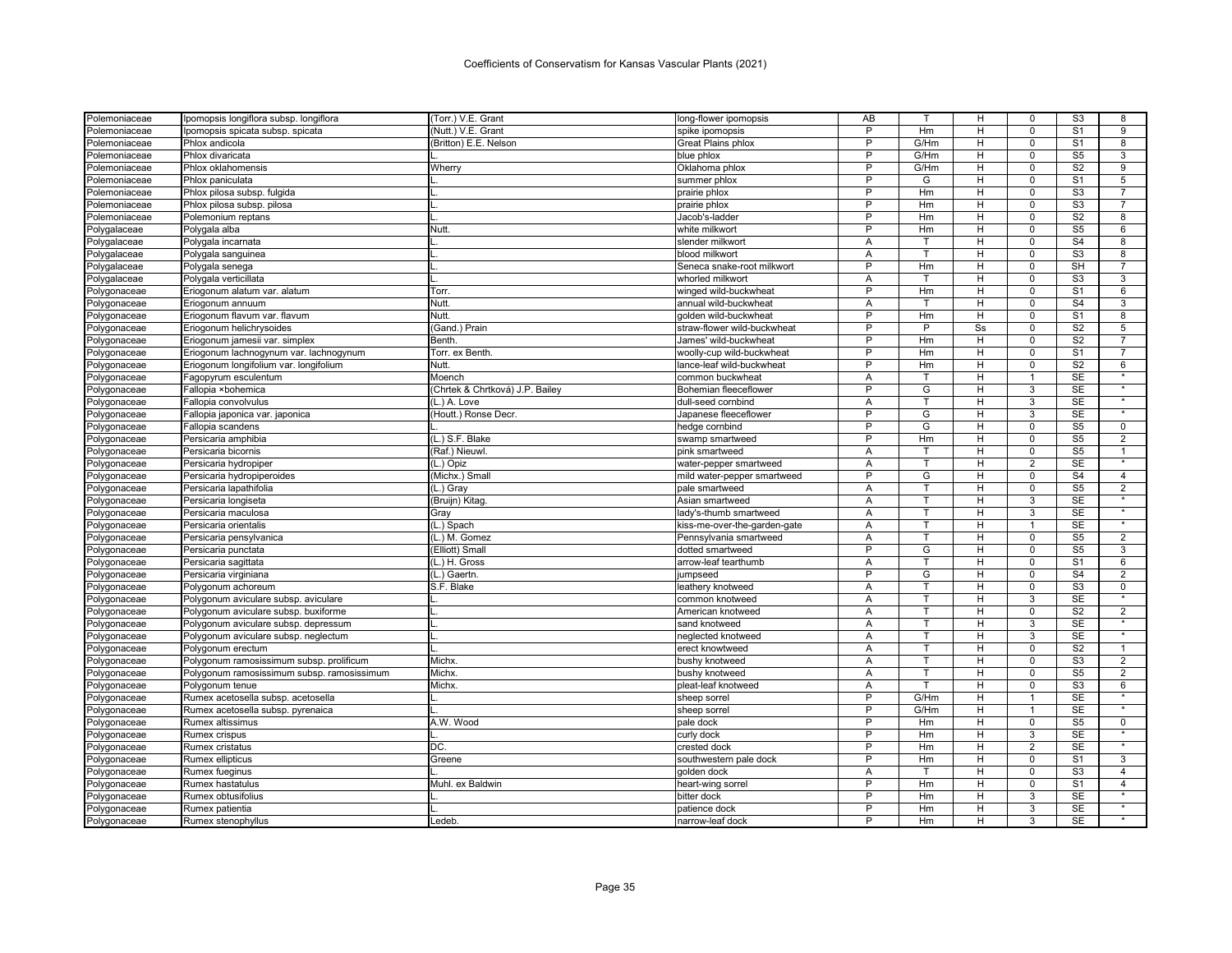# Coefficients of Conservatism for Kansas Vascular Plants (2021)

| | | | | | | | | | |
|---|---|---|---|---|---|---|---|---|---|
| Polemoniaceae | Ipomopsis longiflora subsp. longiflora | (Torr.) V.E. Grant | long-flower ipomopsis | AB | T | H | 0 | S3 | 8 |
| Polemoniaceae | Ipomopsis spicata subsp. spicata | (Nutt.) V.E. Grant | spike ipomopsis | P | Hm | H | 0 | S1 | 9 |
| Polemoniaceae | Phlox andicola | (Britton) E.E. Nelson | Great Plains phlox | P | G/Hm | H | 0 | S1 | 8 |
| Polemoniaceae | Phlox divaricata | L. | blue phlox | P | G/Hm | H | 0 | S5 | 3 |
| Polemoniaceae | Phlox oklahomensis | Wherry | Oklahoma phlox | P | G/Hm | H | 0 | S2 | 9 |
| Polemoniaceae | Phlox paniculata | L. | summer phlox | P | G | H | 0 | S1 | 5 |
| Polemoniaceae | Phlox pilosa subsp. fulgida | L. | prairie phlox | P | Hm | H | 0 | S3 | 7 |
| Polemoniaceae | Phlox pilosa subsp. pilosa | L. | prairie phlox | P | Hm | H | 0 | S3 | 7 |
| Polemoniaceae | Polemonium reptans | L. | Jacob's-ladder | P | Hm | H | 0 | S2 | 8 |
| Polygalaceae | Polygala alba | Nutt. | white milkwort | P | Hm | H | 0 | S5 | 6 |
| Polygalaceae | Polygala incarnata | L. | slender milkwort | A | T | H | 0 | S4 | 8 |
| Polygalaceae | Polygala sanguinea | L. | blood milkwort | A | T | H | 0 | S3 | 8 |
| Polygalaceae | Polygala senega | L. | Seneca snake-root milkwort | P | Hm | H | 0 | SH | 7 |
| Polygalaceae | Polygala verticillata | L. | whorled milkwort | A | T | H | 0 | S3 | 3 |
| Polygonaceae | Eriogonum alatum var. alatum | Torr. | winged wild-buckwheat | P | Hm | H | 0 | S1 | 6 |
| Polygonaceae | Eriogonum annuum | Nutt. | annual wild-buckwheat | A | T | H | 0 | S4 | 3 |
| Polygonaceae | Eriogonum flavum var. flavum | Nutt. | golden wild-buckwheat | P | Hm | H | 0 | S1 | 8 |
| Polygonaceae | Eriogonum helichrysoides | (Gand.) Prain | straw-flower wild-buckwheat | P | P | Ss | 0 | S2 | 5 |
| Polygonaceae | Eriogonum jamesii var. simplex | Benth. | James' wild-buckwheat | P | Hm | H | 0 | S2 | 7 |
| Polygonaceae | Eriogonum lachnogynum var. lachnogynum | Torr. ex Benth. | woolly-cup wild-buckwheat | P | Hm | H | 0 | S1 | 7 |
| Polygonaceae | Eriogonum longifolium var. longifolium | Nutt. | lance-leaf wild-buckwheat | P | Hm | H | 0 | S2 | 6 |
| Polygonaceae | Fagopyrum esculentum | Moench | common buckwheat | A | T | H | 1 | SE | * |
| Polygonaceae | Fallopia ×bohemica | (Chrtek & Chrtková) J.P. Bailey | Bohemian fleeceflower | P | G | H | 3 | SE | * |
| Polygonaceae | Fallopia convolvulus | (L.) A. Love | dull-seed cornbind | A | T | H | 3 | SE | * |
| Polygonaceae | Fallopia japonica var. japonica | (Houtt.) Ronse Decr. | Japanese fleeceflower | P | G | H | 3 | SE | * |
| Polygonaceae | Fallopia scandens | L. | hedge cornbind | P | G | H | 0 | S5 | 0 |
| Polygonaceae | Persicaria amphibia | (L.) S.F. Blake | swamp smartweed | P | Hm | H | 0 | S5 | 2 |
| Polygonaceae | Persicaria bicornis | (Raf.) Nieuwl. | pink smartweed | A | T | H | 0 | S5 | 1 |
| Polygonaceae | Persicaria hydropiper | (L.) Opiz | water-pepper smartweed | A | T | H | 2 | SE | * |
| Polygonaceae | Persicaria hydropiperoides | (Michx.) Small | mild water-pepper smartweed | P | G | H | 0 | S4 | 4 |
| Polygonaceae | Persicaria lapathifolia | (L.) Gray | pale smartweed | A | T | H | 0 | S5 | 2 |
| Polygonaceae | Persicaria longiseta | (Bruijn) Kitag. | Asian smartweed | A | T | H | 3 | SE | * |
| Polygonaceae | Persicaria maculosa | Gray | lady's-thumb smartweed | A | T | H | 3 | SE | * |
| Polygonaceae | Persicaria orientalis | (L.) Spach | kiss-me-over-the-garden-gate | A | T | H | 1 | SE | * |
| Polygonaceae | Persicaria pensylvanica | (L.) M. Gomez | Pennsylvania smartweed | A | T | H | 0 | S5 | 2 |
| Polygonaceae | Persicaria punctata | (Elliott) Small | dotted smartweed | P | G | H | 0 | S5 | 3 |
| Polygonaceae | Persicaria sagittata | (L.) H. Gross | arrow-leaf tearthumb | A | T | H | 0 | S1 | 6 |
| Polygonaceae | Persicaria virginiana | (L.) Gaertn. | jumpseed | P | G | H | 0 | S4 | 2 |
| Polygonaceae | Polygonum achoreum | S.F. Blake | leathery knotweed | A | T | H | 0 | S3 | 0 |
| Polygonaceae | Polygonum aviculare subsp. aviculare | L. | common knotweed | A | T | H | 3 | SE | * |
| Polygonaceae | Polygonum aviculare subsp. buxiforme | L. | American knotweed | A | T | H | 0 | S2 | 2 |
| Polygonaceae | Polygonum aviculare subsp. depressum | L. | sand knotweed | A | T | H | 3 | SE | * |
| Polygonaceae | Polygonum aviculare subsp. neglectum | L. | neglected knotweed | A | T | H | 3 | SE | * |
| Polygonaceae | Polygonum erectum | L. | erect knowtweed | A | T | H | 0 | S2 | 1 |
| Polygonaceae | Polygonum ramosissimum subsp. prolificum | Michx. | bushy knotweed | A | T | H | 0 | S3 | 2 |
| Polygonaceae | Polygonum ramosissimum subsp. ramosissimum | Michx. | bushy knotweed | A | T | H | 0 | S5 | 2 |
| Polygonaceae | Polygonum tenue | Michx. | pleat-leaf knotweed | A | T | H | 0 | S3 | 6 |
| Polygonaceae | Rumex acetosella subsp. acetosella | L. | sheep sorrel | P | G/Hm | H | 1 | SE | * |
| Polygonaceae | Rumex acetosella subsp. pyrenaica | L. | sheep sorrel | P | G/Hm | H | 1 | SE | * |
| Polygonaceae | Rumex altissimus | A.W. Wood | pale dock | P | Hm | H | 0 | S5 | 0 |
| Polygonaceae | Rumex crispus | L. | curly dock | P | Hm | H | 3 | SE | * |
| Polygonaceae | Rumex cristatus | DC. | crested dock | P | Hm | H | 2 | SE | * |
| Polygonaceae | Rumex ellipticus | Greene | southwestern pale dock | P | Hm | H | 0 | S1 | 3 |
| Polygonaceae | Rumex fueginus | L. | golden dock | A | T | H | 0 | S3 | 4 |
| Polygonaceae | Rumex hastatulus | Muhl. ex Baldwin | heart-wing sorrel | P | Hm | H | 0 | S1 | 4 |
| Polygonaceae | Rumex obtusifolius | L. | bitter dock | P | Hm | H | 3 | SE | * |
| Polygonaceae | Rumex patientia | L. | patience dock | P | Hm | H | 3 | SE | * |
| Polygonaceae | Rumex stenophyllus | Ledeb. | narrow-leaf dock | P | Hm | H | 3 | SE | * |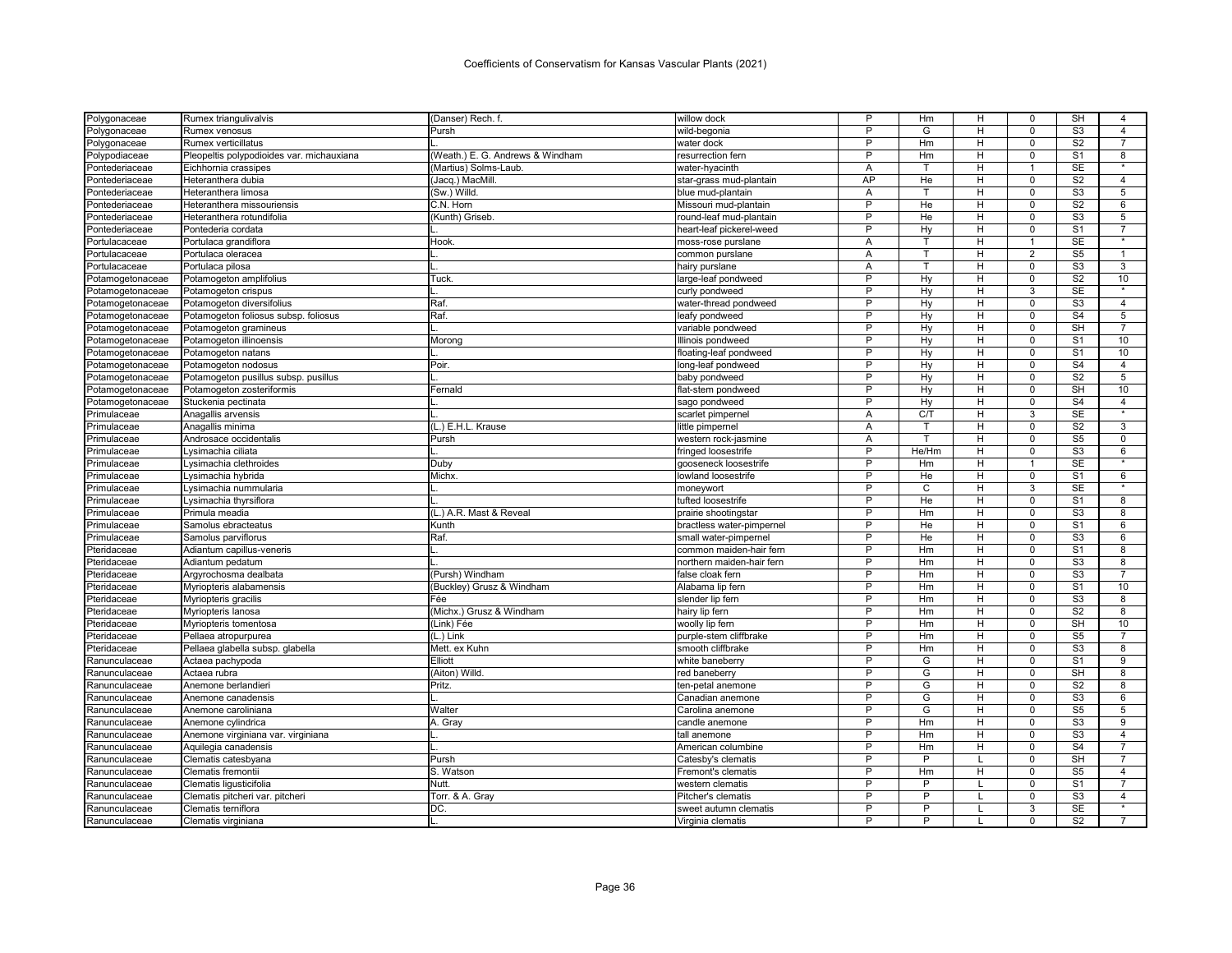# Coefficients of Conservatism for Kansas Vascular Plants (2021)

| | | | | | | | | | |
|---|---|---|---|---|---|---|---|---|---|
| Polygonaceae | Rumex triangulivalvis | (Danser) Rech. f. | willow dock | P | Hm | H | 0 | SH | 4 |
| Polygonaceae | Rumex venosus | Pursh | wild-begonia | P | G | H | 0 | S3 | 4 |
| Polygonaceae | Rumex verticillatus | L. | water dock | P | Hm | H | 0 | S2 | 7 |
| Polypodiaceae | Pleopeltis polypodioides var. michauxiana | (Weath.) E. G. Andrews & Windham | resurrection fern | P | Hm | H | 0 | S1 | 8 |
| Pontederiaceae | Eichhornia crassipes | (Martius) Solms-Laub. | water-hyacinth | A | T | H | 1 | SE | * |
| Pontederiaceae | Heteranthera dubia | (Jacq.) MacMill. | star-grass mud-plantain | AP | He | H | 0 | S2 | 4 |
| Pontederiaceae | Heteranthera limosa | (Sw.) Willd. | blue mud-plantain | A | T | H | 0 | S3 | 5 |
| Pontederiaceae | Heteranthera missouriensis | C.N. Horn | Missouri mud-plantain | P | He | H | 0 | S2 | 6 |
| Pontederiaceae | Heteranthera rotundifolia | (Kunth) Griseb. | round-leaf mud-plantain | P | He | H | 0 | S3 | 5 |
| Pontederiaceae | Pontederia cordata | L. | heart-leaf pickerel-weed | P | Hy | H | 0 | S1 | 7 |
| Portulacaceae | Portulaca grandiflora | Hook. | moss-rose purslane | A | T | H | 1 | SE | * |
| Portulacaceae | Portulaca oleracea | L. | common purslane | A | T | H | 2 | S5 | 1 |
| Portulacaceae | Portulaca pilosa | L. | hairy purslane | A | T | H | 0 | S3 | 3 |
| Potamogetonaceae | Potamogeton amplifolius | Tuck. | large-leaf pondweed | P | Hy | H | 0 | S2 | 10 |
| Potamogetonaceae | Potamogeton crispus | L. | curly pondweed | P | Hy | H | 3 | SE | * |
| Potamogetonaceae | Potamogeton diversifolius | Raf. | water-thread pondweed | P | Hy | H | 0 | S3 | 4 |
| Potamogetonaceae | Potamogeton foliosus subsp. foliosus | Raf. | leafy pondweed | P | Hy | H | 0 | S4 | 5 |
| Potamogetonaceae | Potamogeton gramineus | L. | variable pondweed | P | Hy | H | 0 | SH | 7 |
| Potamogetonaceae | Potamogeton illinoensis | Morong | Illinois pondweed | P | Hy | H | 0 | S1 | 10 |
| Potamogetonaceae | Potamogeton natans | L. | floating-leaf pondweed | P | Hy | H | 0 | S1 | 10 |
| Potamogetonaceae | Potamogeton nodosus | Poir. | long-leaf pondweed | P | Hy | H | 0 | S4 | 4 |
| Potamogetonaceae | Potamogeton pusillus subsp. pusillus | L. | baby pondweed | P | Hy | H | 0 | S2 | 5 |
| Potamogetonaceae | Potamogeton zosteriformis | Fernald | flat-stem pondweed | P | Hy | H | 0 | SH | 10 |
| Potamogetonaceae | Stuckenia pectinata | L. | sago pondweed | P | Hy | H | 0 | S4 | 4 |
| Primulaceae | Anagallis arvensis | L. | scarlet pimpernel | A | C/T | H | 3 | SE | * |
| Primulaceae | Anagallis minima | (L.) E.H.L. Krause | little pimpernel | A | T | H | 0 | S2 | 3 |
| Primulaceae | Androsace occidentalis | Pursh | western rock-jasmine | A | T | H | 0 | S5 | 0 |
| Primulaceae | Lysimachia ciliata | L. | fringed loosestrife | P | He/Hm | H | 0 | S3 | 6 |
| Primulaceae | Lysimachia clethroides | Duby | gooseneck loosestrife | P | Hm | H | 1 | SE | * |
| Primulaceae | Lysimachia hybrida | Michx. | lowland loosestrife | P | He | H | 0 | S1 | 6 |
| Primulaceae | Lysimachia nummularia | L. | moneywort | P | C | H | 3 | SE | * |
| Primulaceae | Lysimachia thyrsiflora | L. | tufted loosestrife | P | He | H | 0 | S1 | 8 |
| Primulaceae | Primula meadia | (L.) A.R. Mast & Reveal | prairie shootingstar | P | Hm | H | 0 | S3 | 8 |
| Primulaceae | Samolus ebracteatus | Kunth | bractless water-pimpernel | P | He | H | 0 | S1 | 6 |
| Primulaceae | Samolus parviflorus | Raf. | small water-pimpernel | P | He | H | 0 | S3 | 6 |
| Pteridaceae | Adiantum capillus-veneris | L. | common maiden-hair fern | P | Hm | H | 0 | S1 | 8 |
| Pteridaceae | Adiantum pedatum | L. | northern maiden-hair fern | P | Hm | H | 0 | S3 | 8 |
| Pteridaceae | Argyrochosma dealbata | (Pursh) Windham | false cloak fern | P | Hm | H | 0 | S3 | 7 |
| Pteridaceae | Myriopteris alabamensis | (Buckley) Grusz & Windham | Alabama lip fern | P | Hm | H | 0 | S1 | 10 |
| Pteridaceae | Myriopteris gracilis | Fée | slender lip fern | P | Hm | H | 0 | S3 | 8 |
| Pteridaceae | Myriopteris lanosa | (Michx.) Grusz & Windham | hairy lip fern | P | Hm | H | 0 | S2 | 8 |
| Pteridaceae | Myriopteris tomentosa | (Link) Fée | woolly lip fern | P | Hm | H | 0 | SH | 10 |
| Pteridaceae | Pellaea atropurpurea | (L.) Link | purple-stem cliffbrake | P | Hm | H | 0 | S5 | 7 |
| Pteridaceae | Pellaea glabella subsp. glabella | Mett. ex Kuhn | smooth cliffbrake | P | Hm | H | 0 | S3 | 8 |
| Ranunculaceae | Actaea pachypoda | Elliott | white baneberry | P | G | H | 0 | S1 | 9 |
| Ranunculaceae | Actaea rubra | (Aiton) Willd. | red baneberry | P | G | H | 0 | SH | 8 |
| Ranunculaceae | Anemone berlandieri | Pritz. | ten-petal anemone | P | G | H | 0 | S2 | 8 |
| Ranunculaceae | Anemone canadensis | L. | Canadian anemone | P | G | H | 0 | S3 | 6 |
| Ranunculaceae | Anemone caroliniana | Walter | Carolina anemone | P | G | H | 0 | S5 | 5 |
| Ranunculaceae | Anemone cylindrica | A. Gray | candle anemone | P | Hm | H | 0 | S3 | 9 |
| Ranunculaceae | Anemone virginiana var. virginiana | L. | tall anemone | P | Hm | H | 0 | S3 | 4 |
| Ranunculaceae | Aquilegia canadensis | L. | American columbine | P | Hm | H | 0 | S4 | 7 |
| Ranunculaceae | Clematis catesbyana | Pursh | Catesby's clematis | P | P | L | 0 | SH | 7 |
| Ranunculaceae | Clematis fremontii | S. Watson | Fremont's clematis | P | Hm | H | 0 | S5 | 4 |
| Ranunculaceae | Clematis ligusticifolia | Nutt. | western clematis | P | P | L | 0 | S1 | 7 |
| Ranunculaceae | Clematis pitcheri var. pitcheri | Torr. & A. Gray | Pitcher's clematis | P | P | L | 0 | S3 | 4 |
| Ranunculaceae | Clematis terniflora | DC. | sweet autumn clematis | P | P | L | 3 | SE | * |
| Ranunculaceae | Clematis virginiana | L. | Virginia clematis | P | P | L | 0 | S2 | 7 |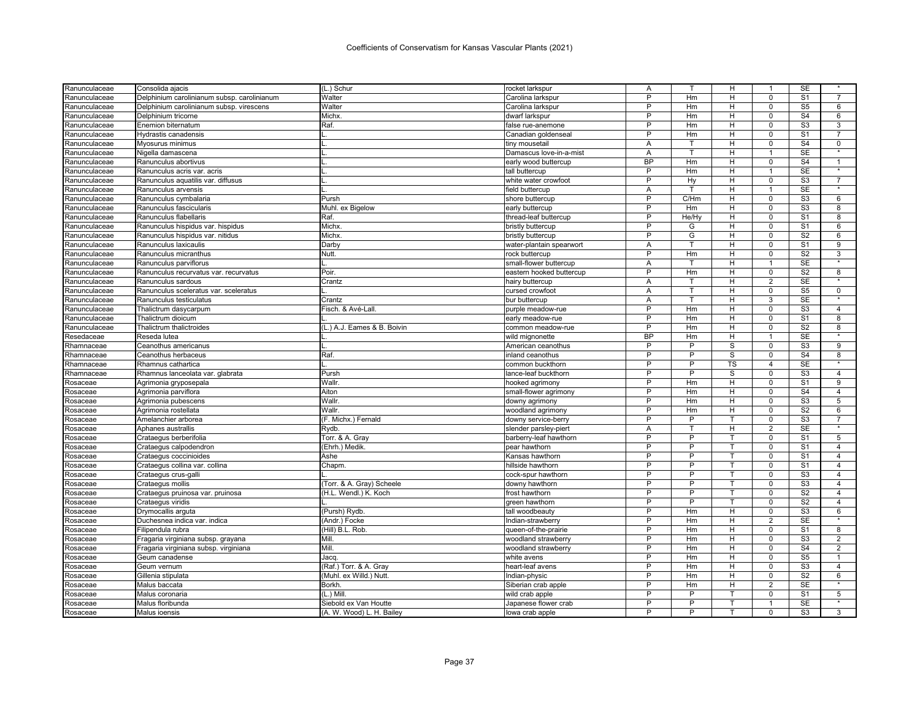# Coefficients of Conservatism for Kansas Vascular Plants (2021)

| | | | | | | | | | |
|---|---|---|---|---|---|---|---|---|---|
| Ranunculaceae | Consolida ajacis | (L.) Schur | rocket larkspur | A | T | H | 1 | SE | * |
| Ranunculaceae | Delphinium carolinianum subsp. carolinianum | Walter | Carolina larkspur | P | Hm | H | 0 | S1 | 7 |
| Ranunculaceae | Delphinium carolinianum subsp. virescens | Walter | Carolina larkspur | P | Hm | H | 0 | S5 | 6 |
| Ranunculaceae | Delphinium tricorne | Michx. | dwarf larkspur | P | Hm | H | 0 | S4 | 6 |
| Ranunculaceae | Enemion biternatum | Raf. | false rue-anemone | P | Hm | H | 0 | S3 | 3 |
| Ranunculaceae | Hydrastis canadensis | L. | Canadian goldenseal | P | Hm | H | 0 | S1 | 7 |
| Ranunculaceae | Myosurus minimus | L. | tiny mousetail | A | T | H | 0 | S4 | 0 |
| Ranunculaceae | Nigella damascena | L. | Damascus love-in-a-mist | A | T | H | 1 | SE | * |
| Ranunculaceae | Ranunculus abortivus | L. | early wood buttercup | BP | Hm | H | 0 | S4 | 1 |
| Ranunculaceae | Ranunculus acris var. acris | L. | tall buttercup | P | Hm | H | 1 | SE | * |
| Ranunculaceae | Ranunculus aquatilis var. diffusus | L. | white water crowfoot | P | Hy | H | 0 | S3 | 7 |
| Ranunculaceae | Ranunculus arvensis | L. | field buttercup | A | T | H | 1 | SE | * |
| Ranunculaceae | Ranunculus cymbalaria | Pursh | shore buttercup | P | C/Hm | H | 0 | S3 | 6 |
| Ranunculaceae | Ranunculus fascicularis | Muhl. ex Bigelow | early buttercup | P | Hm | H | 0 | S3 | 8 |
| Ranunculaceae | Ranunculus flabellaris | Raf. | thread-leaf buttercup | P | He/Hy | H | 0 | S1 | 8 |
| Ranunculaceae | Ranunculus hispidus var. hispidus | Michx. | bristly buttercup | P | G | H | 0 | S1 | 6 |
| Ranunculaceae | Ranunculus hispidus var. nitidus | Michx. | bristly buttercup | P | G | H | 0 | S2 | 6 |
| Ranunculaceae | Ranunculus laxicaulis | Darby | water-plantain spearwort | A | T | H | 0 | S1 | 9 |
| Ranunculaceae | Ranunculus micranthus | Nutt. | rock buttercup | P | Hm | H | 0 | S2 | 3 |
| Ranunculaceae | Ranunculus parviflorus | L. | small-flower buttercup | A | T | H | 1 | SE | * |
| Ranunculaceae | Ranunculus recurvatus var. recurvatus | Poir. | eastern hooked buttercup | P | Hm | H | 0 | S2 | 8 |
| Ranunculaceae | Ranunculus sardous | Crantz | hairy buttercup | A | T | H | 2 | SE | * |
| Ranunculaceae | Ranunculus sceleratus var. sceleratus | L. | cursed crowfoot | A | T | H | 0 | S5 | 0 |
| Ranunculaceae | Ranunculus testiculatus | Crantz | bur buttercup | A | T | H | 3 | SE | * |
| Ranunculaceae | Thalictrum dasycarpum | Fisch. & Avé-Lall. | purple meadow-rue | P | Hm | H | 0 | S3 | 4 |
| Ranunculaceae | Thalictrum dioicum | L. | early meadow-rue | P | Hm | H | 0 | S1 | 8 |
| Ranunculaceae | Thalictrum thalictroides | (L.) A.J. Eames & B. Boivin | common meadow-rue | P | Hm | H | 0 | S2 | 8 |
| Resedaceae | Reseda lutea | L. | wild mignonette | BP | Hm | H | 1 | SE | * |
| Rhamnaceae | Ceanothus americanus | L. | American ceanothus | P | P | S | 0 | S3 | 9 |
| Rhamnaceae | Ceanothus herbaceus | Raf. | inland ceanothus | P | P | S | 0 | S4 | 8 |
| Rhamnaceae | Rhamnus cathartica | L. | common buckthorn | P | P | TS | 4 | SE | * |
| Rhamnaceae | Rhamnus lanceolata var. glabrata | Pursh | lance-leaf buckthorn | P | P | S | 0 | S3 | 4 |
| Rosaceae | Agrimonia gryposepala | Wallr. | hooked agrimony | P | Hm | H | 0 | S1 | 9 |
| Rosaceae | Agrimonia parviflora | Aiton | small-flower agrimony | P | Hm | H | 0 | S4 | 4 |
| Rosaceae | Agrimonia pubescens | Wallr. | downy agrimony | P | Hm | H | 0 | S3 | 5 |
| Rosaceae | Agrimonia rostellata | Wallr. | woodland agrimony | P | Hm | H | 0 | S2 | 6 |
| Rosaceae | Amelanchier arborea | (F. Michx.) Fernald | downy service-berry | P | P | T | 0 | S3 | 7 |
| Rosaceae | Aphanes australis | Rydb. | slender parsley-piert | A | T | H | 2 | SE | * |
| Rosaceae | Crataegus berberifolia | Torr. & A. Gray | barberry-leaf hawthorn | P | P | T | 0 | S1 | 5 |
| Rosaceae | Crataegus calpodendron | (Ehrh.) Medik. | pear hawthorn | P | P | T | 0 | S1 | 4 |
| Rosaceae | Crataegus coccinioides | Ashe | Kansas hawthorn | P | P | T | 0 | S1 | 4 |
| Rosaceae | Crataegus collina var. collina | Chapm. | hillside hawthorn | P | P | T | 0 | S1 | 4 |
| Rosaceae | Crataegus crus-galli | L. | cock-spur hawthorn | P | P | T | 0 | S3 | 4 |
| Rosaceae | Crataegus mollis | (Torr. & A. Gray) Scheele | downy hawthorn | P | P | T | 0 | S3 | 4 |
| Rosaceae | Crataegus pruinosa var. pruinosa | (H.L. Wendl.) K. Koch | frost hawthorn | P | P | T | 0 | S2 | 4 |
| Rosaceae | Crataegus viridis | L. | green hawthorn | P | P | T | 0 | S2 | 4 |
| Rosaceae | Drymocallis arguta | (Pursh) Rydb. | tall woodbeauty | P | Hm | H | 0 | S3 | 6 |
| Rosaceae | Duchesnea indica var. indica | (Andr.) Focke | Indian-strawberry | P | Hm | H | 2 | SE | * |
| Rosaceae | Filipendula rubra | (Hill) B.L. Rob. | queen-of-the-prairie | P | Hm | H | 0 | S1 | 8 |
| Rosaceae | Fragaria virginiana subsp. grayana | Mill. | woodland strawberry | P | Hm | H | 0 | S3 | 2 |
| Rosaceae | Fragaria virginiana subsp. virginiana | Mill. | woodland strawberry | P | Hm | H | 0 | S4 | 2 |
| Rosaceae | Geum canadense | Jacq. | white avens | P | Hm | H | 0 | S5 | 1 |
| Rosaceae | Geum vernum | (Raf.) Torr. & A. Gray | heart-leaf avens | P | Hm | H | 0 | S3 | 4 |
| Rosaceae | Gillenia stipulata | (Muhl. ex Willd.) Nutt. | Indian-physic | P | Hm | H | 0 | S2 | 6 |
| Rosaceae | Malus baccata | Borkh. | Siberian crab apple | P | Hm | H | 2 | SE | * |
| Rosaceae | Malus coronaria | (L.) Mill. | wild crab apple | P | P | T | 0 | S1 | 5 |
| Rosaceae | Malus floribunda | Siebold ex Van Houtte | Japanese flower crab | P | P | T | 1 | SE | * |
| Rosaceae | Malus ioensis | (A. W. Wood) L. H. Bailey | Iowa crab apple | P | P | T | 0 | S3 | 3 |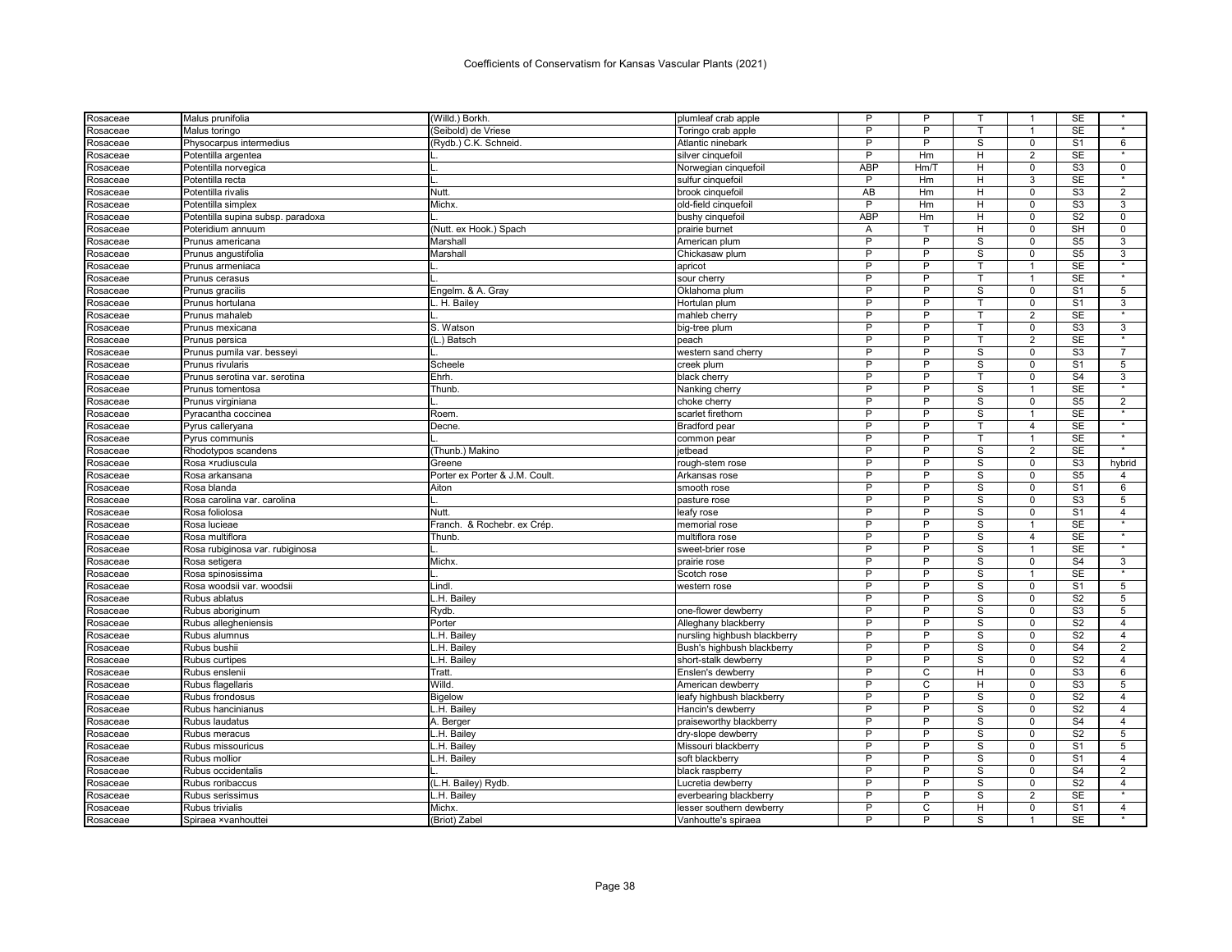# Coefficients of Conservatism for Kansas Vascular Plants (2021)

| | | | | | | | | | |
|---|---|---|---|---|---|---|---|---|---|
| Rosaceae | Malus prunifolia | (Willd.) Borkh. | plumleaf crab apple | P | P | T | 1 | SE | * |
| Rosaceae | Malus toringo | (Seibold) de Vriese | Toringo crab apple | P | P | T | 1 | SE | * |
| Rosaceae | Physocarpus intermedius | (Rydb.) C.K. Schneid. | Atlantic ninebark | P | P | S | 0 | S1 | 6 |
| Rosaceae | Potentilla argentea | L. | silver cinquefoil | P | Hm | H | 2 | SE | * |
| Rosaceae | Potentilla norvegica | L. | Norwegian cinquefoil | ABP | Hm/T | H | 0 | S3 | 0 |
| Rosaceae | Potentilla recta | L. | sulfur cinquefoil | P | Hm | H | 3 | SE | * |
| Rosaceae | Potentilla rivalis | Nutt. | brook cinquefoil | AB | Hm | H | 0 | S3 | 2 |
| Rosaceae | Potentilla simplex | Michx. | old-field cinquefoil | P | Hm | H | 0 | S3 | 3 |
| Rosaceae | Potentilla supina subsp. paradoxa | L. | bushy cinquefoil | ABP | Hm | H | 0 | S2 | 0 |
| Rosaceae | Poteridium annuum | (Nutt. ex Hook.) Spach | prairie burnet | A | T | H | 0 | SH | 0 |
| Rosaceae | Prunus americana | Marshall | American plum | P | P | S | 0 | S5 | 3 |
| Rosaceae | Prunus angustifolia | Marshall | Chickasaw plum | P | P | S | 0 | S5 | 3 |
| Rosaceae | Prunus armeniaca | L. | apricot | P | P | T | 1 | SE | * |
| Rosaceae | Prunus cerasus | L. | sour cherry | P | P | T | 1 | SE | * |
| Rosaceae | Prunus gracilis | Engelm. & A. Gray | Oklahoma plum | P | P | S | 0 | S1 | 5 |
| Rosaceae | Prunus hortulana | L. H. Bailey | Hortulan plum | P | P | T | 0 | S1 | 3 |
| Rosaceae | Prunus mahaleb | L. | mahleb cherry | P | P | T | 2 | SE | * |
| Rosaceae | Prunus mexicana | S. Watson | big-tree plum | P | P | T | 0 | S3 | 3 |
| Rosaceae | Prunus persica | (L.) Batsch | peach | P | P | T | 2 | SE | * |
| Rosaceae | Prunus pumila var. besseyi | L. | western sand cherry | P | P | S | 0 | S3 | 7 |
| Rosaceae | Prunus rivularis | Scheele | creek plum | P | P | S | 0 | S1 | 5 |
| Rosaceae | Prunus serotina var. serotina | Ehrh. | black cherry | P | P | T | 0 | S4 | 3 |
| Rosaceae | Prunus tomentosa | Thunb. | Nanking cherry | P | P | S | 1 | SE | * |
| Rosaceae | Prunus virginiana | L. | choke cherry | P | P | S | 0 | S5 | 2 |
| Rosaceae | Pyracantha coccinea | Roem. | scarlet firethorn | P | P | S | 1 | SE | * |
| Rosaceae | Pyrus calleryana | Decne. | Bradford pear | P | P | T | 4 | SE | * |
| Rosaceae | Pyrus communis | L. | common pear | P | P | T | 1 | SE | * |
| Rosaceae | Rhodotypos scandens | (Thunb.) Makino | jetbead | P | P | S | 2 | SE | * |
| Rosaceae | Rosa ×rudiuscula | Greene | rough-stem rose | P | P | S | 0 | S3 | hybrid |
| Rosaceae | Rosa arkansana | Porter ex Porter & J.M. Coult. | Arkansas rose | P | P | S | 0 | S5 | 4 |
| Rosaceae | Rosa blanda | Aiton | smooth rose | P | P | S | 0 | S1 | 6 |
| Rosaceae | Rosa carolina var. carolina | L. | pasture rose | P | P | S | 0 | S3 | 5 |
| Rosaceae | Rosa foliolosa | Nutt. | leafy rose | P | P | S | 0 | S1 | 4 |
| Rosaceae | Rosa lucieae | Franch. & Rochebr. ex Crép. | memorial rose | P | P | S | 1 | SE | * |
| Rosaceae | Rosa multiflora | Thunb. | multiflora rose | P | P | S | 4 | SE | * |
| Rosaceae | Rosa rubiginosa var. rubiginosa | L. | sweet-brier rose | P | P | S | 1 | SE | * |
| Rosaceae | Rosa setigera | Michx. | prairie rose | P | P | S | 0 | S4 | 3 |
| Rosaceae | Rosa spinosissima | L. | Scotch rose | P | P | S | 1 | SE | * |
| Rosaceae | Rosa woodsii var. woodsii | Lindl. | western rose | P | P | S | 0 | S1 | 5 |
| Rosaceae | Rubus ablatus | L.H. Bailey | | P | P | S | 0 | S2 | 5 |
| Rosaceae | Rubus aboriginum | Rydb. | one-flower dewberry | P | P | S | 0 | S3 | 5 |
| Rosaceae | Rubus allegheniensis | Porter | Alleghany blackberry | P | P | S | 0 | S2 | 4 |
| Rosaceae | Rubus alumnus | L.H. Bailey | nursling highbush blackberry | P | P | S | 0 | S2 | 4 |
| Rosaceae | Rubus bushii | L.H. Bailey | Bush's highbush blackberry | P | P | S | 0 | S4 | 2 |
| Rosaceae | Rubus curtipes | L.H. Bailey | short-stalk dewberry | P | P | S | 0 | S2 | 4 |
| Rosaceae | Rubus enslenii | Tratt. | Enslen's dewberry | P | C | H | 0 | S3 | 6 |
| Rosaceae | Rubus flagellaris | Willd. | American dewberry | P | C | H | 0 | S3 | 5 |
| Rosaceae | Rubus frondosus | Bigelow | leafy highbush blackberry | P | P | S | 0 | S2 | 4 |
| Rosaceae | Rubus hancinianus | L.H. Bailey | Hancin's dewberry | P | P | S | 0 | S2 | 4 |
| Rosaceae | Rubus laudatus | A. Berger | praiseworthy blackberry | P | P | S | 0 | S4 | 4 |
| Rosaceae | Rubus meracus | L.H. Bailey | dry-slope dewberry | P | P | S | 0 | S2 | 5 |
| Rosaceae | Rubus missouricus | L.H. Bailey | Missouri blackberry | P | P | S | 0 | S1 | 5 |
| Rosaceae | Rubus mollior | L.H. Bailey | soft blackberry | P | P | S | 0 | S1 | 5 |
| Rosaceae | Rubus occidentalis | L. | black raspberry | P | P | S | 0 | S4 | 2 |
| Rosaceae | Rubus roribaccus | (L.H. Bailey) Rydb. | Lucretia dewberry | P | P | S | 0 | S2 | 4 |
| Rosaceae | Rubus serissimus | L.H. Bailey | everbearing blackberry | P | P | S | 2 | SE | * |
| Rosaceae | Rubus trivialis | Michx. | lesser southern dewberry | P | C | H | 0 | S1 | 4 |
| Rosaceae | Spiraea ×vanhouttei | (Briot) Zabel | Vanhoutte's spiraea | P | P | S | 1 | SE | * |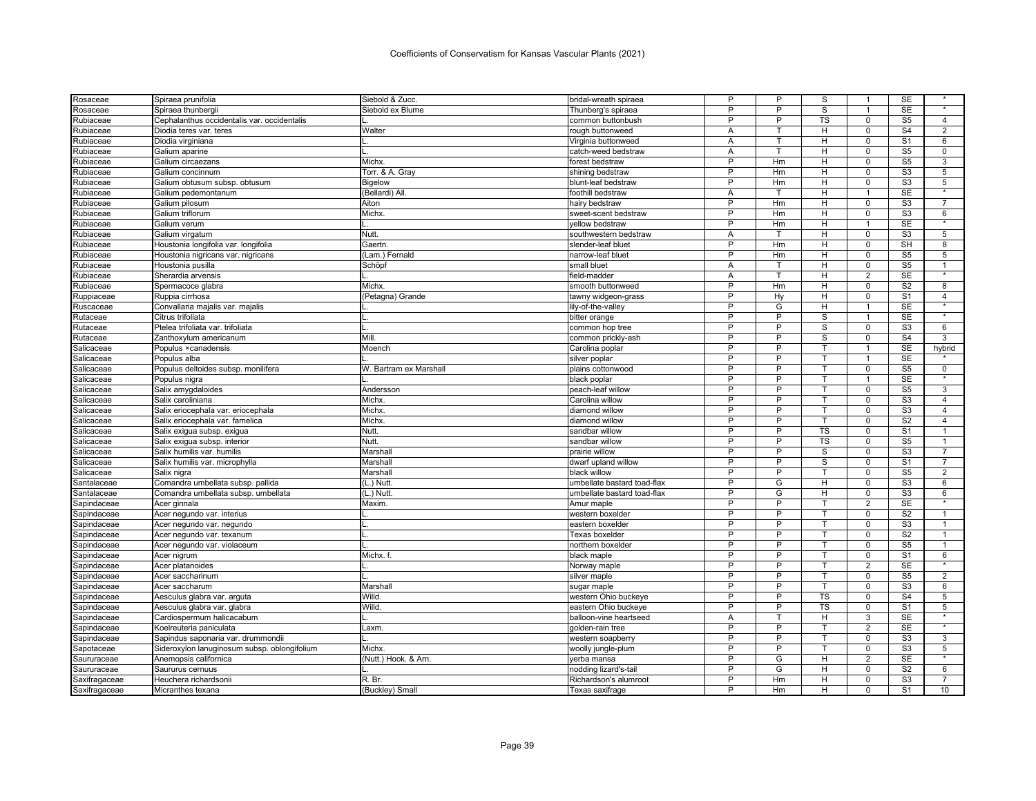# Coefficients of Conservatism for Kansas Vascular Plants (2021)

| | | | | | | | | | |
|---|---|---|---|---|---|---|---|---|---|
| Rosaceae | Spiraea prunifolia | Siebold & Zucc. | bridal-wreath spiraea | P | P | S | 1 | SE | * |
| Rosaceae | Spiraea thunbergii | Siebold ex Blume | Thunberg's spiraea | P | P | S | 1 | SE | * |
| Rubiaceae | Cephalanthus occidentalis var. occidentalis | L. | common buttonbush | P | P | TS | 0 | S5 | 4 |
| Rubiaceae | Diodia teres var. teres | Walter | rough buttonweed | A | T | H | 0 | S4 | 2 |
| Rubiaceae | Diodia virginiana | L. | Virginia buttonweed | A | T | H | 0 | S1 | 6 |
| Rubiaceae | Galium aparine | L. | catch-weed bedstraw | A | T | H | 0 | S5 | 0 |
| Rubiaceae | Galium circaezans | Michx. | forest bedstraw | P | Hm | H | 0 | S5 | 3 |
| Rubiaceae | Galium concinnum | Torr. & A. Gray | shining bedstraw | P | Hm | H | 0 | S3 | 5 |
| Rubiaceae | Galium obtusum subsp. obtusum | Bigelow | blunt-leaf bedstraw | P | Hm | H | 0 | S3 | 5 |
| Rubiaceae | Galium pedemontanum | (Bellardi) All. | foothill bedstraw | A | T | H | 1 | SE | * |
| Rubiaceae | Galium pilosum | Aiton | hairy bedstraw | P | Hm | H | 0 | S3 | 7 |
| Rubiaceae | Galium triflorum | Michx. | sweet-scent bedstraw | P | Hm | H | 0 | S3 | 6 |
| Rubiaceae | Galium verum | L. | yellow bedstraw | P | Hm | H | 1 | SE | * |
| Rubiaceae | Galium virgatum | Nutt. | southwestern bedstraw | A | T | H | 0 | S3 | 5 |
| Rubiaceae | Houstonia longifolia var. longifolia | Gaertn. | slender-leaf bluet | P | Hm | H | 0 | SH | 8 |
| Rubiaceae | Houstonia nigricans var. nigricans | (Lam.) Fernald | narrow-leaf bluet | P | Hm | H | 0 | S5 | 5 |
| Rubiaceae | Houstonia pusilla | Schöpf | small bluet | A | T | H | 0 | S5 | 1 |
| Rubiaceae | Sherardia arvensis | L. | field-madder | A | T | H | 2 | SE | * |
| Rubiaceae | Spermacoce glabra | Michx. | smooth buttonweed | P | Hm | H | 0 | S2 | 8 |
| Ruppiaceae | Ruppia cirrhosa | (Petagna) Grande | tawny widgeon-grass | P | Hy | H | 0 | S1 | 4 |
| Ruscaceae | Convallaria majalis var. majalis | L. | lily-of-the-valley | P | G | H | 1 | SE | * |
| Rutaceae | Citrus trifoliata | L. | bitter orange | P | P | S | 1 | SE | * |
| Rutaceae | Ptelea trifoliata var. trifoliata | L. | common hop tree | P | P | S | 0 | S3 | 6 |
| Rutaceae | Zanthoxylum americanum | Mill. | common prickly-ash | P | P | S | 0 | S4 | 3 |
| Salicaceae | Populus ×canadensis | Moench | Carolina poplar | P | P | T | 1 | SE | hybrid |
| Salicaceae | Populus alba | L. | silver poplar | P | P | T | 1 | SE | * |
| Salicaceae | Populus deltoides subsp. monilifera | W. Bartram ex Marshall | plains cottonwood | P | P | T | 0 | S5 | 0 |
| Salicaceae | Populus nigra | L. | black poplar | P | P | T | 1 | SE | * |
| Salicaceae | Salix amygdaloides | Andersson | peach-leaf willow | P | P | T | 0 | S5 | 3 |
| Salicaceae | Salix caroliniana | Michx. | Carolina willow | P | P | T | 0 | S3 | 4 |
| Salicaceae | Salix eriocephala var. eriocephala | Michx. | diamond willow | P | P | T | 0 | S3 | 4 |
| Salicaceae | Salix eriocephala var. famelica | Michx. | diamond willow | P | P | T | 0 | S2 | 4 |
| Salicaceae | Salix exigua subsp. exigua | Nutt. | sandbar willow | P | P | TS | 0 | S1 | 1 |
| Salicaceae | Salix exigua subsp. interior | Nutt. | sandbar willow | P | P | TS | 0 | S5 | 1 |
| Salicaceae | Salix humilis var. humilis | Marshall | prairie willow | P | P | S | 0 | S3 | 7 |
| Salicaceae | Salix humilis var. microphylla | Marshall | dwarf upland willow | P | P | S | 0 | S1 | 7 |
| Salicaceae | Salix nigra | Marshall | black willow | P | P | T | 0 | S5 | 2 |
| Santalaceae | Comandra umbellata subsp. pallida | (L.) Nutt. | umbellate bastard toad-flax | P | G | H | 0 | S3 | 6 |
| Santalaceae | Comandra umbellata subsp. umbellata | (L.) Nutt. | umbellate bastard toad-flax | P | G | H | 0 | S3 | 6 |
| Sapindaceae | Acer ginnala | Maxim. | Amur maple | P | P | T | 2 | SE | * |
| Sapindaceae | Acer negundo var. interius | L. | western boxelder | P | P | T | 0 | S2 | 1 |
| Sapindaceae | Acer negundo var. negundo | L. | eastern boxelder | P | P | T | 0 | S3 | 1 |
| Sapindaceae | Acer negundo var. texanum | L. | Texas boxelder | P | P | T | 0 | S2 | 1 |
| Sapindaceae | Acer negundo var. violaceum | L. | northern boxelder | P | P | T | 0 | S5 | 1 |
| Sapindaceae | Acer nigrum | Michx. f. | black maple | P | P | T | 0 | S1 | 6 |
| Sapindaceae | Acer platanoides | L. | Norway maple | P | P | T | 2 | SE | * |
| Sapindaceae | Acer saccharinum | L. | silver maple | P | P | T | 0 | S5 | 2 |
| Sapindaceae | Acer saccharum | Marshall | sugar maple | P | P | T | 0 | S3 | 6 |
| Sapindaceae | Aesculus glabra var. arguta | Willd. | western Ohio buckeye | P | P | TS | 0 | S4 | 5 |
| Sapindaceae | Aesculus glabra var. glabra | Willd. | eastern Ohio buckeye | P | P | TS | 0 | S1 | 5 |
| Sapindaceae | Cardiospermum halicacabum | L. | balloon-vine heartseed | A | T | H | 3 | SE | * |
| Sapindaceae | Koelreuteria paniculata | Laxm. | golden-rain tree | P | P | T | 2 | SE | * |
| Sapindaceae | Sapindus saponaria var. drummondii | L. | western soapberry | P | P | T | 0 | S3 | 3 |
| Sapotaceae | Sideroxylon lanuginosum subsp. oblongifolium | Michx. | woolly jungle-plum | P | P | T | 0 | S3 | 5 |
| Saururaceae | Anemopsis californica | (Nutt.) Hook. & Arn. | yerba mansa | P | G | H | 2 | SE | * |
| Saururaceae | Saururus cernuus | L. | nodding lizard's-tail | P | G | H | 0 | S2 | 6 |
| Saxifragaceae | Heuchera richardsonii | R. Br. | Richardson's alumroot | P | Hm | H | 0 | S3 | 7 |
| Saxifragaceae | Micranthes texana | (Buckley) Small | Texas saxifrage | P | Hm | H | 0 | S1 | 10 |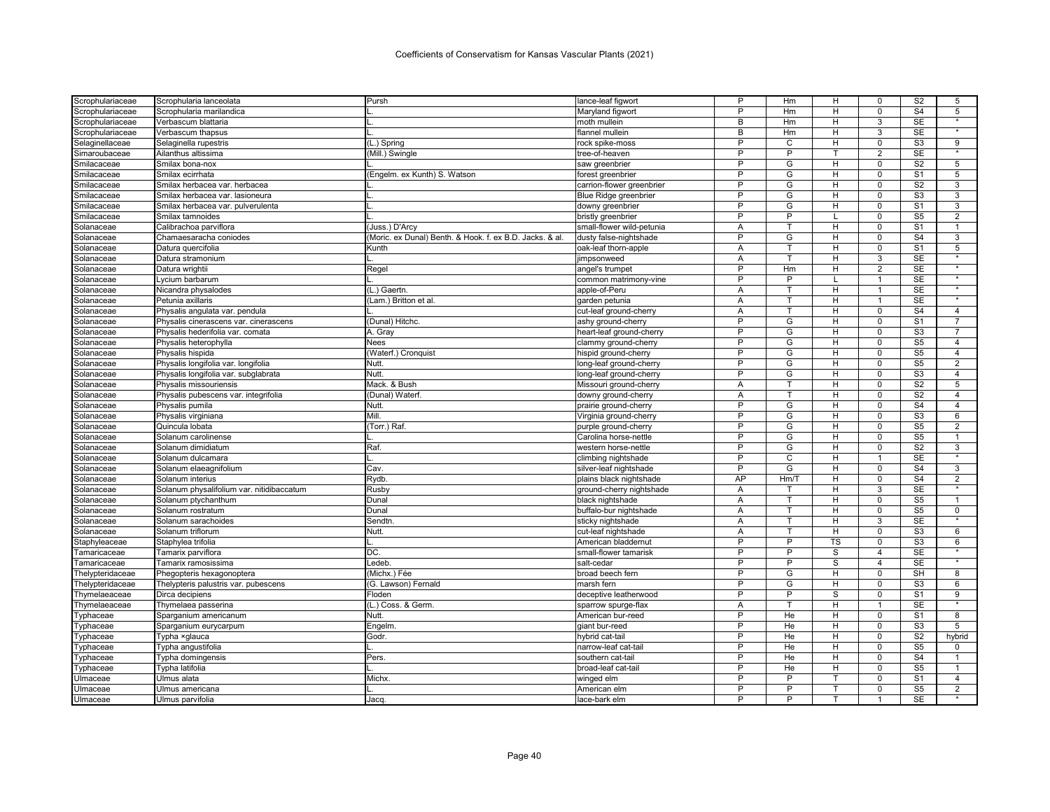| | | | | | | | | | |
|---|---|---|---|---|---|---|---|---|---|
| Scrophulariaceae | Scrophularia lanceolata | Pursh | lance-leaf figwort | P | Hm | H | 0 | S2 | 5 |
| Scrophulariaceae | Scrophularia marilandica | L. | Maryland figwort | P | Hm | H | 0 | S4 | 5 |
| Scrophulariaceae | Verbascum blattaria | L. | moth mullein | B | Hm | H | 3 | SE | * |
| Scrophulariaceae | Verbascum thapsus | L. | flannel mullein | B | Hm | H | 3 | SE | * |
| Selaginellaceae | Selaginella rupestris | (L.) Spring | rock spike-moss | P | C | H | 0 | S3 | 9 |
| Simaroubaceae | Ailanthus altissima | (Mill.) Swingle | tree-of-heaven | P | P | T | 2 | SE | * |
| Smilacaceae | Smilax bona-nox | L. | saw greenbrier | P | G | H | 0 | S2 | 5 |
| Smilacaceae | Smilax ecirrhata | (Engelm. ex Kunth) S. Watson | forest greenbrier | P | G | H | 0 | S1 | 5 |
| Smilacaceae | Smilax herbacea var. herbacea | L. | carrion-flower greenbrier | P | G | H | 0 | S2 | 3 |
| Smilacaceae | Smilax herbacea var. lasioneura | L. | Blue Ridge greenbrier | P | G | H | 0 | S3 | 3 |
| Smilacaceae | Smilax herbacea var. pulverulenta | L. | downy greenbrier | P | G | H | 0 | S1 | 3 |
| Smilacaceae | Smilax tamnoides | L. | bristly greenbrier | P | P | L | 0 | S5 | 2 |
| Solanaceae | Calibrachoa parviflora | (Juss.) D'Arcy | small-flower wild-petunia | A | T | H | 0 | S1 | 1 |
| Solanaceae | Chamaesaracha coniodes | (Moric. ex Dunal) Benth. & Hook. f. ex B.D. Jacks. & al. | dusty false-nightshade | P | G | H | 0 | S4 | 3 |
| Solanaceae | Datura quercifolia | Kunth | oak-leaf thorn-apple | A | T | H | 0 | S1 | 5 |
| Solanaceae | Datura stramonium | L. | jimpsonweed | A | T | H | 3 | SE | * |
| Solanaceae | Datura wrightii | Regel | angel's trumpet | P | Hm | H | 2 | SE | * |
| Solanaceae | Lycium barbarum | L. | common matrimony-vine | P | P | L | 1 | SE | * |
| Solanaceae | Nicandra physalodes | (L.) Gaertn. | apple-of-Peru | A | T | H | 1 | SE | * |
| Solanaceae | Petunia axillaris | (Lam.) Britton et al. | garden petunia | A | T | H | 1 | SE | * |
| Solanaceae | Physalis angulata var. pendula | L. | cut-leaf ground-cherry | A | T | H | 0 | S4 | 4 |
| Solanaceae | Physalis cinerascens var. cinerascens | (Dunal) Hitchc. | ashy ground-cherry | P | G | H | 0 | S1 | 7 |
| Solanaceae | Physalis hederifolia var. comata | A. Gray | heart-leaf ground-cherry | P | G | H | 0 | S3 | 7 |
| Solanaceae | Physalis heterophylla | Nees | clammy ground-cherry | P | G | H | 0 | S5 | 4 |
| Solanaceae | Physalis hispida | (Waterf.) Cronquist | hispid ground-cherry | P | G | H | 0 | S5 | 4 |
| Solanaceae | Physalis longifolia var. longifolia | Nutt. | long-leaf ground-cherry | P | G | H | 0 | S5 | 2 |
| Solanaceae | Physalis longifolia var. subglabrata | Nutt. | long-leaf ground-cherry | P | G | H | 0 | S3 | 4 |
| Solanaceae | Physalis missouriensis | Mack. & Bush | Missouri ground-cherry | A | T | H | 0 | S2 | 5 |
| Solanaceae | Physalis pubescens var. integrifolia | (Dunal) Waterf. | downy ground-cherry | A | T | H | 0 | S2 | 4 |
| Solanaceae | Physalis pumila | Nutt. | prairie ground-cherry | P | G | H | 0 | S4 | 4 |
| Solanaceae | Physalis virginiana | Mill. | Virginia ground-cherry | P | G | H | 0 | S3 | 6 |
| Solanaceae | Quincula lobata | (Torr.) Raf. | purple ground-cherry | P | G | H | 0 | S5 | 2 |
| Solanaceae | Solanum carolinense | L. | Carolina horse-nettle | P | G | H | 0 | S5 | 1 |
| Solanaceae | Solanum dimidiatum | Raf. | western horse-nettle | P | G | H | 0 | S2 | 3 |
| Solanaceae | Solanum dulcamara | L. | climbing nightshade | P | C | H | 1 | SE | * |
| Solanaceae | Solanum elaeagnifolium | Cav. | silver-leaf nightshade | P | G | H | 0 | S4 | 3 |
| Solanaceae | Solanum interius | Rydb. | plains black nightshade | AP | Hm/T | H | 0 | S4 | 2 |
| Solanaceae | Solanum physalifolium var. nitidibaccatum | Rusby | ground-cherry nightshade | A | T | H | 3 | SE | * |
| Solanaceae | Solanum ptychanthum | Dunal | black nightshade | A | T | H | 0 | S5 | 1 |
| Solanaceae | Solanum rostratum | Dunal | buffalo-bur nightshade | A | T | H | 0 | S5 | 0 |
| Solanaceae | Solanum sarachoides | Sendtn. | sticky nightshade | A | T | H | 3 | SE | * |
| Solanaceae | Solanum triflorum | Nutt. | cut-leaf nightshade | A | T | H | 0 | S3 | 6 |
| Staphyleaceae | Staphylea trifolia | L. | American bladdernut | P | P | TS | 0 | S3 | 6 |
| Tamaricaceae | Tamarix parviflora | DC. | small-flower tamarisk | P | P | S | 4 | SE | * |
| Tamaricaceae | Tamarix ramosissima | Ledeb. | salt-cedar | P | P | S | 4 | SE | * |
| Thelypteridaceae | Phegopteris hexagonoptera | (Michx.) Fée | broad beech fern | P | G | H | 0 | SH | 8 |
| Thelypteridaceae | Thelypteris palustris var. pubescens | (G. Lawson) Fernald | marsh fern | P | G | H | 0 | S3 | 6 |
| Thymelaeaceae | Dirca decipiens | Floden | deceptive leatherwood | P | P | S | 0 | S1 | 9 |
| Thymelaeaceae | Thymelaea passerina | (L.) Coss. & Germ. | sparrow spurge-flax | A | T | H | 1 | SE | * |
| Typhaceae | Sparganium americanum | Nutt. | American bur-reed | P | He | H | 0 | S1 | 8 |
| Typhaceae | Sparganium eurycarpum | Engelm. | giant bur-reed | P | He | H | 0 | S3 | 5 |
| Typhaceae | Typha ×glauca | Godr. | hybrid cat-tail | P | He | H | 0 | S2 | hybrid |
| Typhaceae | Typha angustifolia | L. | narrow-leaf cat-tail | P | He | H | 0 | S5 | 0 |
| Typhaceae | Typha domingensis | Pers. | southern cat-tail | P | He | H | 0 | S4 | 1 |
| Typhaceae | Typha latifolia | L. | broad-leaf cat-tail | P | He | H | 0 | S5 | 1 |
| Ulmaceae | Ulmus alata | Michx. | winged elm | P | P | T | 0 | S1 | 4 |
| Ulmaceae | Ulmus americana | L. | American elm | P | P | T | 0 | S5 | 2 |
| Ulmaceae | Ulmus parvifolia | Jacq. | lace-bark elm | P | P | T | 1 | SE | * |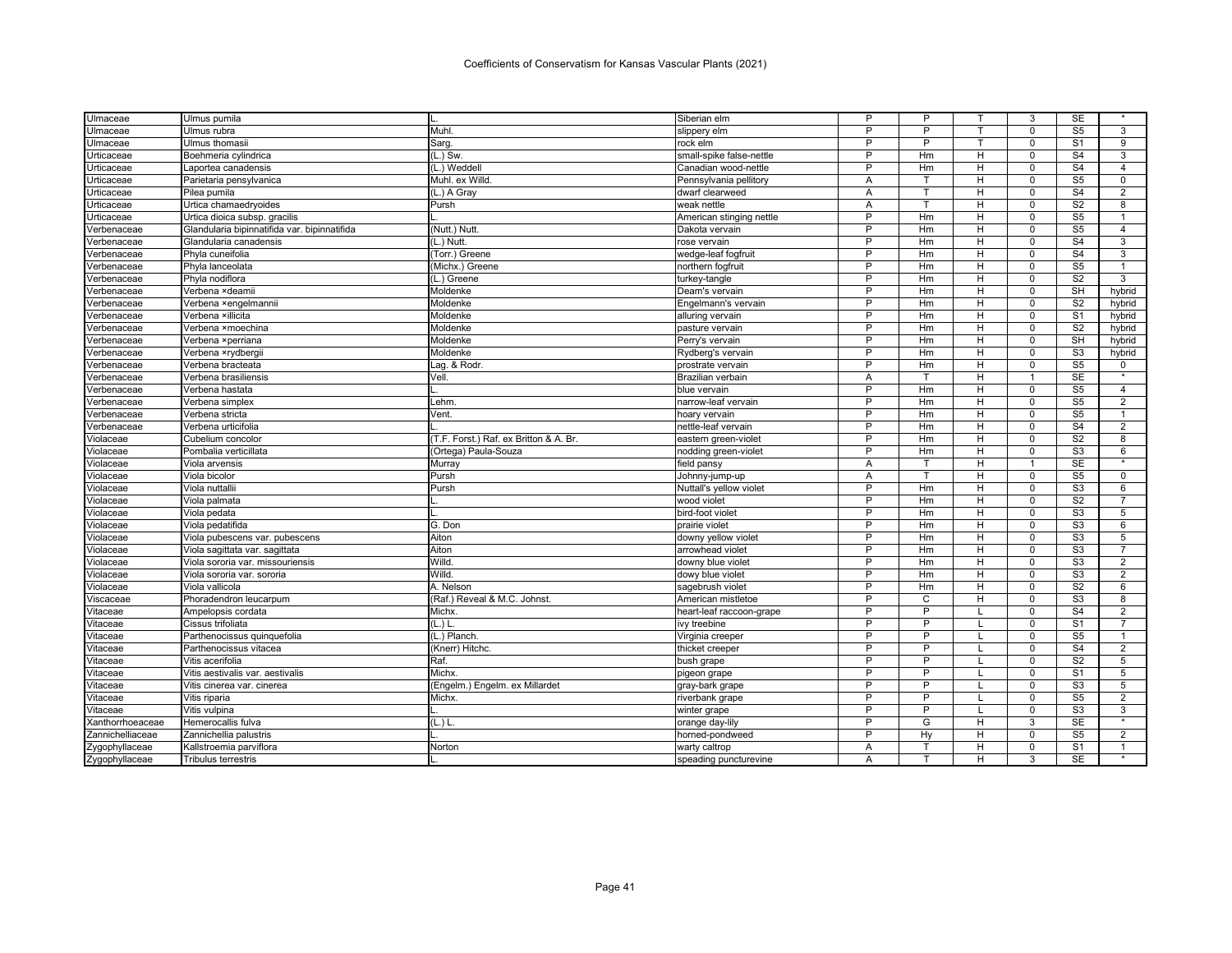| | | | | | | | | | |
|---|---|---|---|---|---|---|---|---|---|
| Ulmaceae | Ulmus pumila | L. | Siberian elm | P | P | T | 3 | SE | * |
| Ulmaceae | Ulmus rubra | Muhl. | slippery elm | P | P | T | 0 | S5 | 3 |
| Ulmaceae | Ulmus thomasii | Sarg. | rock elm | P | P | T | 0 | S1 | 9 |
| Urticaceae | Boehmeria cylindrica | (L.) Sw. | small-spike false-nettle | P | Hm | H | 0 | S4 | 3 |
| Urticaceae | Laportea canadensis | (L.) Weddell | Canadian wood-nettle | P | Hm | H | 0 | S4 | 4 |
| Urticaceae | Parietaria pensylvanica | Muhl. ex Willd. | Pennsylvania pellitory | A | T | H | 0 | S5 | 0 |
| Urticaceae | Pilea pumila | (L.) A Gray | dwarf clearweed | A | T | H | 0 | S4 | 2 |
| Urticaceae | Urtica chamaedryoides | Pursh | weak nettle | A | T | H | 0 | S2 | 8 |
| Urticaceae | Urtica dioica subsp. gracilis | L. | American stinging nettle | P | Hm | H | 0 | S5 | 1 |
| Verbenaceae | Glandularia bipinnatifida var. bipinnatifida | (Nutt.) Nutt. | Dakota vervain | P | Hm | H | 0 | S5 | 4 |
| Verbenaceae | Glandularia canadensis | (L.) Nutt. | rose vervain | P | Hm | H | 0 | S4 | 3 |
| Verbenaceae | Phyla cuneifolia | (Torr.) Greene | wedge-leaf fogfruit | P | Hm | H | 0 | S4 | 3 |
| Verbenaceae | Phyla lanceolata | (Michx.) Greene | northern fogfruit | P | Hm | H | 0 | S5 | 1 |
| Verbenaceae | Phyla nodiflora | (L.) Greene | turkey-tangle | P | Hm | H | 0 | S2 | 3 |
| Verbenaceae | Verbena ×deamii | Moldenke | Deam's vervain | P | Hm | H | 0 | SH | hybrid |
| Verbenaceae | Verbena ×engelmannii | Moldenke | Engelmann's vervain | P | Hm | H | 0 | S2 | hybrid |
| Verbenaceae | Verbena ×illicita | Moldenke | alluring vervain | P | Hm | H | 0 | S1 | hybrid |
| Verbenaceae | Verbena ×moechina | Moldenke | pasture vervain | P | Hm | H | 0 | S2 | hybrid |
| Verbenaceae | Verbena ×perriana | Moldenke | Perry's vervain | P | Hm | H | 0 | SH | hybrid |
| Verbenaceae | Verbena ×rydbergii | Moldenke | Rydberg's vervain | P | Hm | H | 0 | S3 | hybrid |
| Verbenaceae | Verbena bracteata | Lag. & Rodr. | prostrate vervain | P | Hm | H | 0 | S5 | 0 |
| Verbenaceae | Verbena brasiliensis | Vell. | Brazilian verbain | A | T | H | 1 | SE | * |
| Verbenaceae | Verbena hastata | L. | blue vervain | P | Hm | H | 0 | S5 | 4 |
| Verbenaceae | Verbena simplex | Lehm. | narrow-leaf vervain | P | Hm | H | 0 | S5 | 2 |
| Verbenaceae | Verbena stricta | Vent. | hoary vervain | P | Hm | H | 0 | S5 | 1 |
| Verbenaceae | Verbena urticifolia | L. | nettle-leaf vervain | P | Hm | H | 0 | S4 | 2 |
| Violaceae | Cubelium concolor | (T.F. Forst.) Raf. ex Britton & A. Br. | eastern green-violet | P | Hm | H | 0 | S2 | 8 |
| Violaceae | Pombalia verticillata | (Ortega) Paula-Souza | nodding green-violet | P | Hm | H | 0 | S3 | 6 |
| Violaceae | Viola arvensis | Murray | field pansy | A | T | H | 1 | SE | * |
| Violaceae | Viola bicolor | Pursh | Johnny-jump-up | A | T | H | 0 | S5 | 0 |
| Violaceae | Viola nuttallii | Pursh | Nuttall's yellow violet | P | Hm | H | 0 | S3 | 6 |
| Violaceae | Viola palmata | L. | wood violet | P | Hm | H | 0 | S2 | 7 |
| Violaceae | Viola pedata | L. | bird-foot violet | P | Hm | H | 0 | S3 | 5 |
| Violaceae | Viola pedatifida | G. Don | prairie violet | P | Hm | H | 0 | S3 | 6 |
| Violaceae | Viola pubescens var. pubescens | Aiton | downy yellow violet | P | Hm | H | 0 | S3 | 5 |
| Violaceae | Viola sagittata var. sagittata | Aiton | arrowhead violet | P | Hm | H | 0 | S3 | 7 |
| Violaceae | Viola sororia var. missouriensis | Willd. | downy blue violet | P | Hm | H | 0 | S3 | 2 |
| Violaceae | Viola sororia var. sororia | Willd. | dowy blue violet | P | Hm | H | 0 | S3 | 2 |
| Violaceae | Viola vallicola | A. Nelson | sagebrush violet | P | Hm | H | 0 | S2 | 6 |
| Viscaceae | Phoradendron leucarpum | (Raf.) Reveal & M.C. Johnst. | American mistletoe | P | C | H | 0 | S3 | 8 |
| Vitaceae | Ampelopsis cordata | Michx. | heart-leaf raccoon-grape | P | P | L | 0 | S4 | 2 |
| Vitaceae | Cissus trifoliata | (L.) L. | ivy treebine | P | P | L | 0 | S1 | 7 |
| Vitaceae | Parthenocissus quinquefolia | (L.) Planch. | Virginia creeper | P | P | L | 0 | S5 | 1 |
| Vitaceae | Parthenocissus vitacea | (Knerr) Hitchc. | thicket creeper | P | P | L | 0 | S4 | 2 |
| Vitaceae | Vitis acerifolia | Raf. | bush grape | P | P | L | 0 | S2 | 5 |
| Vitaceae | Vitis aestivalis var. aestivalis | Michx. | pigeon grape | P | P | L | 0 | S1 | 5 |
| Vitaceae | Vitis cinerea var. cinerea | (Engelm.) Engelm. ex Millardet | gray-bark grape | P | P | L | 0 | S3 | 5 |
| Vitaceae | Vitis riparia | Michx. | riverbank grape | P | P | L | 0 | S5 | 2 |
| Vitaceae | Vitis vulpina | L. | winter grape | P | P | L | 0 | S3 | 3 |
| Xanthorrhoeaceae | Hemerocallis fulva | (L.) L. | orange day-lily | P | G | H | 3 | SE | * |
| Zannichelliaceae | Zannichellia palustris | L. | horned-pondweed | P | Hy | H | 0 | S5 | 2 |
| Zygophyllaceae | Kallstroemia parviflora | Norton | warty caltrop | A | T | H | 0 | S1 | 1 |
| Zygophyllaceae | Tribulus terrestris | L. | speading puncturevine | A | T | H | 3 | SE | * |